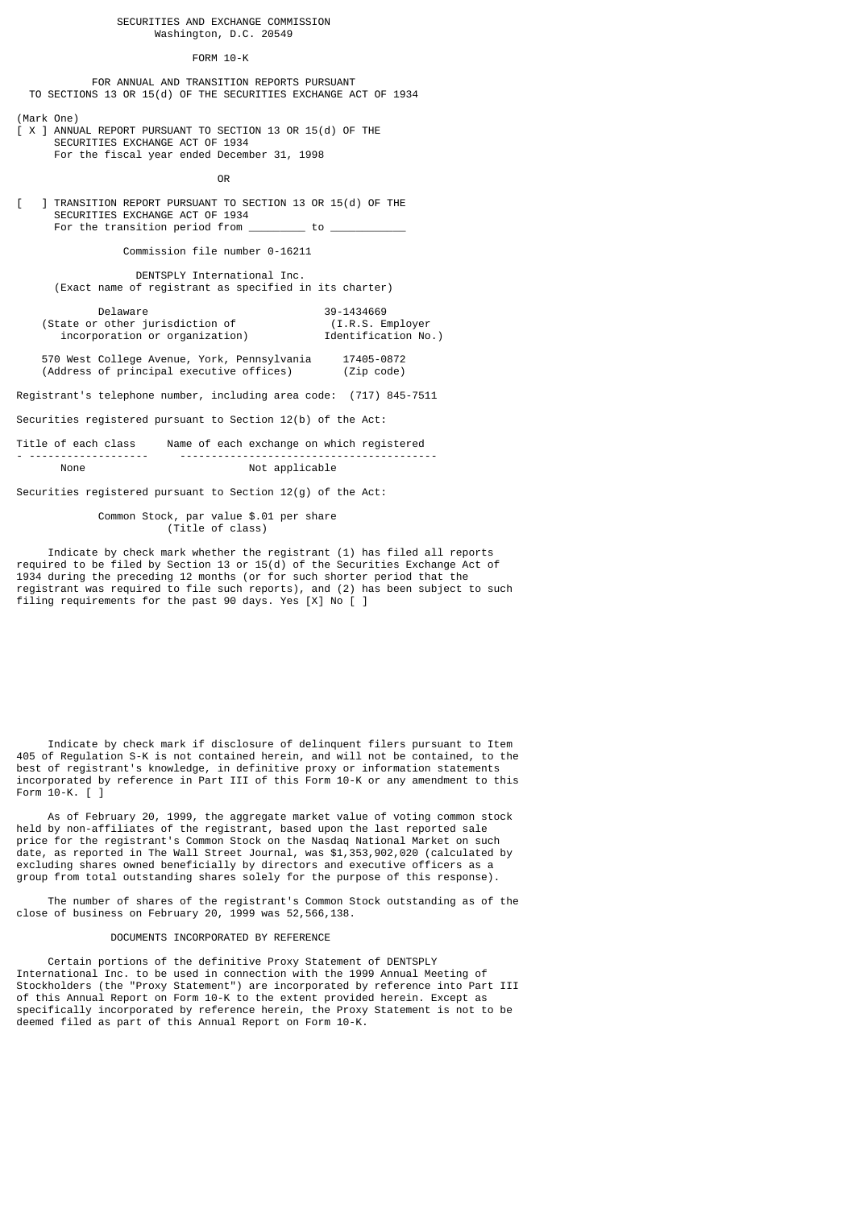SECURITIES AND EXCHANGE COMMISSION
Washington, D.C. 20549

FORM 10-K

FOR ANNUAL AND TRANSITION REPORTS PURSUANT
TO SECTIONS 13 OR 15(d) OF THE SECURITIES EXCHANGE ACT OF 1934

(Mark One)

[ X ] ANNUAL REPORT PURSUANT TO SECTION 13 OR 15(d) OF THE SECURITIES EXCHANGE ACT OF 1934
For the fiscal year ended December 31, 1998

OR

[ ] TRANSITION REPORT PURSUANT TO SECTION 13 OR 15(d) OF THE SECURITIES EXCHANGE ACT OF 1934
For the transition period from ________ to ___________

Commission file number 0-16211

DENTSPLY International Inc.
(Exact name of registrant as specified in its charter)

| | |
|---|---|
| Delaware | 39-1434669 |
| (State or other jurisdiction of incorporation or organization) | (I.R.S. Employer Identification No.) |
| 570 West College Avenue, York, Pennsylvania | 17405-0872 |
| (Address of principal executive offices) | (Zip code) |

Registrant's telephone number, including area code: (717) 845-7511

Securities registered pursuant to Section 12(b) of the Act:

| Title of each class | Name of each exchange on which registered |
|---|---|
| None | Not applicable |

Securities registered pursuant to Section 12(g) of the Act:

Common Stock, par value $.01 per share
(Title of class)

Indicate by check mark whether the registrant (1) has filed all reports required to be filed by Section 13 or 15(d) of the Securities Exchange Act of 1934 during the preceding 12 months (or for such shorter period that the registrant was required to file such reports), and (2) has been subject to such filing requirements for the past 90 days. Yes [X] No [ ]

Indicate by check mark if disclosure of delinquent filers pursuant to Item 405 of Regulation S-K is not contained herein, and will not be contained, to the best of registrant's knowledge, in definitive proxy or information statements incorporated by reference in Part III of this Form 10-K or any amendment to this Form 10-K. [ ]

As of February 20, 1999, the aggregate market value of voting common stock held by non-affiliates of the registrant, based upon the last reported sale price for the registrant's Common Stock on the Nasdaq National Market on such date, as reported in The Wall Street Journal, was $1,353,902,020 (calculated by excluding shares owned beneficially by directors and executive officers as a group from total outstanding shares solely for the purpose of this response).

The number of shares of the registrant's Common Stock outstanding as of the close of business on February 20, 1999 was 52,566,138.

DOCUMENTS INCORPORATED BY REFERENCE

Certain portions of the definitive Proxy Statement of DENTSPLY International Inc. to be used in connection with the 1999 Annual Meeting of Stockholders (the "Proxy Statement") are incorporated by reference into Part III of this Annual Report on Form 10-K to the extent provided herein. Except as specifically incorporated by reference herein, the Proxy Statement is not to be deemed filed as part of this Annual Report on Form 10-K.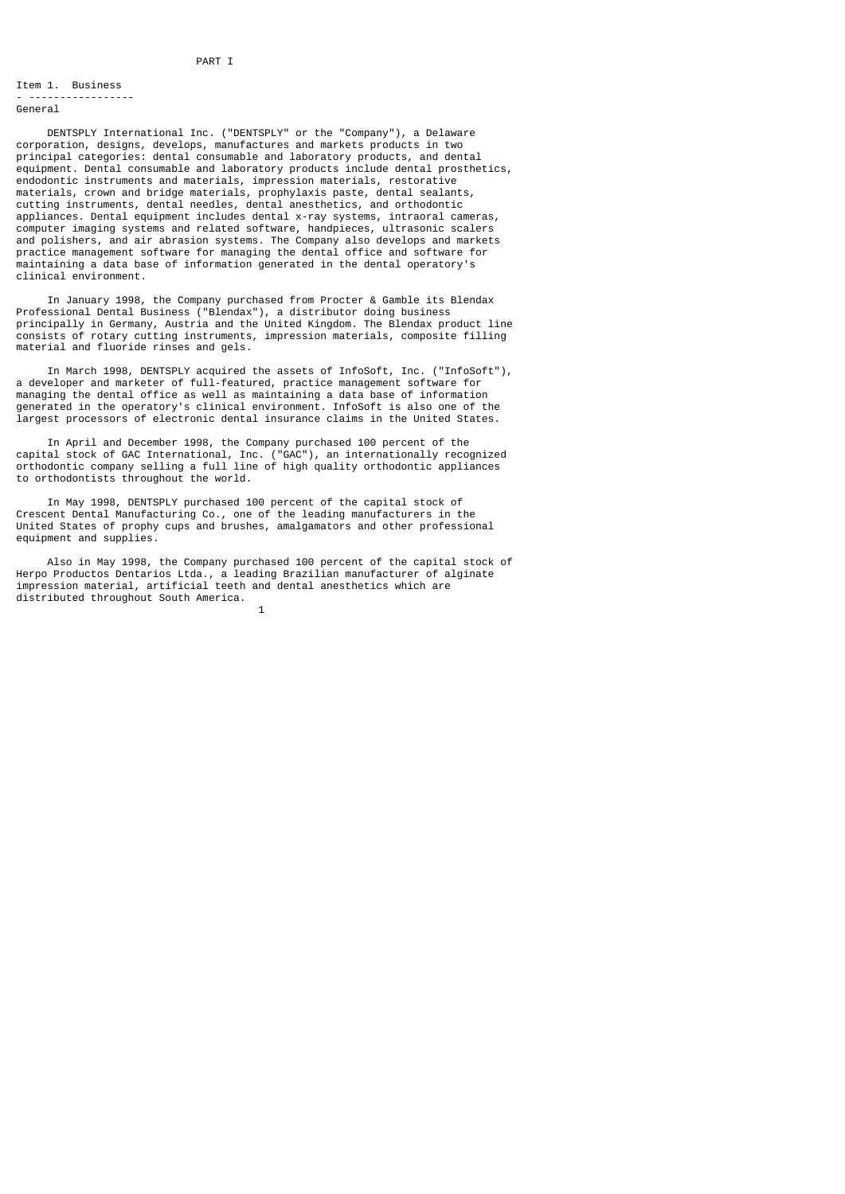# PART I

## Item 1. Business

### General

DENTSPLY International Inc. ("DENTSPLY" or the "Company"), a Delaware corporation, designs, develops, manufactures and markets products in two principal categories: dental consumable and laboratory products, and dental equipment. Dental consumable and laboratory products include dental prosthetics, endodontic instruments and materials, impression materials, restorative materials, crown and bridge materials, prophylaxis paste, dental sealants, cutting instruments, dental needles, dental anesthetics, and orthodontic appliances. Dental equipment includes dental x-ray systems, intraoral cameras, computer imaging systems and related software, handpieces, ultrasonic scalers and polishers, and air abrasion systems. The Company also develops and markets practice management software for managing the dental office and software for maintaining a data base of information generated in the dental operatory's clinical environment.

In January 1998, the Company purchased from Procter & Gamble its Blendax Professional Dental Business ("Blendax"), a distributor doing business principally in Germany, Austria and the United Kingdom. The Blendax product line consists of rotary cutting instruments, impression materials, composite filling material and fluoride rinses and gels.

In March 1998, DENTSPLY acquired the assets of InfoSoft, Inc. ("InfoSoft"), a developer and marketer of full-featured, practice management software for managing the dental office as well as maintaining a data base of information generated in the operatory's clinical environment. InfoSoft is also one of the largest processors of electronic dental insurance claims in the United States.

In April and December 1998, the Company purchased 100 percent of the capital stock of GAC International, Inc. ("GAC"), an internationally recognized orthodontic company selling a full line of high quality orthodontic appliances to orthodontists throughout the world.

In May 1998, DENTSPLY purchased 100 percent of the capital stock of Crescent Dental Manufacturing Co., one of the leading manufacturers in the United States of prophy cups and brushes, amalgamators and other professional equipment and supplies.

Also in May 1998, the Company purchased 100 percent of the capital stock of Herpo Productos Dentarios Ltda., a leading Brazilian manufacturer of alginate impression material, artificial teeth and dental anesthetics which are distributed throughout South America.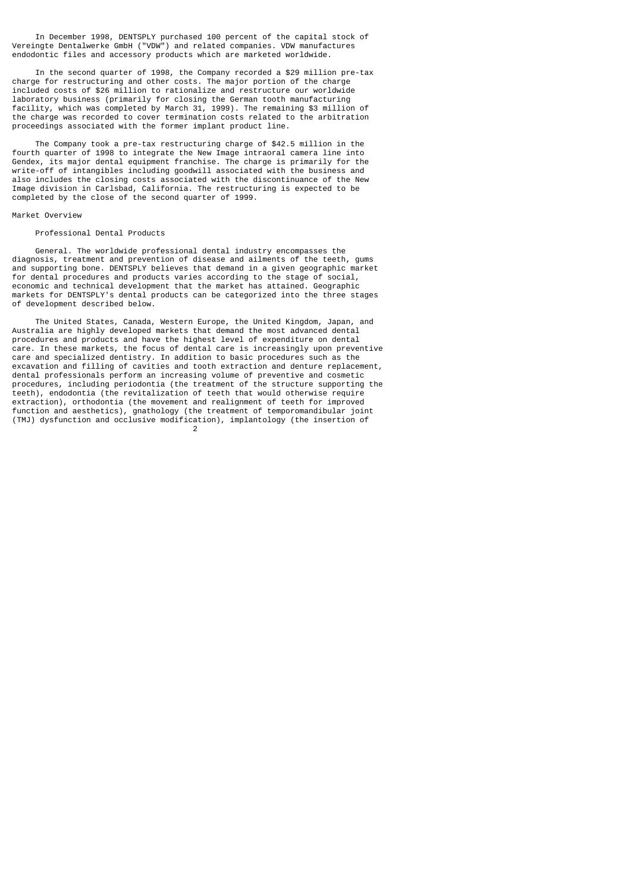In December 1998, DENTSPLY purchased 100 percent of the capital stock of Vereingte Dentalwerke GmbH ("VDW") and related companies. VDW manufactures endodontic files and accessory products which are marketed worldwide.

In the second quarter of 1998, the Company recorded a $29 million pre-tax charge for restructuring and other costs. The major portion of the charge included costs of $26 million to rationalize and restructure our worldwide laboratory business (primarily for closing the German tooth manufacturing facility, which was completed by March 31, 1999). The remaining $3 million of the charge was recorded to cover termination costs related to the arbitration proceedings associated with the former implant product line.

The Company took a pre-tax restructuring charge of $42.5 million in the fourth quarter of 1998 to integrate the New Image intraoral camera line into Gendex, its major dental equipment franchise. The charge is primarily for the write-off of intangibles including goodwill associated with the business and also includes the closing costs associated with the discontinuance of the New Image division in Carlsbad, California. The restructuring is expected to be completed by the close of the second quarter of 1999.

## Market Overview

### Professional Dental Products

General. The worldwide professional dental industry encompasses the diagnosis, treatment and prevention of disease and ailments of the teeth, gums and supporting bone. DENTSPLY believes that demand in a given geographic market for dental procedures and products varies according to the stage of social, economic and technical development that the market has attained. Geographic markets for DENTSPLY's dental products can be categorized into the three stages of development described below.

The United States, Canada, Western Europe, the United Kingdom, Japan, and Australia are highly developed markets that demand the most advanced dental procedures and products and have the highest level of expenditure on dental care. In these markets, the focus of dental care is increasingly upon preventive care and specialized dentistry. In addition to basic procedures such as the excavation and filling of cavities and tooth extraction and denture replacement, dental professionals perform an increasing volume of preventive and cosmetic procedures, including periodontia (the treatment of the structure supporting the teeth), endodontia (the revitalization of teeth that would otherwise require extraction), orthodontia (the movement and realignment of teeth for improved function and aesthetics), gnathology (the treatment of temporomandibular joint (TMJ) dysfunction and occlusive modification), implantology (the insertion of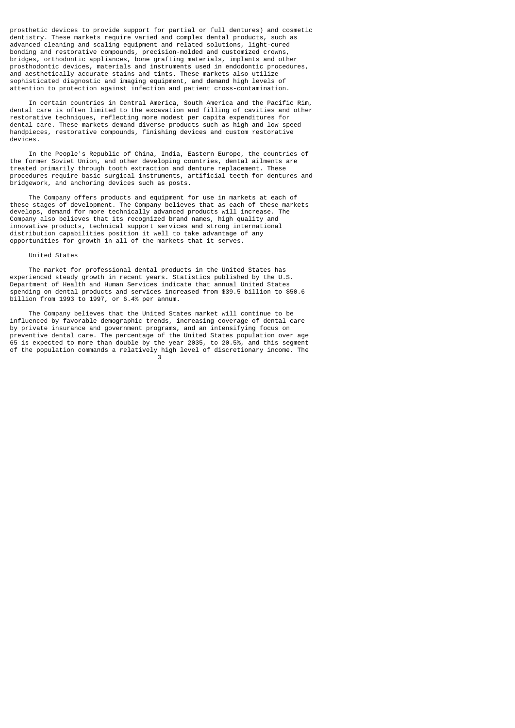prosthetic devices to provide support for partial or full dentures) and cosmetic dentistry. These markets require varied and complex dental products, such as advanced cleaning and scaling equipment and related solutions, light-cured bonding and restorative compounds, precision-molded and customized crowns, bridges, orthodontic appliances, bone grafting materials, implants and other prosthodontic devices, materials and instruments used in endodontic procedures, and aesthetically accurate stains and tints. These markets also utilize sophisticated diagnostic and imaging equipment, and demand high levels of attention to protection against infection and patient cross-contamination.

In certain countries in Central America, South America and the Pacific Rim, dental care is often limited to the excavation and filling of cavities and other restorative techniques, reflecting more modest per capita expenditures for dental care. These markets demand diverse products such as high and low speed handpieces, restorative compounds, finishing devices and custom restorative devices.

In the People's Republic of China, India, Eastern Europe, the countries of the former Soviet Union, and other developing countries, dental ailments are treated primarily through tooth extraction and denture replacement. These procedures require basic surgical instruments, artificial teeth for dentures and bridgework, and anchoring devices such as posts.

The Company offers products and equipment for use in markets at each of these stages of development. The Company believes that as each of these markets develops, demand for more technically advanced products will increase. The Company also believes that its recognized brand names, high quality and innovative products, technical support services and strong international distribution capabilities position it well to take advantage of any opportunities for growth in all of the markets that it serves.

United States

The market for professional dental products in the United States has experienced steady growth in recent years. Statistics published by the U.S. Department of Health and Human Services indicate that annual United States spending on dental products and services increased from $39.5 billion to $50.6 billion from 1993 to 1997, or 6.4% per annum.

The Company believes that the United States market will continue to be influenced by favorable demographic trends, increasing coverage of dental care by private insurance and government programs, and an intensifying focus on preventive dental care. The percentage of the United States population over age 65 is expected to more than double by the year 2035, to 20.5%, and this segment of the population commands a relatively high level of discretionary income. The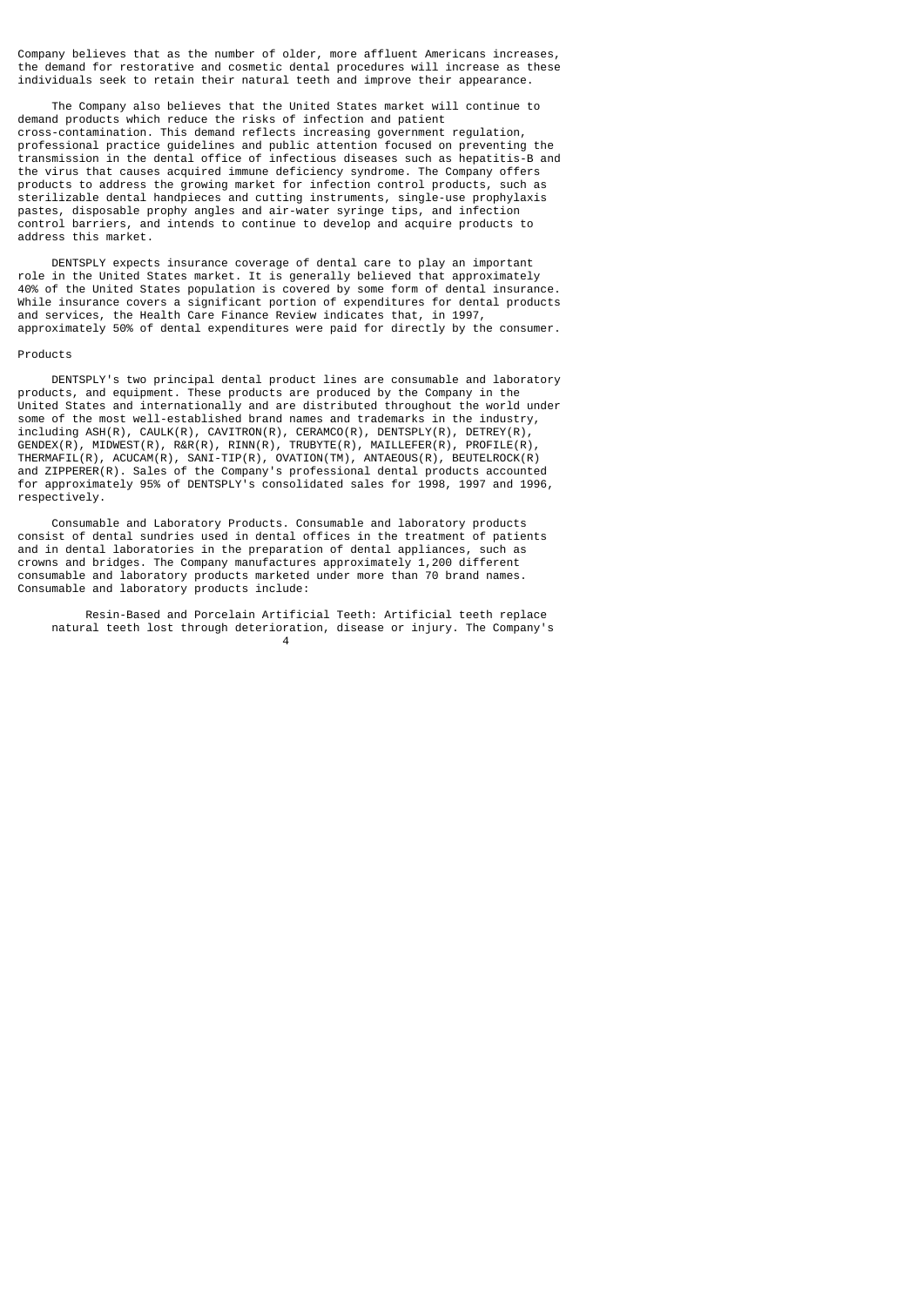Company believes that as the number of older, more affluent Americans increases, the demand for restorative and cosmetic dental procedures will increase as these individuals seek to retain their natural teeth and improve their appearance.

The Company also believes that the United States market will continue to demand products which reduce the risks of infection and patient cross-contamination. This demand reflects increasing government regulation, professional practice guidelines and public attention focused on preventing the transmission in the dental office of infectious diseases such as hepatitis-B and the virus that causes acquired immune deficiency syndrome. The Company offers products to address the growing market for infection control products, such as sterilizable dental handpieces and cutting instruments, single-use prophylaxis pastes, disposable prophy angles and air-water syringe tips, and infection control barriers, and intends to continue to develop and acquire products to address this market.

DENTSPLY expects insurance coverage of dental care to play an important role in the United States market. It is generally believed that approximately 40% of the United States population is covered by some form of dental insurance. While insurance covers a significant portion of expenditures for dental products and services, the Health Care Finance Review indicates that, in 1997, approximately 50% of dental expenditures were paid for directly by the consumer.

Products

DENTSPLY's two principal dental product lines are consumable and laboratory products, and equipment. These products are produced by the Company in the United States and internationally and are distributed throughout the world under some of the most well-established brand names and trademarks in the industry, including ASH(R), CAULK(R), CAVITRON(R), CERAMCO(R), DENTSPLY(R), DETREY(R), GENDEX(R), MIDWEST(R), R&R(R), RINN(R), TRUBYTE(R), MAILLEFER(R), PROFILE(R), THERMAFIL(R), ACUCAM(R), SANI-TIP(R), OVATION(TM), ANTAEOUS(R), BEUTELROCK(R) and ZIPPERER(R). Sales of the Company's professional dental products accounted for approximately 95% of DENTSPLY's consolidated sales for 1998, 1997 and 1996, respectively.

Consumable and Laboratory Products. Consumable and laboratory products consist of dental sundries used in dental offices in the treatment of patients and in dental laboratories in the preparation of dental appliances, such as crowns and bridges. The Company manufactures approximately 1,200 different consumable and laboratory products marketed under more than 70 brand names. Consumable and laboratory products include:

Resin-Based and Porcelain Artificial Teeth: Artificial teeth replace natural teeth lost through deterioration, disease or injury. The Company's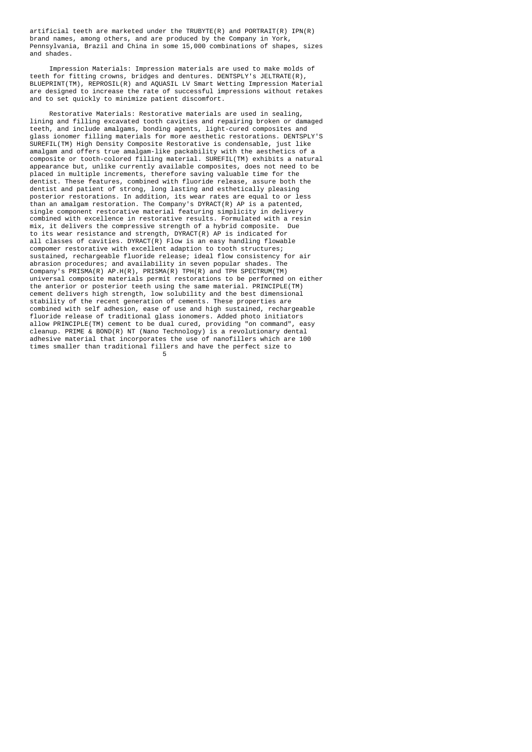artificial teeth are marketed under the TRUBYTE(R) and PORTRAIT(R) IPN(R) brand names, among others, and are produced by the Company in York, Pennsylvania, Brazil and China in some 15,000 combinations of shapes, sizes and shades.

Impression Materials: Impression materials are used to make molds of teeth for fitting crowns, bridges and dentures. DENTSPLY's JELTRATE(R), BLUEPRINT(TM), REPROSIL(R) and AQUASIL LV Smart Wetting Impression Material are designed to increase the rate of successful impressions without retakes and to set quickly to minimize patient discomfort.

Restorative Materials: Restorative materials are used in sealing, lining and filling excavated tooth cavities and repairing broken or damaged teeth, and include amalgams, bonding agents, light-cured composites and glass ionomer filling materials for more aesthetic restorations. DENTSPLY'S SUREFIL(TM) High Density Composite Restorative is condensable, just like amalgam and offers true amalgam-like packability with the aesthetics of a composite or tooth-colored filling material. SUREFIL(TM) exhibits a natural appearance but, unlike currently available composites, does not need to be placed in multiple increments, therefore saving valuable time for the dentist. These features, combined with fluoride release, assure both the dentist and patient of strong, long lasting and esthetically pleasing posterior restorations. In addition, its wear rates are equal to or less than an amalgam restoration. The Company's DYRACT(R) AP is a patented, single component restorative material featuring simplicity in delivery combined with excellence in restorative results. Formulated with a resin mix, it delivers the compressive strength of a hybrid composite. Due to its wear resistance and strength, DYRACT(R) AP is indicated for all classes of cavities. DYRACT(R) Flow is an easy handling flowable compomer restorative with excellent adaption to tooth structures; sustained, rechargeable fluoride release; ideal flow consistency for air abrasion procedures; and availability in seven popular shades. The Company's PRISMA(R) AP.H(R), PRISMA(R) TPH(R) and TPH SPECTRUM(TM) universal composite materials permit restorations to be performed on either the anterior or posterior teeth using the same material. PRINCIPLE(TM) cement delivers high strength, low solubility and the best dimensional stability of the recent generation of cements. These properties are combined with self adhesion, ease of use and high sustained, rechargeable fluoride release of traditional glass ionomers. Added photo initiators allow PRINCIPLE(TM) cement to be dual cured, providing "on command", easy cleanup. PRIME & BOND(R) NT (Nano Technology) is a revolutionary dental adhesive material that incorporates the use of nanofillers which are 100 times smaller than traditional fillers and have the perfect size to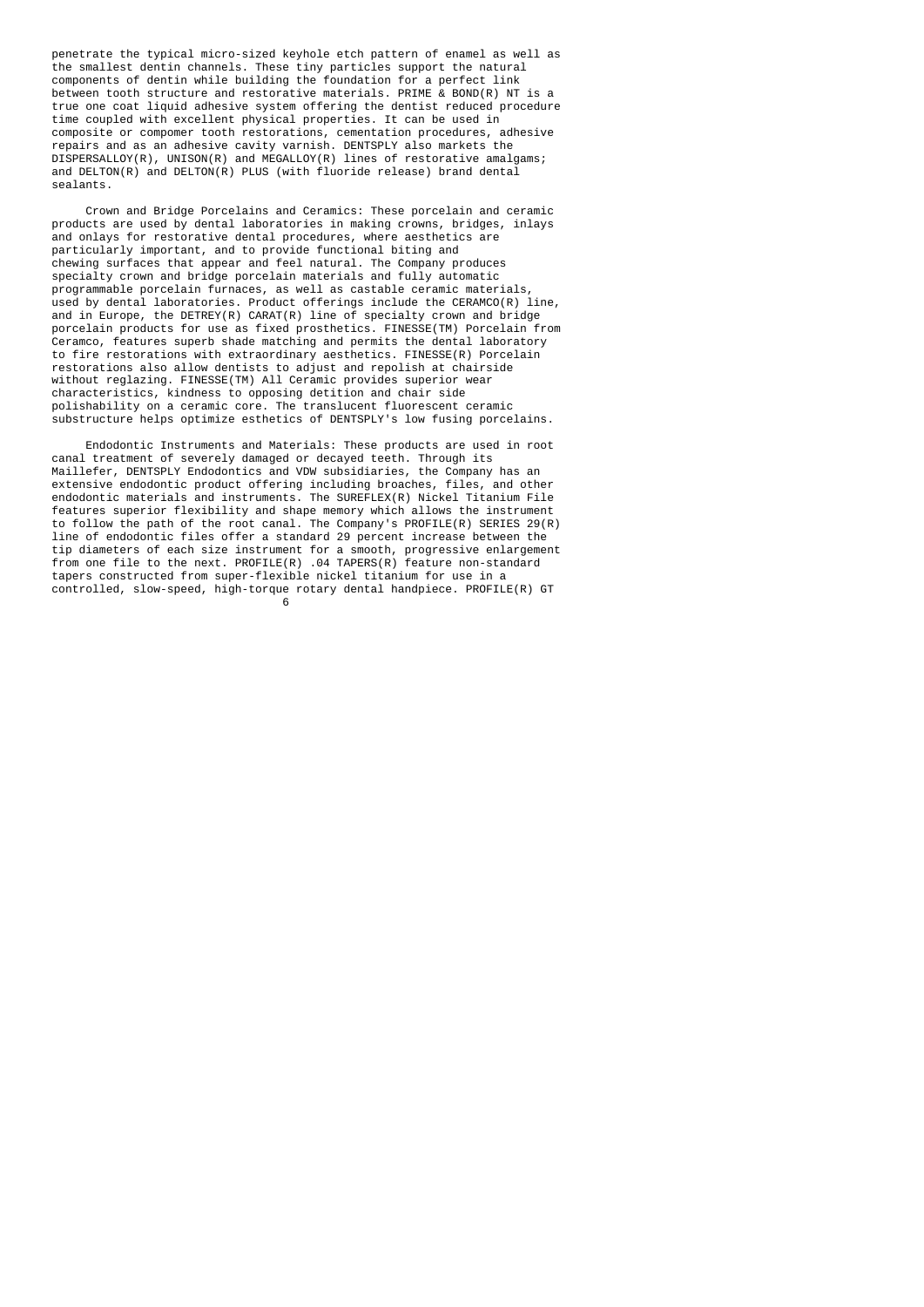penetrate the typical micro-sized keyhole etch pattern of enamel as well as the smallest dentin channels. These tiny particles support the natural components of dentin while building the foundation for a perfect link between tooth structure and restorative materials. PRIME & BOND(R) NT is a true one coat liquid adhesive system offering the dentist reduced procedure time coupled with excellent physical properties. It can be used in composite or compomer tooth restorations, cementation procedures, adhesive repairs and as an adhesive cavity varnish. DENTSPLY also markets the DISPERSALLOY(R), UNISON(R) and MEGALLOY(R) lines of restorative amalgams; and DELTON(R) and DELTON(R) PLUS (with fluoride release) brand dental sealants.

Crown and Bridge Porcelains and Ceramics: These porcelain and ceramic products are used by dental laboratories in making crowns, bridges, inlays and onlays for restorative dental procedures, where aesthetics are particularly important, and to provide functional biting and chewing surfaces that appear and feel natural. The Company produces specialty crown and bridge porcelain materials and fully automatic programmable porcelain furnaces, as well as castable ceramic materials, used by dental laboratories. Product offerings include the CERAMCO(R) line, and in Europe, the DETREY(R) CARAT(R) line of specialty crown and bridge porcelain products for use as fixed prosthetics. FINESSE(TM) Porcelain from Ceramco, features superb shade matching and permits the dental laboratory to fire restorations with extraordinary aesthetics. FINESSE(R) Porcelain restorations also allow dentists to adjust and repolish at chairside without reglazing. FINESSE(TM) All Ceramic provides superior wear characteristics, kindness to opposing detition and chair side polishability on a ceramic core. The translucent fluorescent ceramic substructure helps optimize esthetics of DENTSPLY's low fusing porcelains.

Endodontic Instruments and Materials: These products are used in root canal treatment of severely damaged or decayed teeth. Through its Maillefer, DENTSPLY Endodontics and VDW subsidiaries, the Company has an extensive endodontic product offering including broaches, files, and other endodontic materials and instruments. The SUREFLEX(R) Nickel Titanium File features superior flexibility and shape memory which allows the instrument to follow the path of the root canal. The Company's PROFILE(R) SERIES 29(R) line of endodontic files offer a standard 29 percent increase between the tip diameters of each size instrument for a smooth, progressive enlargement from one file to the next. PROFILE(R) .04 TAPERS(R) feature non-standard tapers constructed from super-flexible nickel titanium for use in a controlled, slow-speed, high-torque rotary dental handpiece. PROFILE(R) GT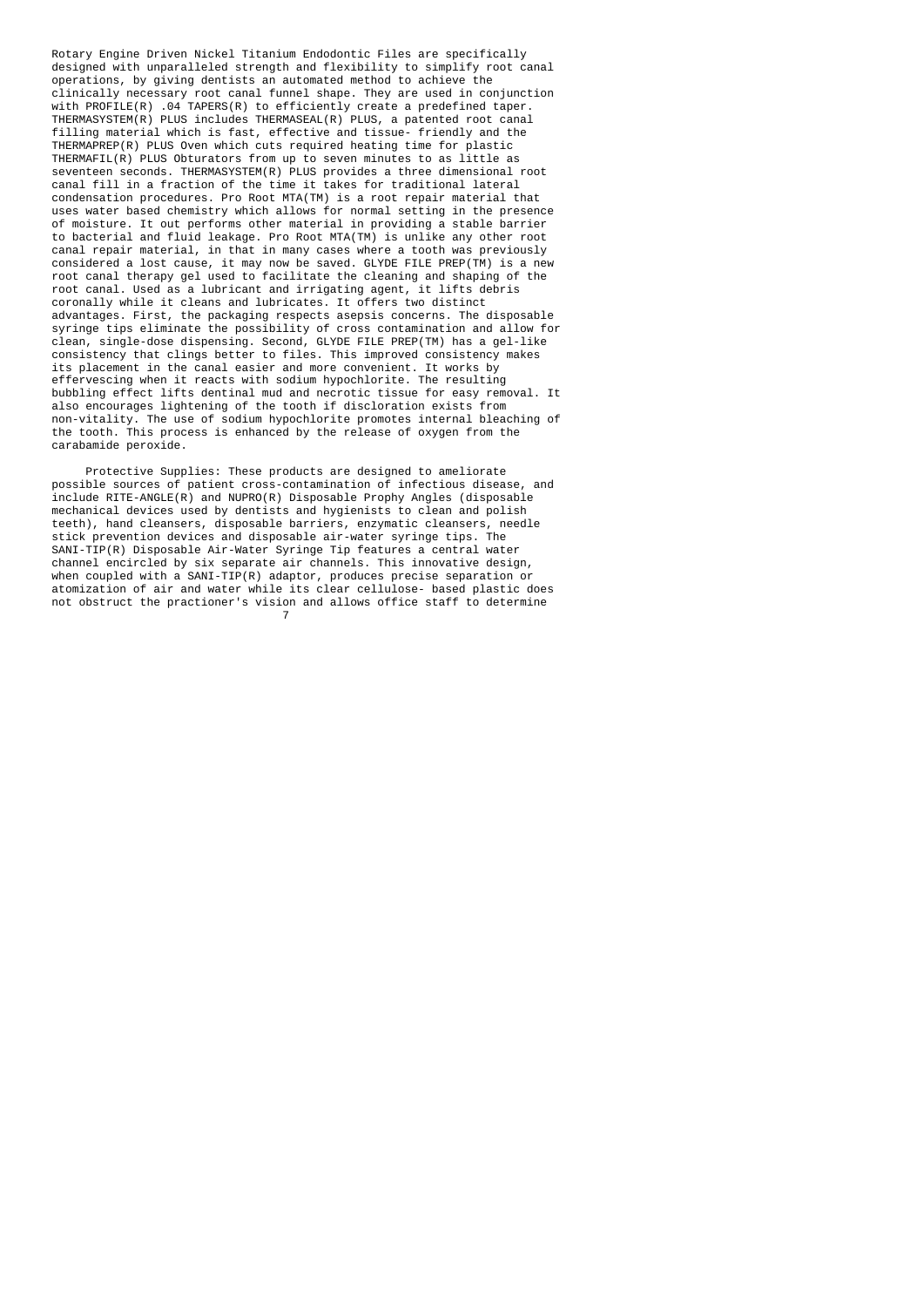Rotary Engine Driven Nickel Titanium Endodontic Files are specifically designed with unparalleled strength and flexibility to simplify root canal operations, by giving dentists an automated method to achieve the clinically necessary root canal funnel shape. They are used in conjunction with PROFILE(R) .04 TAPERS(R) to efficiently create a predefined taper. THERMASYSTEM(R) PLUS includes THERMASEAL(R) PLUS, a patented root canal filling material which is fast, effective and tissue- friendly and the THERMAPREP(R) PLUS Oven which cuts required heating time for plastic THERMAFIL(R) PLUS Obturators from up to seven minutes to as little as seventeen seconds. THERMASYSTEM(R) PLUS provides a three dimensional root canal fill in a fraction of the time it takes for traditional lateral condensation procedures. Pro Root MTA(TM) is a root repair material that uses water based chemistry which allows for normal setting in the presence of moisture. It out performs other material in providing a stable barrier to bacterial and fluid leakage. Pro Root MTA(TM) is unlike any other root canal repair material, in that in many cases where a tooth was previously considered a lost cause, it may now be saved. GLYDE FILE PREP(TM) is a new root canal therapy gel used to facilitate the cleaning and shaping of the root canal. Used as a lubricant and irrigating agent, it lifts debris coronally while it cleans and lubricates. It offers two distinct advantages. First, the packaging respects asepsis concerns. The disposable syringe tips eliminate the possibility of cross contamination and allow for clean, single-dose dispensing. Second, GLYDE FILE PREP(TM) has a gel-like consistency that clings better to files. This improved consistency makes its placement in the canal easier and more convenient. It works by effervescing when it reacts with sodium hypochlorite. The resulting bubbling effect lifts dentinal mud and necrotic tissue for easy removal. It also encourages lightening of the tooth if discloration exists from non-vitality. The use of sodium hypochlorite promotes internal bleaching of the tooth. This process is enhanced by the release of oxygen from the carabamide peroxide.

Protective Supplies: These products are designed to ameliorate possible sources of patient cross-contamination of infectious disease, and include RITE-ANGLE(R) and NUPRO(R) Disposable Prophy Angles (disposable mechanical devices used by dentists and hygienists to clean and polish teeth), hand cleansers, disposable barriers, enzymatic cleansers, needle stick prevention devices and disposable air-water syringe tips. The SANI-TIP(R) Disposable Air-Water Syringe Tip features a central water channel encircled by six separate air channels. This innovative design, when coupled with a SANI-TIP(R) adaptor, produces precise separation or atomization of air and water while its clear cellulose- based plastic does not obstruct the practioner's vision and allows office staff to determine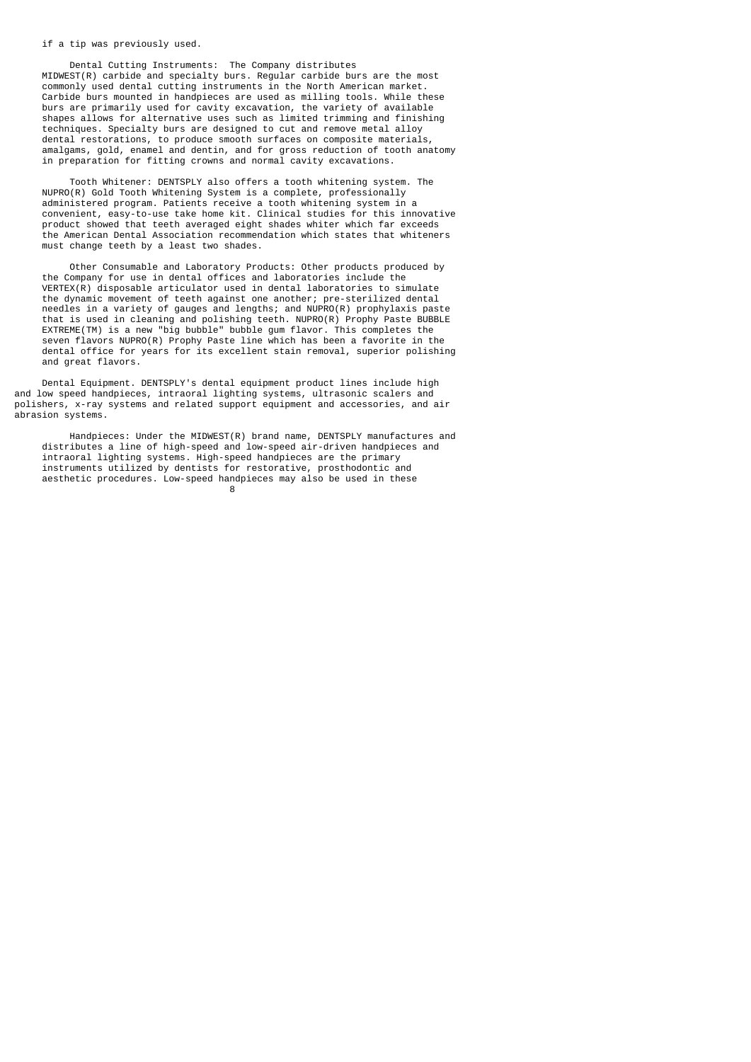if a tip was previously used.

Dental Cutting Instruments: The Company distributes MIDWEST(R) carbide and specialty burs. Regular carbide burs are the most commonly used dental cutting instruments in the North American market. Carbide burs mounted in handpieces are used as milling tools. While these burs are primarily used for cavity excavation, the variety of available shapes allows for alternative uses such as limited trimming and finishing techniques. Specialty burs are designed to cut and remove metal alloy dental restorations, to produce smooth surfaces on composite materials, amalgams, gold, enamel and dentin, and for gross reduction of tooth anatomy in preparation for fitting crowns and normal cavity excavations.

Tooth Whitener: DENTSPLY also offers a tooth whitening system. The NUPRO(R) Gold Tooth Whitening System is a complete, professionally administered program. Patients receive a tooth whitening system in a convenient, easy-to-use take home kit. Clinical studies for this innovative product showed that teeth averaged eight shades whiter which far exceeds the American Dental Association recommendation which states that whiteners must change teeth by a least two shades.

Other Consumable and Laboratory Products: Other products produced by the Company for use in dental offices and laboratories include the VERTEX(R) disposable articulator used in dental laboratories to simulate the dynamic movement of teeth against one another; pre-sterilized dental needles in a variety of gauges and lengths; and NUPRO(R) prophylaxis paste that is used in cleaning and polishing teeth. NUPRO(R) Prophy Paste BUBBLE EXTREME(TM) is a new "big bubble" bubble gum flavor. This completes the seven flavors NUPRO(R) Prophy Paste line which has been a favorite in the dental office for years for its excellent stain removal, superior polishing and great flavors.

Dental Equipment. DENTSPLY's dental equipment product lines include high and low speed handpieces, intraoral lighting systems, ultrasonic scalers and polishers, x-ray systems and related support equipment and accessories, and air abrasion systems.

Handpieces: Under the MIDWEST(R) brand name, DENTSPLY manufactures and distributes a line of high-speed and low-speed air-driven handpieces and intraoral lighting systems. High-speed handpieces are the primary instruments utilized by dentists for restorative, prosthodontic and aesthetic procedures. Low-speed handpieces may also be used in these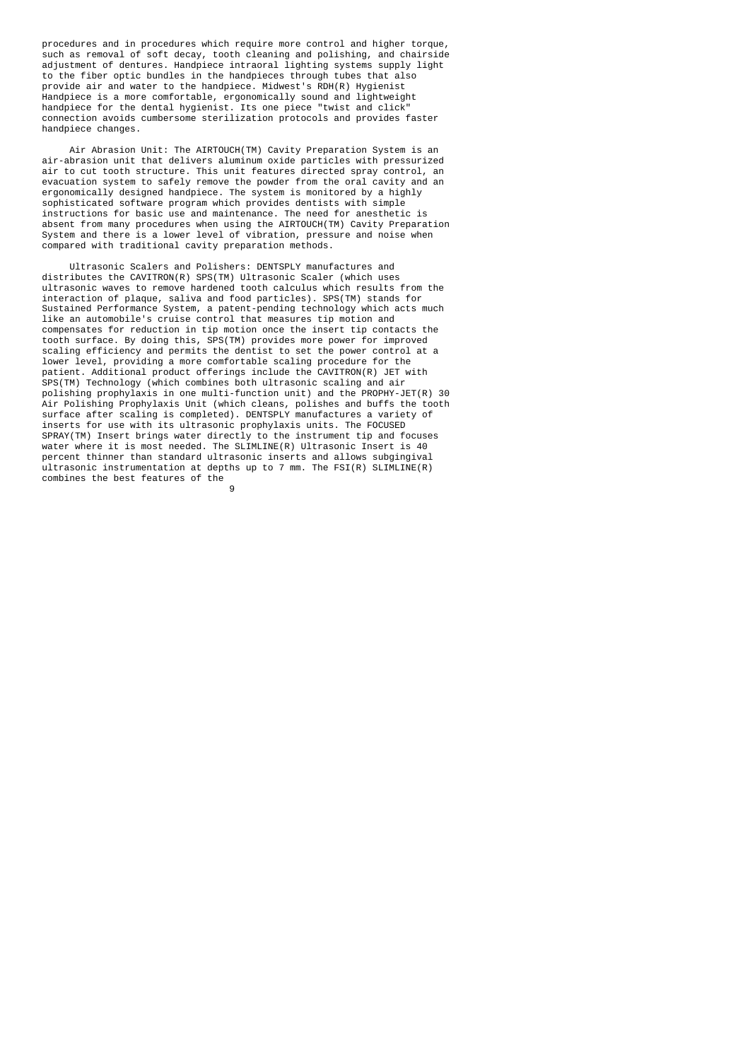procedures and in procedures which require more control and higher torque, such as removal of soft decay, tooth cleaning and polishing, and chairside adjustment of dentures. Handpiece intraoral lighting systems supply light to the fiber optic bundles in the handpieces through tubes that also provide air and water to the handpiece. Midwest's RDH(R) Hygienist Handpiece is a more comfortable, ergonomically sound and lightweight handpiece for the dental hygienist. Its one piece "twist and click" connection avoids cumbersome sterilization protocols and provides faster handpiece changes.

Air Abrasion Unit: The AIRTOUCH(TM) Cavity Preparation System is an air-abrasion unit that delivers aluminum oxide particles with pressurized air to cut tooth structure. This unit features directed spray control, an evacuation system to safely remove the powder from the oral cavity and an ergonomically designed handpiece. The system is monitored by a highly sophisticated software program which provides dentists with simple instructions for basic use and maintenance. The need for anesthetic is absent from many procedures when using the AIRTOUCH(TM) Cavity Preparation System and there is a lower level of vibration, pressure and noise when compared with traditional cavity preparation methods.

Ultrasonic Scalers and Polishers: DENTSPLY manufactures and distributes the CAVITRON(R) SPS(TM) Ultrasonic Scaler (which uses ultrasonic waves to remove hardened tooth calculus which results from the interaction of plaque, saliva and food particles). SPS(TM) stands for Sustained Performance System, a patent-pending technology which acts much like an automobile's cruise control that measures tip motion and compensates for reduction in tip motion once the insert tip contacts the tooth surface. By doing this, SPS(TM) provides more power for improved scaling efficiency and permits the dentist to set the power control at a lower level, providing a more comfortable scaling procedure for the patient. Additional product offerings include the CAVITRON(R) JET with SPS(TM) Technology (which combines both ultrasonic scaling and air polishing prophylaxis in one multi-function unit) and the PROPHY-JET(R) 30 Air Polishing Prophylaxis Unit (which cleans, polishes and buffs the tooth surface after scaling is completed). DENTSPLY manufactures a variety of inserts for use with its ultrasonic prophylaxis units. The FOCUSED SPRAY(TM) Insert brings water directly to the instrument tip and focuses water where it is most needed. The SLIMLINE(R) Ultrasonic Insert is 40 percent thinner than standard ultrasonic inserts and allows subgingival ultrasonic instrumentation at depths up to 7 mm. The FSI(R) SLIMLINE(R) combines the best features of the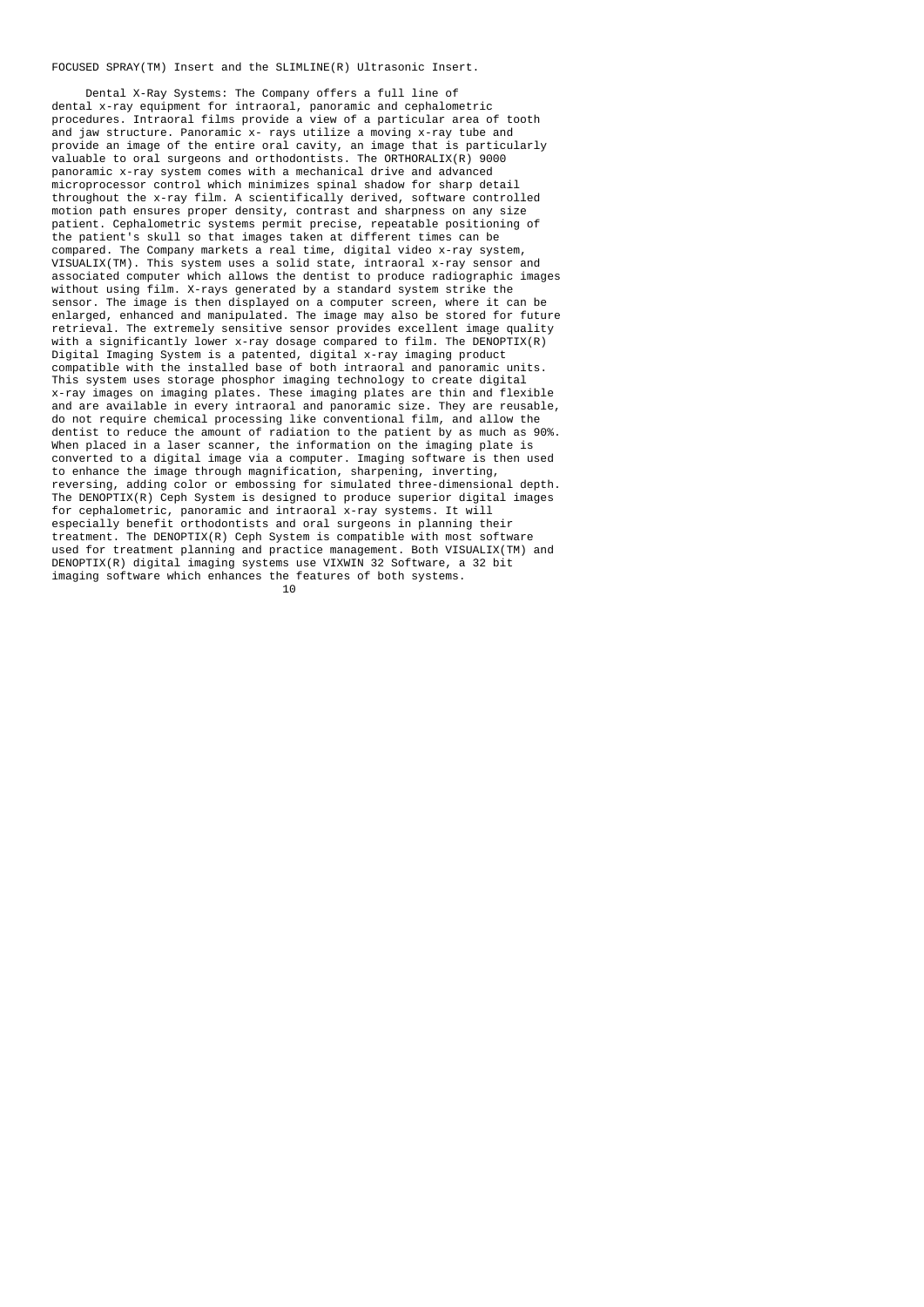FOCUSED SPRAY(TM) Insert and the SLIMLINE(R) Ultrasonic Insert.

Dental X-Ray Systems: The Company offers a full line of dental x-ray equipment for intraoral, panoramic and cephalometric procedures. Intraoral films provide a view of a particular area of tooth and jaw structure. Panoramic x- rays utilize a moving x-ray tube and provide an image of the entire oral cavity, an image that is particularly valuable to oral surgeons and orthodontists. The ORTHORALIX(R) 9000 panoramic x-ray system comes with a mechanical drive and advanced microprocessor control which minimizes spinal shadow for sharp detail throughout the x-ray film. A scientifically derived, software controlled motion path ensures proper density, contrast and sharpness on any size patient. Cephalometric systems permit precise, repeatable positioning of the patient's skull so that images taken at different times can be compared. The Company markets a real time, digital video x-ray system, VISUALIX(TM). This system uses a solid state, intraoral x-ray sensor and associated computer which allows the dentist to produce radiographic images without using film. X-rays generated by a standard system strike the sensor. The image is then displayed on a computer screen, where it can be enlarged, enhanced and manipulated. The image may also be stored for future retrieval. The extremely sensitive sensor provides excellent image quality with a significantly lower x-ray dosage compared to film. The DENOPTIX(R) Digital Imaging System is a patented, digital x-ray imaging product compatible with the installed base of both intraoral and panoramic units. This system uses storage phosphor imaging technology to create digital x-ray images on imaging plates. These imaging plates are thin and flexible and are available in every intraoral and panoramic size. They are reusable, do not require chemical processing like conventional film, and allow the dentist to reduce the amount of radiation to the patient by as much as 90%. When placed in a laser scanner, the information on the imaging plate is converted to a digital image via a computer. Imaging software is then used to enhance the image through magnification, sharpening, inverting, reversing, adding color or embossing for simulated three-dimensional depth. The DENOPTIX(R) Ceph System is designed to produce superior digital images for cephalometric, panoramic and intraoral x-ray systems. It will especially benefit orthodontists and oral surgeons in planning their treatment. The DENOPTIX(R) Ceph System is compatible with most software used for treatment planning and practice management. Both VISUALIX(TM) and DENOPTIX(R) digital imaging systems use VIXWIN 32 Software, a 32 bit imaging software which enhances the features of both systems.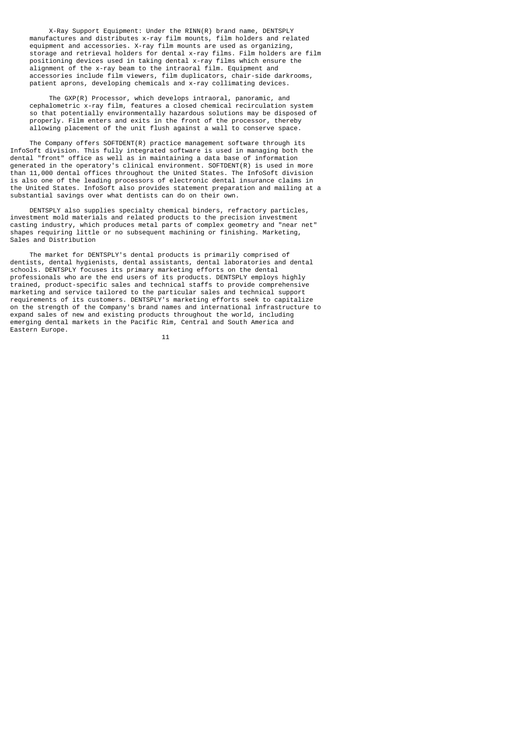X-Ray Support Equipment: Under the RINN(R) brand name, DENTSPLY manufactures and distributes x-ray film mounts, film holders and related equipment and accessories. X-ray film mounts are used as organizing, storage and retrieval holders for dental x-ray films. Film holders are film positioning devices used in taking dental x-ray films which ensure the alignment of the x-ray beam to the intraoral film. Equipment and accessories include film viewers, film duplicators, chair-side darkrooms, patient aprons, developing chemicals and x-ray collimating devices.

The GXP(R) Processor, which develops intraoral, panoramic, and cephalometric x-ray film, features a closed chemical recirculation system so that potentially environmentally hazardous solutions may be disposed of properly. Film enters and exits in the front of the processor, thereby allowing placement of the unit flush against a wall to conserve space.

The Company offers SOFTDENT(R) practice management software through its InfoSoft division. This fully integrated software is used in managing both the dental "front" office as well as in maintaining a data base of information generated in the operatory's clinical environment. SOFTDENT(R) is used in more than 11,000 dental offices throughout the United States. The InfoSoft division is also one of the leading processors of electronic dental insurance claims in the United States. InfoSoft also provides statement preparation and mailing at a substantial savings over what dentists can do on their own.

DENTSPLY also supplies specialty chemical binders, refractory particles, investment mold materials and related products to the precision investment casting industry, which produces metal parts of complex geometry and "near net" shapes requiring little or no subsequent machining or finishing.

## Marketing, Sales and Distribution

The market for DENTSPLY's dental products is primarily comprised of dentists, dental hygienists, dental assistants, dental laboratories and dental schools. DENTSPLY focuses its primary marketing efforts on the dental professionals who are the end users of its products. DENTSPLY employs highly trained, product-specific sales and technical staffs to provide comprehensive marketing and service tailored to the particular sales and technical support requirements of its customers. DENTSPLY's marketing efforts seek to capitalize on the strength of the Company's brand names and international infrastructure to expand sales of new and existing products throughout the world, including emerging dental markets in the Pacific Rim, Central and South America and Eastern Europe.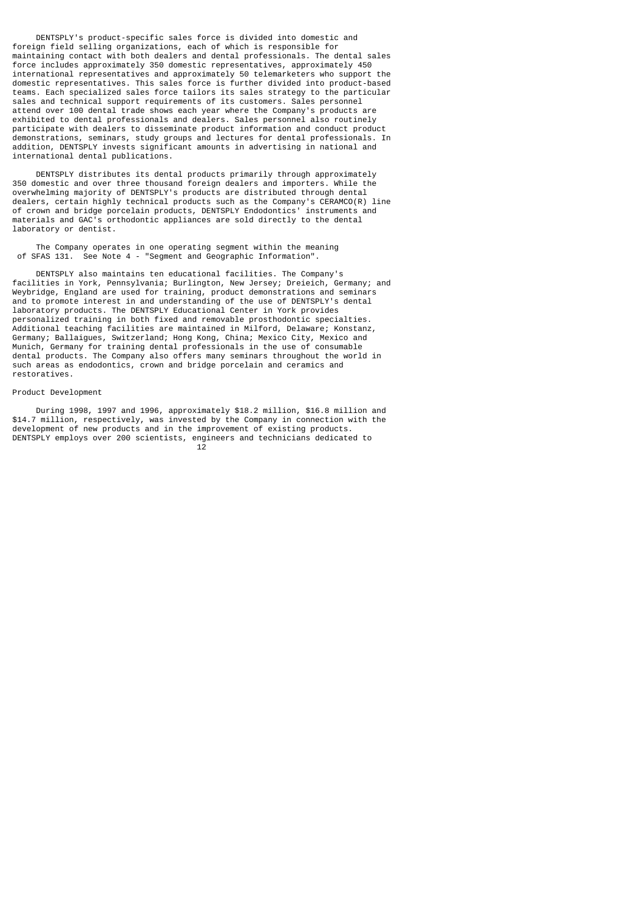DENTSPLY's product-specific sales force is divided into domestic and foreign field selling organizations, each of which is responsible for maintaining contact with both dealers and dental professionals. The dental sales force includes approximately 350 domestic representatives, approximately 450 international representatives and approximately 50 telemarketers who support the domestic representatives. This sales force is further divided into product-based teams. Each specialized sales force tailors its sales strategy to the particular sales and technical support requirements of its customers. Sales personnel attend over 100 dental trade shows each year where the Company's products are exhibited to dental professionals and dealers. Sales personnel also routinely participate with dealers to disseminate product information and conduct product demonstrations, seminars, study groups and lectures for dental professionals. In addition, DENTSPLY invests significant amounts in advertising in national and international dental publications.

DENTSPLY distributes its dental products primarily through approximately 350 domestic and over three thousand foreign dealers and importers. While the overwhelming majority of DENTSPLY's products are distributed through dental dealers, certain highly technical products such as the Company's CERAMCO(R) line of crown and bridge porcelain products, DENTSPLY Endodontics' instruments and materials and GAC's orthodontic appliances are sold directly to the dental laboratory or dentist.

The Company operates in one operating segment within the meaning of SFAS 131. See Note 4 - "Segment and Geographic Information".

DENTSPLY also maintains ten educational facilities. The Company's facilities in York, Pennsylvania; Burlington, New Jersey; Dreieich, Germany; and Weybridge, England are used for training, product demonstrations and seminars and to promote interest in and understanding of the use of DENTSPLY's dental laboratory products. The DENTSPLY Educational Center in York provides personalized training in both fixed and removable prosthodontic specialties. Additional teaching facilities are maintained in Milford, Delaware; Konstanz, Germany; Ballaigues, Switzerland; Hong Kong, China; Mexico City, Mexico and Munich, Germany for training dental professionals in the use of consumable dental products. The Company also offers many seminars throughout the world in such areas as endodontics, crown and bridge porcelain and ceramics and restoratives.

## Product Development

During 1998, 1997 and 1996, approximately $18.2 million, $16.8 million and $14.7 million, respectively, was invested by the Company in connection with the development of new products and in the improvement of existing products. DENTSPLY employs over 200 scientists, engineers and technicians dedicated to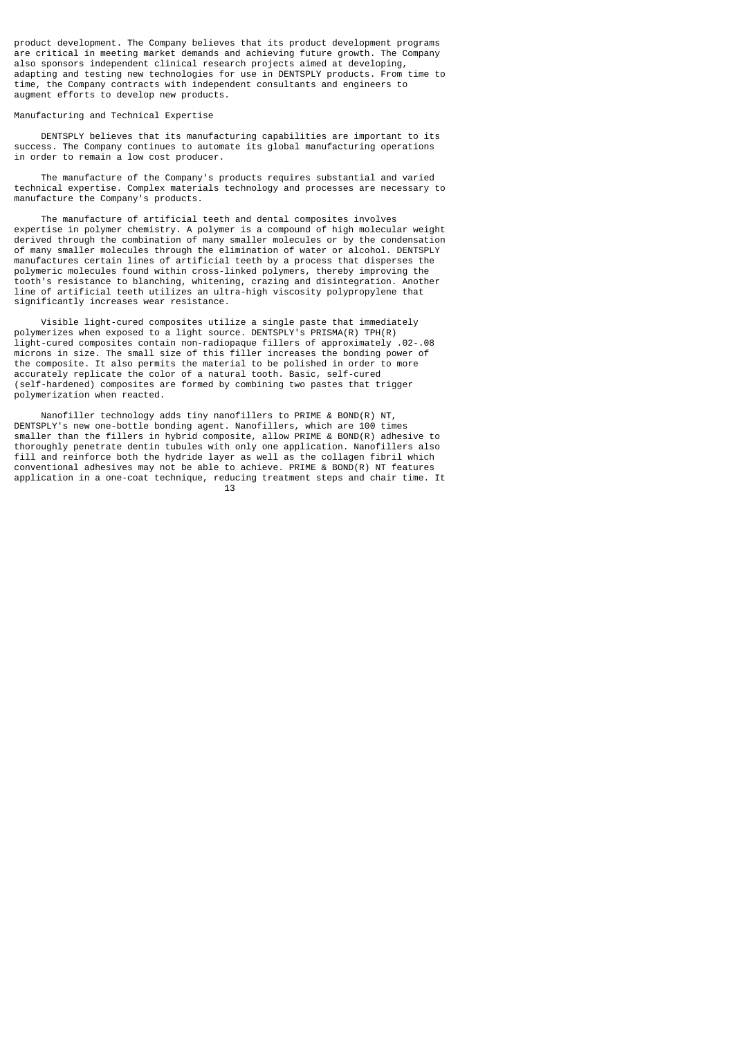product development. The Company believes that its product development programs are critical in meeting market demands and achieving future growth. The Company also sponsors independent clinical research projects aimed at developing, adapting and testing new technologies for use in DENTSPLY products. From time to time, the Company contracts with independent consultants and engineers to augment efforts to develop new products.

## Manufacturing and Technical Expertise

DENTSPLY believes that its manufacturing capabilities are important to its success. The Company continues to automate its global manufacturing operations in order to remain a low cost producer.

The manufacture of the Company's products requires substantial and varied technical expertise. Complex materials technology and processes are necessary to manufacture the Company's products.

The manufacture of artificial teeth and dental composites involves expertise in polymer chemistry. A polymer is a compound of high molecular weight derived through the combination of many smaller molecules or by the condensation of many smaller molecules through the elimination of water or alcohol. DENTSPLY manufactures certain lines of artificial teeth by a process that disperses the polymeric molecules found within cross-linked polymers, thereby improving the tooth's resistance to blanching, whitening, crazing and disintegration. Another line of artificial teeth utilizes an ultra-high viscosity polypropylene that significantly increases wear resistance.

Visible light-cured composites utilize a single paste that immediately polymerizes when exposed to a light source. DENTSPLY's PRISMA(R) TPH(R) light-cured composites contain non-radiopaque fillers of approximately .02-.08 microns in size. The small size of this filler increases the bonding power of the composite. It also permits the material to be polished in order to more accurately replicate the color of a natural tooth. Basic, self-cured (self-hardened) composites are formed by combining two pastes that trigger polymerization when reacted.

Nanofiller technology adds tiny nanofillers to PRIME & BOND(R) NT, DENTSPLY's new one-bottle bonding agent. Nanofillers, which are 100 times smaller than the fillers in hybrid composite, allow PRIME & BOND(R) adhesive to thoroughly penetrate dentin tubules with only one application. Nanofillers also fill and reinforce both the hydride layer as well as the collagen fibril which conventional adhesives may not be able to achieve. PRIME & BOND(R) NT features application in a one-coat technique, reducing treatment steps and chair time. It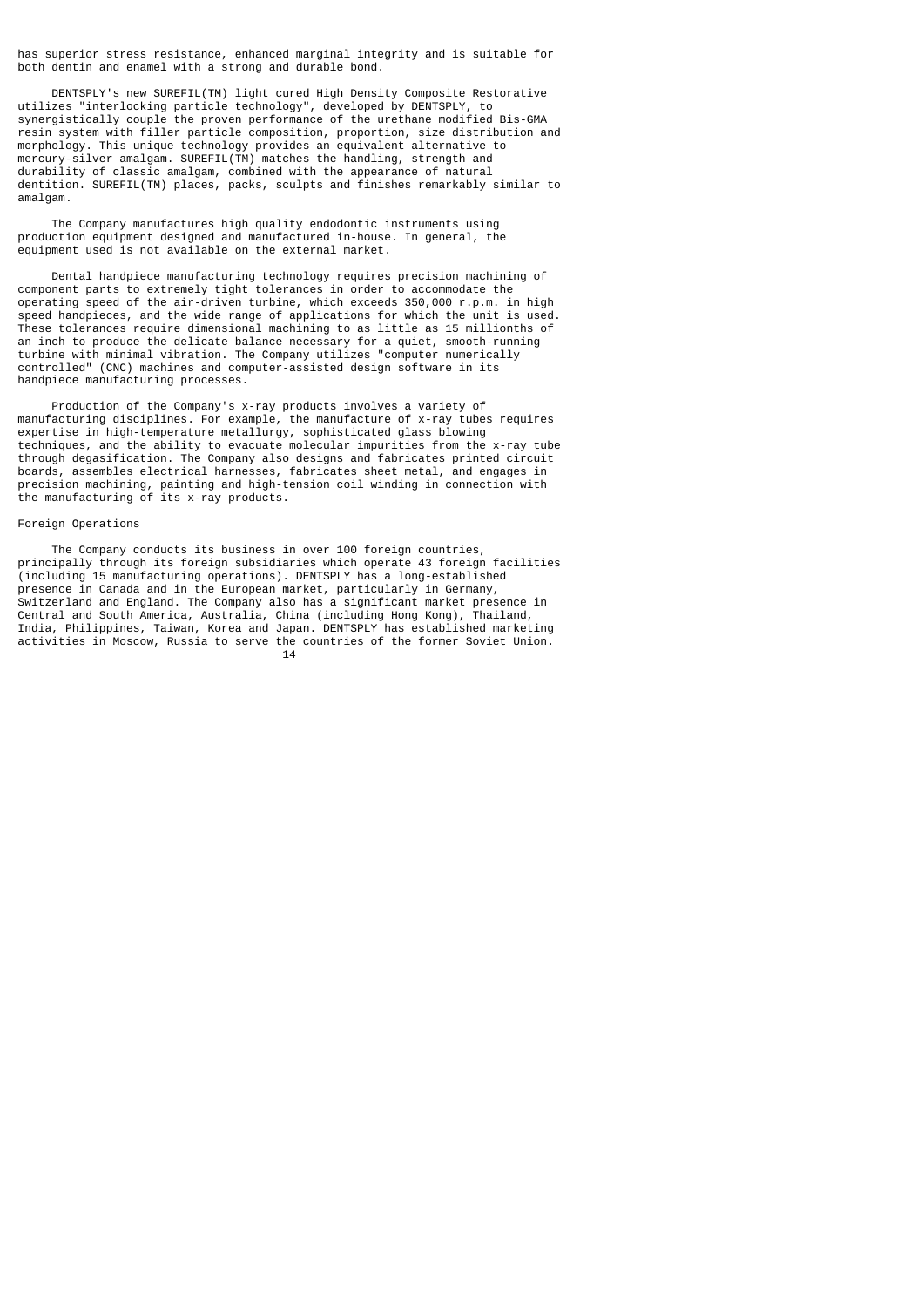has superior stress resistance, enhanced marginal integrity and is suitable for both dentin and enamel with a strong and durable bond.

DENTSPLY's new SUREFIL(TM) light cured High Density Composite Restorative utilizes "interlocking particle technology", developed by DENTSPLY, to synergistically couple the proven performance of the urethane modified Bis-GMA resin system with filler particle composition, proportion, size distribution and morphology. This unique technology provides an equivalent alternative to mercury-silver amalgam. SUREFIL(TM) matches the handling, strength and durability of classic amalgam, combined with the appearance of natural dentition. SUREFIL(TM) places, packs, sculpts and finishes remarkably similar to amalgam.

The Company manufactures high quality endodontic instruments using production equipment designed and manufactured in-house. In general, the equipment used is not available on the external market.

Dental handpiece manufacturing technology requires precision machining of component parts to extremely tight tolerances in order to accommodate the operating speed of the air-driven turbine, which exceeds 350,000 r.p.m. in high speed handpieces, and the wide range of applications for which the unit is used. These tolerances require dimensional machining to as little as 15 millionths of an inch to produce the delicate balance necessary for a quiet, smooth-running turbine with minimal vibration. The Company utilizes "computer numerically controlled" (CNC) machines and computer-assisted design software in its handpiece manufacturing processes.

Production of the Company's x-ray products involves a variety of manufacturing disciplines. For example, the manufacture of x-ray tubes requires expertise in high-temperature metallurgy, sophisticated glass blowing techniques, and the ability to evacuate molecular impurities from the x-ray tube through degasification. The Company also designs and fabricates printed circuit boards, assembles electrical harnesses, fabricates sheet metal, and engages in precision machining, painting and high-tension coil winding in connection with the manufacturing of its x-ray products.

Foreign Operations

The Company conducts its business in over 100 foreign countries, principally through its foreign subsidiaries which operate 43 foreign facilities (including 15 manufacturing operations). DENTSPLY has a long-established presence in Canada and in the European market, particularly in Germany, Switzerland and England. The Company also has a significant market presence in Central and South America, Australia, China (including Hong Kong), Thailand, India, Philippines, Taiwan, Korea and Japan. DENTSPLY has established marketing activities in Moscow, Russia to serve the countries of the former Soviet Union.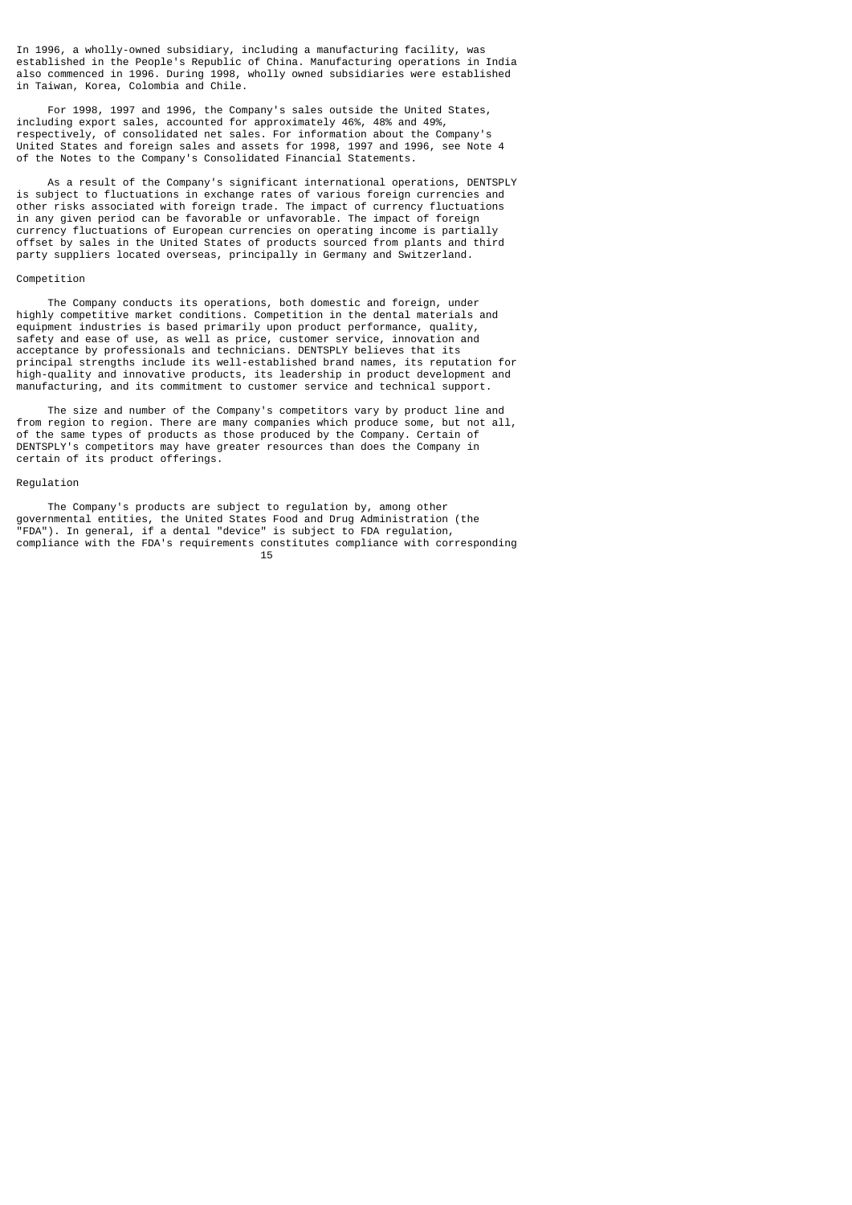In 1996, a wholly-owned subsidiary, including a manufacturing facility, was established in the People's Republic of China. Manufacturing operations in India also commenced in 1996. During 1998, wholly owned subsidiaries were established in Taiwan, Korea, Colombia and Chile.

For 1998, 1997 and 1996, the Company's sales outside the United States, including export sales, accounted for approximately 46%, 48% and 49%, respectively, of consolidated net sales. For information about the Company's United States and foreign sales and assets for 1998, 1997 and 1996, see Note 4 of the Notes to the Company's Consolidated Financial Statements.

As a result of the Company's significant international operations, DENTSPLY is subject to fluctuations in exchange rates of various foreign currencies and other risks associated with foreign trade. The impact of currency fluctuations in any given period can be favorable or unfavorable. The impact of foreign currency fluctuations of European currencies on operating income is partially offset by sales in the United States of products sourced from plants and third party suppliers located overseas, principally in Germany and Switzerland.

## Competition

The Company conducts its operations, both domestic and foreign, under highly competitive market conditions. Competition in the dental materials and equipment industries is based primarily upon product performance, quality, safety and ease of use, as well as price, customer service, innovation and acceptance by professionals and technicians. DENTSPLY believes that its principal strengths include its well-established brand names, its reputation for high-quality and innovative products, its leadership in product development and manufacturing, and its commitment to customer service and technical support.

The size and number of the Company's competitors vary by product line and from region to region. There are many companies which produce some, but not all, of the same types of products as those produced by the Company. Certain of DENTSPLY's competitors may have greater resources than does the Company in certain of its product offerings.

## Regulation

The Company's products are subject to regulation by, among other governmental entities, the United States Food and Drug Administration (the "FDA"). In general, if a dental "device" is subject to FDA regulation, compliance with the FDA's requirements constitutes compliance with corresponding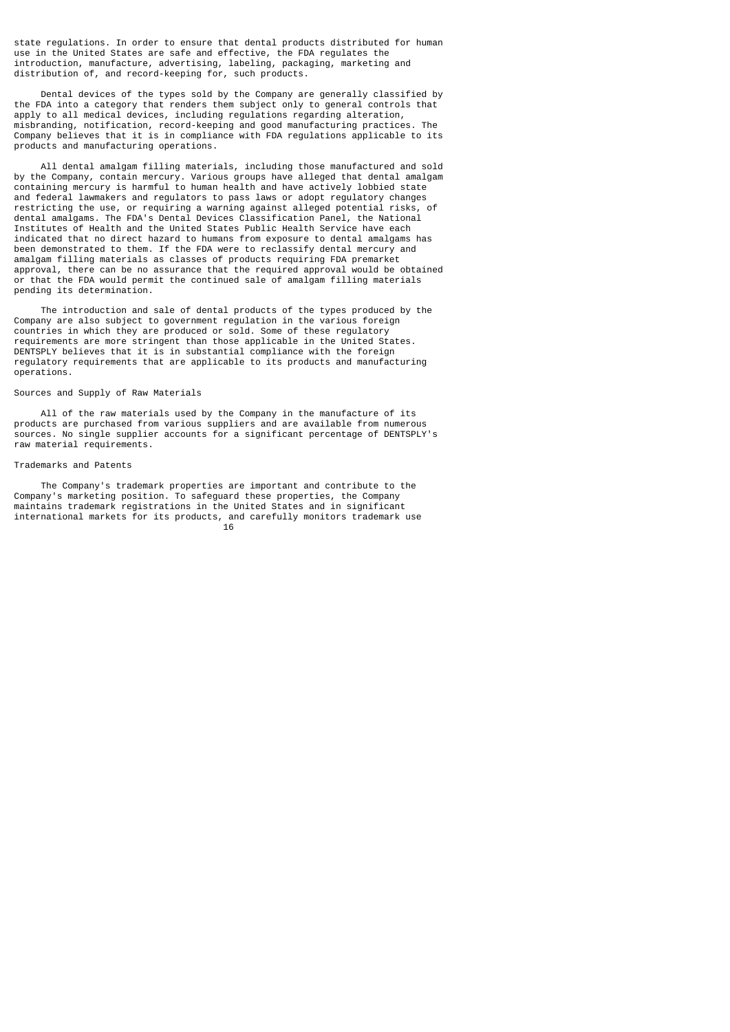state regulations. In order to ensure that dental products distributed for human use in the United States are safe and effective, the FDA regulates the introduction, manufacture, advertising, labeling, packaging, marketing and distribution of, and record-keeping for, such products.

Dental devices of the types sold by the Company are generally classified by the FDA into a category that renders them subject only to general controls that apply to all medical devices, including regulations regarding alteration, misbranding, notification, record-keeping and good manufacturing practices. The Company believes that it is in compliance with FDA regulations applicable to its products and manufacturing operations.

All dental amalgam filling materials, including those manufactured and sold by the Company, contain mercury. Various groups have alleged that dental amalgam containing mercury is harmful to human health and have actively lobbied state and federal lawmakers and regulators to pass laws or adopt regulatory changes restricting the use, or requiring a warning against alleged potential risks, of dental amalgams. The FDA's Dental Devices Classification Panel, the National Institutes of Health and the United States Public Health Service have each indicated that no direct hazard to humans from exposure to dental amalgams has been demonstrated to them. If the FDA were to reclassify dental mercury and amalgam filling materials as classes of products requiring FDA premarket approval, there can be no assurance that the required approval would be obtained or that the FDA would permit the continued sale of amalgam filling materials pending its determination.

The introduction and sale of dental products of the types produced by the Company are also subject to government regulation in the various foreign countries in which they are produced or sold. Some of these regulatory requirements are more stringent than those applicable in the United States. DENTSPLY believes that it is in substantial compliance with the foreign regulatory requirements that are applicable to its products and manufacturing operations.

## Sources and Supply of Raw Materials

All of the raw materials used by the Company in the manufacture of its products are purchased from various suppliers and are available from numerous sources. No single supplier accounts for a significant percentage of DENTSPLY's raw material requirements.

## Trademarks and Patents

The Company's trademark properties are important and contribute to the Company's marketing position. To safeguard these properties, the Company maintains trademark registrations in the United States and in significant international markets for its products, and carefully monitors trademark use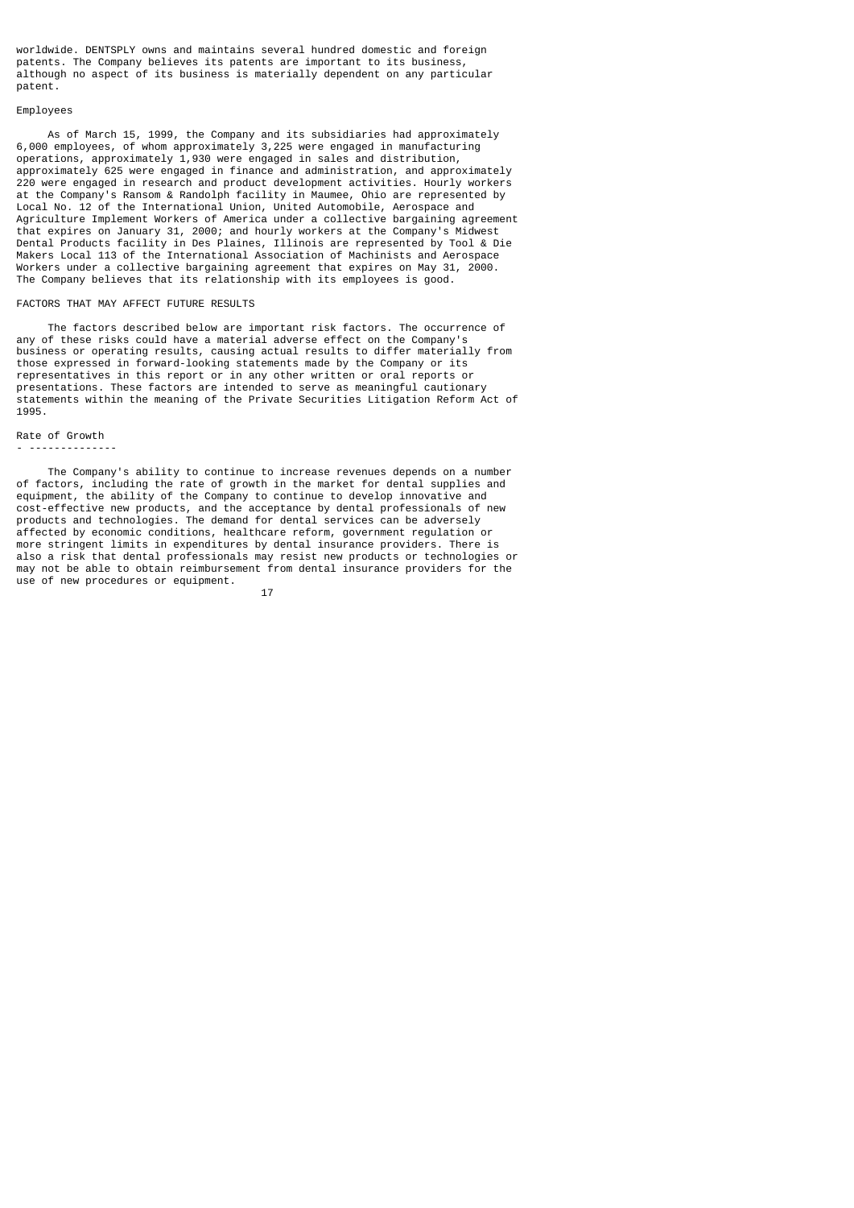worldwide. DENTSPLY owns and maintains several hundred domestic and foreign patents. The Company believes its patents are important to its business, although no aspect of its business is materially dependent on any particular patent.

## Employees

As of March 15, 1999, the Company and its subsidiaries had approximately 6,000 employees, of whom approximately 3,225 were engaged in manufacturing operations, approximately 1,930 were engaged in sales and distribution, approximately 625 were engaged in finance and administration, and approximately 220 were engaged in research and product development activities. Hourly workers at the Company's Ransom & Randolph facility in Maumee, Ohio are represented by Local No. 12 of the International Union, United Automobile, Aerospace and Agriculture Implement Workers of America under a collective bargaining agreement that expires on January 31, 2000; and hourly workers at the Company's Midwest Dental Products facility in Des Plaines, Illinois are represented by Tool & Die Makers Local 113 of the International Association of Machinists and Aerospace Workers under a collective bargaining agreement that expires on May 31, 2000. The Company believes that its relationship with its employees is good.

## FACTORS THAT MAY AFFECT FUTURE RESULTS

The factors described below are important risk factors. The occurrence of any of these risks could have a material adverse effect on the Company's business or operating results, causing actual results to differ materially from those expressed in forward-looking statements made by the Company or its representatives in this report or in any other written or oral reports or presentations. These factors are intended to serve as meaningful cautionary statements within the meaning of the Private Securities Litigation Reform Act of 1995.

### Rate of Growth

The Company's ability to continue to increase revenues depends on a number of factors, including the rate of growth in the market for dental supplies and equipment, the ability of the Company to continue to develop innovative and cost-effective new products, and the acceptance by dental professionals of new products and technologies. The demand for dental services can be adversely affected by economic conditions, healthcare reform, government regulation or more stringent limits in expenditures by dental insurance providers. There is also a risk that dental professionals may resist new products or technologies or may not be able to obtain reimbursement from dental insurance providers for the use of new procedures or equipment.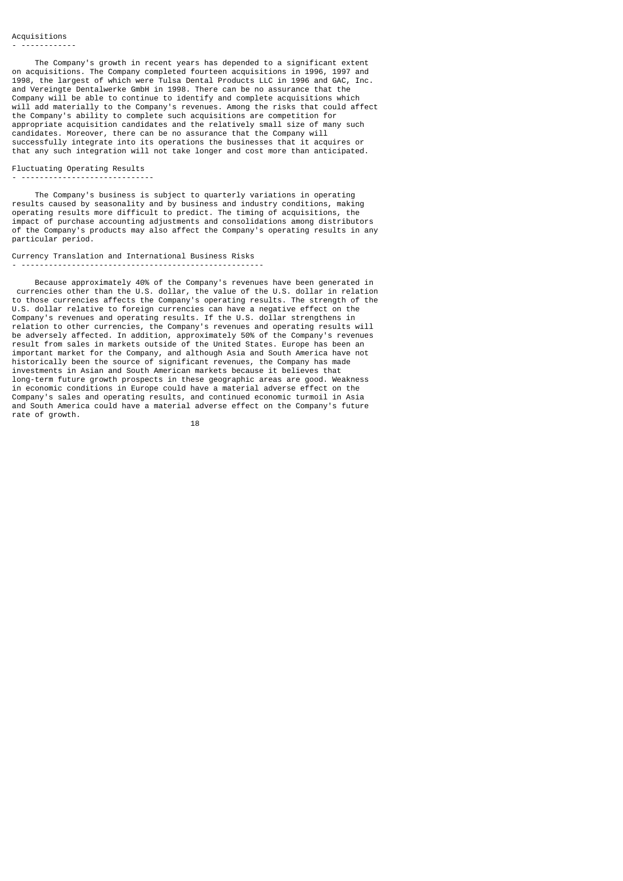## Acquisitions

The Company's growth in recent years has depended to a significant extent on acquisitions. The Company completed fourteen acquisitions in 1996, 1997 and 1998, the largest of which were Tulsa Dental Products LLC in 1996 and GAC, Inc. and Vereingte Dentalwerke GmbH in 1998. There can be no assurance that the Company will be able to continue to identify and complete acquisitions which will add materially to the Company's revenues. Among the risks that could affect the Company's ability to complete such acquisitions are competition for appropriate acquisition candidates and the relatively small size of many such candidates. Moreover, there can be no assurance that the Company will successfully integrate into its operations the businesses that it acquires or that any such integration will not take longer and cost more than anticipated.

## Fluctuating Operating Results

The Company's business is subject to quarterly variations in operating results caused by seasonality and by business and industry conditions, making operating results more difficult to predict. The timing of acquisitions, the impact of purchase accounting adjustments and consolidations among distributors of the Company's products may also affect the Company's operating results in any particular period.

## Currency Translation and International Business Risks

Because approximately 40% of the Company's revenues have been generated in currencies other than the U.S. dollar, the value of the U.S. dollar in relation to those currencies affects the Company's operating results. The strength of the U.S. dollar relative to foreign currencies can have a negative effect on the Company's revenues and operating results. If the U.S. dollar strengthens in relation to other currencies, the Company's revenues and operating results will be adversely affected. In addition, approximately 50% of the Company's revenues result from sales in markets outside of the United States. Europe has been an important market for the Company, and although Asia and South America have not historically been the source of significant revenues, the Company has made investments in Asian and South American markets because it believes that long-term future growth prospects in these geographic areas are good. Weakness in economic conditions in Europe could have a material adverse effect on the Company's sales and operating results, and continued economic turmoil in Asia and South America could have a material adverse effect on the Company's future rate of growth.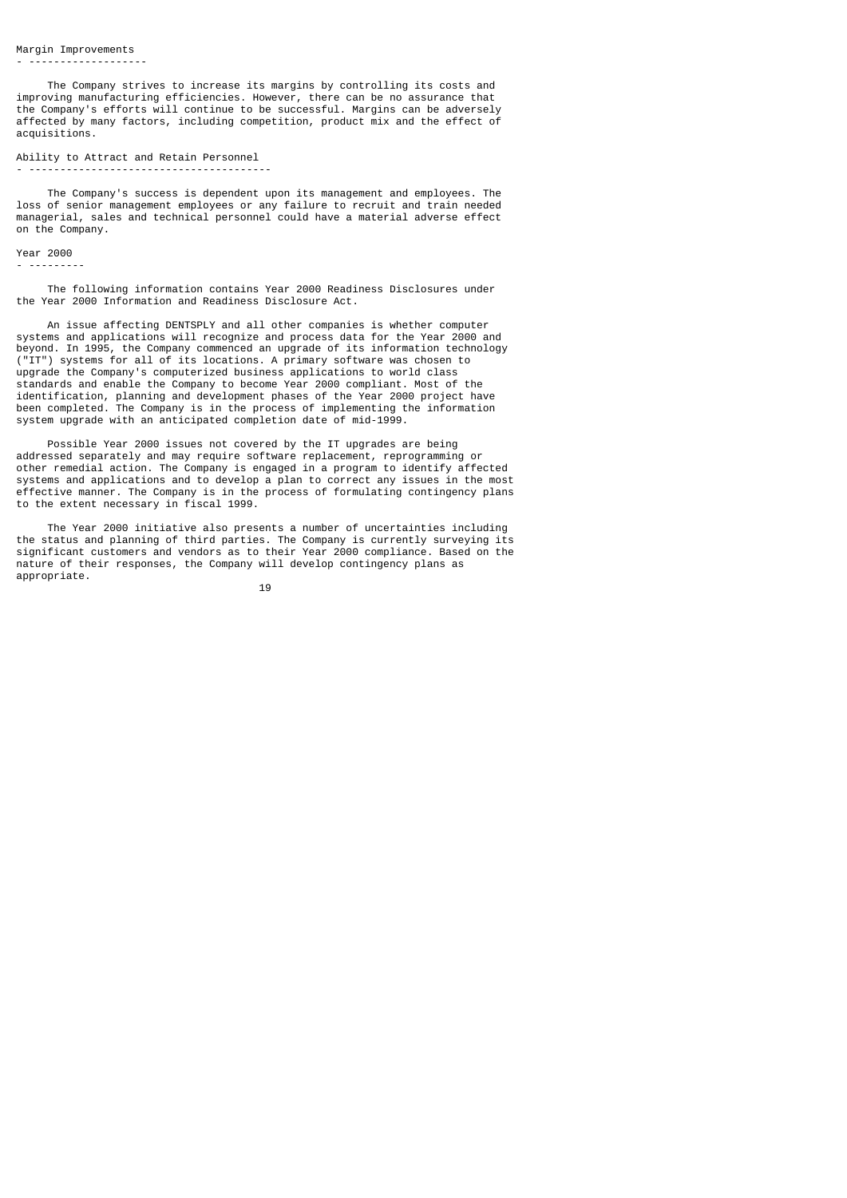### Margin Improvements

The Company strives to increase its margins by controlling its costs and improving manufacturing efficiencies. However, there can be no assurance that the Company's efforts will continue to be successful. Margins can be adversely affected by many factors, including competition, product mix and the effect of acquisitions.

### Ability to Attract and Retain Personnel

The Company's success is dependent upon its management and employees. The loss of senior management employees or any failure to recruit and train needed managerial, sales and technical personnel could have a material adverse effect on the Company.

### Year 2000

The following information contains Year 2000 Readiness Disclosures under the Year 2000 Information and Readiness Disclosure Act.

An issue affecting DENTSPLY and all other companies is whether computer systems and applications will recognize and process data for the Year 2000 and beyond. In 1995, the Company commenced an upgrade of its information technology ("IT") systems for all of its locations. A primary software was chosen to upgrade the Company's computerized business applications to world class standards and enable the Company to become Year 2000 compliant. Most of the identification, planning and development phases of the Year 2000 project have been completed. The Company is in the process of implementing the information system upgrade with an anticipated completion date of mid-1999.

Possible Year 2000 issues not covered by the IT upgrades are being addressed separately and may require software replacement, reprogramming or other remedial action. The Company is engaged in a program to identify affected systems and applications and to develop a plan to correct any issues in the most effective manner. The Company is in the process of formulating contingency plans to the extent necessary in fiscal 1999.

The Year 2000 initiative also presents a number of uncertainties including the status and planning of third parties. The Company is currently surveying its significant customers and vendors as to their Year 2000 compliance. Based on the nature of their responses, the Company will develop contingency plans as appropriate.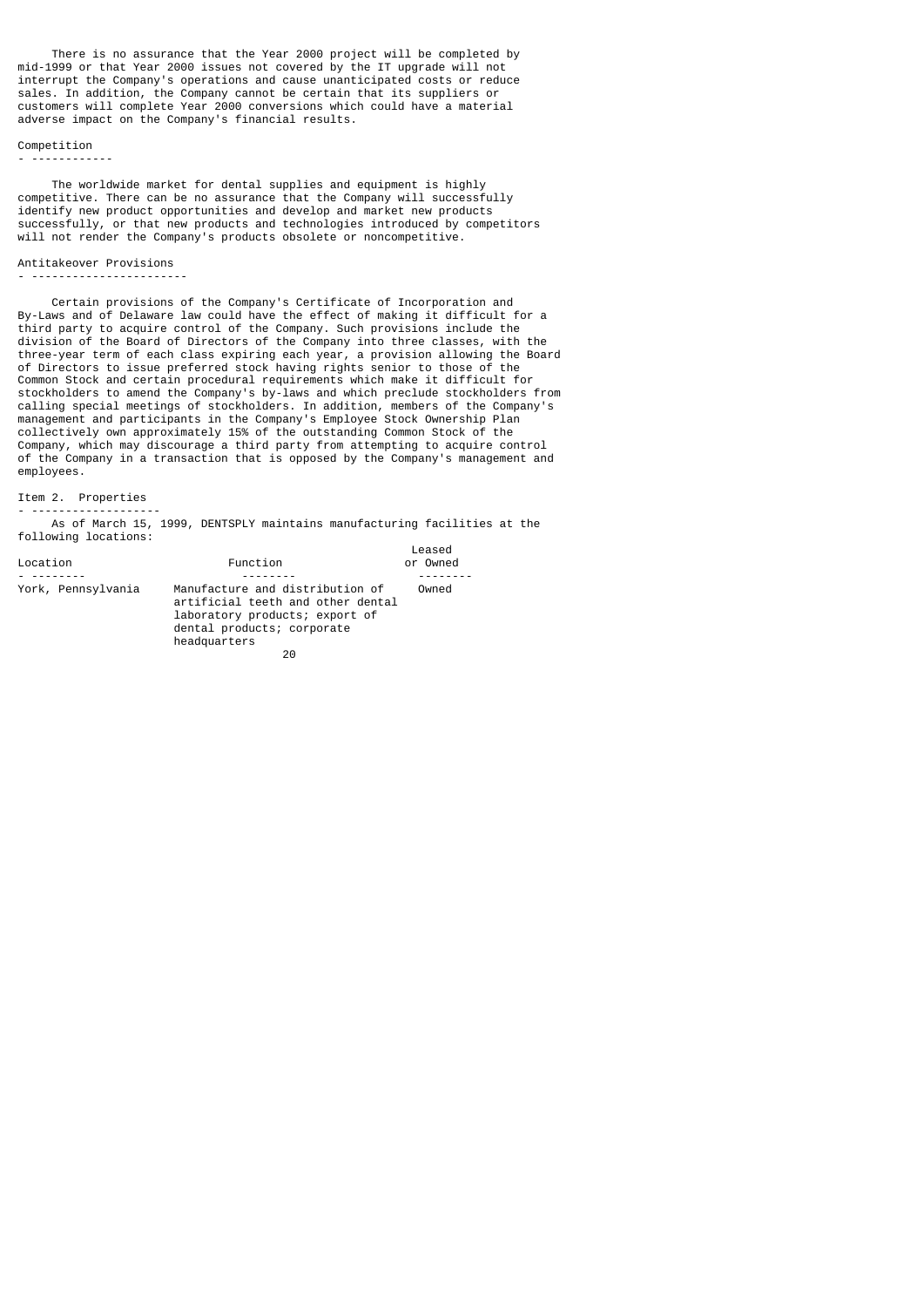There is no assurance that the Year 2000 project will be completed by mid-1999 or that Year 2000 issues not covered by the IT upgrade will not interrupt the Company's operations and cause unanticipated costs or reduce sales. In addition, the Company cannot be certain that its suppliers or customers will complete Year 2000 conversions which could have a material adverse impact on the Company's financial results.

### Competition

The worldwide market for dental supplies and equipment is highly competitive. There can be no assurance that the Company will successfully identify new product opportunities and develop and market new products successfully, or that new products and technologies introduced by competitors will not render the Company's products obsolete or noncompetitive.

### Antitakeover Provisions

Certain provisions of the Company's Certificate of Incorporation and By-Laws and of Delaware law could have the effect of making it difficult for a third party to acquire control of the Company. Such provisions include the division of the Board of Directors of the Company into three classes, with the three-year term of each class expiring each year, a provision allowing the Board of Directors to issue preferred stock having rights senior to those of the Common Stock and certain procedural requirements which make it difficult for stockholders to amend the Company's by-laws and which preclude stockholders from calling special meetings of stockholders. In addition, members of the Company's management and participants in the Company's Employee Stock Ownership Plan collectively own approximately 15% of the outstanding Common Stock of the Company, which may discourage a third party from attempting to acquire control of the Company in a transaction that is opposed by the Company's management and employees.

## Item 2. Properties

As of March 15, 1999, DENTSPLY maintains manufacturing facilities at the following locations:

| Location | Function | Leased or Owned |
|---|---|---|
| York, Pennsylvania | Manufacture and distribution of artificial teeth and other dental laboratory products; export of dental products; corporate headquarters | Owned |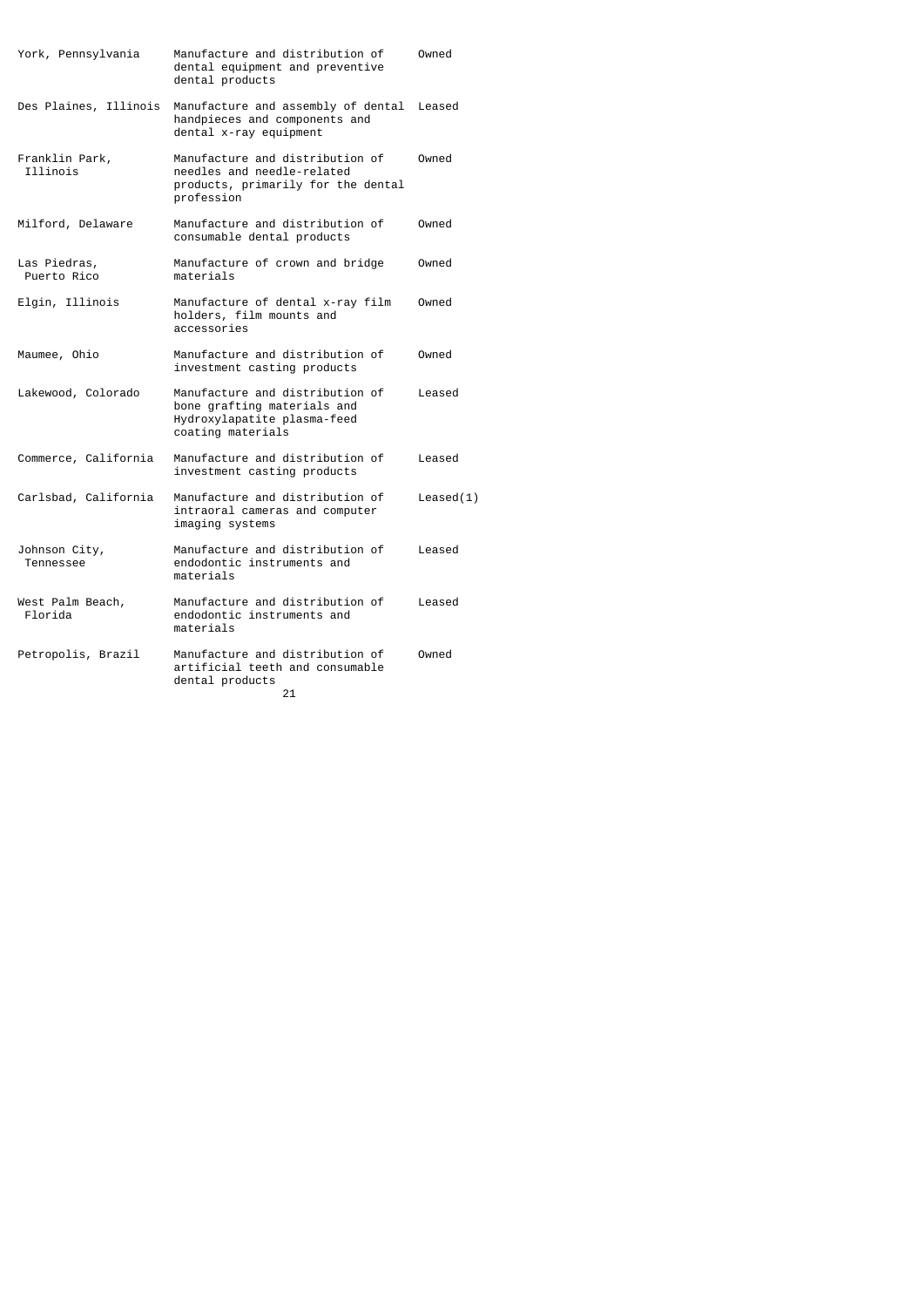| | | |
|---|---|---|
| York, Pennsylvania | Manufacture and distribution of dental equipment and preventive dental products | Owned |
| Des Plaines, Illinois | Manufacture and assembly of dental handpieces and components and dental x-ray equipment | Leased |
| Franklin Park, Illinois | Manufacture and distribution of needles and needle-related products, primarily for the dental profession | Owned |
| Milford, Delaware | Manufacture and distribution of consumable dental products | Owned |
| Las Piedras, Puerto Rico | Manufacture of crown and bridge materials | Owned |
| Elgin, Illinois | Manufacture of dental x-ray film holders, film mounts and accessories | Owned |
| Maumee, Ohio | Manufacture and distribution of investment casting products | Owned |
| Lakewood, Colorado | Manufacture and distribution of bone grafting materials and Hydroxylapatite plasma-feed coating materials | Leased |
| Commerce, California | Manufacture and distribution of investment casting products | Leased |
| Carlsbad, California | Manufacture and distribution of intraoral cameras and computer imaging systems | Leased(1) |
| Johnson City, Tennessee | Manufacture and distribution of endodontic instruments and materials | Leased |
| West Palm Beach, Florida | Manufacture and distribution of endodontic instruments and materials | Leased |
| Petropolis, Brazil | Manufacture and distribution of artificial teeth and consumable dental products | Owned |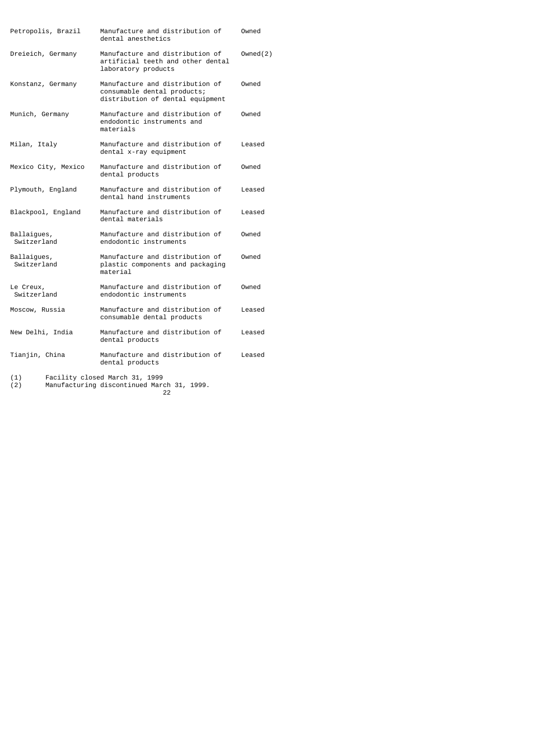| | | |
|---|---|---|
| Petropolis, Brazil | Manufacture and distribution of dental anesthetics | Owned |
| Dreieich, Germany | Manufacture and distribution of artificial teeth and other dental laboratory products | Owned(2) |
| Konstanz, Germany | Manufacture and distribution of consumable dental products; distribution of dental equipment | Owned |
| Munich, Germany | Manufacture and distribution of endodontic instruments and materials | Owned |
| Milan, Italy | Manufacture and distribution of dental x-ray equipment | Leased |
| Mexico City, Mexico | Manufacture and distribution of dental products | Owned |
| Plymouth, England | Manufacture and distribution of dental hand instruments | Leased |
| Blackpool, England | Manufacture and distribution of dental materials | Leased |
| Ballaigues, Switzerland | Manufacture and distribution of endodontic instruments | Owned |
| Ballaigues, Switzerland | Manufacture and distribution of plastic components and packaging material | Owned |
| Le Creux, Switzerland | Manufacture and distribution of endodontic instruments | Owned |
| Moscow, Russia | Manufacture and distribution of consumable dental products | Leased |
| New Delhi, India | Manufacture and distribution of dental products | Leased |
| Tianjin, China | Manufacture and distribution of dental products | Leased |

(1) Facility closed March 31, 1999

(2) Manufacturing discontinued March 31, 1999.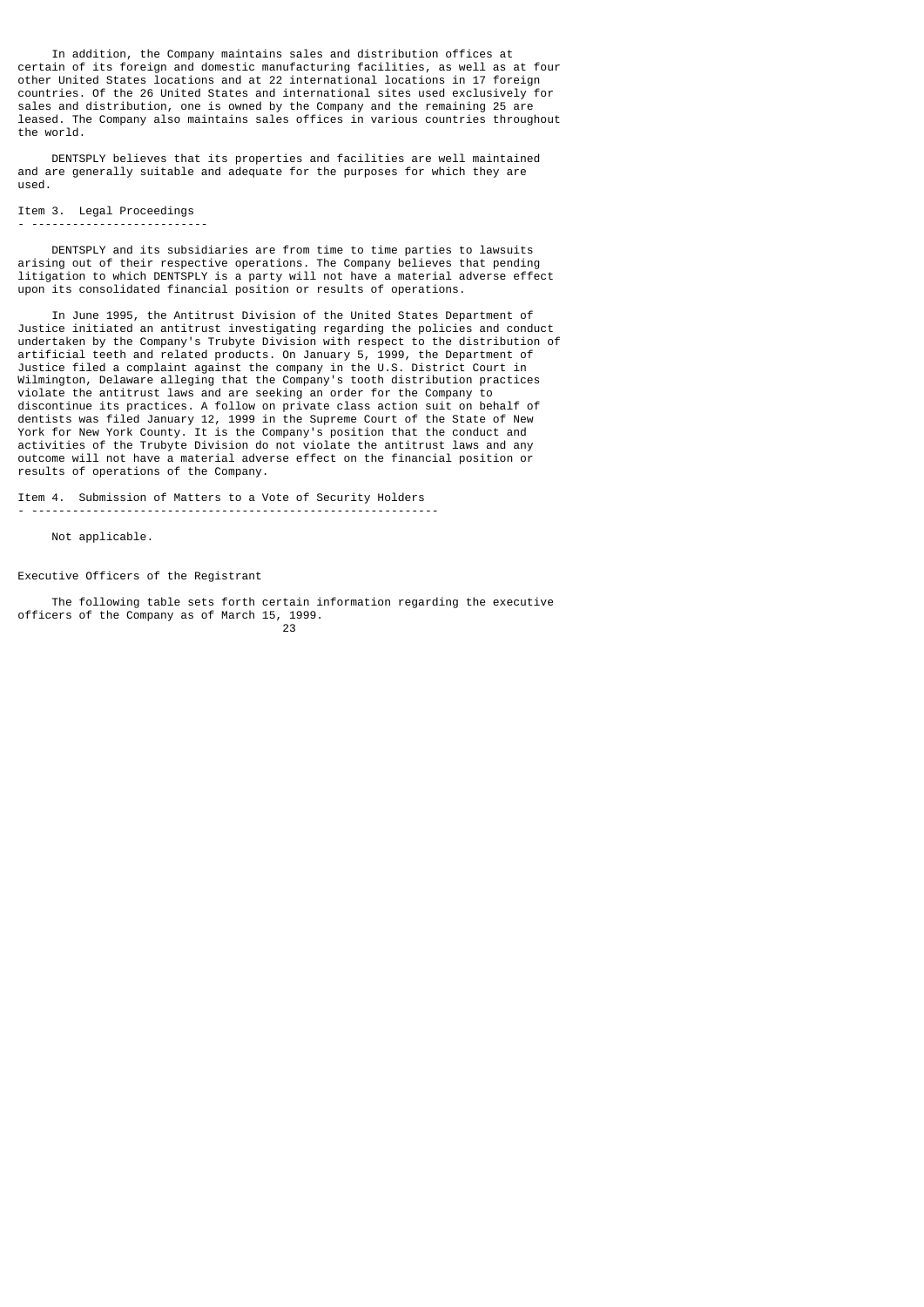In addition, the Company maintains sales and distribution offices at certain of its foreign and domestic manufacturing facilities, as well as at four other United States locations and at 22 international locations in 17 foreign countries. Of the 26 United States and international sites used exclusively for sales and distribution, one is owned by the Company and the remaining 25 are leased. The Company also maintains sales offices in various countries throughout the world.

DENTSPLY believes that its properties and facilities are well maintained and are generally suitable and adequate for the purposes for which they are used.

## Item 3. Legal Proceedings

DENTSPLY and its subsidiaries are from time to time parties to lawsuits arising out of their respective operations. The Company believes that pending litigation to which DENTSPLY is a party will not have a material adverse effect upon its consolidated financial position or results of operations.

In June 1995, the Antitrust Division of the United States Department of Justice initiated an antitrust investigating regarding the policies and conduct undertaken by the Company's Trubyte Division with respect to the distribution of artificial teeth and related products. On January 5, 1999, the Department of Justice filed a complaint against the company in the U.S. District Court in Wilmington, Delaware alleging that the Company's tooth distribution practices violate the antitrust laws and are seeking an order for the Company to discontinue its practices. A follow on private class action suit on behalf of dentists was filed January 12, 1999 in the Supreme Court of the State of New York for New York County. It is the Company's position that the conduct and activities of the Trubyte Division do not violate the antitrust laws and any outcome will not have a material adverse effect on the financial position or results of operations of the Company.

## Item 4. Submission of Matters to a Vote of Security Holders

Not applicable.

## Executive Officers of the Registrant

The following table sets forth certain information regarding the executive officers of the Company as of March 15, 1999.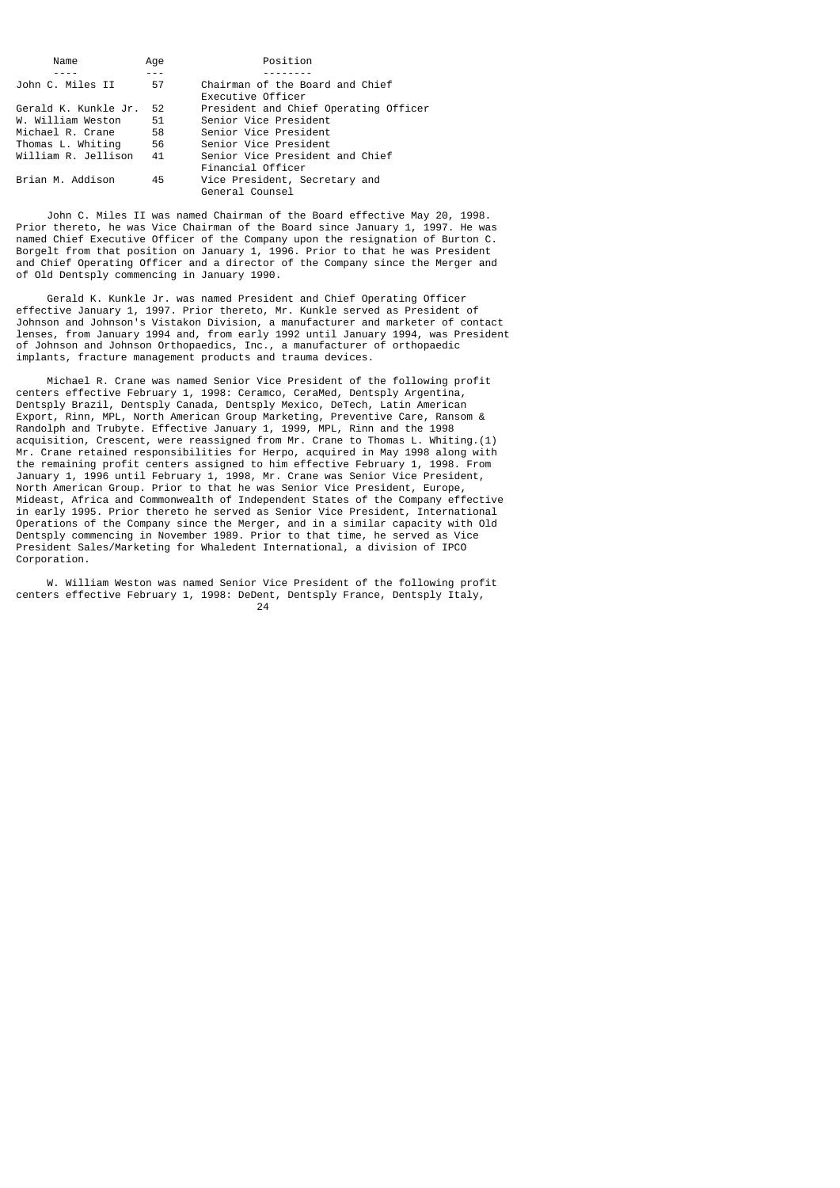| Name | Age | Position |
|---|---|---|
| John C. Miles II | 57 | Chairman of the Board and Chief Executive Officer |
| Gerald K. Kunkle Jr. | 52 | President and Chief Operating Officer |
| W. William Weston | 51 | Senior Vice President |
| Michael R. Crane | 58 | Senior Vice President |
| Thomas L. Whiting | 56 | Senior Vice President |
| William R. Jellison | 41 | Senior Vice President and Chief Financial Officer |
| Brian M. Addison | 45 | Vice President, Secretary and General Counsel |

John C. Miles II was named Chairman of the Board effective May 20, 1998. Prior thereto, he was Vice Chairman of the Board since January 1, 1997. He was named Chief Executive Officer of the Company upon the resignation of Burton C. Borgelt from that position on January 1, 1996. Prior to that he was President and Chief Operating Officer and a director of the Company since the Merger and of Old Dentsply commencing in January 1990.

Gerald K. Kunkle Jr. was named President and Chief Operating Officer effective January 1, 1997. Prior thereto, Mr. Kunkle served as President of Johnson and Johnson's Vistakon Division, a manufacturer and marketer of contact lenses, from January 1994 and, from early 1992 until January 1994, was President of Johnson and Johnson Orthopaedics, Inc., a manufacturer of orthopaedic implants, fracture management products and trauma devices.

Michael R. Crane was named Senior Vice President of the following profit centers effective February 1, 1998: Ceramco, CeraMed, Dentsply Argentina, Dentsply Brazil, Dentsply Canada, Dentsply Mexico, DeTech, Latin American Export, Rinn, MPL, North American Group Marketing, Preventive Care, Ransom & Randolph and Trubyte. Effective January 1, 1999, MPL, Rinn and the 1998 acquisition, Crescent, were reassigned from Mr. Crane to Thomas L. Whiting.(1) Mr. Crane retained responsibilities for Herpo, acquired in May 1998 along with the remaining profit centers assigned to him effective February 1, 1998. From January 1, 1996 until February 1, 1998, Mr. Crane was Senior Vice President, North American Group. Prior to that he was Senior Vice President, Europe, Mideast, Africa and Commonwealth of Independent States of the Company effective in early 1995. Prior thereto he served as Senior Vice President, International Operations of the Company since the Merger, and in a similar capacity with Old Dentsply commencing in November 1989. Prior to that time, he served as Vice President Sales/Marketing for Whaledent International, a division of IPCO Corporation.

W. William Weston was named Senior Vice President of the following profit centers effective February 1, 1998: DeDent, Dentsply France, Dentsply Italy,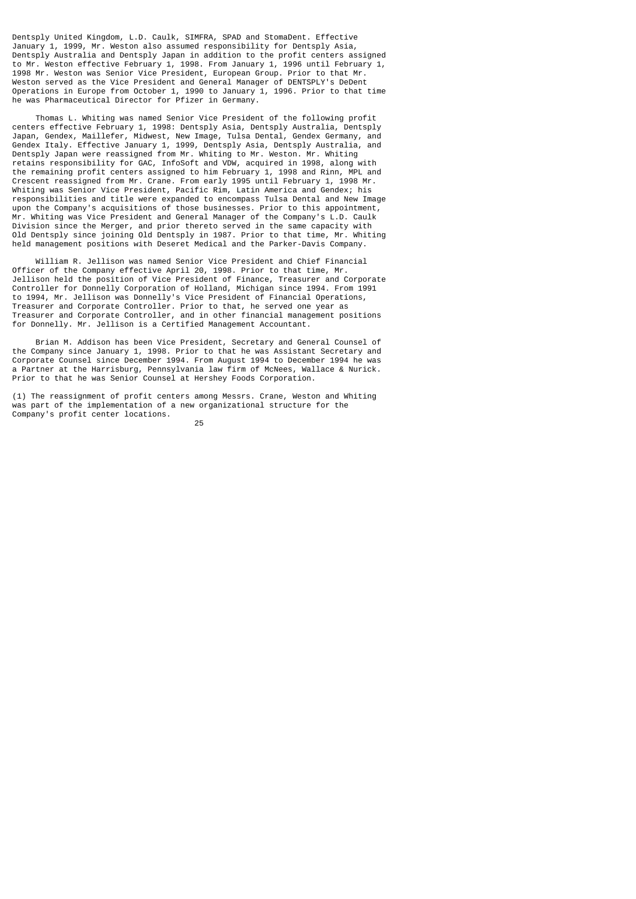Dentsply United Kingdom, L.D. Caulk, SIMFRA, SPAD and StomaDent. Effective January 1, 1999, Mr. Weston also assumed responsibility for Dentsply Asia, Dentsply Australia and Dentsply Japan in addition to the profit centers assigned to Mr. Weston effective February 1, 1998. From January 1, 1996 until February 1, 1998 Mr. Weston was Senior Vice President, European Group. Prior to that Mr. Weston served as the Vice President and General Manager of DENTSPLY's DeDent Operations in Europe from October 1, 1990 to January 1, 1996. Prior to that time he was Pharmaceutical Director for Pfizer in Germany.

Thomas L. Whiting was named Senior Vice President of the following profit centers effective February 1, 1998: Dentsply Asia, Dentsply Australia, Dentsply Japan, Gendex, Maillefer, Midwest, New Image, Tulsa Dental, Gendex Germany, and Gendex Italy. Effective January 1, 1999, Dentsply Asia, Dentsply Australia, and Dentsply Japan were reassigned from Mr. Whiting to Mr. Weston. Mr. Whiting retains responsibility for GAC, InfoSoft and VDW, acquired in 1998, along with the remaining profit centers assigned to him February 1, 1998 and Rinn, MPL and Crescent reassigned from Mr. Crane. From early 1995 until February 1, 1998 Mr. Whiting was Senior Vice President, Pacific Rim, Latin America and Gendex; his responsibilities and title were expanded to encompass Tulsa Dental and New Image upon the Company's acquisitions of those businesses. Prior to this appointment, Mr. Whiting was Vice President and General Manager of the Company's L.D. Caulk Division since the Merger, and prior thereto served in the same capacity with Old Dentsply since joining Old Dentsply in 1987. Prior to that time, Mr. Whiting held management positions with Deseret Medical and the Parker-Davis Company.

William R. Jellison was named Senior Vice President and Chief Financial Officer of the Company effective April 20, 1998. Prior to that time, Mr. Jellison held the position of Vice President of Finance, Treasurer and Corporate Controller for Donnelly Corporation of Holland, Michigan since 1994. From 1991 to 1994, Mr. Jellison was Donnelly's Vice President of Financial Operations, Treasurer and Corporate Controller. Prior to that, he served one year as Treasurer and Corporate Controller, and in other financial management positions for Donnelly. Mr. Jellison is a Certified Management Accountant.

Brian M. Addison has been Vice President, Secretary and General Counsel of the Company since January 1, 1998. Prior to that he was Assistant Secretary and Corporate Counsel since December 1994. From August 1994 to December 1994 he was a Partner at the Harrisburg, Pennsylvania law firm of McNees, Wallace & Nurick. Prior to that he was Senior Counsel at Hershey Foods Corporation.

(1) The reassignment of profit centers among Messrs. Crane, Weston and Whiting was part of the implementation of a new organizational structure for the Company's profit center locations.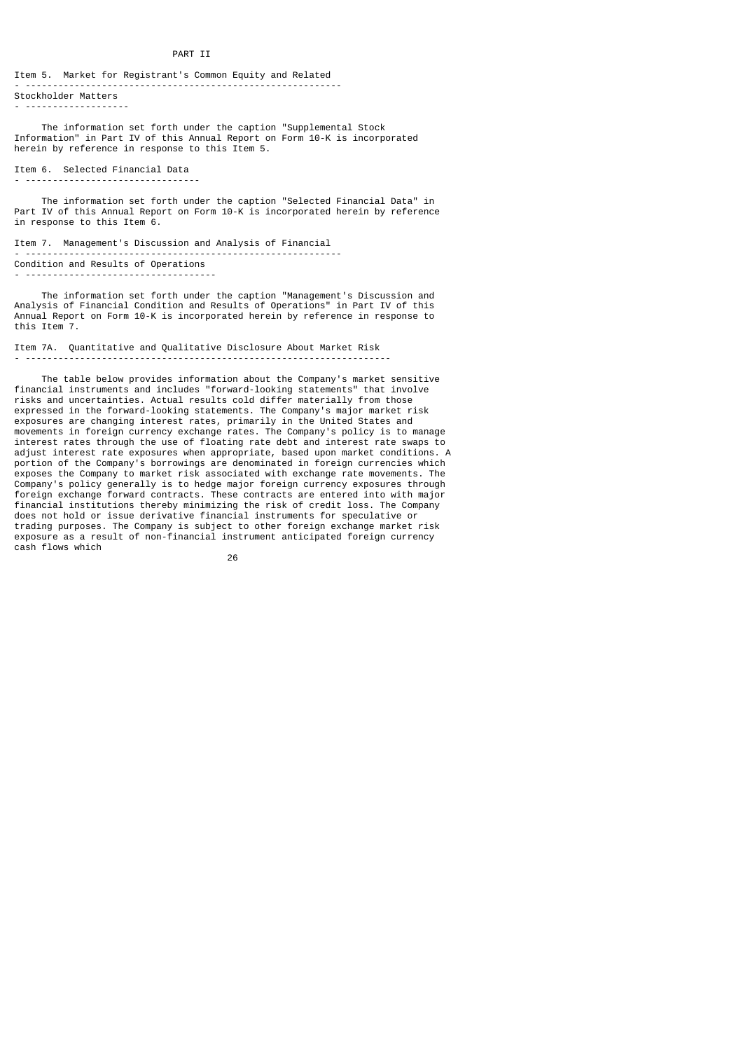PART II

## Item 5. Market for Registrant's Common Equity and Related Stockholder Matters

The information set forth under the caption "Supplemental Stock Information" in Part IV of this Annual Report on Form 10-K is incorporated herein by reference in response to this Item 5.

## Item 6. Selected Financial Data

The information set forth under the caption "Selected Financial Data" in Part IV of this Annual Report on Form 10-K is incorporated herein by reference in response to this Item 6.

## Item 7. Management's Discussion and Analysis of Financial Condition and Results of Operations

The information set forth under the caption "Management's Discussion and Analysis of Financial Condition and Results of Operations" in Part IV of this Annual Report on Form 10-K is incorporated herein by reference in response to this Item 7.

## Item 7A. Quantitative and Qualitative Disclosure About Market Risk

The table below provides information about the Company's market sensitive financial instruments and includes "forward-looking statements" that involve risks and uncertainties. Actual results cold differ materially from those expressed in the forward-looking statements. The Company's major market risk exposures are changing interest rates, primarily in the United States and movements in foreign currency exchange rates. The Company's policy is to manage interest rates through the use of floating rate debt and interest rate swaps to adjust interest rate exposures when appropriate, based upon market conditions. A portion of the Company's borrowings are denominated in foreign currencies which exposes the Company to market risk associated with exchange rate movements. The Company's policy generally is to hedge major foreign currency exposures through foreign exchange forward contracts. These contracts are entered into with major financial institutions thereby minimizing the risk of credit loss. The Company does not hold or issue derivative financial instruments for speculative or trading purposes. The Company is subject to other foreign exchange market risk exposure as a result of non-financial instrument anticipated foreign currency cash flows which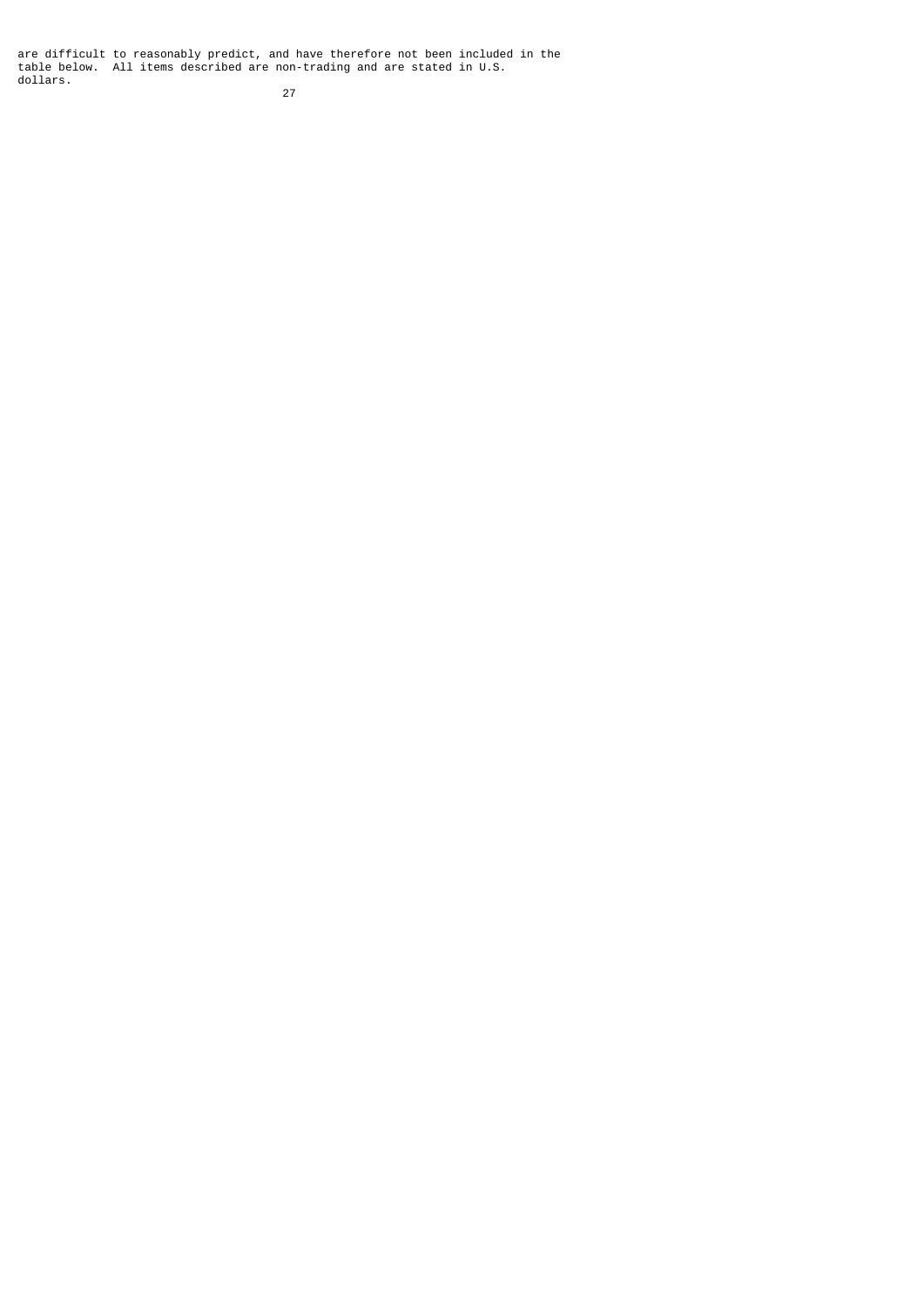are difficult to reasonably predict, and have therefore not been included in the table below. All items described are non-trading and are stated in U.S. dollars.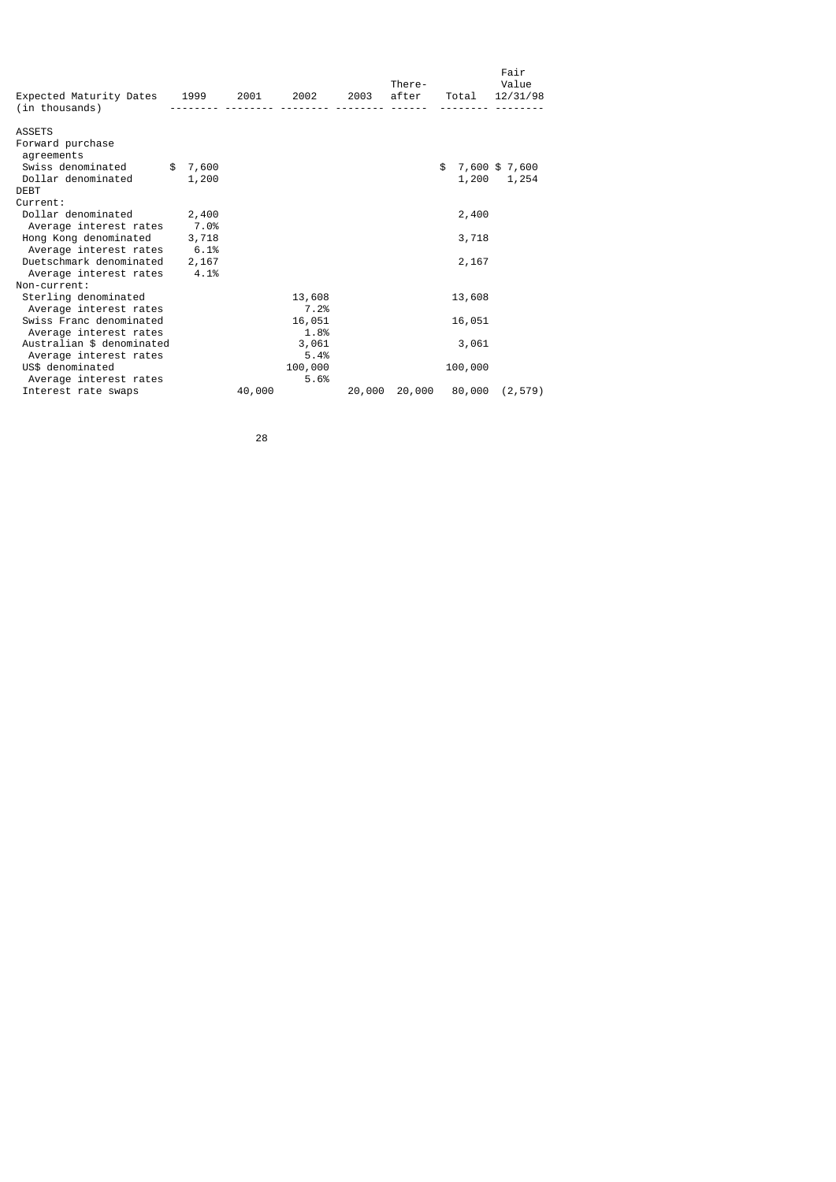| Expected Maturity Dates (in thousands) | 1999 | 2001 | 2002 | 2003 | There-after | Total | Fair Value 12/31/98 |
|---|---|---|---|---|---|---|---|
| ASSETS | | | | | | | |
| Forward purchase agreements | | | | | | | |
| Swiss denominated | $ 7,600 | | | | | $ 7,600 | $ 7,600 |
| Dollar denominated | 1,200 | | | | | 1,200 | 1,254 |
| DEBT | | | | | | | |
| Current: | | | | | | | |
| Dollar denominated | 2,400 | | | | | 2,400 | |
| Average interest rates | 7.0% | | | | | | |
| Hong Kong denominated | 3,718 | | | | | 3,718 | |
| Average interest rates | 6.1% | | | | | | |
| Duetschmark denominated | 2,167 | | | | | 2,167 | |
| Average interest rates | 4.1% | | | | | | |
| Non-current: | | | | | | | |
| Sterling denominated | | | 13,608 | | | 13,608 | |
| Average interest rates | | | 7.2% | | | | |
| Swiss Franc denominated | | | 16,051 | | | 16,051 | |
| Average interest rates | | | 1.8% | | | | |
| Australian $ denominated | | | 3,061 | | | 3,061 | |
| Average interest rates | | | 5.4% | | | | |
| US$ denominated | | | 100,000 | | | 100,000 | |
| Average interest rates | | | 5.6% | | | | |
| Interest rate swaps | | 40,000 | | 20,000 | 20,000 | 80,000 | (2,579) |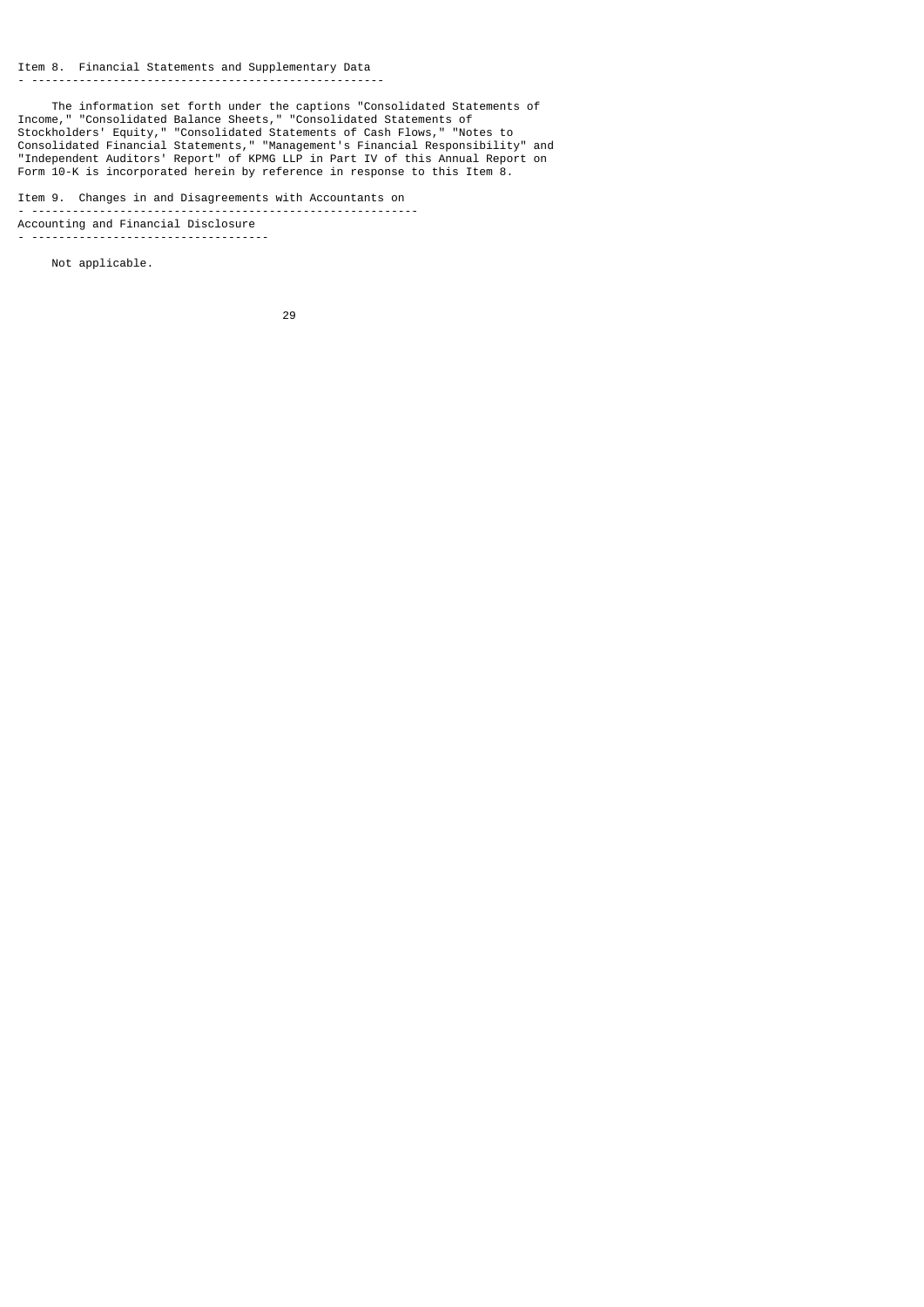## Item 8. Financial Statements and Supplementary Data

The information set forth under the captions "Consolidated Statements of Income," "Consolidated Balance Sheets," "Consolidated Statements of Stockholders' Equity," "Consolidated Statements of Cash Flows," "Notes to Consolidated Financial Statements," "Management's Financial Responsibility" and "Independent Auditors' Report" of KPMG LLP in Part IV of this Annual Report on Form 10-K is incorporated herein by reference in response to this Item 8.

## Item 9. Changes in and Disagreements with Accountants on Accounting and Financial Disclosure

Not applicable.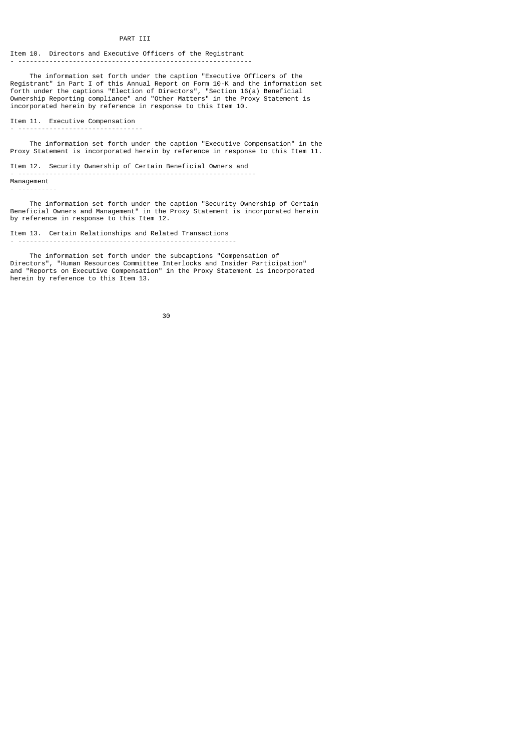# PART III

## Item 10. Directors and Executive Officers of the Registrant

The information set forth under the caption "Executive Officers of the Registrant" in Part I of this Annual Report on Form 10-K and the information set forth under the captions "Election of Directors", "Section 16(a) Beneficial Ownership Reporting compliance" and "Other Matters" in the Proxy Statement is incorporated herein by reference in response to this Item 10.

## Item 11. Executive Compensation

The information set forth under the caption "Executive Compensation" in the Proxy Statement is incorporated herein by reference in response to this Item 11.

## Item 12. Security Ownership of Certain Beneficial Owners and Management

The information set forth under the caption "Security Ownership of Certain Beneficial Owners and Management" in the Proxy Statement is incorporated herein by reference in response to this Item 12.

## Item 13. Certain Relationships and Related Transactions

The information set forth under the subcaptions "Compensation of Directors", "Human Resources Committee Interlocks and Insider Participation" and "Reports on Executive Compensation" in the Proxy Statement is incorporated herein by reference to this Item 13.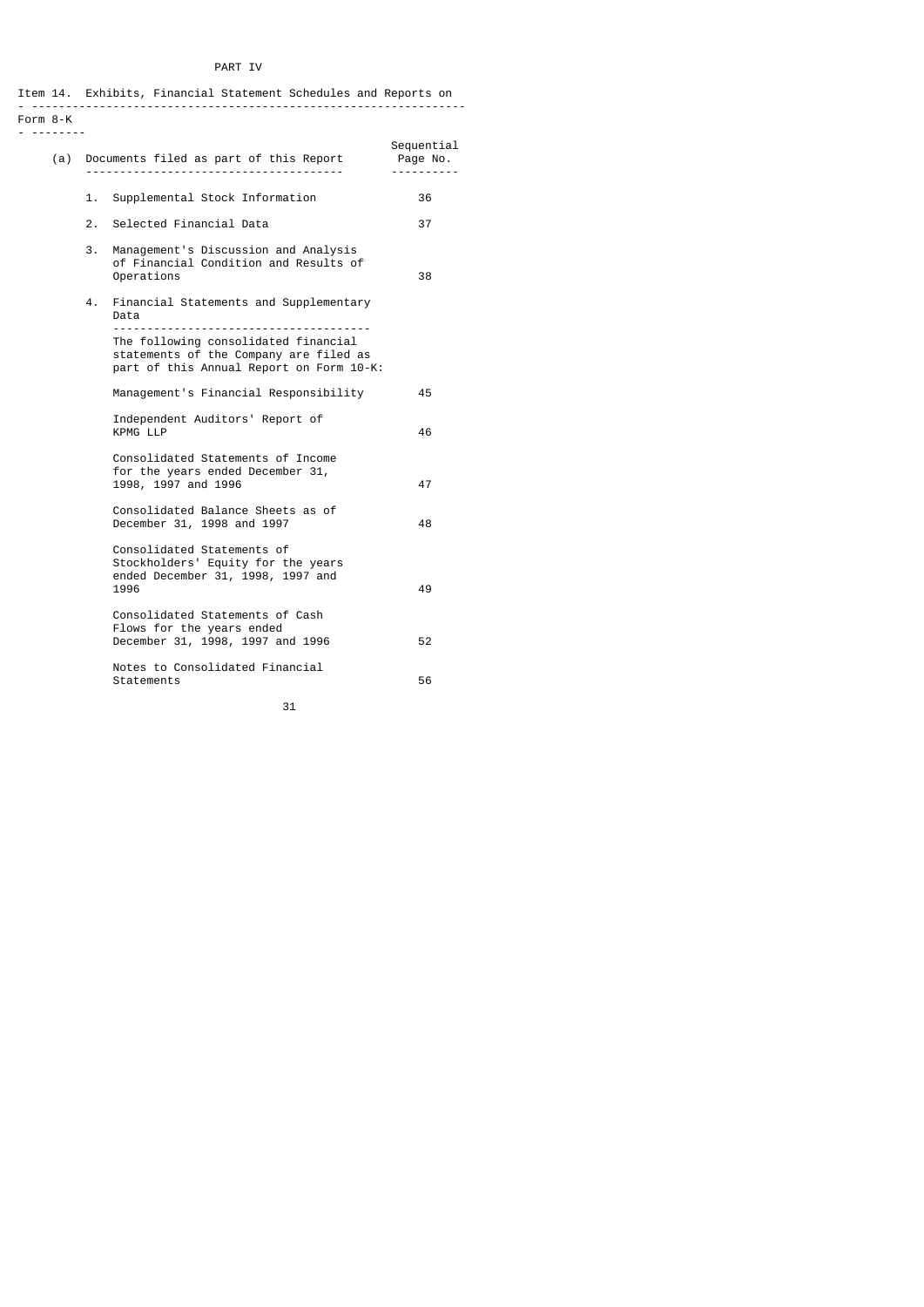PART IV

## Item 14. Exhibits, Financial Statement Schedules and Reports on Form 8-K

| (a) Documents filed as part of this Report | Sequential Page No. |
|---|---|
| 1. Supplemental Stock Information | 36 |
| 2. Selected Financial Data | 37 |
| 3. Management's Discussion and Analysis of Financial Condition and Results of Operations | 38 |
| 4. Financial Statements and Supplementary Data | |
| The following consolidated financial statements of the Company are filed as part of this Annual Report on Form 10-K: | |
| Management's Financial Responsibility | 45 |
| Independent Auditors' Report of KPMG LLP | 46 |
| Consolidated Statements of Income for the years ended December 31, 1998, 1997 and 1996 | 47 |
| Consolidated Balance Sheets as of December 31, 1998 and 1997 | 48 |
| Consolidated Statements of Stockholders' Equity for the years ended December 31, 1998, 1997 and 1996 | 49 |
| Consolidated Statements of Cash Flows for the years ended December 31, 1998, 1997 and 1996 | 52 |
| Notes to Consolidated Financial Statements | 56 |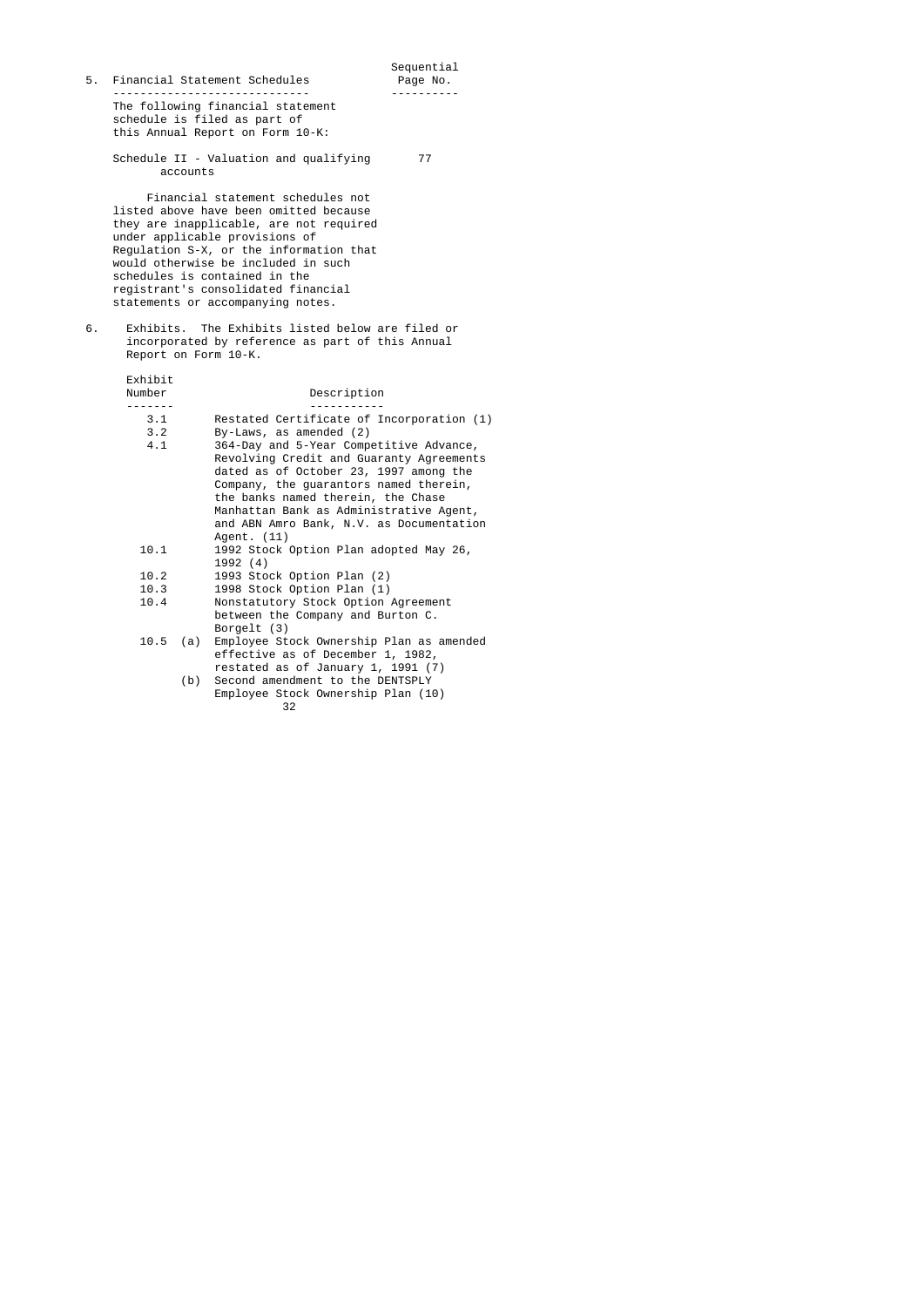5. Financial Statement Schedules

| | Sequential Page No. |
|---|---|
| The following financial statement schedule is filed as part of this Annual Report on Form 10-K: | |
| Schedule II - Valuation and qualifying accounts | 77 |

Financial statement schedules not listed above have been omitted because they are inapplicable, are not required under applicable provisions of Regulation S-X, or the information that would otherwise be included in such schedules is contained in the registrant's consolidated financial statements or accompanying notes.

6. Exhibits. The Exhibits listed below are filed or incorporated by reference as part of this Annual Report on Form 10-K.

| Exhibit Number | | Description |
|---|---|---|
| 3.1 | | Restated Certificate of Incorporation (1) |
| 3.2 | | By-Laws, as amended (2) |
| 4.1 | | 364-Day and 5-Year Competitive Advance, Revolving Credit and Guaranty Agreements dated as of October 23, 1997 among the Company, the guarantors named therein, the banks named therein, the Chase Manhattan Bank as Administrative Agent, and ABN Amro Bank, N.V. as Documentation Agent. (11) |
| 10.1 | | 1992 Stock Option Plan adopted May 26, 1992 (4) |
| 10.2 | | 1993 Stock Option Plan (2) |
| 10.3 | | 1998 Stock Option Plan (1) |
| 10.4 | | Nonstatutory Stock Option Agreement between the Company and Burton C. Borgelt (3) |
| 10.5 | (a) | Employee Stock Ownership Plan as amended effective as of December 1, 1982, restated as of January 1, 1991 (7) |
| | (b) | Second amendment to the DENTSPLY Employee Stock Ownership Plan (10) |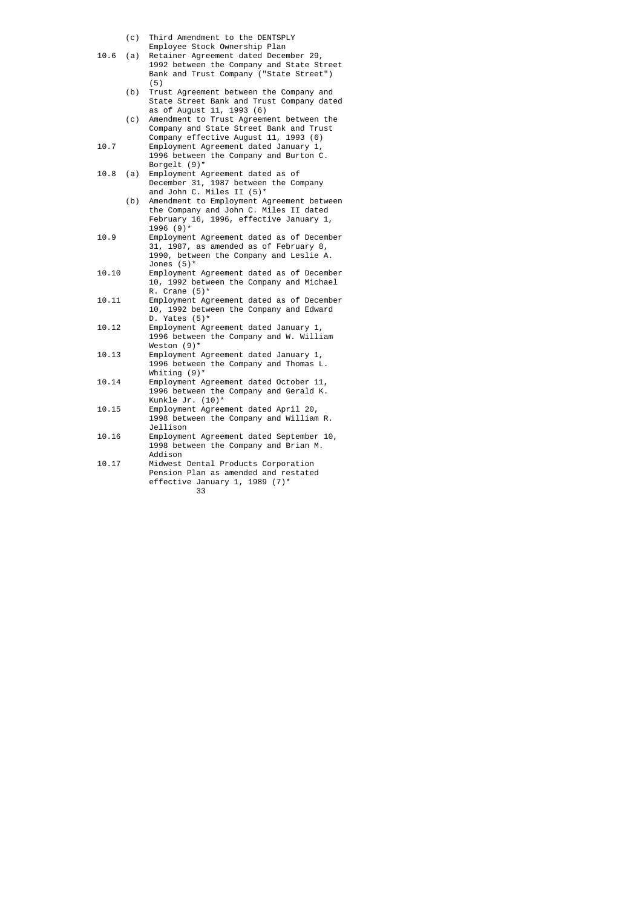| | | |
|---|---|---|
| | (c) | Third Amendment to the DENTSPLY Employee Stock Ownership Plan |
| 10.6 | (a) | Retainer Agreement dated December 29, 1992 between the Company and State Street Bank and Trust Company ("State Street") (5) |
| | (b) | Trust Agreement between the Company and State Street Bank and Trust Company dated as of August 11, 1993 (6) |
| | (c) | Amendment to Trust Agreement between the Company and State Street Bank and Trust Company effective August 11, 1993 (6) |
| 10.7 | | Employment Agreement dated January 1, 1996 between the Company and Burton C. Borgelt (9)* |
| 10.8 | (a) | Employment Agreement dated as of December 31, 1987 between the Company and John C. Miles II (5)* |
| | (b) | Amendment to Employment Agreement between the Company and John C. Miles II dated February 16, 1996, effective January 1, 1996 (9)* |
| 10.9 | | Employment Agreement dated as of December 31, 1987, as amended as of February 8, 1990, between the Company and Leslie A. Jones (5)* |
| 10.10 | | Employment Agreement dated as of December 10, 1992 between the Company and Michael R. Crane (5)* |
| 10.11 | | Employment Agreement dated as of December 10, 1992 between the Company and Edward D. Yates (5)* |
| 10.12 | | Employment Agreement dated January 1, 1996 between the Company and W. William Weston (9)* |
| 10.13 | | Employment Agreement dated January 1, 1996 between the Company and Thomas L. Whiting (9)* |
| 10.14 | | Employment Agreement dated October 11, 1996 between the Company and Gerald K. Kunkle Jr. (10)* |
| 10.15 | | Employment Agreement dated April 20, 1998 between the Company and William R. Jellison |
| 10.16 | | Employment Agreement dated September 10, 1998 between the Company and Brian M. Addison |
| 10.17 | | Midwest Dental Products Corporation Pension Plan as amended and restated effective January 1, 1989 (7)* |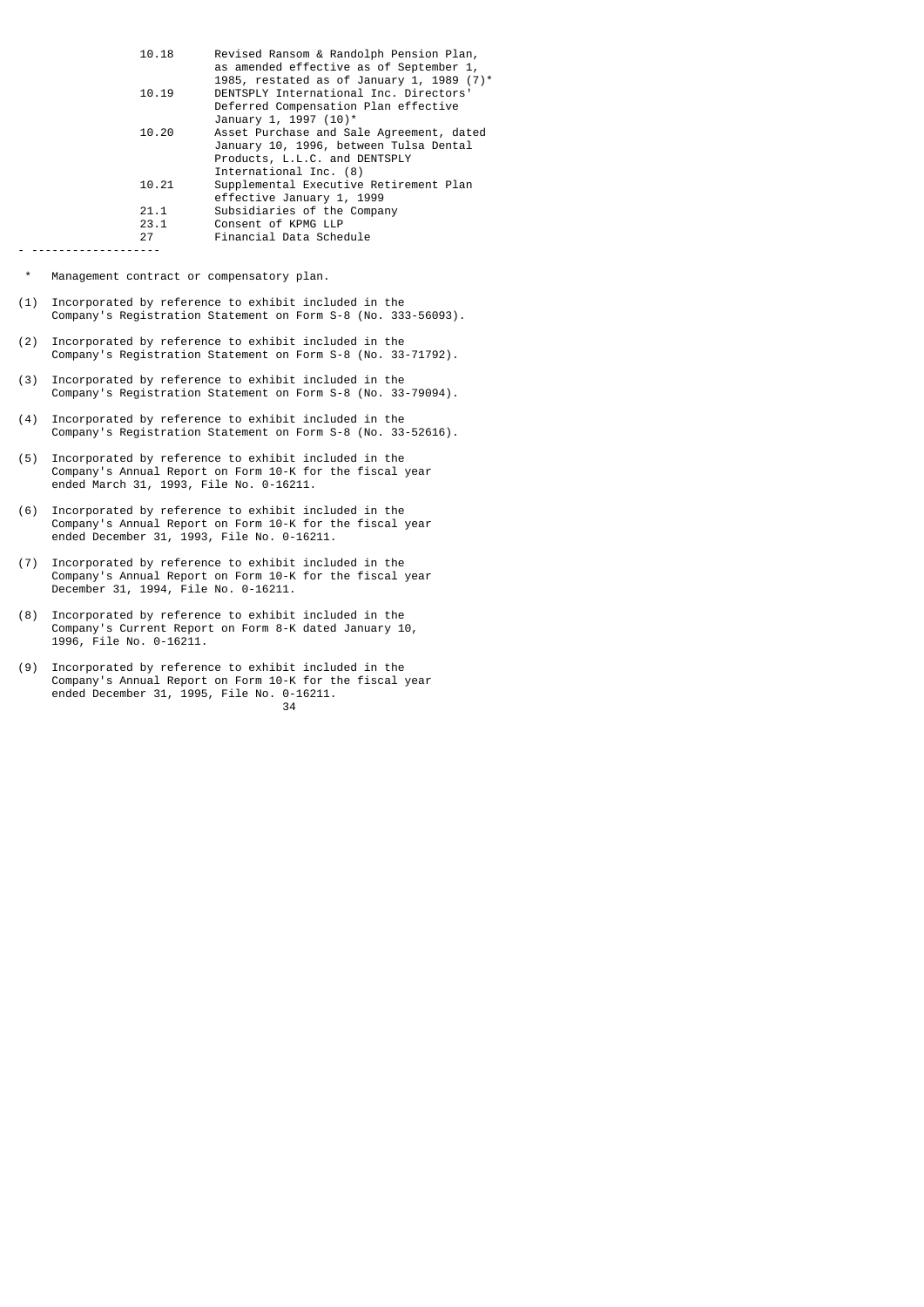| | |
|---|---|
| 10.18 | Revised Ransom & Randolph Pension Plan, as amended effective as of September 1, 1985, restated as of January 1, 1989 (7)* |
| 10.19 | DENTSPLY International Inc. Directors' Deferred Compensation Plan effective January 1, 1997 (10)* |
| 10.20 | Asset Purchase and Sale Agreement, dated January 10, 1996, between Tulsa Dental Products, L.L.C. and DENTSPLY International Inc. (8) |
| 10.21 | Supplemental Executive Retirement Plan effective January 1, 1999 |
| 21.1 | Subsidiaries of the Company |
| 23.1 | Consent of KPMG LLP |
| 27 | Financial Data Schedule |

---

\* Management contract or compensatory plan.

(1) Incorporated by reference to exhibit included in the Company's Registration Statement on Form S-8 (No. 333-56093).

(2) Incorporated by reference to exhibit included in the Company's Registration Statement on Form S-8 (No. 33-71792).

(3) Incorporated by reference to exhibit included in the Company's Registration Statement on Form S-8 (No. 33-79094).

(4) Incorporated by reference to exhibit included in the Company's Registration Statement on Form S-8 (No. 33-52616).

(5) Incorporated by reference to exhibit included in the Company's Annual Report on Form 10-K for the fiscal year ended March 31, 1993, File No. 0-16211.

(6) Incorporated by reference to exhibit included in the Company's Annual Report on Form 10-K for the fiscal year ended December 31, 1993, File No. 0-16211.

(7) Incorporated by reference to exhibit included in the Company's Annual Report on Form 10-K for the fiscal year December 31, 1994, File No. 0-16211.

(8) Incorporated by reference to exhibit included in the Company's Current Report on Form 8-K dated January 10, 1996, File No. 0-16211.

(9) Incorporated by reference to exhibit included in the Company's Annual Report on Form 10-K for the fiscal year ended December 31, 1995, File No. 0-16211.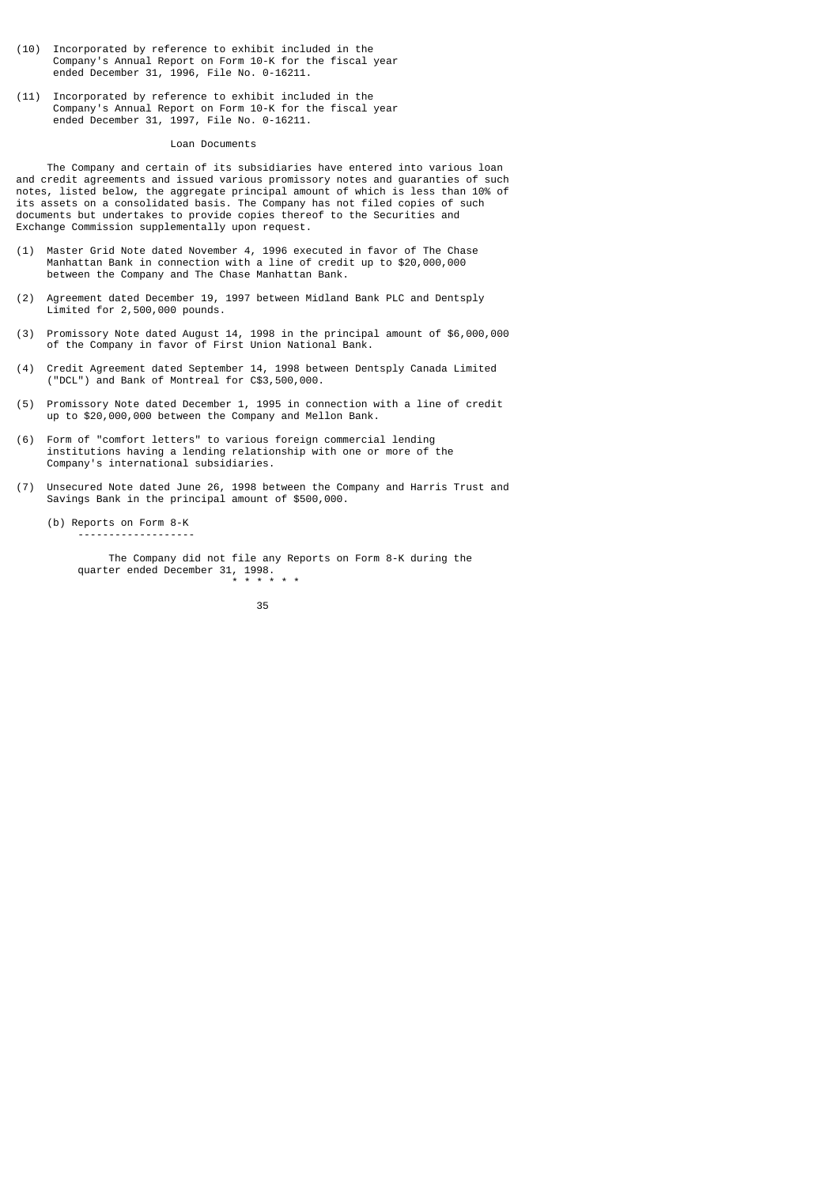(10) Incorporated by reference to exhibit included in the Company's Annual Report on Form 10-K for the fiscal year ended December 31, 1996, File No. 0-16211.

(11) Incorporated by reference to exhibit included in the Company's Annual Report on Form 10-K for the fiscal year ended December 31, 1997, File No. 0-16211.

Loan Documents

The Company and certain of its subsidiaries have entered into various loan and credit agreements and issued various promissory notes and guaranties of such notes, listed below, the aggregate principal amount of which is less than 10% of its assets on a consolidated basis. The Company has not filed copies of such documents but undertakes to provide copies thereof to the Securities and Exchange Commission supplementally upon request.

(1) Master Grid Note dated November 4, 1996 executed in favor of The Chase Manhattan Bank in connection with a line of credit up to $20,000,000 between the Company and The Chase Manhattan Bank.

(2) Agreement dated December 19, 1997 between Midland Bank PLC and Dentsply Limited for 2,500,000 pounds.

(3) Promissory Note dated August 14, 1998 in the principal amount of $6,000,000 of the Company in favor of First Union National Bank.

(4) Credit Agreement dated September 14, 1998 between Dentsply Canada Limited ("DCL") and Bank of Montreal for C$3,500,000.

(5) Promissory Note dated December 1, 1995 in connection with a line of credit up to $20,000,000 between the Company and Mellon Bank.

(6) Form of "comfort letters" to various foreign commercial lending institutions having a lending relationship with one or more of the Company's international subsidiaries.

(7) Unsecured Note dated June 26, 1998 between the Company and Harris Trust and Savings Bank in the principal amount of $500,000.

(b) Reports on Form 8-K

The Company did not file any Reports on Form 8-K during the quarter ended December 31, 1998.

* * * * * *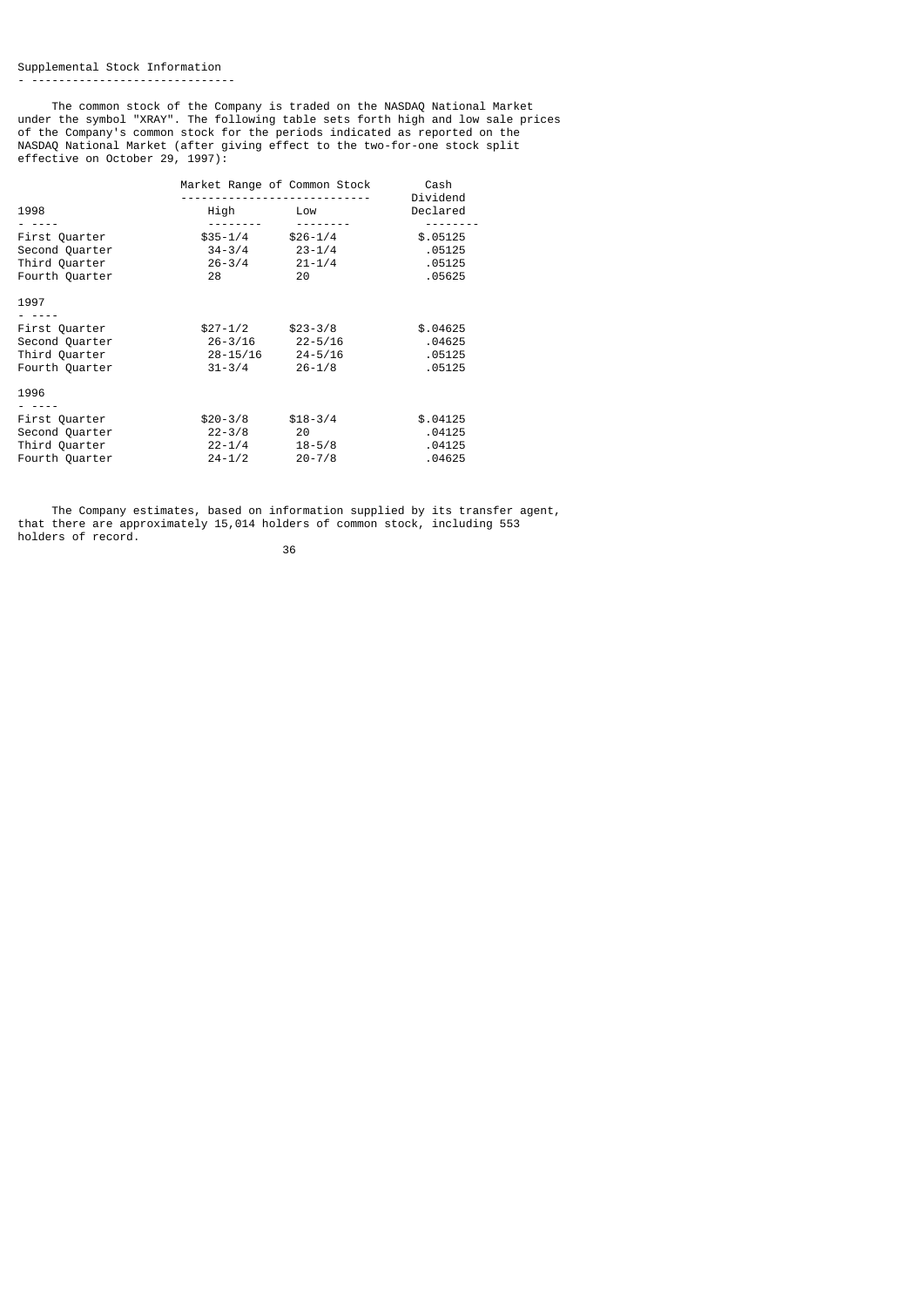## Supplemental Stock Information

The common stock of the Company is traded on the NASDAQ National Market under the symbol "XRAY". The following table sets forth high and low sale prices of the Company's common stock for the periods indicated as reported on the NASDAQ National Market (after giving effect to the two-for-one stock split effective on October 29, 1997):

| | Market Range of Common Stock | | Cash Dividend |
|---|---|---|---|
| 1998 | High | Low | Declared |
| First Quarter | $35-1/4 | $26-1/4 | $.05125 |
| Second Quarter | 34-3/4 | 23-1/4 | .05125 |
| Third Quarter | 26-3/4 | 21-1/4 | .05125 |
| Fourth Quarter | 28 | 20 | .05625 |
| **1997** | | | |
| First Quarter | $27-1/2 | $23-3/8 | $.04625 |
| Second Quarter | 26-3/16 | 22-5/16 | .04625 |
| Third Quarter | 28-15/16 | 24-5/16 | .05125 |
| Fourth Quarter | 31-3/4 | 26-1/8 | .05125 |
| **1996** | | | |
| First Quarter | $20-3/8 | $18-3/4 | $.04125 |
| Second Quarter | 22-3/8 | 20 | .04125 |
| Third Quarter | 22-1/4 | 18-5/8 | .04125 |
| Fourth Quarter | 24-1/2 | 20-7/8 | .04625 |

The Company estimates, based on information supplied by its transfer agent, that there are approximately 15,014 holders of common stock, including 553 holders of record.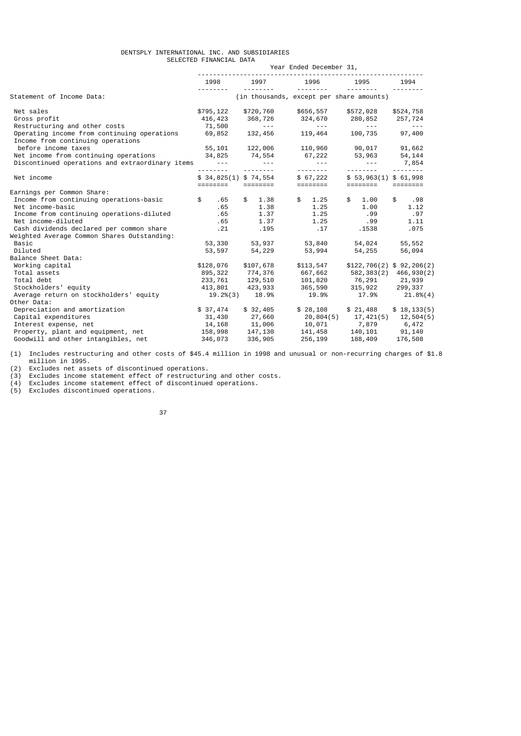DENTSPLY INTERNATIONAL INC. AND SUBSIDIARIES
SELECTED FINANCIAL DATA

| | Year Ended December 31, | | | | |
|---|---|---|---|---|---|
| | 1998 | 1997 | 1996 | 1995 | 1994 |
| Statement of Income Data: | (in thousands, except per share amounts) | | | | |
| Net sales | $795,122 | $720,760 | $656,557 | $572,028 | $524,758 |
| Gross profit | 416,423 | 368,726 | 324,670 | 280,852 | 257,724 |
| Restructuring and other costs | 71,500 | --- | --- | --- | --- |
| Operating income from continuing operations | 69,852 | 132,456 | 119,464 | 100,735 | 97,400 |
| Income from continuing operations before income taxes | 55,101 | 122,006 | 110,960 | 90,017 | 91,662 |
| Net income from continuing operations | 34,825 | 74,554 | 67,222 | 53,963 | 54,144 |
| Discontinued operations and extraordinary items | --- | --- | --- | --- | 7,854 |
| Net income | $ 34,825(1) | $ 74,554 | $ 67,222 | $ 53,963(1) | $ 61,998 |
| Earnings per Common Share: | | | | | |
| Income from continuing operations-basic | $ .65 | $ 1.38 | $ 1.25 | $ 1.00 | $ .98 |
| Net income-basic | .65 | 1.38 | 1.25 | 1.00 | 1.12 |
| Income from continuing operations-diluted | .65 | 1.37 | 1.25 | .99 | .97 |
| Net income-diluted | .65 | 1.37 | 1.25 | .99 | 1.11 |
| Cash dividends declared per common share | .21 | .195 | .17 | .1538 | .075 |
| Weighted Average Common Shares Outstanding: | | | | | |
| Basic | 53,330 | 53,937 | 53,840 | 54,024 | 55,552 |
| Diluted | 53,597 | 54,229 | 53,994 | 54,255 | 56,094 |
| Balance Sheet Data: | | | | | |
| Working capital | $128,076 | $107,678 | $113,547 | $122,706(2) | $ 92,206(2) |
| Total assets | 895,322 | 774,376 | 667,662 | 582,383(2) | 466,930(2) |
| Total debt | 233,761 | 129,510 | 101,820 | 76,291 | 21,939 |
| Stockholders' equity | 413,801 | 423,933 | 365,590 | 315,922 | 299,337 |
| Average return on stockholders' equity | 19.2%(3) | 18.9% | 19.9% | 17.9% | 21.8%(4) |
| Other Data: | | | | | |
| Depreciation and amortization | $ 37,474 | $ 32,405 | $ 28,108 | $ 21,488 | $ 18,133(5) |
| Capital expenditures | 31,430 | 27,660 | 20,804(5) | 17,421(5) | 12,504(5) |
| Interest expense, net | 14,168 | 11,006 | 10,071 | 7,879 | 6,472 |
| Property, plant and equipment, net | 158,998 | 147,130 | 141,458 | 140,101 | 91,140 |
| Goodwill and other intangibles, net | 346,073 | 336,905 | 256,199 | 188,409 | 176,508 |

(1) Includes restructuring and other costs of $45.4 million in 1998 and unusual or non-recurring charges of $1.8 million in 1995.
(2) Excludes net assets of discontinued operations.
(3) Excludes income statement effect of restructuring and other costs.
(4) Excludes income statement effect of discontinued operations.
(5) Excludes discontinued operations.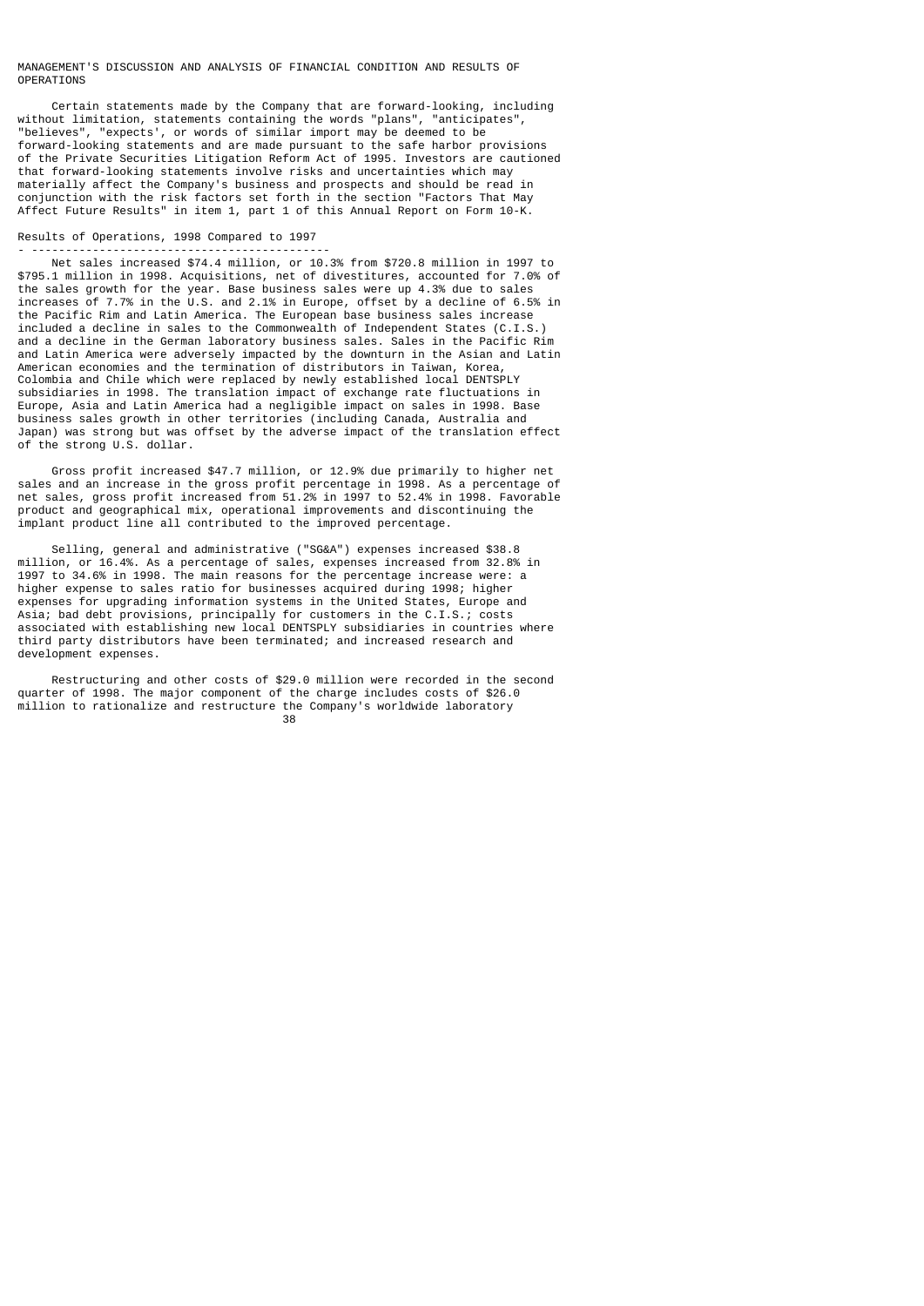MANAGEMENT'S DISCUSSION AND ANALYSIS OF FINANCIAL CONDITION AND RESULTS OF OPERATIONS

Certain statements made by the Company that are forward-looking, including without limitation, statements containing the words "plans", "anticipates", "believes", "expects', or words of similar import may be deemed to be forward-looking statements and are made pursuant to the safe harbor provisions of the Private Securities Litigation Reform Act of 1995. Investors are cautioned that forward-looking statements involve risks and uncertainties which may materially affect the Company's business and prospects and should be read in conjunction with the risk factors set forth in the section "Factors That May Affect Future Results" in item 1, part 1 of this Annual Report on Form 10-K.

## Results of Operations, 1998 Compared to 1997

Net sales increased $74.4 million, or 10.3% from $720.8 million in 1997 to $795.1 million in 1998. Acquisitions, net of divestitures, accounted for 7.0% of the sales growth for the year. Base business sales were up 4.3% due to sales increases of 7.7% in the U.S. and 2.1% in Europe, offset by a decline of 6.5% in the Pacific Rim and Latin America. The European base business sales increase included a decline in sales to the Commonwealth of Independent States (C.I.S.) and a decline in the German laboratory business sales. Sales in the Pacific Rim and Latin America were adversely impacted by the downturn in the Asian and Latin American economies and the termination of distributors in Taiwan, Korea, Colombia and Chile which were replaced by newly established local DENTSPLY subsidiaries in 1998. The translation impact of exchange rate fluctuations in Europe, Asia and Latin America had a negligible impact on sales in 1998. Base business sales growth in other territories (including Canada, Australia and Japan) was strong but was offset by the adverse impact of the translation effect of the strong U.S. dollar.

Gross profit increased $47.7 million, or 12.9% due primarily to higher net sales and an increase in the gross profit percentage in 1998. As a percentage of net sales, gross profit increased from 51.2% in 1997 to 52.4% in 1998. Favorable product and geographical mix, operational improvements and discontinuing the implant product line all contributed to the improved percentage.

Selling, general and administrative ("SG&A") expenses increased $38.8 million, or 16.4%. As a percentage of sales, expenses increased from 32.8% in 1997 to 34.6% in 1998. The main reasons for the percentage increase were: a higher expense to sales ratio for businesses acquired during 1998; higher expenses for upgrading information systems in the United States, Europe and Asia; bad debt provisions, principally for customers in the C.I.S.; costs associated with establishing new local DENTSPLY subsidiaries in countries where third party distributors have been terminated; and increased research and development expenses.

Restructuring and other costs of $29.0 million were recorded in the second quarter of 1998. The major component of the charge includes costs of $26.0 million to rationalize and restructure the Company's worldwide laboratory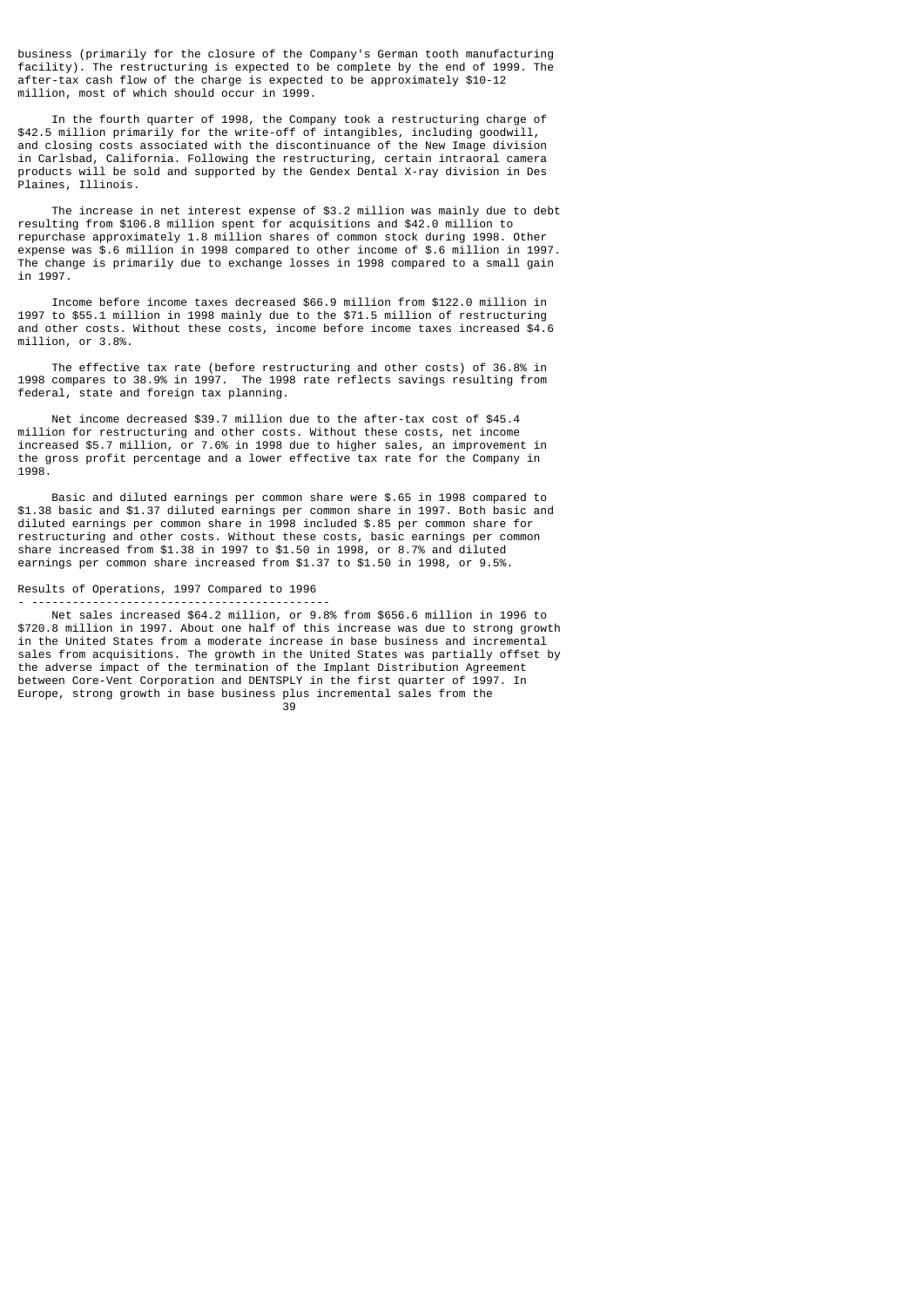business (primarily for the closure of the Company's German tooth manufacturing facility). The restructuring is expected to be complete by the end of 1999. The after-tax cash flow of the charge is expected to be approximately $10-12 million, most of which should occur in 1999.

In the fourth quarter of 1998, the Company took a restructuring charge of $42.5 million primarily for the write-off of intangibles, including goodwill, and closing costs associated with the discontinuance of the New Image division in Carlsbad, California. Following the restructuring, certain intraoral camera products will be sold and supported by the Gendex Dental X-ray division in Des Plaines, Illinois.

The increase in net interest expense of $3.2 million was mainly due to debt resulting from $106.8 million spent for acquisitions and $42.0 million to repurchase approximately 1.8 million shares of common stock during 1998. Other expense was $.6 million in 1998 compared to other income of $.6 million in 1997. The change is primarily due to exchange losses in 1998 compared to a small gain in 1997.

Income before income taxes decreased $66.9 million from $122.0 million in 1997 to $55.1 million in 1998 mainly due to the $71.5 million of restructuring and other costs. Without these costs, income before income taxes increased $4.6 million, or 3.8%.

The effective tax rate (before restructuring and other costs) of 36.8% in 1998 compares to 38.9% in 1997. The 1998 rate reflects savings resulting from federal, state and foreign tax planning.

Net income decreased $39.7 million due to the after-tax cost of $45.4 million for restructuring and other costs. Without these costs, net income increased $5.7 million, or 7.6% in 1998 due to higher sales, an improvement in the gross profit percentage and a lower effective tax rate for the Company in 1998.

Basic and diluted earnings per common share were $.65 in 1998 compared to $1.38 basic and $1.37 diluted earnings per common share in 1997. Both basic and diluted earnings per common share in 1998 included $.85 per common share for restructuring and other costs. Without these costs, basic earnings per common share increased from $1.38 in 1997 to $1.50 in 1998, or 8.7% and diluted earnings per common share increased from $1.37 to $1.50 in 1998, or 9.5%.

## Results of Operations, 1997 Compared to 1996

Net sales increased $64.2 million, or 9.8% from $656.6 million in 1996 to $720.8 million in 1997. About one half of this increase was due to strong growth in the United States from a moderate increase in base business and incremental sales from acquisitions. The growth in the United States was partially offset by the adverse impact of the termination of the Implant Distribution Agreement between Core-Vent Corporation and DENTSPLY in the first quarter of 1997. In Europe, strong growth in base business plus incremental sales from the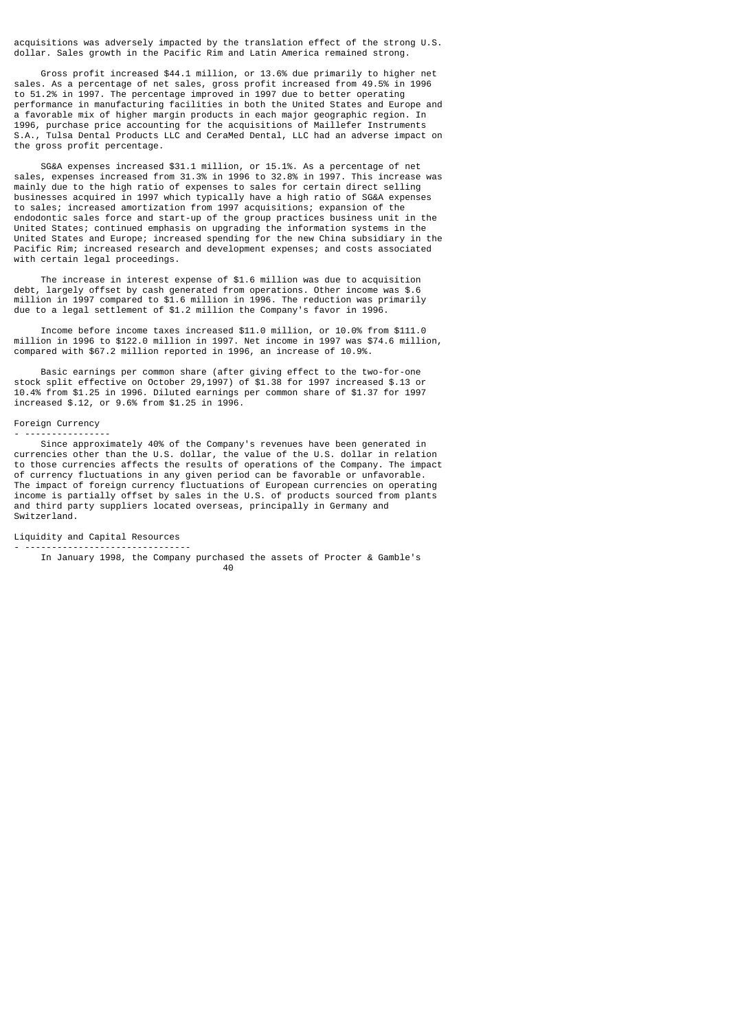acquisitions was adversely impacted by the translation effect of the strong U.S. dollar. Sales growth in the Pacific Rim and Latin America remained strong.

Gross profit increased $44.1 million, or 13.6% due primarily to higher net sales. As a percentage of net sales, gross profit increased from 49.5% in 1996 to 51.2% in 1997. The percentage improved in 1997 due to better operating performance in manufacturing facilities in both the United States and Europe and a favorable mix of higher margin products in each major geographic region. In 1996, purchase price accounting for the acquisitions of Maillefer Instruments S.A., Tulsa Dental Products LLC and CeraMed Dental, LLC had an adverse impact on the gross profit percentage.

SG&A expenses increased $31.1 million, or 15.1%. As a percentage of net sales, expenses increased from 31.3% in 1996 to 32.8% in 1997. This increase was mainly due to the high ratio of expenses to sales for certain direct selling businesses acquired in 1997 which typically have a high ratio of SG&A expenses to sales; increased amortization from 1997 acquisitions; expansion of the endodontic sales force and start-up of the group practices business unit in the United States; continued emphasis on upgrading the information systems in the United States and Europe; increased spending for the new China subsidiary in the Pacific Rim; increased research and development expenses; and costs associated with certain legal proceedings.

The increase in interest expense of $1.6 million was due to acquisition debt, largely offset by cash generated from operations. Other income was $.6 million in 1997 compared to $1.6 million in 1996. The reduction was primarily due to a legal settlement of $1.2 million the Company's favor in 1996.

Income before income taxes increased $11.0 million, or 10.0% from $111.0 million in 1996 to $122.0 million in 1997. Net income in 1997 was $74.6 million, compared with $67.2 million reported in 1996, an increase of 10.9%.

Basic earnings per common share (after giving effect to the two-for-one stock split effective on October 29,1997) of $1.38 for 1997 increased $.13 or 10.4% from $1.25 in 1996. Diluted earnings per common share of $1.37 for 1997 increased $.12, or 9.6% from $1.25 in 1996.

## Foreign Currency

Since approximately 40% of the Company's revenues have been generated in currencies other than the U.S. dollar, the value of the U.S. dollar in relation to those currencies affects the results of operations of the Company. The impact of currency fluctuations in any given period can be favorable or unfavorable. The impact of foreign currency fluctuations of European currencies on operating income is partially offset by sales in the U.S. of products sourced from plants and third party suppliers located overseas, principally in Germany and Switzerland.

## Liquidity and Capital Resources

In January 1998, the Company purchased the assets of Procter & Gamble's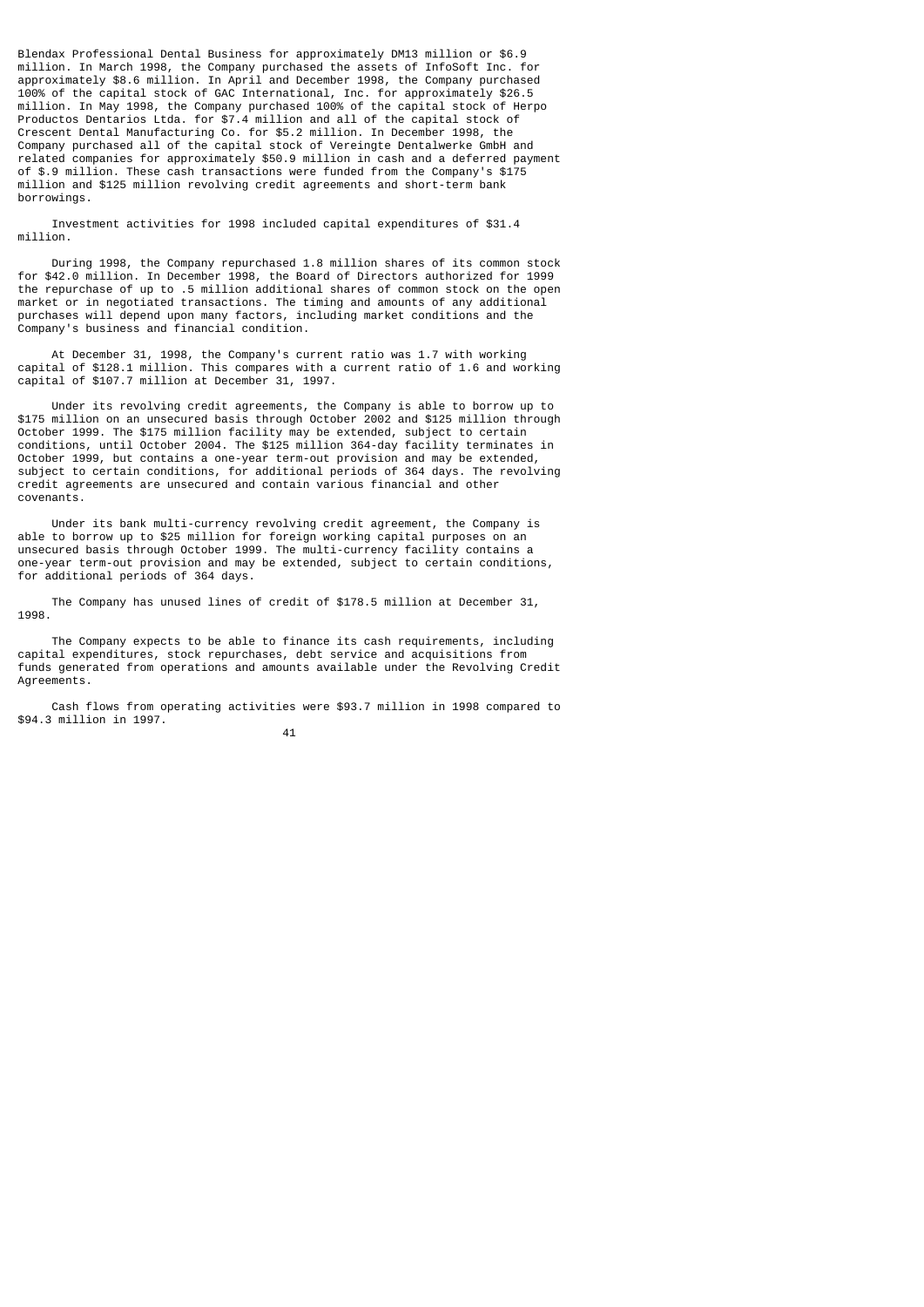Blendax Professional Dental Business for approximately DM13 million or $6.9 million. In March 1998, the Company purchased the assets of InfoSoft Inc. for approximately $8.6 million. In April and December 1998, the Company purchased 100% of the capital stock of GAC International, Inc. for approximately $26.5 million. In May 1998, the Company purchased 100% of the capital stock of Herpo Productos Dentarios Ltda. for $7.4 million and all of the capital stock of Crescent Dental Manufacturing Co. for $5.2 million. In December 1998, the Company purchased all of the capital stock of Vereingte Dentalwerke GmbH and related companies for approximately $50.9 million in cash and a deferred payment of $.9 million. These cash transactions were funded from the Company's $175 million and $125 million revolving credit agreements and short-term bank borrowings.

Investment activities for 1998 included capital expenditures of $31.4 million.

During 1998, the Company repurchased 1.8 million shares of its common stock for $42.0 million. In December 1998, the Board of Directors authorized for 1999 the repurchase of up to .5 million additional shares of common stock on the open market or in negotiated transactions. The timing and amounts of any additional purchases will depend upon many factors, including market conditions and the Company's business and financial condition.

At December 31, 1998, the Company's current ratio was 1.7 with working capital of $128.1 million. This compares with a current ratio of 1.6 and working capital of $107.7 million at December 31, 1997.

Under its revolving credit agreements, the Company is able to borrow up to $175 million on an unsecured basis through October 2002 and $125 million through October 1999. The $175 million facility may be extended, subject to certain conditions, until October 2004. The $125 million 364-day facility terminates in October 1999, but contains a one-year term-out provision and may be extended, subject to certain conditions, for additional periods of 364 days. The revolving credit agreements are unsecured and contain various financial and other covenants.

Under its bank multi-currency revolving credit agreement, the Company is able to borrow up to $25 million for foreign working capital purposes on an unsecured basis through October 1999. The multi-currency facility contains a one-year term-out provision and may be extended, subject to certain conditions, for additional periods of 364 days.

The Company has unused lines of credit of $178.5 million at December 31, 1998.

The Company expects to be able to finance its cash requirements, including capital expenditures, stock repurchases, debt service and acquisitions from funds generated from operations and amounts available under the Revolving Credit Agreements.

Cash flows from operating activities were $93.7 million in 1998 compared to $94.3 million in 1997.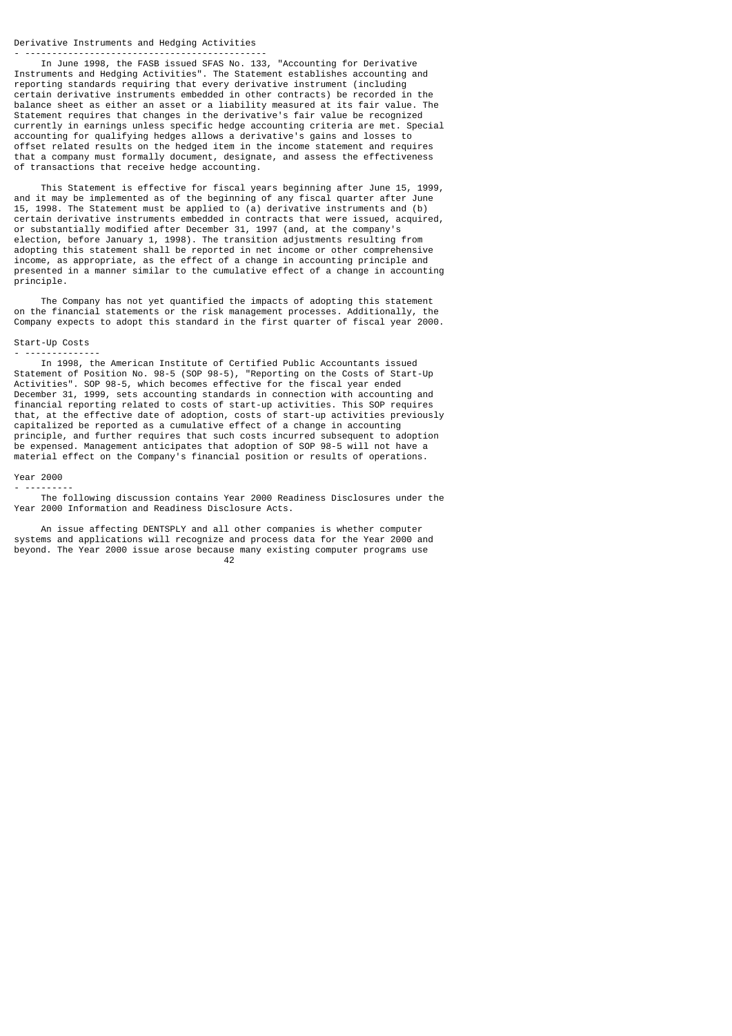### Derivative Instruments and Hedging Activities

In June 1998, the FASB issued SFAS No. 133, "Accounting for Derivative Instruments and Hedging Activities". The Statement establishes accounting and reporting standards requiring that every derivative instrument (including certain derivative instruments embedded in other contracts) be recorded in the balance sheet as either an asset or a liability measured at its fair value. The Statement requires that changes in the derivative's fair value be recognized currently in earnings unless specific hedge accounting criteria are met. Special accounting for qualifying hedges allows a derivative's gains and losses to offset related results on the hedged item in the income statement and requires that a company must formally document, designate, and assess the effectiveness of transactions that receive hedge accounting.

This Statement is effective for fiscal years beginning after June 15, 1999, and it may be implemented as of the beginning of any fiscal quarter after June 15, 1998. The Statement must be applied to (a) derivative instruments and (b) certain derivative instruments embedded in contracts that were issued, acquired, or substantially modified after December 31, 1997 (and, at the company's election, before January 1, 1998). The transition adjustments resulting from adopting this statement shall be reported in net income or other comprehensive income, as appropriate, as the effect of a change in accounting principle and presented in a manner similar to the cumulative effect of a change in accounting principle.

The Company has not yet quantified the impacts of adopting this statement on the financial statements or the risk management processes. Additionally, the Company expects to adopt this standard in the first quarter of fiscal year 2000.

### Start-Up Costs

In 1998, the American Institute of Certified Public Accountants issued Statement of Position No. 98-5 (SOP 98-5), "Reporting on the Costs of Start-Up Activities". SOP 98-5, which becomes effective for the fiscal year ended December 31, 1999, sets accounting standards in connection with accounting and financial reporting related to costs of start-up activities. This SOP requires that, at the effective date of adoption, costs of start-up activities previously capitalized be reported as a cumulative effect of a change in accounting principle, and further requires that such costs incurred subsequent to adoption be expensed. Management anticipates that adoption of SOP 98-5 will not have a material effect on the Company's financial position or results of operations.

### Year 2000

The following discussion contains Year 2000 Readiness Disclosures under the Year 2000 Information and Readiness Disclosure Acts.

An issue affecting DENTSPLY and all other companies is whether computer systems and applications will recognize and process data for the Year 2000 and beyond. The Year 2000 issue arose because many existing computer programs use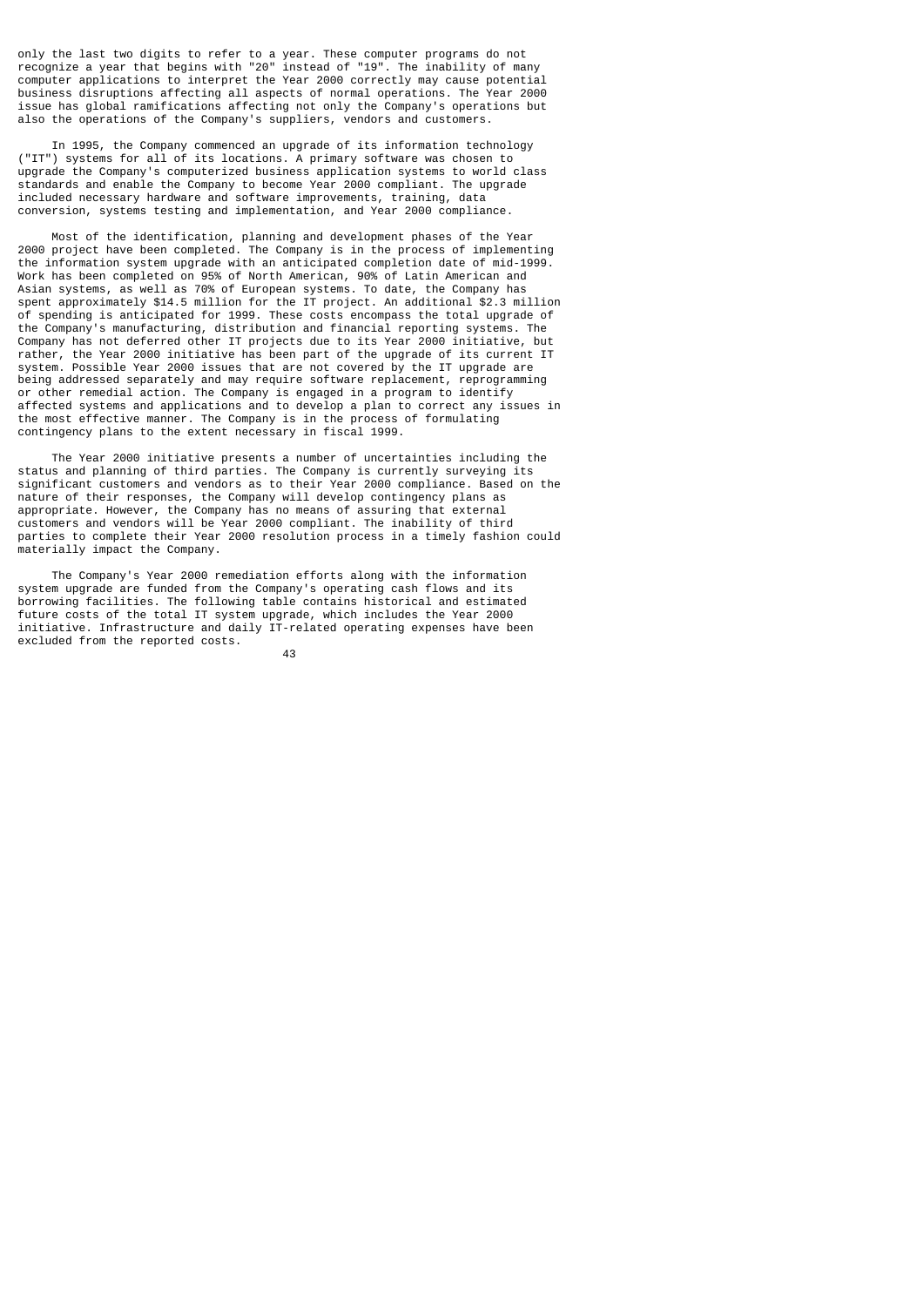only the last two digits to refer to a year. These computer programs do not recognize a year that begins with "20" instead of "19". The inability of many computer applications to interpret the Year 2000 correctly may cause potential business disruptions affecting all aspects of normal operations. The Year 2000 issue has global ramifications affecting not only the Company's operations but also the operations of the Company's suppliers, vendors and customers.

In 1995, the Company commenced an upgrade of its information technology ("IT") systems for all of its locations. A primary software was chosen to upgrade the Company's computerized business application systems to world class standards and enable the Company to become Year 2000 compliant. The upgrade included necessary hardware and software improvements, training, data conversion, systems testing and implementation, and Year 2000 compliance.

Most of the identification, planning and development phases of the Year 2000 project have been completed. The Company is in the process of implementing the information system upgrade with an anticipated completion date of mid-1999. Work has been completed on 95% of North American, 90% of Latin American and Asian systems, as well as 70% of European systems. To date, the Company has spent approximately $14.5 million for the IT project. An additional $2.3 million of spending is anticipated for 1999. These costs encompass the total upgrade of the Company's manufacturing, distribution and financial reporting systems. The Company has not deferred other IT projects due to its Year 2000 initiative, but rather, the Year 2000 initiative has been part of the upgrade of its current IT system. Possible Year 2000 issues that are not covered by the IT upgrade are being addressed separately and may require software replacement, reprogramming or other remedial action. The Company is engaged in a program to identify affected systems and applications and to develop a plan to correct any issues in the most effective manner. The Company is in the process of formulating contingency plans to the extent necessary in fiscal 1999.

The Year 2000 initiative presents a number of uncertainties including the status and planning of third parties. The Company is currently surveying its significant customers and vendors as to their Year 2000 compliance. Based on the nature of their responses, the Company will develop contingency plans as appropriate. However, the Company has no means of assuring that external customers and vendors will be Year 2000 compliant. The inability of third parties to complete their Year 2000 resolution process in a timely fashion could materially impact the Company.

The Company's Year 2000 remediation efforts along with the information system upgrade are funded from the Company's operating cash flows and its borrowing facilities. The following table contains historical and estimated future costs of the total IT system upgrade, which includes the Year 2000 initiative. Infrastructure and daily IT-related operating expenses have been excluded from the reported costs.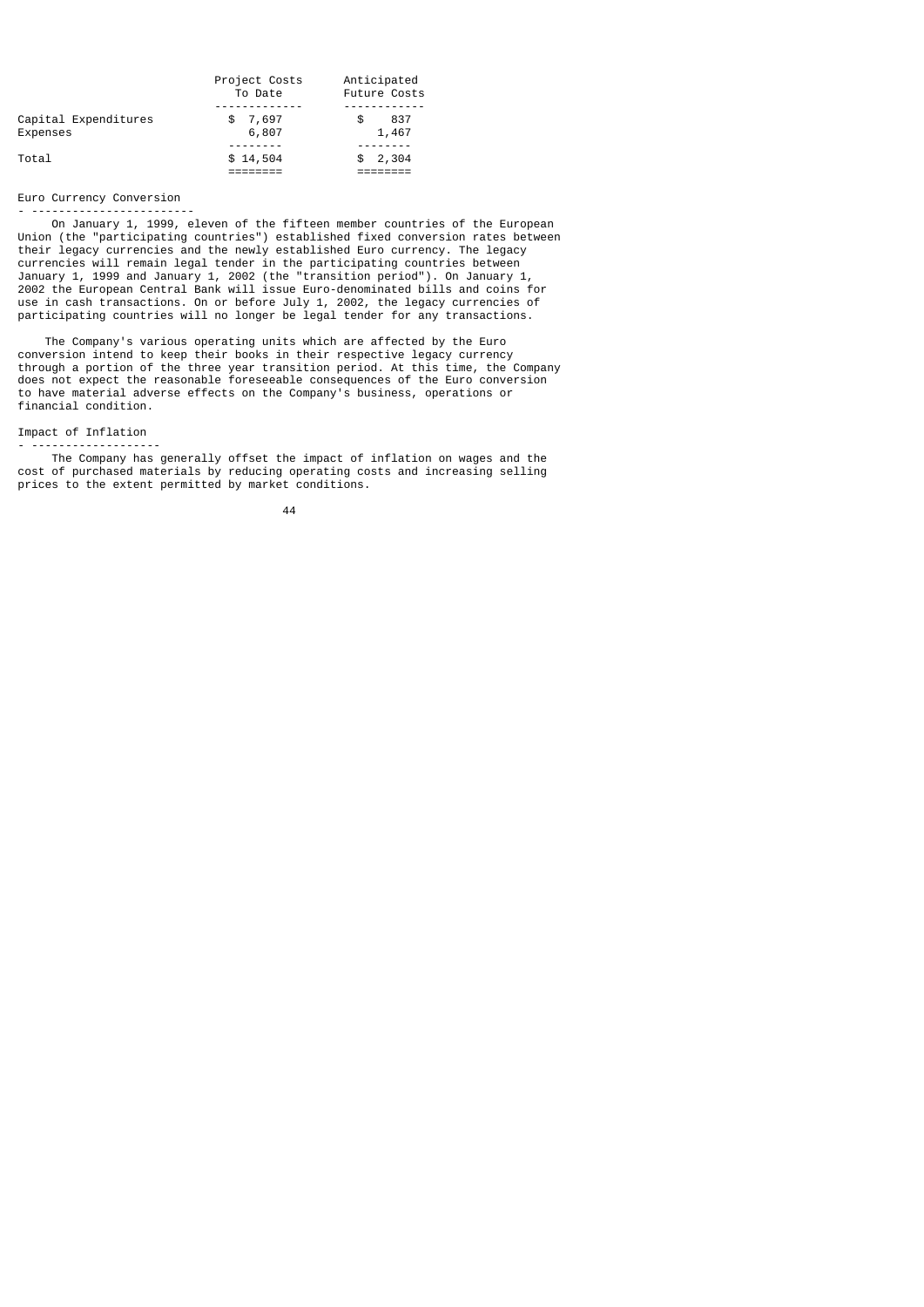|  | Project Costs To Date | Anticipated Future Costs |
| --- | --- | --- |
| Capital Expenditures | $ 7,697 | $ 837 |
| Expenses | 6,807 | 1,467 |
| Total | $ 14,504 | $ 2,304 |

## Euro Currency Conversion

On January 1, 1999, eleven of the fifteen member countries of the European Union (the "participating countries") established fixed conversion rates between their legacy currencies and the newly established Euro currency. The legacy currencies will remain legal tender in the participating countries between January 1, 1999 and January 1, 2002 (the "transition period"). On January 1, 2002 the European Central Bank will issue Euro-denominated bills and coins for use in cash transactions. On or before July 1, 2002, the legacy currencies of participating countries will no longer be legal tender for any transactions.

The Company's various operating units which are affected by the Euro conversion intend to keep their books in their respective legacy currency through a portion of the three year transition period. At this time, the Company does not expect the reasonable foreseeable consequences of the Euro conversion to have material adverse effects on the Company's business, operations or financial condition.

## Impact of Inflation

The Company has generally offset the impact of inflation on wages and the cost of purchased materials by reducing operating costs and increasing selling prices to the extent permitted by market conditions.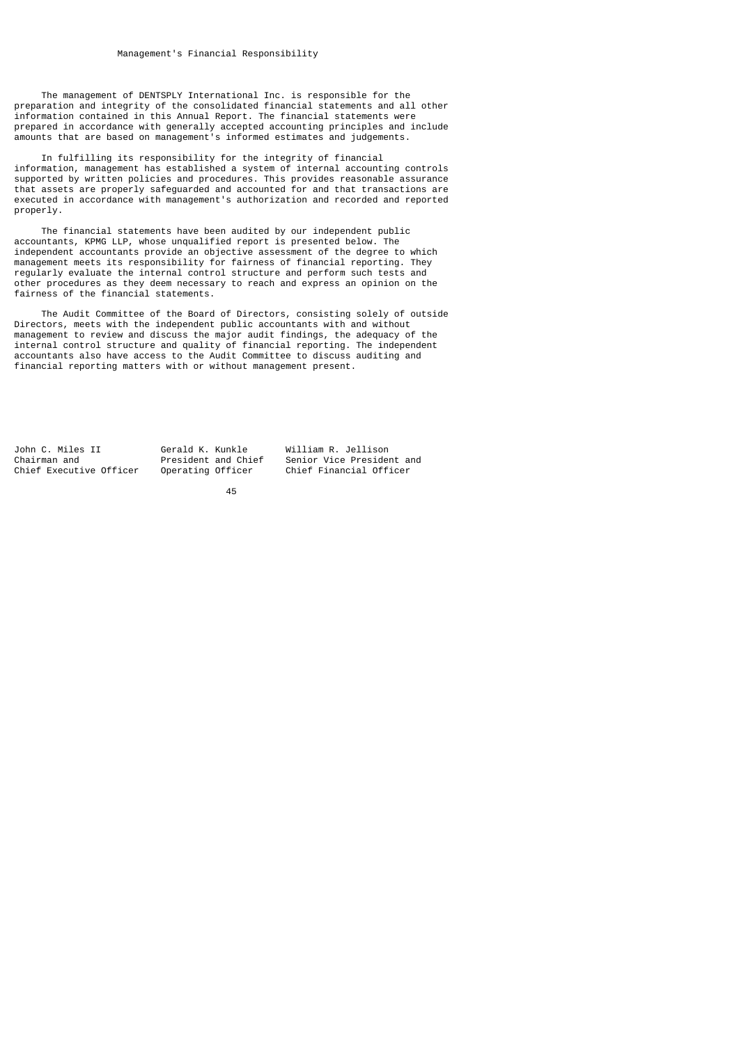# Management's Financial Responsibility

The management of DENTSPLY International Inc. is responsible for the preparation and integrity of the consolidated financial statements and all other information contained in this Annual Report. The financial statements were prepared in accordance with generally accepted accounting principles and include amounts that are based on management's informed estimates and judgements.

In fulfilling its responsibility for the integrity of financial information, management has established a system of internal accounting controls supported by written policies and procedures. This provides reasonable assurance that assets are properly safeguarded and accounted for and that transactions are executed in accordance with management's authorization and recorded and reported properly.

The financial statements have been audited by our independent public accountants, KPMG LLP, whose unqualified report is presented below. The independent accountants provide an objective assessment of the degree to which management meets its responsibility for fairness of financial reporting. They regularly evaluate the internal control structure and perform such tests and other procedures as they deem necessary to reach and express an opinion on the fairness of the financial statements.

The Audit Committee of the Board of Directors, consisting solely of outside Directors, meets with the independent public accountants with and without management to review and discuss the major audit findings, the adequacy of the internal control structure and quality of financial reporting. The independent accountants also have access to the Audit Committee to discuss auditing and financial reporting matters with or without management present.

| John C. Miles II | Gerald K. Kunkle | William R. Jellison |
|---|---|---|
| Chairman and | President and Chief | Senior Vice President and |
| Chief Executive Officer | Operating Officer | Chief Financial Officer |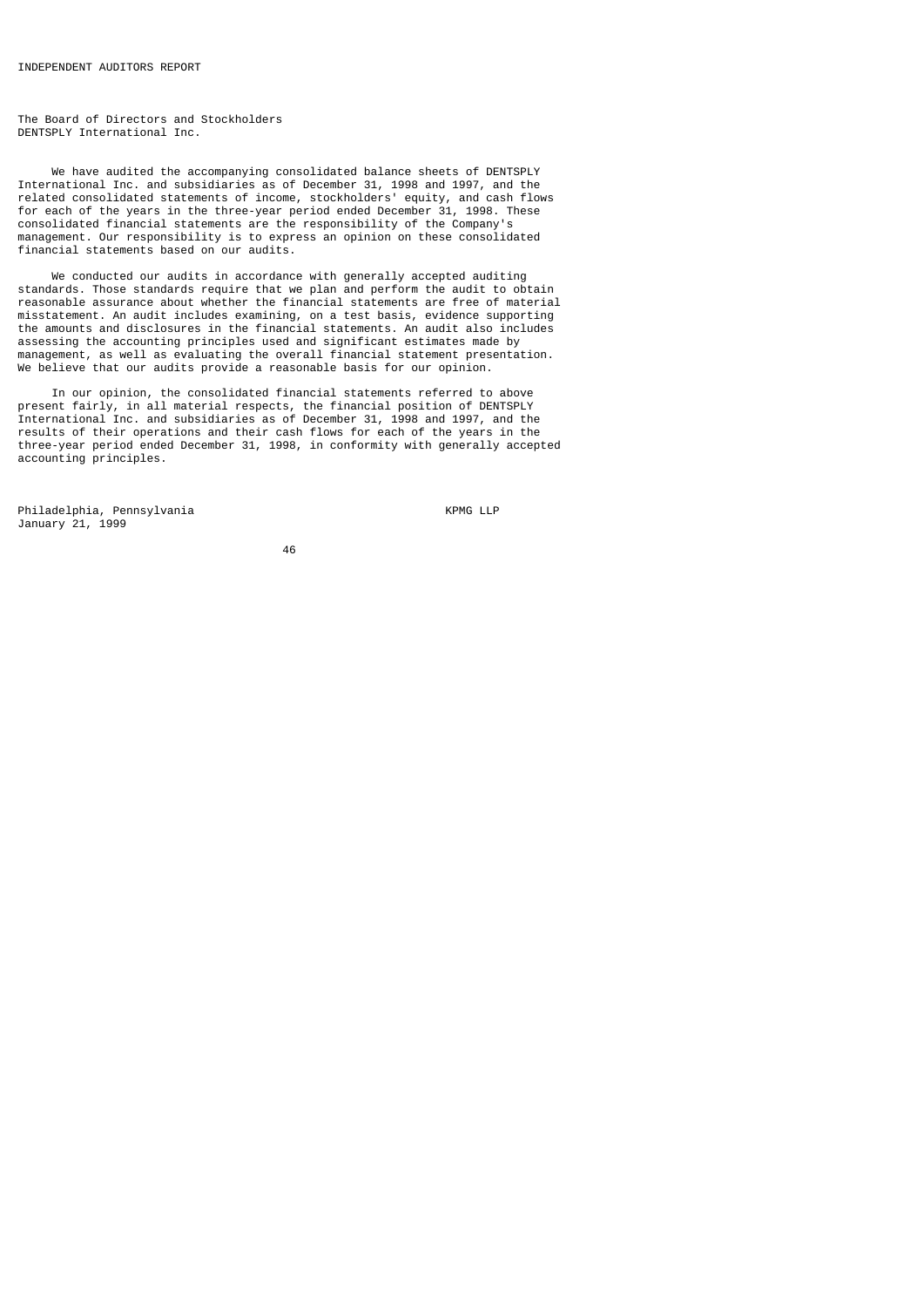# INDEPENDENT AUDITORS REPORT

The Board of Directors and Stockholders
DENTSPLY International Inc.

We have audited the accompanying consolidated balance sheets of DENTSPLY International Inc. and subsidiaries as of December 31, 1998 and 1997, and the related consolidated statements of income, stockholders' equity, and cash flows for each of the years in the three-year period ended December 31, 1998. These consolidated financial statements are the responsibility of the Company's management. Our responsibility is to express an opinion on these consolidated financial statements based on our audits.

We conducted our audits in accordance with generally accepted auditing standards. Those standards require that we plan and perform the audit to obtain reasonable assurance about whether the financial statements are free of material misstatement. An audit includes examining, on a test basis, evidence supporting the amounts and disclosures in the financial statements. An audit also includes assessing the accounting principles used and significant estimates made by management, as well as evaluating the overall financial statement presentation. We believe that our audits provide a reasonable basis for our opinion.

In our opinion, the consolidated financial statements referred to above present fairly, in all material respects, the financial position of DENTSPLY International Inc. and subsidiaries as of December 31, 1998 and 1997, and the results of their operations and their cash flows for each of the years in the three-year period ended December 31, 1998, in conformity with generally accepted accounting principles.

Philadelphia, Pennsylvania
January 21, 1999

KPMG LLP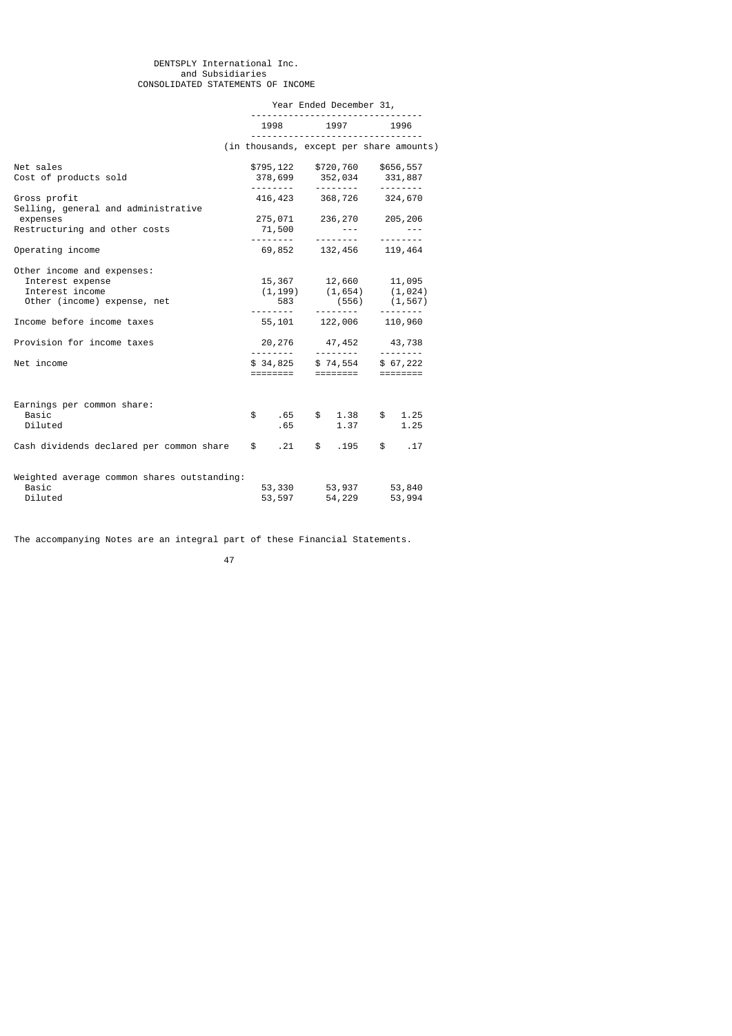DENTSPLY International Inc.
and Subsidiaries
CONSOLIDATED STATEMENTS OF INCOME

| | Year Ended December 31, | | |
|---|---|---|---|
| | 1998 | 1997 | 1996 |
| | (in thousands, except per share amounts) | | |
| Net sales | $795,122 | $720,760 | $656,557 |
| Cost of products sold | 378,699 | 352,034 | 331,887 |
| Gross profit | 416,423 | 368,726 | 324,670 |
| Selling, general and administrative expenses | 275,071 | 236,270 | 205,206 |
| Restructuring and other costs | 71,500 | --- | --- |
| Operating income | 69,852 | 132,456 | 119,464 |
| Other income and expenses: | | | |
| Interest expense | 15,367 | 12,660 | 11,095 |
| Interest income | (1,199) | (1,654) | (1,024) |
| Other (income) expense, net | 583 | (556) | (1,567) |
| Income before income taxes | 55,101 | 122,006 | 110,960 |
| Provision for income taxes | 20,276 | 47,452 | 43,738 |
| Net income | $ 34,825 | $ 74,554 | $ 67,222 |
| Earnings per common share: | | | |
| Basic | $ .65 | $ 1.38 | $ 1.25 |
| Diluted | .65 | 1.37 | 1.25 |
| Cash dividends declared per common share | $ .21 | $ .195 | $ .17 |
| Weighted average common shares outstanding: | | | |
| Basic | 53,330 | 53,937 | 53,840 |
| Diluted | 53,597 | 54,229 | 53,994 |

The accompanying Notes are an integral part of these Financial Statements.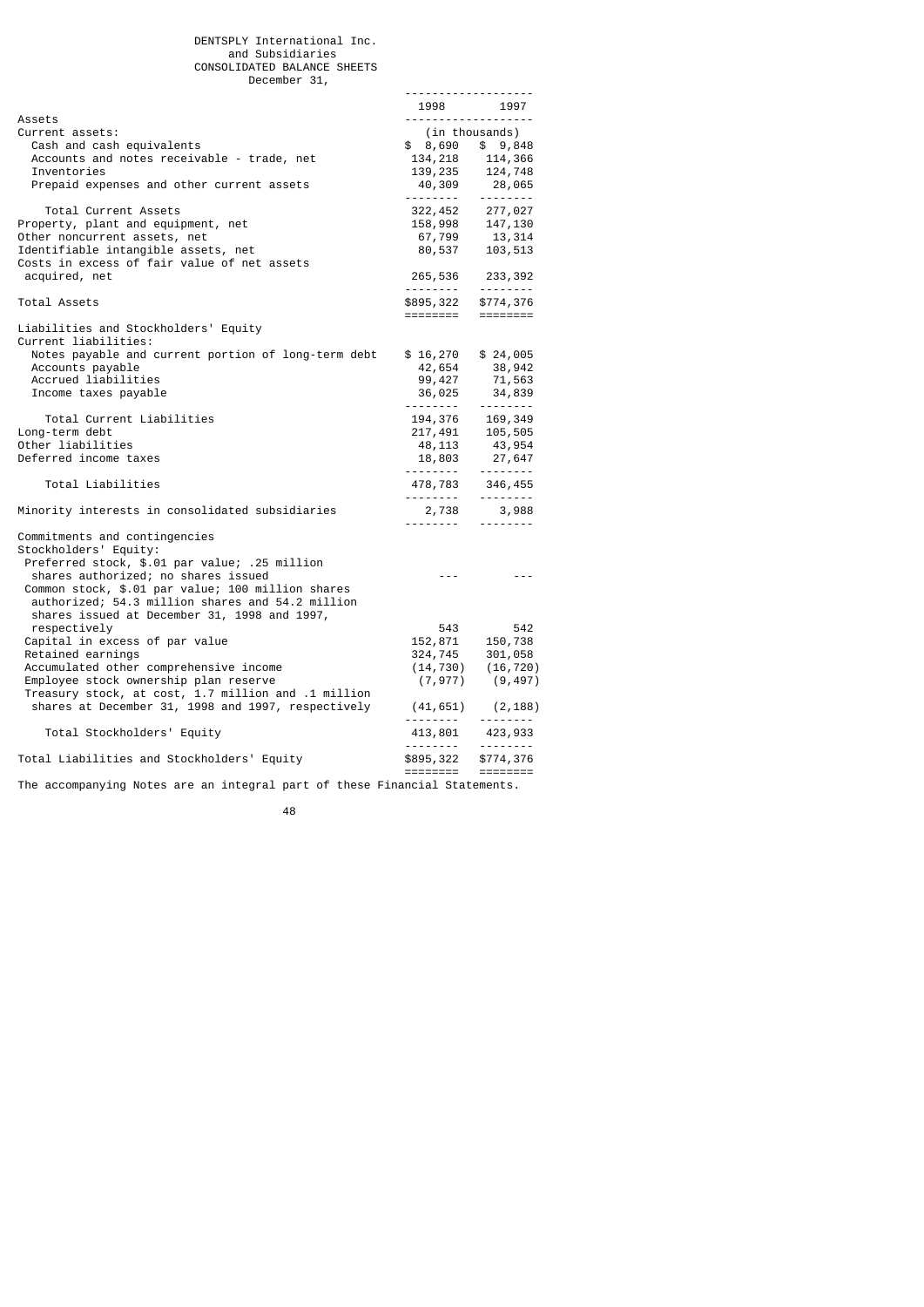DENTSPLY International Inc.
and Subsidiaries
CONSOLIDATED BALANCE SHEETS
December 31,

| | 1998 | 1997 |
|---|---|---|
| | (in thousands) | |
| **Assets** | | |
| Current assets: | | |
| Cash and cash equivalents | $ 8,690 | $ 9,848 |
| Accounts and notes receivable - trade, net | 134,218 | 114,366 |
| Inventories | 139,235 | 124,748 |
| Prepaid expenses and other current assets | 40,309 | 28,065 |
| Total Current Assets | 322,452 | 277,027 |
| Property, plant and equipment, net | 158,998 | 147,130 |
| Other noncurrent assets, net | 67,799 | 13,314 |
| Identifiable intangible assets, net | 80,537 | 103,513 |
| Costs in excess of fair value of net assets acquired, net | 265,536 | 233,392 |
| Total Assets | $895,322 | $774,376 |
| **Liabilities and Stockholders' Equity** | | |
| Current liabilities: | | |
| Notes payable and current portion of long-term debt | $ 16,270 | $ 24,005 |
| Accounts payable | 42,654 | 38,942 |
| Accrued liabilities | 99,427 | 71,563 |
| Income taxes payable | 36,025 | 34,839 |
| Total Current Liabilities | 194,376 | 169,349 |
| Long-term debt | 217,491 | 105,505 |
| Other liabilities | 48,113 | 43,954 |
| Deferred income taxes | 18,803 | 27,647 |
| Total Liabilities | 478,783 | 346,455 |
| Minority interests in consolidated subsidiaries | 2,738 | 3,988 |
| Commitments and contingencies | | |
| Stockholders' Equity: | | |
| Preferred stock, $.01 par value; .25 million shares authorized; no shares issued | --- | --- |
| Common stock, $.01 par value; 100 million shares authorized; 54.3 million shares and 54.2 million shares issued at December 31, 1998 and 1997, respectively | 543 | 542 |
| Capital in excess of par value | 152,871 | 150,738 |
| Retained earnings | 324,745 | 301,058 |
| Accumulated other comprehensive income | (14,730) | (16,720) |
| Employee stock ownership plan reserve | (7,977) | (9,497) |
| Treasury stock, at cost, 1.7 million and .1 million shares at December 31, 1998 and 1997, respectively | (41,651) | (2,188) |
| Total Stockholders' Equity | 413,801 | 423,933 |
| Total Liabilities and Stockholders' Equity | $895,322 | $774,376 |

The accompanying Notes are an integral part of these Financial Statements.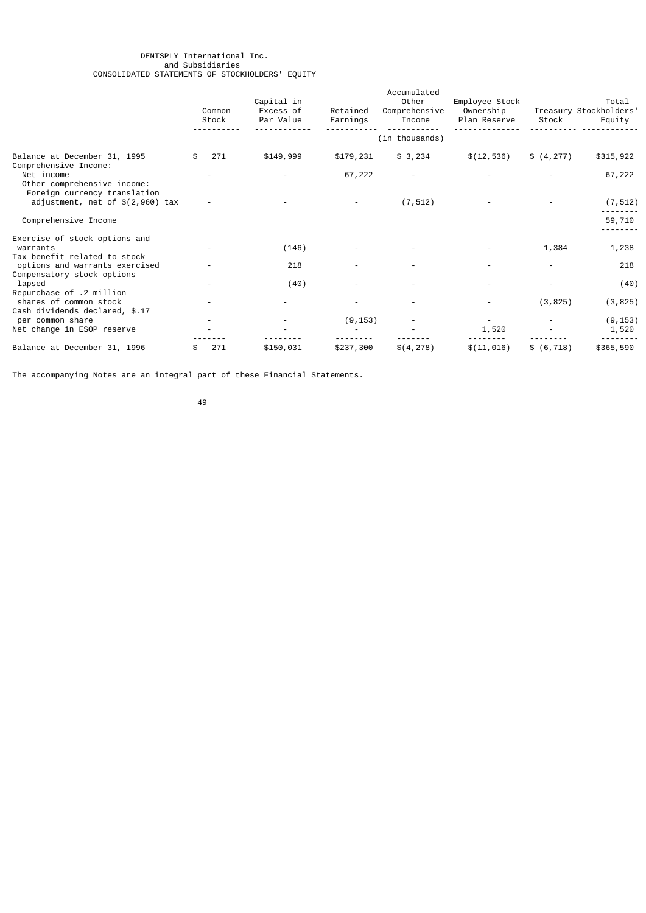DENTSPLY International Inc.
and Subsidiaries
CONSOLIDATED STATEMENTS OF STOCKHOLDERS' EQUITY

| | Common Stock | Capital in Excess of Par Value | Retained Earnings | Accumulated Other Comprehensive Income | Employee Stock Ownership Plan Reserve | Treasury Stock | Total Stockholders' Equity |
|---|---|---|---|---|---|---|---|
| | | | | (in thousands) | | | |
| Balance at December 31, 1995 | $ 271 | $149,999 | $179,231 | $ 3,234 | $(12,536) | $ (4,277) | $315,922 |
| Comprehensive Income: | | | | | | | |
| Net income | - | - | 67,222 | - | - | - | 67,222 |
| Other comprehensive income: | | | | | | | |
| Foreign currency translation adjustment, net of $(2,960) tax | - | - | - | (7,512) | - | - | (7,512) |
| Comprehensive Income | | | | | | | 59,710 |
| Exercise of stock options and warrants | - | (146) | - | - | - | 1,384 | 1,238 |
| Tax benefit related to stock options and warrants exercised | - | 218 | - | - | - | - | 218 |
| Compensatory stock options lapsed | - | (40) | - | - | - | - | (40) |
| Repurchase of .2 million shares of common stock | - | - | - | - | - | (3,825) | (3,825) |
| Cash dividends declared, $.17 per common share | - | - | (9,153) | - | - | - | (9,153) |
| Net change in ESOP reserve | - | - | - | - | 1,520 | - | 1,520 |
| Balance at December 31, 1996 | $ 271 | $150,031 | $237,300 | $(4,278) | $(11,016) | $ (6,718) | $365,590 |

The accompanying Notes are an integral part of these Financial Statements.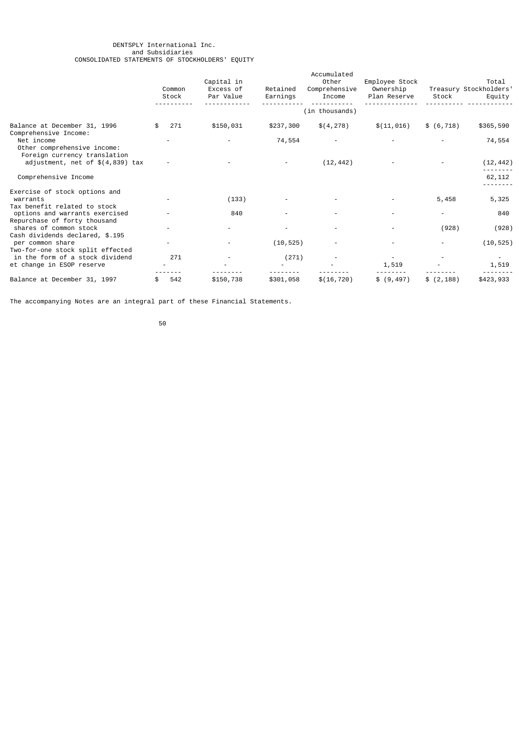DENTSPLY International Inc.
and Subsidiaries
CONSOLIDATED STATEMENTS OF STOCKHOLDERS' EQUITY

| | Common Stock | Capital in Excess of Par Value | Retained Earnings | Accumulated Other Comprehensive Income | Employee Stock Ownership Plan Reserve | Treasury Stock | Total Stockholders' Equity |
|---|---|---|---|---|---|---|---|
| | | | | (in thousands) | | | |
| Balance at December 31, 1996 | $ 271 | $150,031 | $237,300 | $(4,278) | $(11,016) | $ (6,718) | $365,590 |
| Comprehensive Income: | | | | | | | |
| Net income | - | - | 74,554 | - | - | - | 74,554 |
| Other comprehensive income: | | | | | | | |
| Foreign currency translation adjustment, net of $(4,839) tax | - | - | - | (12,442) | - | - | (12,442) |
| Comprehensive Income | | | | | | | 62,112 |
| Exercise of stock options and warrants | - | (133) | - | - | - | 5,458 | 5,325 |
| Tax benefit related to stock options and warrants exercised | - | 840 | - | - | - | - | 840 |
| Repurchase of forty thousand shares of common stock | - | - | - | - | - | (928) | (928) |
| Cash dividends declared, $.195 per common share | - | - | (10,525) | - | - | - | (10,525) |
| Two-for-one stock split effected in the form of a stock dividend | 271 | - | (271) | - | - | - | - |
| et change in ESOP reserve | - | - | - | - | 1,519 | - | 1,519 |
| Balance at December 31, 1997 | $ 542 | $150,738 | $301,058 | $(16,720) | $ (9,497) | $ (2,188) | $423,933 |

The accompanying Notes are an integral part of these Financial Statements.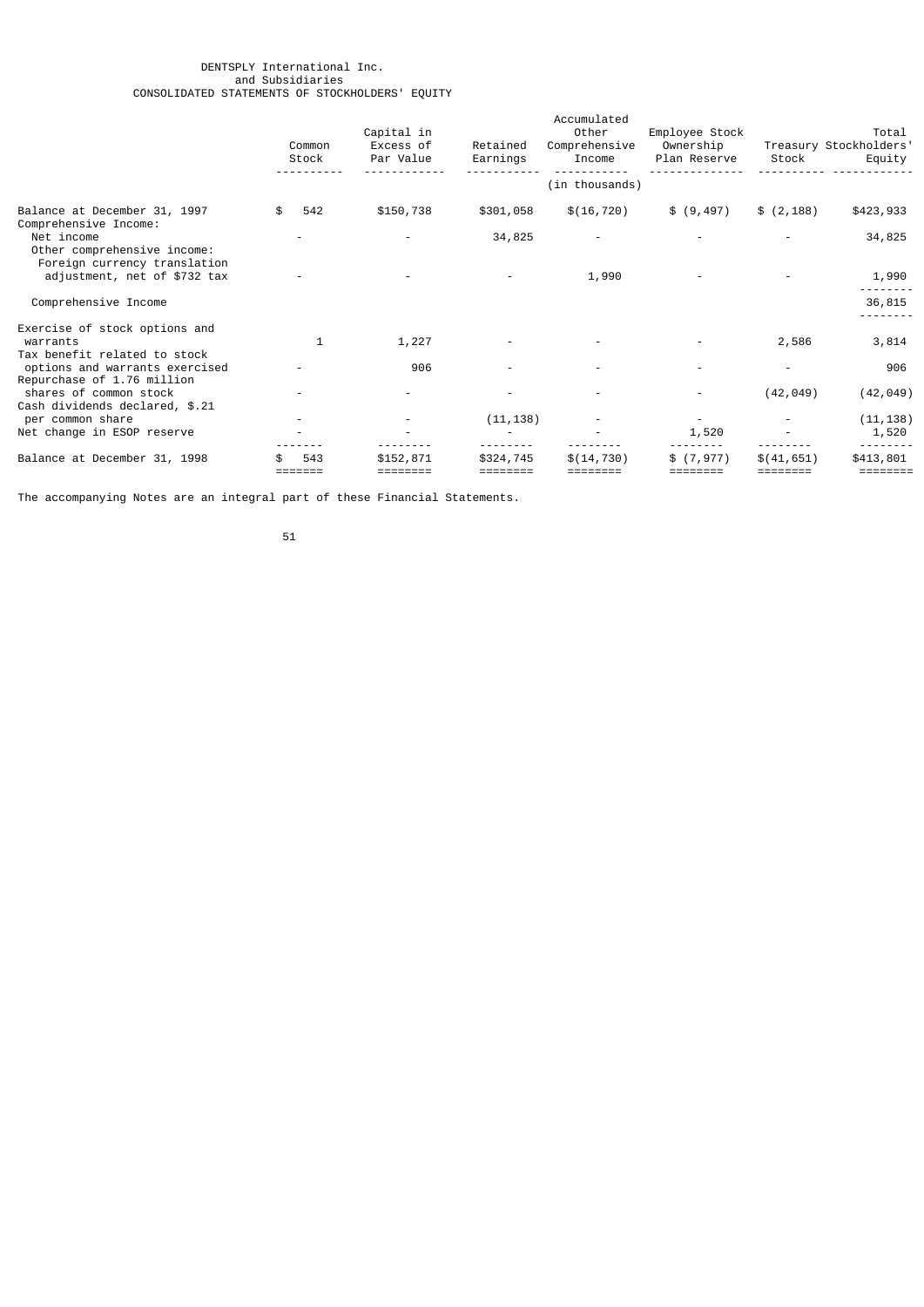DENTSPLY International Inc.
and Subsidiaries
CONSOLIDATED STATEMENTS OF STOCKHOLDERS' EQUITY

| | Common Stock | Capital in Excess of Par Value | Retained Earnings | Accumulated Other Comprehensive Income | Employee Stock Ownership Plan Reserve | Treasury Stock | Total Stockholders' Equity |
|---|---|---|---|---|---|---|---|
| | | | | (in thousands) | | | |
| Balance at December 31, 1997 | $ 542 | $150,738 | $301,058 | $(16,720) | $ (9,497) | $ (2,188) | $423,933 |
| Comprehensive Income: | | | | | | | |
| Net income | - | - | 34,825 | - | - | - | 34,825 |
| Other comprehensive income: | | | | | | | |
| Foreign currency translation adjustment, net of $732 tax | - | - | - | 1,990 | - | - | 1,990 |
| Comprehensive Income | | | | | | | 36,815 |
| Exercise of stock options and warrants | 1 | 1,227 | - | - | - | 2,586 | 3,814 |
| Tax benefit related to stock options and warrants exercised | - | 906 | - | - | - | - | 906 |
| Repurchase of 1.76 million shares of common stock | - | - | - | - | - | (42,049) | (42,049) |
| Cash dividends declared, $.21 per common share | - | - | (11,138) | - | - | - | (11,138) |
| Net change in ESOP reserve | - | - | - | - | 1,520 | - | 1,520 |
| Balance at December 31, 1998 | $ 543 | $152,871 | $324,745 | $(14,730) | $ (7,977) | $(41,651) | $413,801 |

The accompanying Notes are an integral part of these Financial Statements.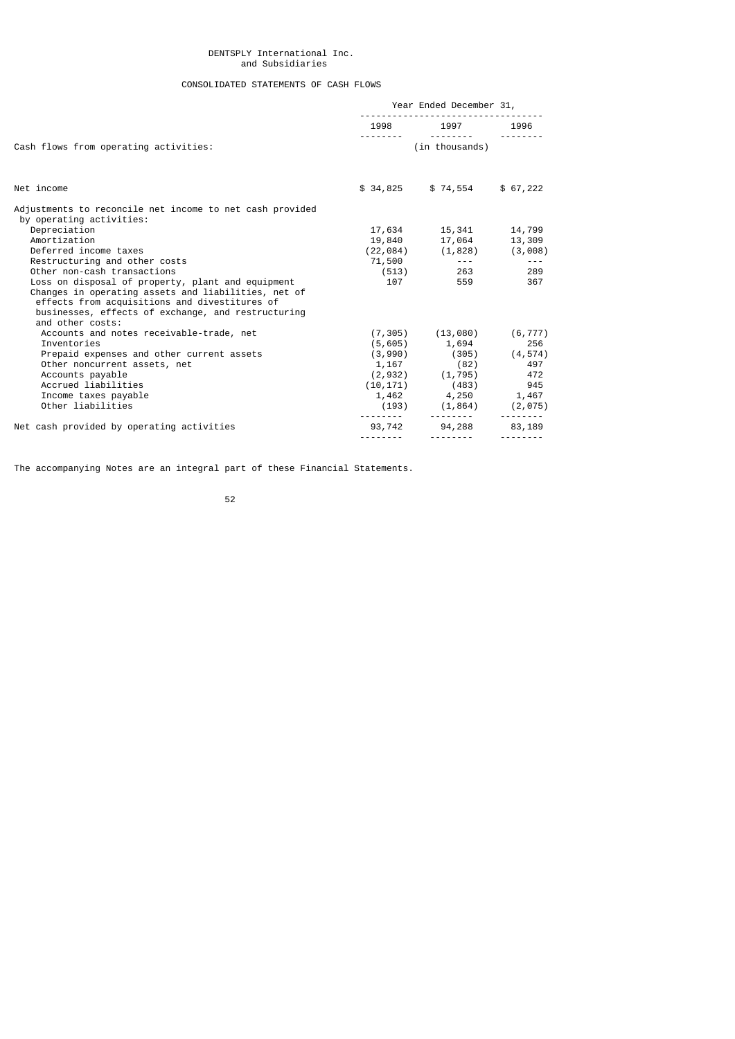DENTSPLY International Inc.
and Subsidiaries

CONSOLIDATED STATEMENTS OF CASH FLOWS

| | Year Ended December 31, | | |
|---|---|---|---|
| | 1998 | 1997 | 1996 |
| Cash flows from operating activities: | (in thousands) | | |
| Net income | $ 34,825 | $ 74,554 | $ 67,222 |
| Adjustments to reconcile net income to net cash provided by operating activities: | | | |
| Depreciation | 17,634 | 15,341 | 14,799 |
| Amortization | 19,840 | 17,064 | 13,309 |
| Deferred income taxes | (22,084) | (1,828) | (3,008) |
| Restructuring and other costs | 71,500 | --- | --- |
| Other non-cash transactions | (513) | 263 | 289 |
| Loss on disposal of property, plant and equipment | 107 | 559 | 367 |
| Changes in operating assets and liabilities, net of effects from acquisitions and divestitures of businesses, effects of exchange, and restructuring and other costs: | | | |
| Accounts and notes receivable-trade, net | (7,305) | (13,080) | (6,777) |
| Inventories | (5,605) | 1,694 | 256 |
| Prepaid expenses and other current assets | (3,990) | (305) | (4,574) |
| Other noncurrent assets, net | 1,167 | (82) | 497 |
| Accounts payable | (2,932) | (1,795) | 472 |
| Accrued liabilities | (10,171) | (483) | 945 |
| Income taxes payable | 1,462 | 4,250 | 1,467 |
| Other liabilities | (193) | (1,864) | (2,075) |
| Net cash provided by operating activities | 93,742 | 94,288 | 83,189 |

The accompanying Notes are an integral part of these Financial Statements.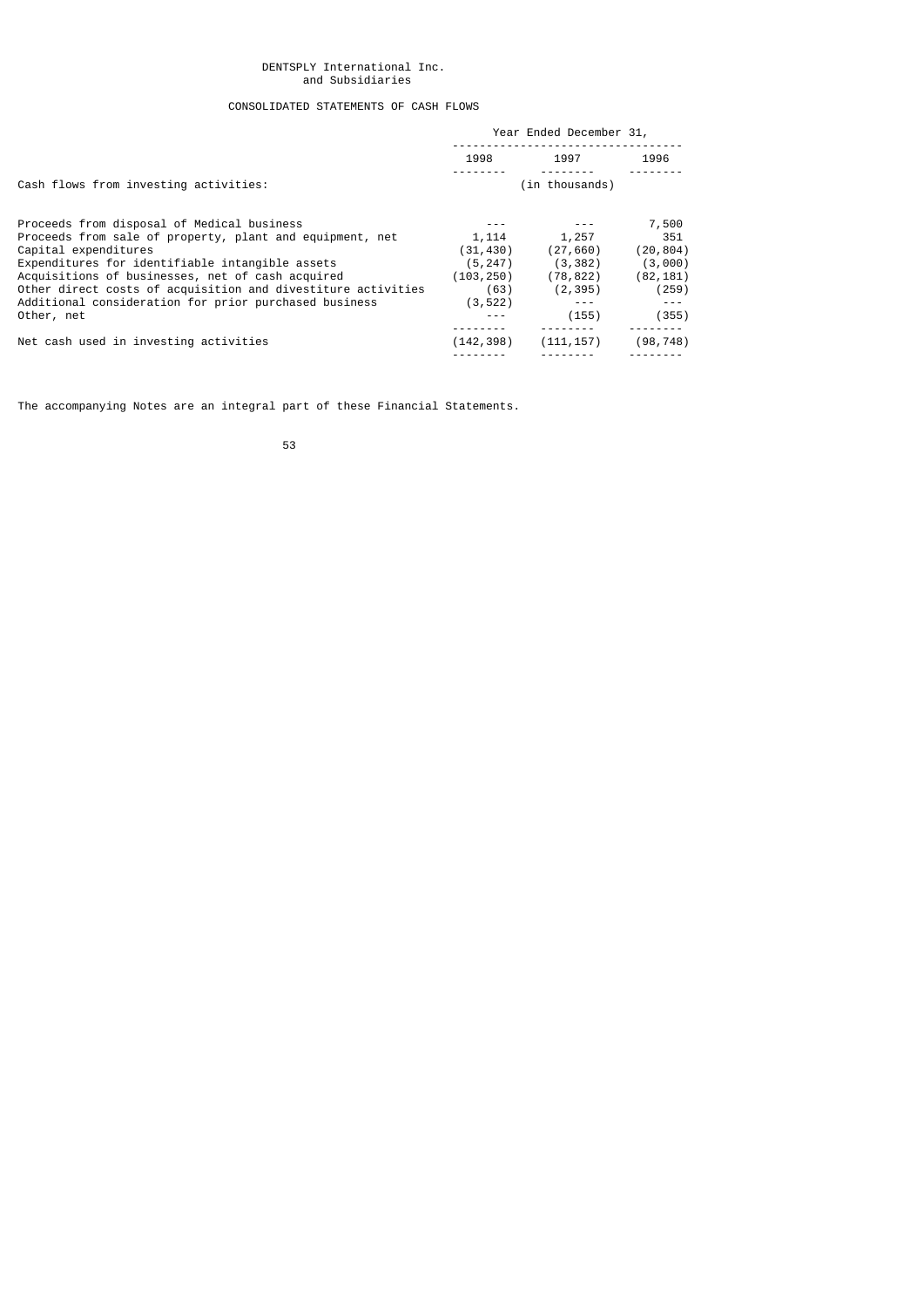DENTSPLY International Inc.
and Subsidiaries

CONSOLIDATED STATEMENTS OF CASH FLOWS

| | Year Ended December 31, | | |
|---|---|---|---|
| | 1998 | 1997 | 1996 |
| Cash flows from investing activities: | | (in thousands) | |
| Proceeds from disposal of Medical business | --- | --- | 7,500 |
| Proceeds from sale of property, plant and equipment, net | 1,114 | 1,257 | 351 |
| Capital expenditures | (31,430) | (27,660) | (20,804) |
| Expenditures for identifiable intangible assets | (5,247) | (3,382) | (3,000) |
| Acquisitions of businesses, net of cash acquired | (103,250) | (78,822) | (82,181) |
| Other direct costs of acquisition and divestiture activities | (63) | (2,395) | (259) |
| Additional consideration for prior purchased business | (3,522) | --- | --- |
| Other, net | --- | (155) | (355) |
| Net cash used in investing activities | (142,398) | (111,157) | (98,748) |

The accompanying Notes are an integral part of these Financial Statements.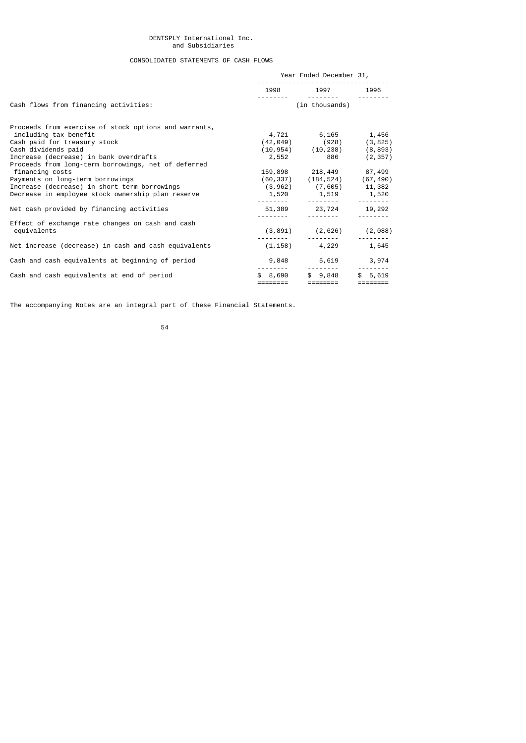DENTSPLY International Inc.
and Subsidiaries

CONSOLIDATED STATEMENTS OF CASH FLOWS

| | Year Ended December 31, | | |
|---|---|---|---|
| | 1998 | 1997 | 1996 |
| Cash flows from financing activities: | (in thousands) | | |
| Proceeds from exercise of stock options and warrants, including tax benefit | 4,721 | 6,165 | 1,456 |
| Cash paid for treasury stock | (42,049) | (928) | (3,825) |
| Cash dividends paid | (10,954) | (10,238) | (8,893) |
| Increase (decrease) in bank overdrafts | 2,552 | 886 | (2,357) |
| Proceeds from long-term borrowings, net of deferred financing costs | 159,898 | 218,449 | 87,499 |
| Payments on long-term borrowings | (60,337) | (184,524) | (67,490) |
| Increase (decrease) in short-term borrowings | (3,962) | (7,605) | 11,382 |
| Decrease in employee stock ownership plan reserve | 1,520 | 1,519 | 1,520 |
| Net cash provided by financing activities | 51,389 | 23,724 | 19,292 |
| Effect of exchange rate changes on cash and cash equivalents | (3,891) | (2,626) | (2,088) |
| Net increase (decrease) in cash and cash equivalents | (1,158) | 4,229 | 1,645 |
| Cash and cash equivalents at beginning of period | 9,848 | 5,619 | 3,974 |
| Cash and cash equivalents at end of period | $ 8,690 | $ 9,848 | $ 5,619 |

The accompanying Notes are an integral part of these Financial Statements.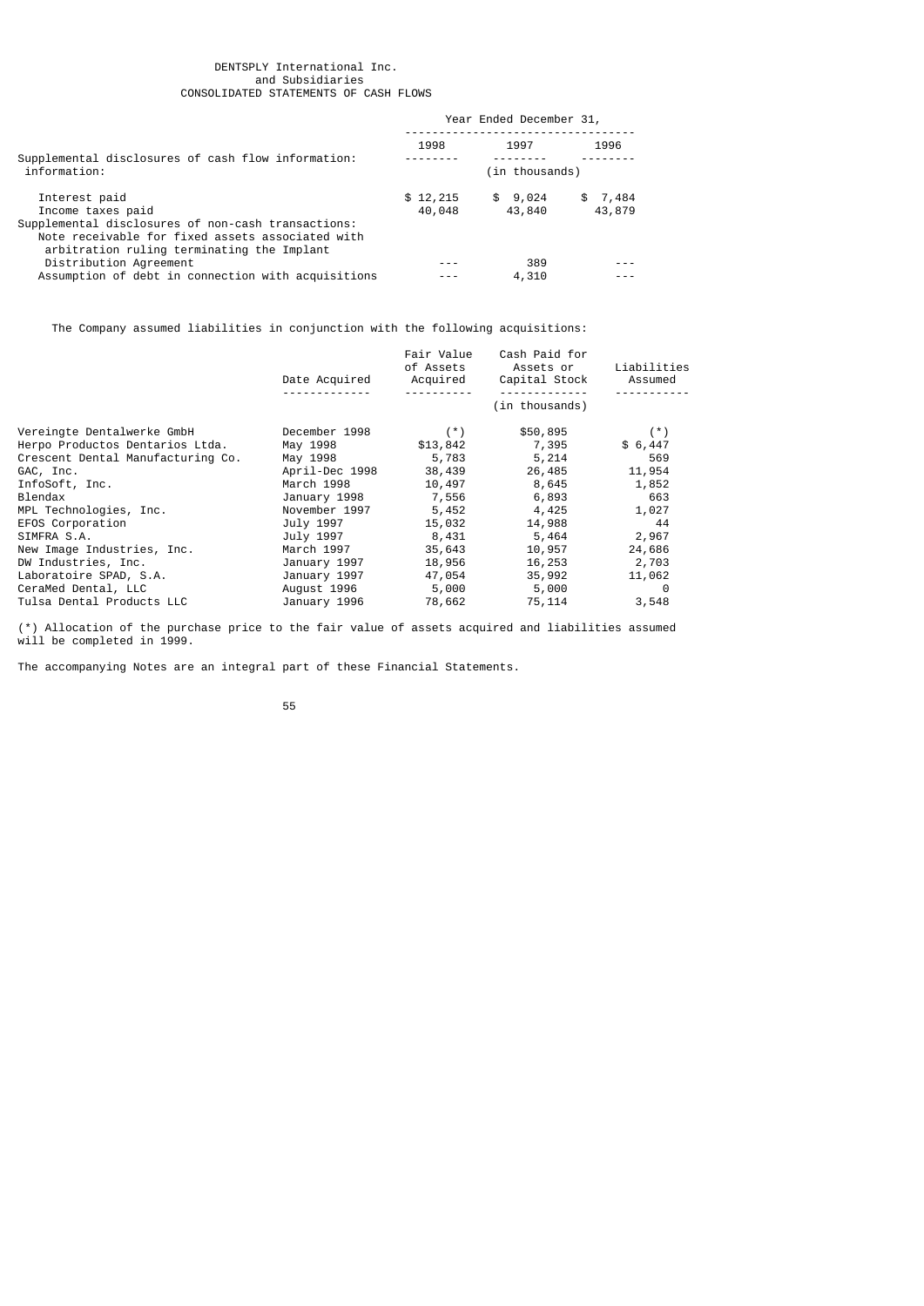DENTSPLY International Inc.
and Subsidiaries
CONSOLIDATED STATEMENTS OF CASH FLOWS

| | Year Ended December 31, | | |
|---|---|---|---|
| | 1998 | 1997 | 1996 |
| Supplemental disclosures of cash flow information: | | (in thousands) | |
| Interest paid | $ 12,215 | $ 9,024 | $ 7,484 |
| Income taxes paid | 40,048 | 43,840 | 43,879 |
| Supplemental disclosures of non-cash transactions: | | | |
| Note receivable for fixed assets associated with arbitration ruling terminating the Implant Distribution Agreement | --- | 389 | --- |
| Assumption of debt in connection with acquisitions | --- | 4,310 | --- |

The Company assumed liabilities in conjunction with the following acquisitions:

| | Date Acquired | Fair Value of Assets Acquired | Cash Paid for Assets or Capital Stock | Liabilities Assumed |
|---|---|---|---|---|
| | | | (in thousands) | |
| Vereingte Dentalwerke GmbH | December 1998 | (*) | $50,895 | (*) |
| Herpo Productos Dentarios Ltda. | May 1998 | $13,842 | 7,395 | $ 6,447 |
| Crescent Dental Manufacturing Co. | May 1998 | 5,783 | 5,214 | 569 |
| GAC, Inc. | April-Dec 1998 | 38,439 | 26,485 | 11,954 |
| InfoSoft, Inc. | March 1998 | 10,497 | 8,645 | 1,852 |
| Blendax | January 1998 | 7,556 | 6,893 | 663 |
| MPL Technologies, Inc. | November 1997 | 5,452 | 4,425 | 1,027 |
| EFOS Corporation | July 1997 | 15,032 | 14,988 | 44 |
| SIMFRA S.A. | July 1997 | 8,431 | 5,464 | 2,967 |
| New Image Industries, Inc. | March 1997 | 35,643 | 10,957 | 24,686 |
| DW Industries, Inc. | January 1997 | 18,956 | 16,253 | 2,703 |
| Laboratoire SPAD, S.A. | January 1997 | 47,054 | 35,992 | 11,062 |
| CeraMed Dental, LLC | August 1996 | 5,000 | 5,000 | 0 |
| Tulsa Dental Products LLC | January 1996 | 78,662 | 75,114 | 3,548 |

(*) Allocation of the purchase price to the fair value of assets acquired and liabilities assumed will be completed in 1999.

The accompanying Notes are an integral part of these Financial Statements.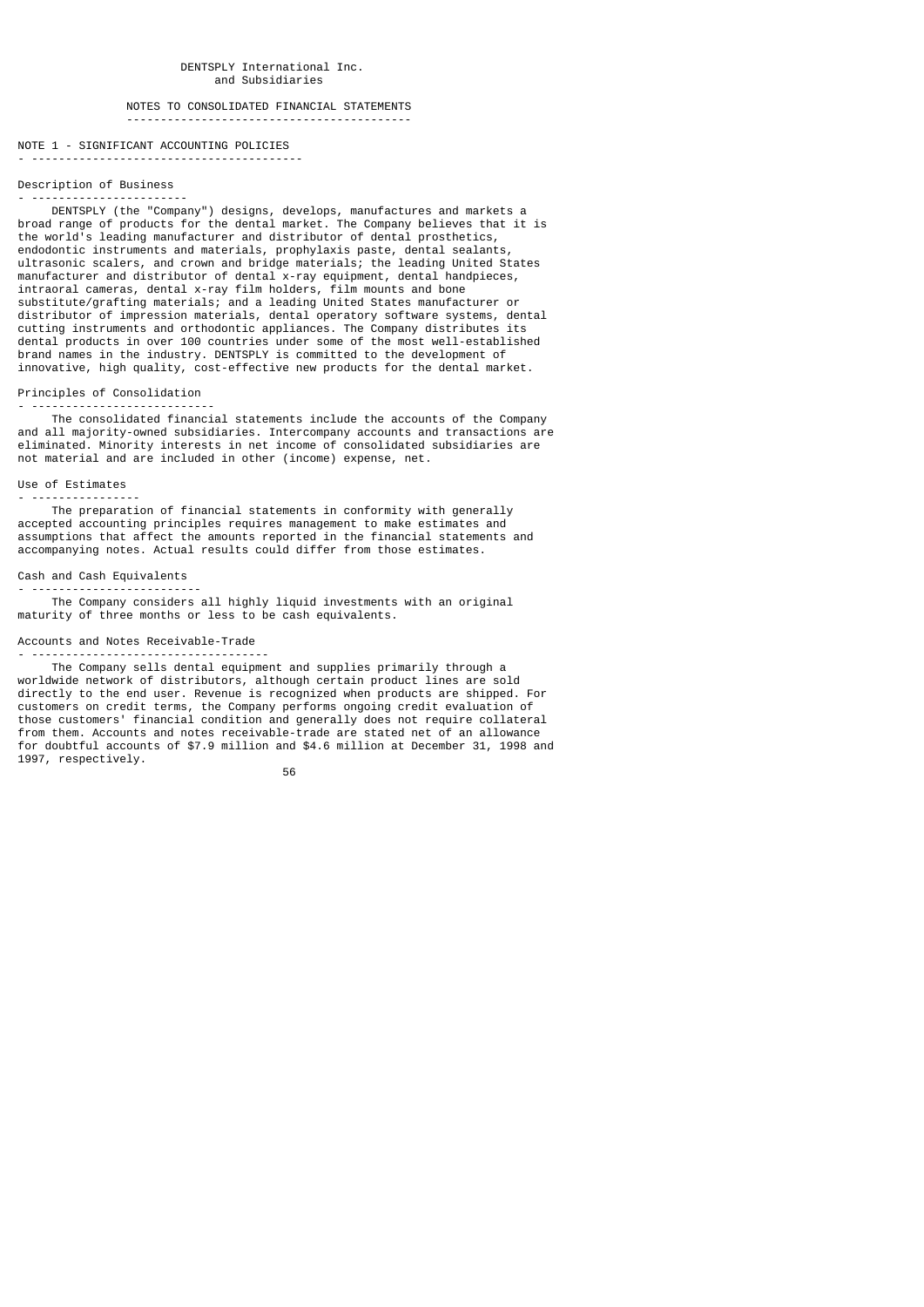DENTSPLY International Inc.
and Subsidiaries

## NOTES TO CONSOLIDATED FINANCIAL STATEMENTS

### NOTE 1 - SIGNIFICANT ACCOUNTING POLICIES

#### Description of Business

DENTSPLY (the "Company") designs, develops, manufactures and markets a broad range of products for the dental market. The Company believes that it is the world's leading manufacturer and distributor of dental prosthetics, endodontic instruments and materials, prophylaxis paste, dental sealants, ultrasonic scalers, and crown and bridge materials; the leading United States manufacturer and distributor of dental x-ray equipment, dental handpieces, intraoral cameras, dental x-ray film holders, film mounts and bone substitute/grafting materials; and a leading United States manufacturer or distributor of impression materials, dental operatory software systems, dental cutting instruments and orthodontic appliances. The Company distributes its dental products in over 100 countries under some of the most well-established brand names in the industry. DENTSPLY is committed to the development of innovative, high quality, cost-effective new products for the dental market.

#### Principles of Consolidation

The consolidated financial statements include the accounts of the Company and all majority-owned subsidiaries. Intercompany accounts and transactions are eliminated. Minority interests in net income of consolidated subsidiaries are not material and are included in other (income) expense, net.

#### Use of Estimates

The preparation of financial statements in conformity with generally accepted accounting principles requires management to make estimates and assumptions that affect the amounts reported in the financial statements and accompanying notes. Actual results could differ from those estimates.

#### Cash and Cash Equivalents

The Company considers all highly liquid investments with an original maturity of three months or less to be cash equivalents.

#### Accounts and Notes Receivable-Trade

The Company sells dental equipment and supplies primarily through a worldwide network of distributors, although certain product lines are sold directly to the end user. Revenue is recognized when products are shipped. For customers on credit terms, the Company performs ongoing credit evaluation of those customers' financial condition and generally does not require collateral from them. Accounts and notes receivable-trade are stated net of an allowance for doubtful accounts of $7.9 million and $4.6 million at December 31, 1998 and 1997, respectively.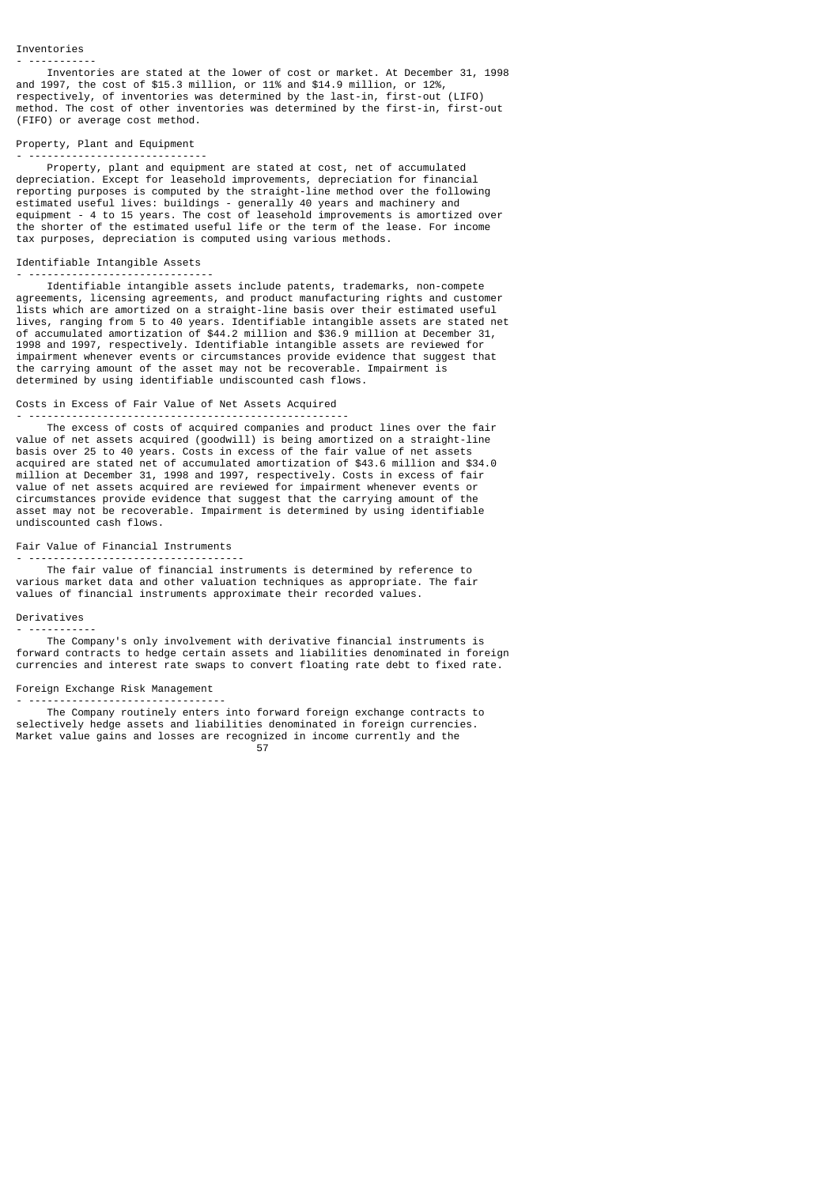### Inventories

Inventories are stated at the lower of cost or market. At December 31, 1998 and 1997, the cost of $15.3 million, or 11% and $14.9 million, or 12%, respectively, of inventories was determined by the last-in, first-out (LIFO) method. The cost of other inventories was determined by the first-in, first-out (FIFO) or average cost method.

### Property, Plant and Equipment

Property, plant and equipment are stated at cost, net of accumulated depreciation. Except for leasehold improvements, depreciation for financial reporting purposes is computed by the straight-line method over the following estimated useful lives: buildings - generally 40 years and machinery and equipment - 4 to 15 years. The cost of leasehold improvements is amortized over the shorter of the estimated useful life or the term of the lease. For income tax purposes, depreciation is computed using various methods.

### Identifiable Intangible Assets

Identifiable intangible assets include patents, trademarks, non-compete agreements, licensing agreements, and product manufacturing rights and customer lists which are amortized on a straight-line basis over their estimated useful lives, ranging from 5 to 40 years. Identifiable intangible assets are stated net of accumulated amortization of $44.2 million and $36.9 million at December 31, 1998 and 1997, respectively. Identifiable intangible assets are reviewed for impairment whenever events or circumstances provide evidence that suggest that the carrying amount of the asset may not be recoverable. Impairment is determined by using identifiable undiscounted cash flows.

### Costs in Excess of Fair Value of Net Assets Acquired

The excess of costs of acquired companies and product lines over the fair value of net assets acquired (goodwill) is being amortized on a straight-line basis over 25 to 40 years. Costs in excess of the fair value of net assets acquired are stated net of accumulated amortization of $43.6 million and $34.0 million at December 31, 1998 and 1997, respectively. Costs in excess of fair value of net assets acquired are reviewed for impairment whenever events or circumstances provide evidence that suggest that the carrying amount of the asset may not be recoverable. Impairment is determined by using identifiable undiscounted cash flows.

### Fair Value of Financial Instruments

The fair value of financial instruments is determined by reference to various market data and other valuation techniques as appropriate. The fair values of financial instruments approximate their recorded values.

### Derivatives

The Company's only involvement with derivative financial instruments is forward contracts to hedge certain assets and liabilities denominated in foreign currencies and interest rate swaps to convert floating rate debt to fixed rate.

### Foreign Exchange Risk Management

The Company routinely enters into forward foreign exchange contracts to selectively hedge assets and liabilities denominated in foreign currencies. Market value gains and losses are recognized in income currently and the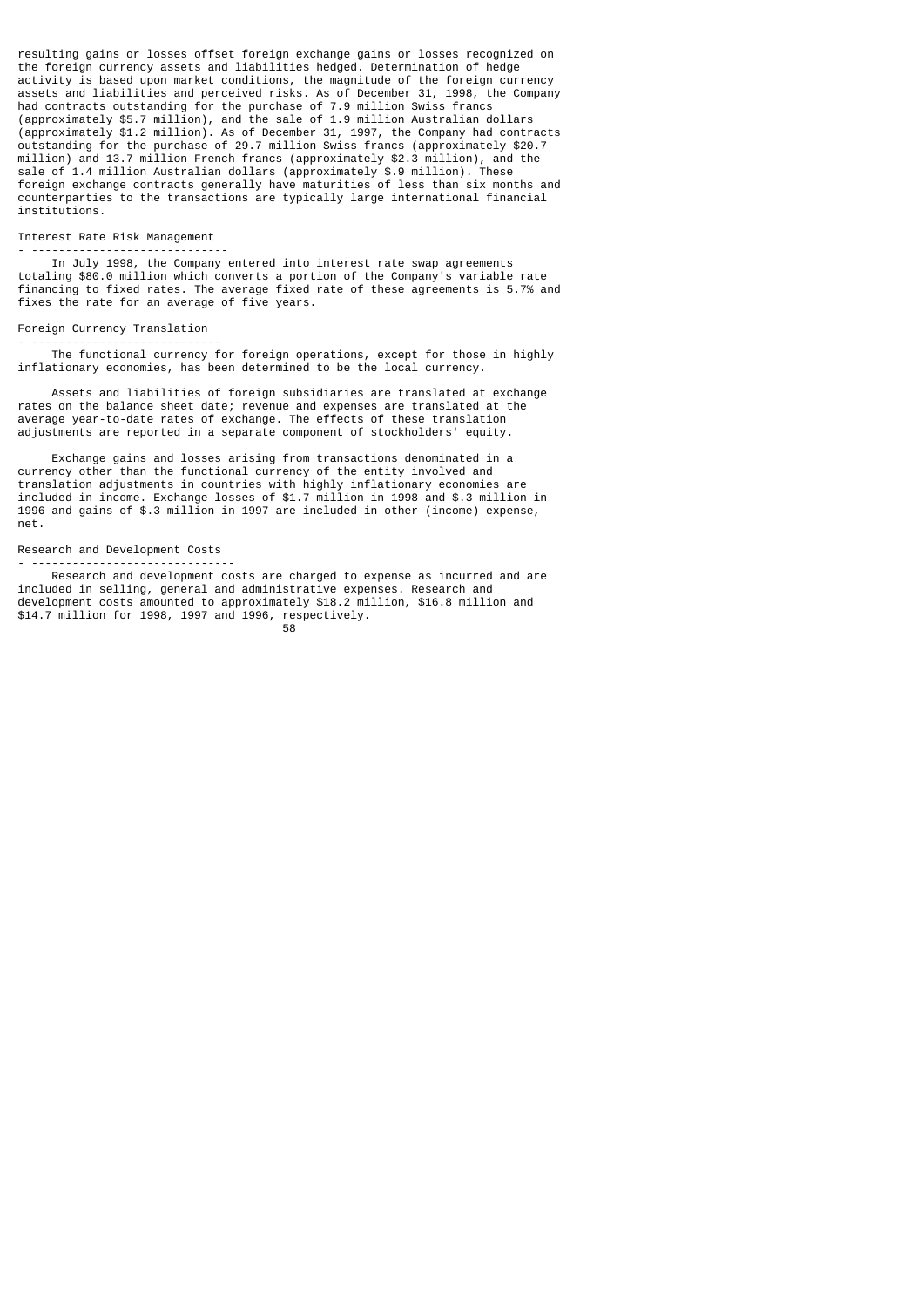resulting gains or losses offset foreign exchange gains or losses recognized on the foreign currency assets and liabilities hedged. Determination of hedge activity is based upon market conditions, the magnitude of the foreign currency assets and liabilities and perceived risks. As of December 31, 1998, the Company had contracts outstanding for the purchase of 7.9 million Swiss francs (approximately $5.7 million), and the sale of 1.9 million Australian dollars (approximately $1.2 million). As of December 31, 1997, the Company had contracts outstanding for the purchase of 29.7 million Swiss francs (approximately $20.7 million) and 13.7 million French francs (approximately $2.3 million), and the sale of 1.4 million Australian dollars (approximately $.9 million). These foreign exchange contracts generally have maturities of less than six months and counterparties to the transactions are typically large international financial institutions.

### Interest Rate Risk Management

In July 1998, the Company entered into interest rate swap agreements totaling $80.0 million which converts a portion of the Company's variable rate financing to fixed rates. The average fixed rate of these agreements is 5.7% and fixes the rate for an average of five years.

### Foreign Currency Translation

The functional currency for foreign operations, except for those in highly inflationary economies, has been determined to be the local currency.

Assets and liabilities of foreign subsidiaries are translated at exchange rates on the balance sheet date; revenue and expenses are translated at the average year-to-date rates of exchange. The effects of these translation adjustments are reported in a separate component of stockholders' equity.

Exchange gains and losses arising from transactions denominated in a currency other than the functional currency of the entity involved and translation adjustments in countries with highly inflationary economies are included in income. Exchange losses of $1.7 million in 1998 and $.3 million in 1996 and gains of $.3 million in 1997 are included in other (income) expense, net.

### Research and Development Costs

Research and development costs are charged to expense as incurred and are included in selling, general and administrative expenses. Research and development costs amounted to approximately $18.2 million, $16.8 million and $14.7 million for 1998, 1997 and 1996, respectively.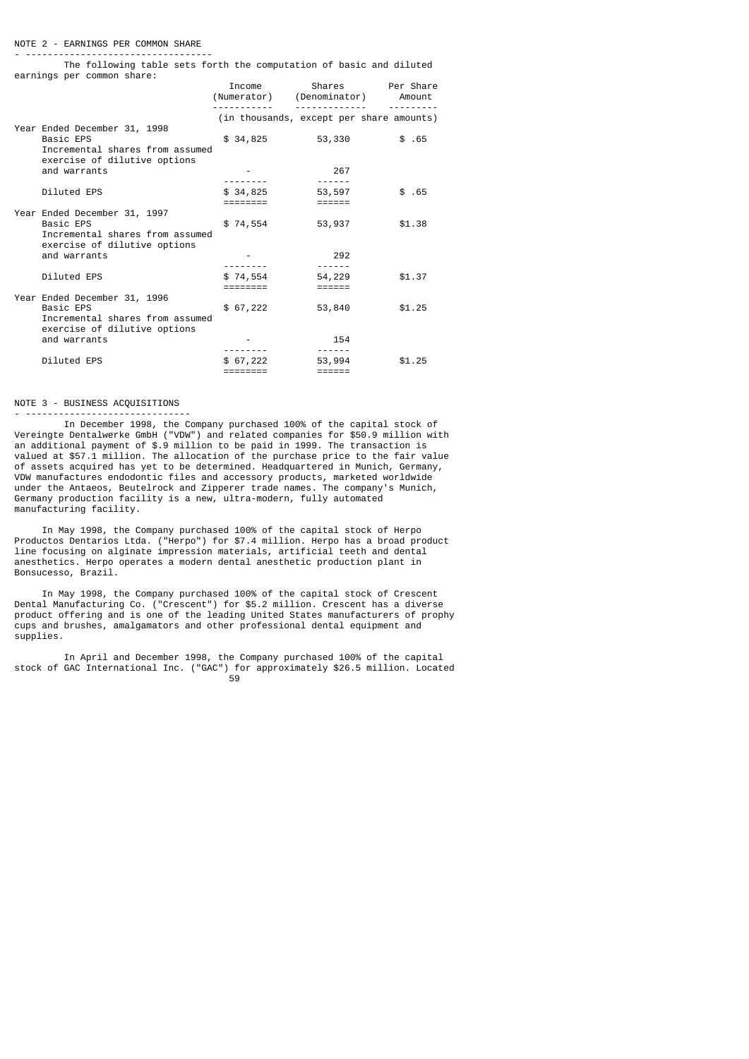## NOTE 2 - EARNINGS PER COMMON SHARE

The following table sets forth the computation of basic and diluted earnings per common share:

| | Income (Numerator) | Shares (Denominator) | Per Share Amount |
|---|---|---|---|
| | (in thousands, except per share amounts) | | |
| **Year Ended December 31, 1998** | | | |
| Basic EPS | $ 34,825 | 53,330 | $ .65 |
| Incremental shares from assumed exercise of dilutive options and warrants | - | 267 | |
| Diluted EPS | $ 34,825 | 53,597 | $ .65 |
| **Year Ended December 31, 1997** | | | |
| Basic EPS | $ 74,554 | 53,937 | $1.38 |
| Incremental shares from assumed exercise of dilutive options and warrants | - | 292 | |
| Diluted EPS | $ 74,554 | 54,229 | $1.37 |
| **Year Ended December 31, 1996** | | | |
| Basic EPS | $ 67,222 | 53,840 | $1.25 |
| Incremental shares from assumed exercise of dilutive options and warrants | - | 154 | |
| Diluted EPS | $ 67,222 | 53,994 | $1.25 |

## NOTE 3 - BUSINESS ACQUISITIONS

In December 1998, the Company purchased 100% of the capital stock of Vereingte Dentalwerke GmbH ("VDW") and related companies for $50.9 million with an additional payment of $.9 million to be paid in 1999. The transaction is valued at $57.1 million. The allocation of the purchase price to the fair value of assets acquired has yet to be determined. Headquartered in Munich, Germany, VDW manufactures endodontic files and accessory products, marketed worldwide under the Antaeos, Beutelrock and Zipperer trade names. The company's Munich, Germany production facility is a new, ultra-modern, fully automated manufacturing facility.

In May 1998, the Company purchased 100% of the capital stock of Herpo Productos Dentarios Ltda. ("Herpo") for $7.4 million. Herpo has a broad product line focusing on alginate impression materials, artificial teeth and dental anesthetics. Herpo operates a modern dental anesthetic production plant in Bonsucesso, Brazil.

In May 1998, the Company purchased 100% of the capital stock of Crescent Dental Manufacturing Co. ("Crescent") for $5.2 million. Crescent has a diverse product offering and is one of the leading United States manufacturers of prophy cups and brushes, amalgamators and other professional dental equipment and supplies.

In April and December 1998, the Company purchased 100% of the capital stock of GAC International Inc. ("GAC") for approximately $26.5 million. Located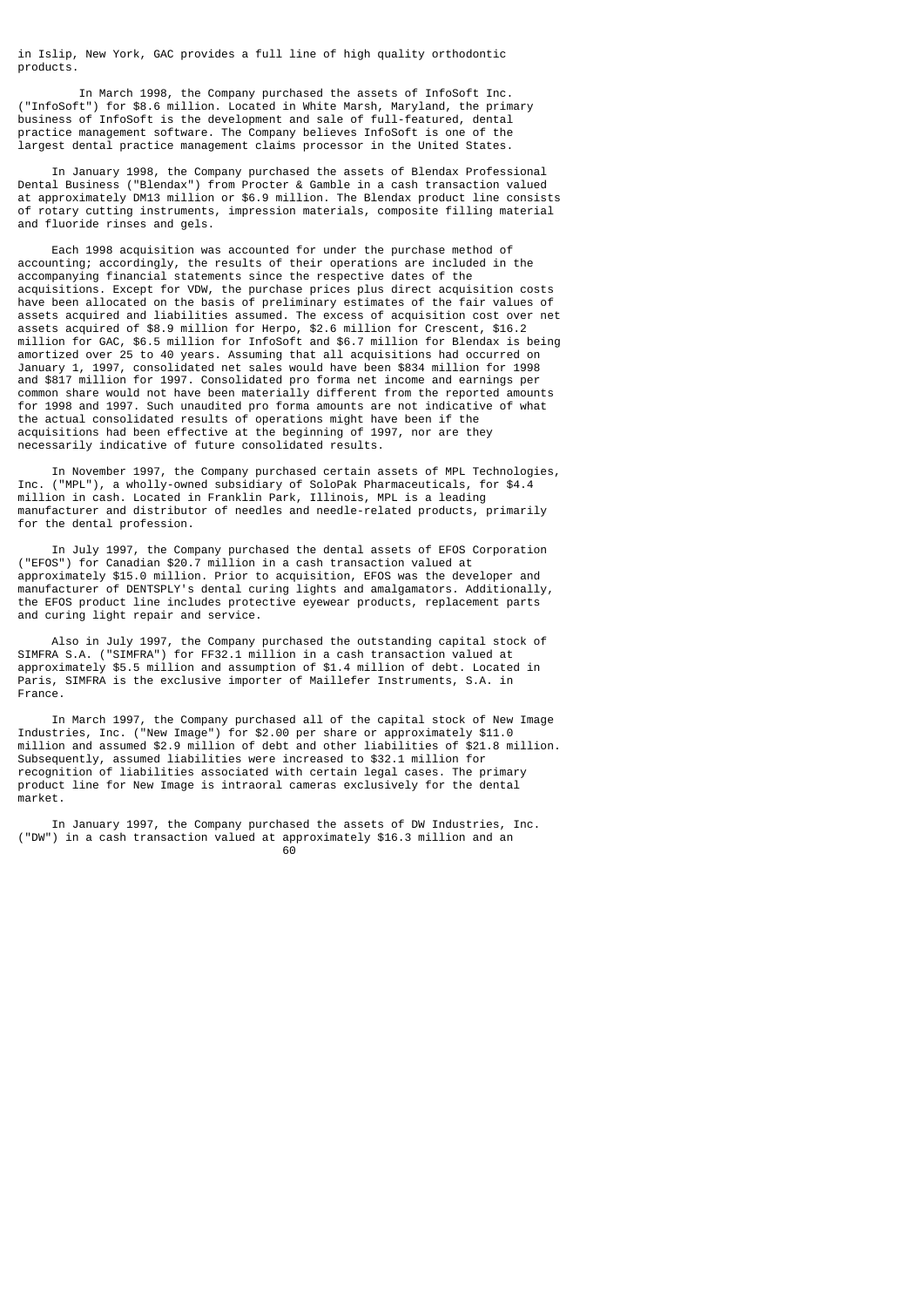in Islip, New York, GAC provides a full line of high quality orthodontic products.

In March 1998, the Company purchased the assets of InfoSoft Inc. ("InfoSoft") for $8.6 million. Located in White Marsh, Maryland, the primary business of InfoSoft is the development and sale of full-featured, dental practice management software. The Company believes InfoSoft is one of the largest dental practice management claims processor in the United States.

In January 1998, the Company purchased the assets of Blendax Professional Dental Business ("Blendax") from Procter & Gamble in a cash transaction valued at approximately DM13 million or $6.9 million. The Blendax product line consists of rotary cutting instruments, impression materials, composite filling material and fluoride rinses and gels.

Each 1998 acquisition was accounted for under the purchase method of accounting; accordingly, the results of their operations are included in the accompanying financial statements since the respective dates of the acquisitions. Except for VDW, the purchase prices plus direct acquisition costs have been allocated on the basis of preliminary estimates of the fair values of assets acquired and liabilities assumed. The excess of acquisition cost over net assets acquired of $8.9 million for Herpo, $2.6 million for Crescent, $16.2 million for GAC, $6.5 million for InfoSoft and $6.7 million for Blendax is being amortized over 25 to 40 years. Assuming that all acquisitions had occurred on January 1, 1997, consolidated net sales would have been $834 million for 1998 and $817 million for 1997. Consolidated pro forma net income and earnings per common share would not have been materially different from the reported amounts for 1998 and 1997. Such unaudited pro forma amounts are not indicative of what the actual consolidated results of operations might have been if the acquisitions had been effective at the beginning of 1997, nor are they necessarily indicative of future consolidated results.

In November 1997, the Company purchased certain assets of MPL Technologies, Inc. ("MPL"), a wholly-owned subsidiary of SoloPak Pharmaceuticals, for $4.4 million in cash. Located in Franklin Park, Illinois, MPL is a leading manufacturer and distributor of needles and needle-related products, primarily for the dental profession.

In July 1997, the Company purchased the dental assets of EFOS Corporation ("EFOS") for Canadian $20.7 million in a cash transaction valued at approximately $15.0 million. Prior to acquisition, EFOS was the developer and manufacturer of DENTSPLY's dental curing lights and amalgamators. Additionally, the EFOS product line includes protective eyewear products, replacement parts and curing light repair and service.

Also in July 1997, the Company purchased the outstanding capital stock of SIMFRA S.A. ("SIMFRA") for FF32.1 million in a cash transaction valued at approximately $5.5 million and assumption of $1.4 million of debt. Located in Paris, SIMFRA is the exclusive importer of Maillefer Instruments, S.A. in France.

In March 1997, the Company purchased all of the capital stock of New Image Industries, Inc. ("New Image") for $2.00 per share or approximately $11.0 million and assumed $2.9 million of debt and other liabilities of $21.8 million. Subsequently, assumed liabilities were increased to $32.1 million for recognition of liabilities associated with certain legal cases. The primary product line for New Image is intraoral cameras exclusively for the dental market.

In January 1997, the Company purchased the assets of DW Industries, Inc. ("DW") in a cash transaction valued at approximately $16.3 million and an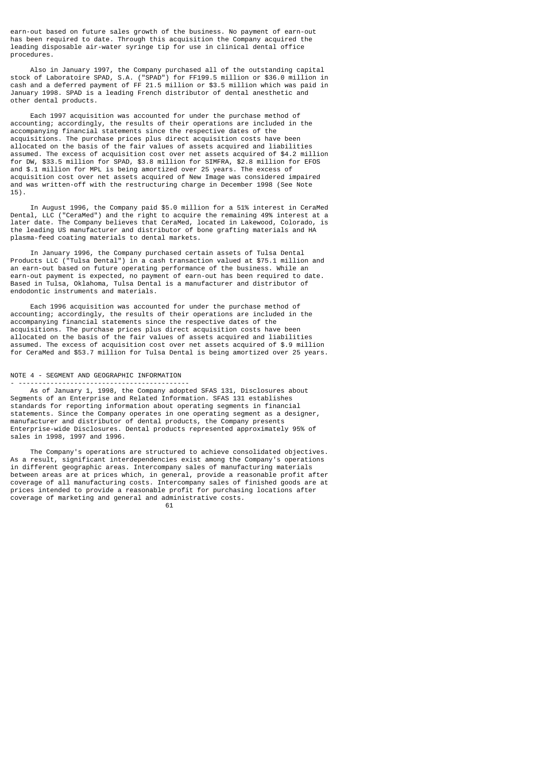earn-out based on future sales growth of the business. No payment of earn-out has been required to date. Through this acquisition the Company acquired the leading disposable air-water syringe tip for use in clinical dental office procedures.

Also in January 1997, the Company purchased all of the outstanding capital stock of Laboratoire SPAD, S.A. ("SPAD") for FF199.5 million or $36.0 million in cash and a deferred payment of FF 21.5 million or $3.5 million which was paid in January 1998. SPAD is a leading French distributor of dental anesthetic and other dental products.

Each 1997 acquisition was accounted for under the purchase method of accounting; accordingly, the results of their operations are included in the accompanying financial statements since the respective dates of the acquisitions. The purchase prices plus direct acquisition costs have been allocated on the basis of the fair values of assets acquired and liabilities assumed. The excess of acquisition cost over net assets acquired of $4.2 million for DW, $33.5 million for SPAD, $3.8 million for SIMFRA, $2.8 million for EFOS and $.1 million for MPL is being amortized over 25 years. The excess of acquisition cost over net assets acquired of New Image was considered impaired and was written-off with the restructuring charge in December 1998 (See Note 15).

In August 1996, the Company paid $5.0 million for a 51% interest in CeraMed Dental, LLC ("CeraMed") and the right to acquire the remaining 49% interest at a later date. The Company believes that CeraMed, located in Lakewood, Colorado, is the leading US manufacturer and distributor of bone grafting materials and HA plasma-feed coating materials to dental markets.

In January 1996, the Company purchased certain assets of Tulsa Dental Products LLC ("Tulsa Dental") in a cash transaction valued at $75.1 million and an earn-out based on future operating performance of the business. While an earn-out payment is expected, no payment of earn-out has been required to date. Based in Tulsa, Oklahoma, Tulsa Dental is a manufacturer and distributor of endodontic instruments and materials.

Each 1996 acquisition was accounted for under the purchase method of accounting; accordingly, the results of their operations are included in the accompanying financial statements since the respective dates of the acquisitions. The purchase prices plus direct acquisition costs have been allocated on the basis of the fair values of assets acquired and liabilities assumed. The excess of acquisition cost over net assets acquired of $.9 million for CeraMed and $53.7 million for Tulsa Dental is being amortized over 25 years.

## NOTE 4 - SEGMENT AND GEOGRAPHIC INFORMATION

As of January 1, 1998, the Company adopted SFAS 131, Disclosures about Segments of an Enterprise and Related Information. SFAS 131 establishes standards for reporting information about operating segments in financial statements. Since the Company operates in one operating segment as a designer, manufacturer and distributor of dental products, the Company presents Enterprise-wide Disclosures. Dental products represented approximately 95% of sales in 1998, 1997 and 1996.

The Company's operations are structured to achieve consolidated objectives. As a result, significant interdependencies exist among the Company's operations in different geographic areas. Intercompany sales of manufacturing materials between areas are at prices which, in general, provide a reasonable profit after coverage of all manufacturing costs. Intercompany sales of finished goods are at prices intended to provide a reasonable profit for purchasing locations after coverage of marketing and general and administrative costs.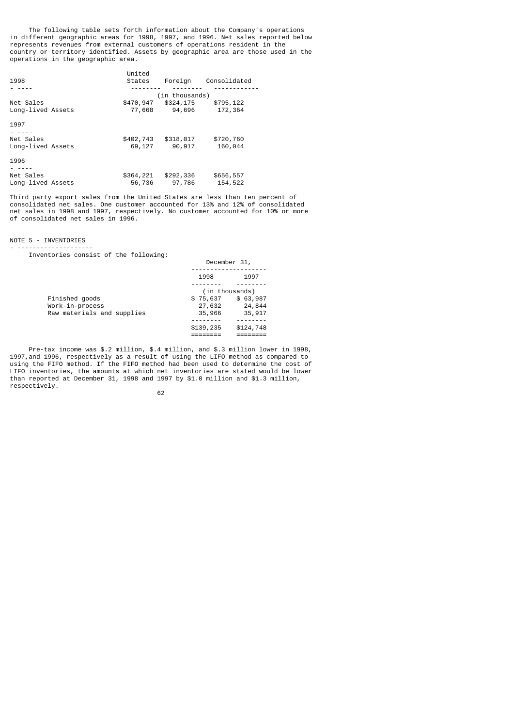The following table sets forth information about the Company's operations in different geographic areas for 1998, 1997, and 1996. Net sales reported below represents revenues from external customers of operations resident in the country or territory identified. Assets by geographic area are those used in the operations in the geographic area.

| 1998 | United States | Foreign | Consolidated |
|---|---|---|---|
| | (in thousands) | | |
| Net Sales | $470,947 | $324,175 | $795,122 |
| Long-lived Assets | 77,668 | 94,696 | 172,364 |
| **1997** | | | |
| Net Sales | $402,743 | $318,017 | $720,760 |
| Long-lived Assets | 69,127 | 90,917 | 160,044 |
| **1996** | | | |
| Net Sales | $364,221 | $292,336 | $656,557 |
| Long-lived Assets | 56,736 | 97,786 | 154,522 |

Third party export sales from the United States are less than ten percent of consolidated net sales. One customer accounted for 13% and 12% of consolidated net sales in 1998 and 1997, respectively. No customer accounted for 10% or more of consolidated net sales in 1996.

## NOTE 5 - INVENTORIES

Inventories consist of the following:

| | December 31, | |
|---|---|---|
| | 1998 | 1997 |
| | (in thousands) | |
| Finished goods | $ 75,637 | $ 63,987 |
| Work-in-process | 27,632 | 24,844 |
| Raw materials and supplies | 35,966 | 35,917 |
| | $139,235 | $124,748 |

Pre-tax income was $.2 million, $.4 million, and $.3 million lower in 1998, 1997,and 1996, respectively as a result of using the LIFO method as compared to using the FIFO method. If the FIFO method had been used to determine the cost of LIFO inventories, the amounts at which net inventories are stated would be lower than reported at December 31, 1998 and 1997 by $1.0 million and $1.3 million, respectively.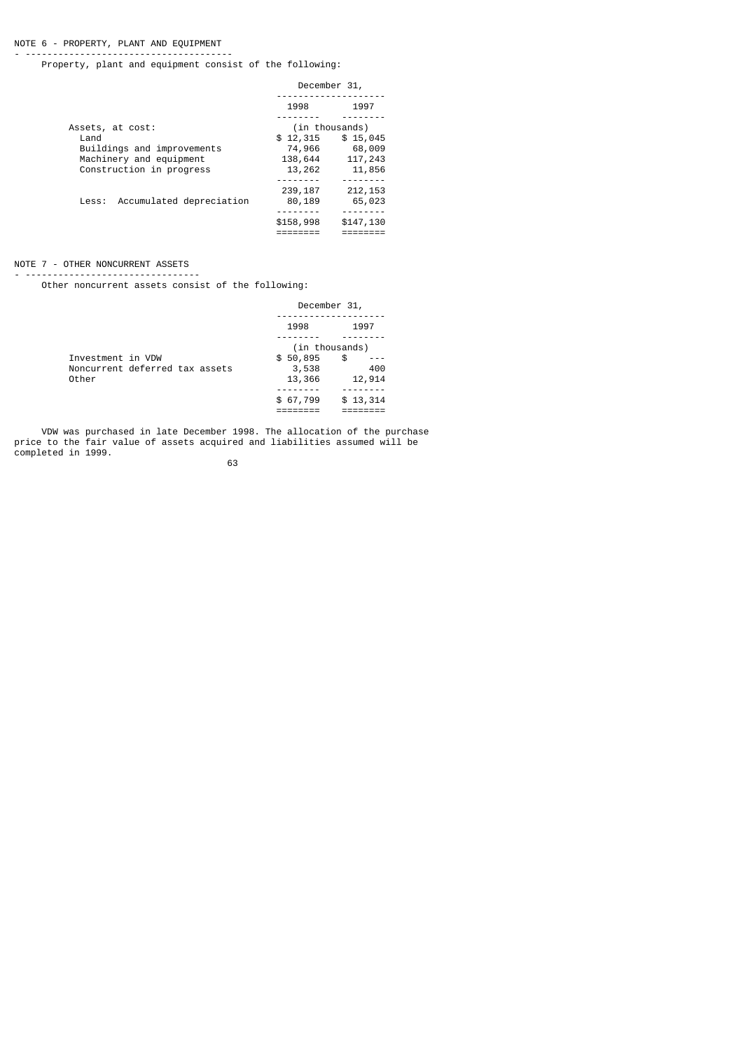## NOTE 6 - PROPERTY, PLANT AND EQUIPMENT

Property, plant and equipment consist of the following:

| | December 31, 1998 | December 31, 1997 |
|---|---|---|
| | (in thousands) | |
| Assets, at cost: | | |
| Land | $ 12,315 | $ 15,045 |
| Buildings and improvements | 74,966 | 68,009 |
| Machinery and equipment | 138,644 | 117,243 |
| Construction in progress | 13,262 | 11,856 |
| | 239,187 | 212,153 |
| Less: Accumulated depreciation | 80,189 | 65,023 |
| | $158,998 | $147,130 |

## NOTE 7 - OTHER NONCURRENT ASSETS

Other noncurrent assets consist of the following:

| | December 31, 1998 | December 31, 1997 |
|---|---|---|
| | (in thousands) | |
| Investment in VDW | $ 50,895 | $ --- |
| Noncurrent deferred tax assets | 3,538 | 400 |
| Other | 13,366 | 12,914 |
| | $ 67,799 | $ 13,314 |

VDW was purchased in late December 1998. The allocation of the purchase price to the fair value of assets acquired and liabilities assumed will be completed in 1999.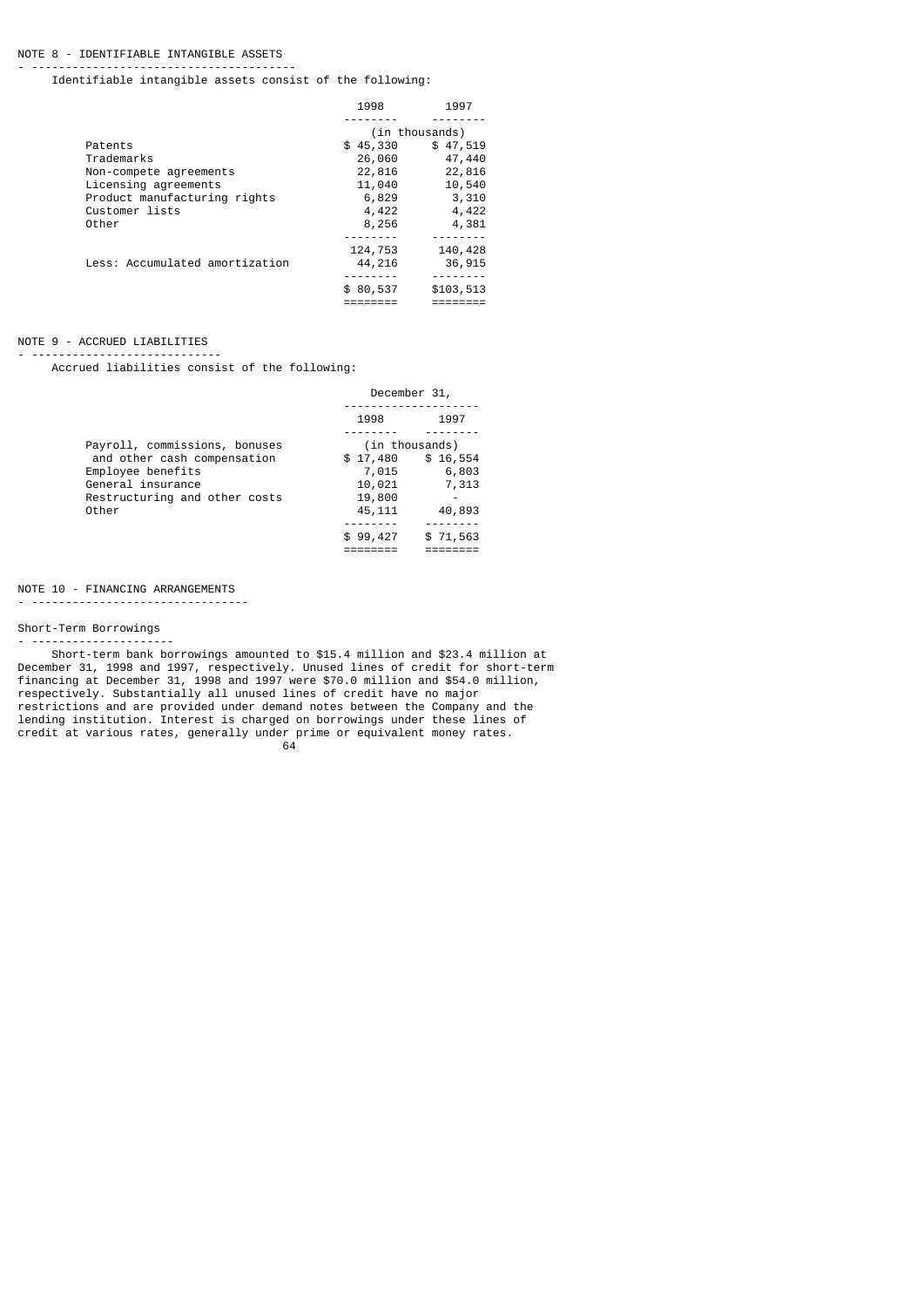## NOTE 8 - IDENTIFIABLE INTANGIBLE ASSETS

Identifiable intangible assets consist of the following:

| | 1998 | 1997 |
|---|---|---|
| | (in thousands) | |
| Patents | $ 45,330 | $ 47,519 |
| Trademarks | 26,060 | 47,440 |
| Non-compete agreements | 22,816 | 22,816 |
| Licensing agreements | 11,040 | 10,540 |
| Product manufacturing rights | 6,829 | 3,310 |
| Customer lists | 4,422 | 4,422 |
| Other | 8,256 | 4,381 |
| | 124,753 | 140,428 |
| Less: Accumulated amortization | 44,216 | 36,915 |
| | $ 80,537 | $103,513 |

## NOTE 9 - ACCRUED LIABILITIES

Accrued liabilities consist of the following:

| | December 31, | |
|---|---|---|
| | 1998 | 1997 |
| | (in thousands) | |
| Payroll, commissions, bonuses and other cash compensation | $ 17,480 | $ 16,554 |
| Employee benefits | 7,015 | 6,803 |
| General insurance | 10,021 | 7,313 |
| Restructuring and other costs | 19,800 | - |
| Other | 45,111 | 40,893 |
| | $ 99,427 | $ 71,563 |

## NOTE 10 - FINANCING ARRANGEMENTS

### Short-Term Borrowings

Short-term bank borrowings amounted to $15.4 million and $23.4 million at December 31, 1998 and 1997, respectively. Unused lines of credit for short-term financing at December 31, 1998 and 1997 were $70.0 million and $54.0 million, respectively. Substantially all unused lines of credit have no major restrictions and are provided under demand notes between the Company and the lending institution. Interest is charged on borrowings under these lines of credit at various rates, generally under prime or equivalent money rates.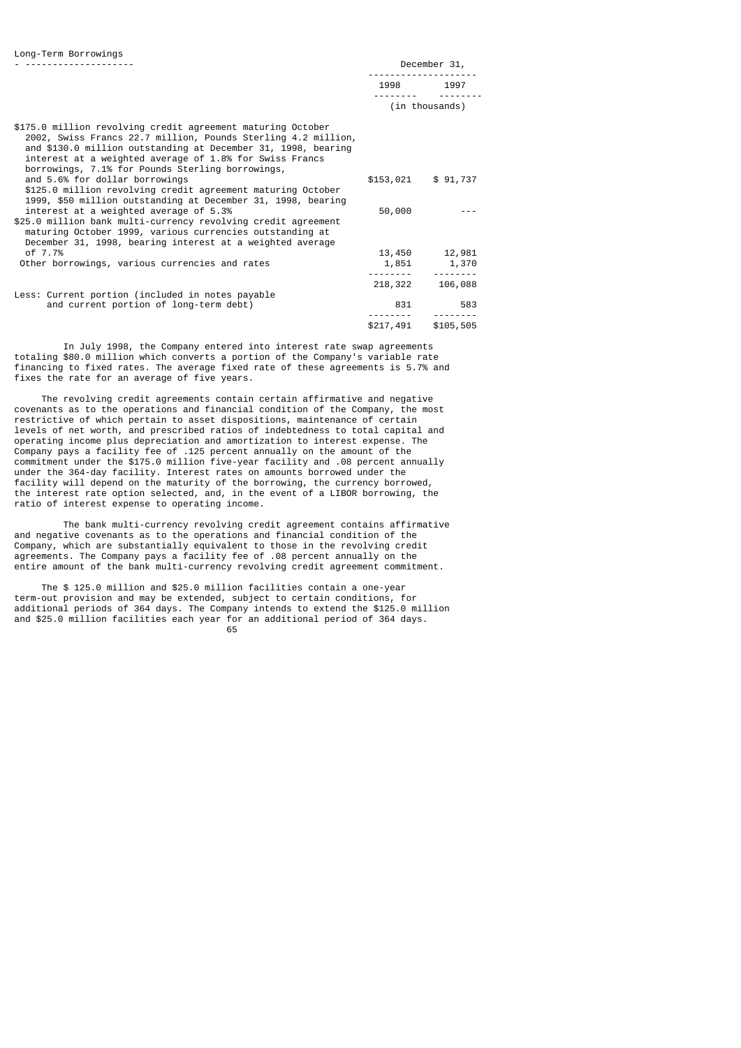### Long-Term Borrowings

| | December 31, | |
|---|---|---|
| | 1998 | 1997 |
| | (in thousands) | |
| $175.0 million revolving credit agreement maturing October 2002, Swiss Francs 22.7 million, Pounds Sterling 4.2 million, and $130.0 million outstanding at December 31, 1998, bearing interest at a weighted average of 1.8% for Swiss Francs borrowings, 7.1% for Pounds Sterling borrowings, and 5.6% for dollar borrowings | $153,021 | $ 91,737 |
| $125.0 million revolving credit agreement maturing October 1999, $50 million outstanding at December 31, 1998, bearing interest at a weighted average of 5.3% | 50,000 | --- |
| $25.0 million bank multi-currency revolving credit agreement maturing October 1999, various currencies outstanding at December 31, 1998, bearing interest at a weighted average of 7.7% | 13,450 | 12,981 |
| Other borrowings, various currencies and rates | 1,851 | 1,370 |
| | 218,322 | 106,088 |
| Less: Current portion (included in notes payable and current portion of long-term debt) | 831 | 583 |
| | $217,491 | $105,505 |

In July 1998, the Company entered into interest rate swap agreements totaling $80.0 million which converts a portion of the Company's variable rate financing to fixed rates. The average fixed rate of these agreements is 5.7% and fixes the rate for an average of five years.

The revolving credit agreements contain certain affirmative and negative covenants as to the operations and financial condition of the Company, the most restrictive of which pertain to asset dispositions, maintenance of certain levels of net worth, and prescribed ratios of indebtedness to total capital and operating income plus depreciation and amortization to interest expense. The Company pays a facility fee of .125 percent annually on the amount of the commitment under the $175.0 million five-year facility and .08 percent annually under the 364-day facility. Interest rates on amounts borrowed under the facility will depend on the maturity of the borrowing, the currency borrowed, the interest rate option selected, and, in the event of a LIBOR borrowing, the ratio of interest expense to operating income.

The bank multi-currency revolving credit agreement contains affirmative and negative covenants as to the operations and financial condition of the Company, which are substantially equivalent to those in the revolving credit agreements. The Company pays a facility fee of .08 percent annually on the entire amount of the bank multi-currency revolving credit agreement commitment.

The $ 125.0 million and $25.0 million facilities contain a one-year term-out provision and may be extended, subject to certain conditions, for additional periods of 364 days. The Company intends to extend the $125.0 million and $25.0 million facilities each year for an additional period of 364 days.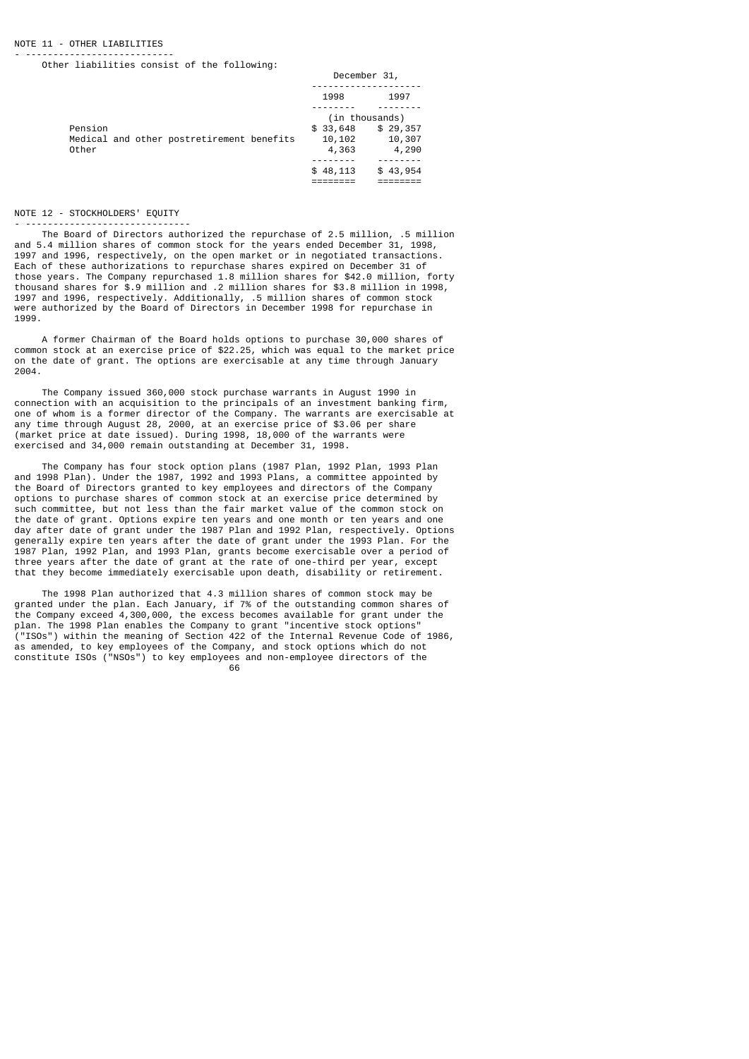## NOTE 11 - OTHER LIABILITIES

Other liabilities consist of the following:

| | December 31, | |
|---|---|---|
| | 1998 | 1997 |
| | (in thousands) | |
| Pension | $ 33,648 | $ 29,357 |
| Medical and other postretirement benefits | 10,102 | 10,307 |
| Other | 4,363 | 4,290 |
| | $ 48,113 | $ 43,954 |

## NOTE 12 - STOCKHOLDERS' EQUITY

The Board of Directors authorized the repurchase of 2.5 million, .5 million and 5.4 million shares of common stock for the years ended December 31, 1998, 1997 and 1996, respectively, on the open market or in negotiated transactions. Each of these authorizations to repurchase shares expired on December 31 of those years. The Company repurchased 1.8 million shares for $42.0 million, forty thousand shares for $.9 million and .2 million shares for $3.8 million in 1998, 1997 and 1996, respectively. Additionally, .5 million shares of common stock were authorized by the Board of Directors in December 1998 for repurchase in 1999.

A former Chairman of the Board holds options to purchase 30,000 shares of common stock at an exercise price of $22.25, which was equal to the market price on the date of grant. The options are exercisable at any time through January 2004.

The Company issued 360,000 stock purchase warrants in August 1990 in connection with an acquisition to the principals of an investment banking firm, one of whom is a former director of the Company. The warrants are exercisable at any time through August 28, 2000, at an exercise price of $3.06 per share (market price at date issued). During 1998, 18,000 of the warrants were exercised and 34,000 remain outstanding at December 31, 1998.

The Company has four stock option plans (1987 Plan, 1992 Plan, 1993 Plan and 1998 Plan). Under the 1987, 1992 and 1993 Plans, a committee appointed by the Board of Directors granted to key employees and directors of the Company options to purchase shares of common stock at an exercise price determined by such committee, but not less than the fair market value of the common stock on the date of grant. Options expire ten years and one month or ten years and one day after date of grant under the 1987 Plan and 1992 Plan, respectively. Options generally expire ten years after the date of grant under the 1993 Plan. For the 1987 Plan, 1992 Plan, and 1993 Plan, grants become exercisable over a period of three years after the date of grant at the rate of one-third per year, except that they become immediately exercisable upon death, disability or retirement.

The 1998 Plan authorized that 4.3 million shares of common stock may be granted under the plan. Each January, if 7% of the outstanding common shares of the Company exceed 4,300,000, the excess becomes available for grant under the plan. The 1998 Plan enables the Company to grant "incentive stock options" ("ISOs") within the meaning of Section 422 of the Internal Revenue Code of 1986, as amended, to key employees of the Company, and stock options which do not constitute ISOs ("NSOs") to key employees and non-employee directors of the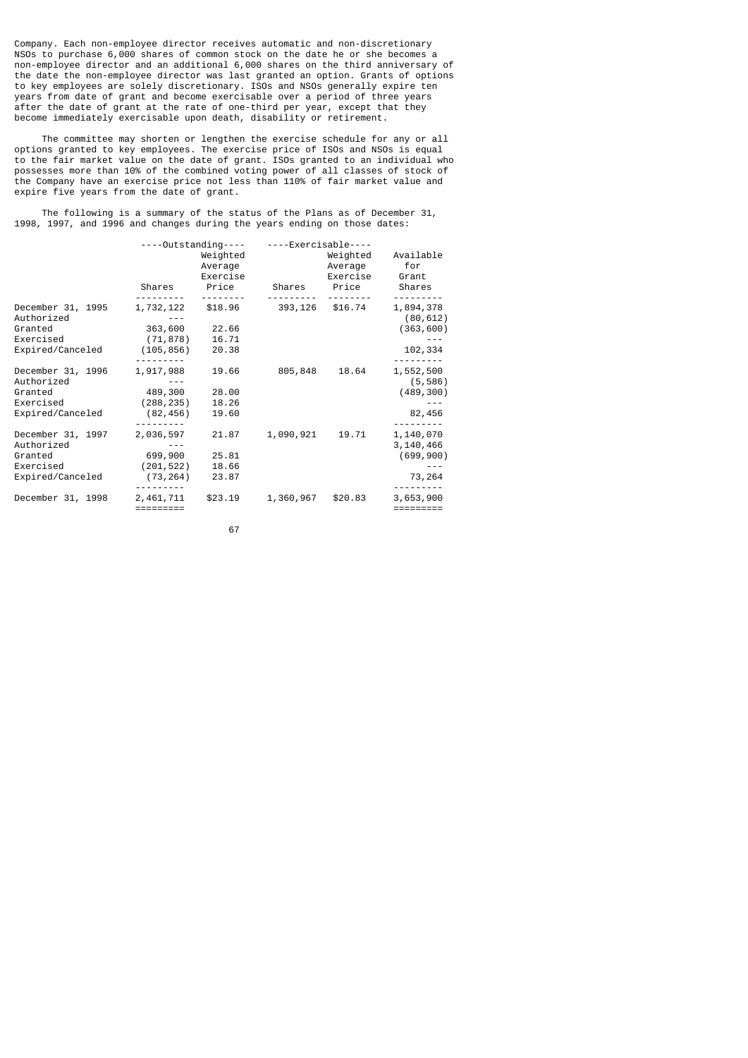Company. Each non-employee director receives automatic and non-discretionary NSOs to purchase 6,000 shares of common stock on the date he or she becomes a non-employee director and an additional 6,000 shares on the third anniversary of the date the non-employee director was last granted an option. Grants of options to key employees are solely discretionary. ISOs and NSOs generally expire ten years from date of grant and become exercisable over a period of three years after the date of grant at the rate of one-third per year, except that they become immediately exercisable upon death, disability or retirement.

The committee may shorten or lengthen the exercise schedule for any or all options granted to key employees. The exercise price of ISOs and NSOs is equal to the fair market value on the date of grant. ISOs granted to an individual who possesses more than 10% of the combined voting power of all classes of stock of the Company have an exercise price not less than 110% of fair market value and expire five years from the date of grant.

The following is a summary of the status of the Plans as of December 31, 1998, 1997, and 1996 and changes during the years ending on those dates:

| | Outstanding | | Exercisable | | |
|---|---|---|---|---|---|
| | Shares | Weighted Average Exercise Price | Shares | Weighted Average Exercise Price | Available for Grant Shares |
| December 31, 1995 | 1,732,122 | $18.96 | 393,126 | $16.74 | 1,894,378 |
| Authorized | --- | | | | (80,612) |
| Granted | 363,600 | 22.66 | | | (363,600) |
| Exercised | (71,878) | 16.71 | | | --- |
| Expired/Canceled | (105,856) | 20.38 | | | 102,334 |
| December 31, 1996 | 1,917,988 | 19.66 | 805,848 | 18.64 | 1,552,500 |
| Authorized | --- | | | | (5,586) |
| Granted | 489,300 | 28.00 | | | (489,300) |
| Exercised | (288,235) | 18.26 | | | --- |
| Expired/Canceled | (82,456) | 19.60 | | | 82,456 |
| December 31, 1997 | 2,036,597 | 21.87 | 1,090,921 | 19.71 | 1,140,070 |
| Authorized | --- | | | | 3,140,466 |
| Granted | 699,900 | 25.81 | | | (699,900) |
| Exercised | (201,522) | 18.66 | | | --- |
| Expired/Canceled | (73,264) | 23.87 | | | 73,264 |
| December 31, 1998 | 2,461,711 | $23.19 | 1,360,967 | $20.83 | 3,653,900 |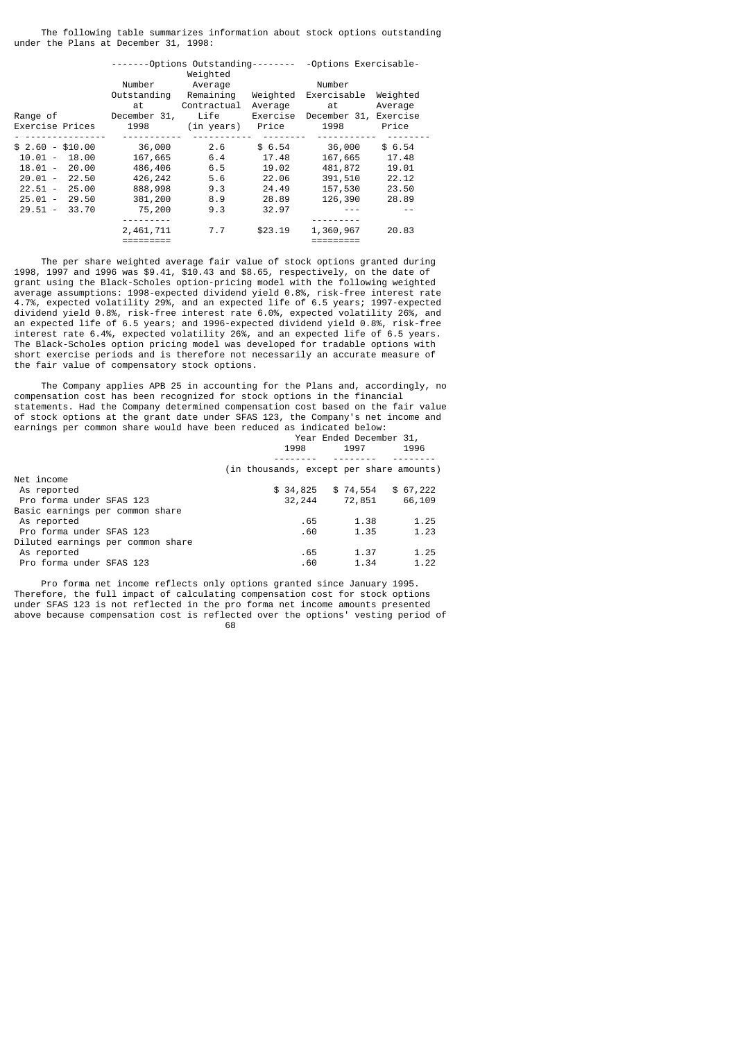The following table summarizes information about stock options outstanding under the Plans at December 31, 1998:

| Range of Exercise Prices | Options Outstanding | | | Options Exercisable | |
|---|---|---|---|---|---|
| | Number Outstanding at December 31, 1998 | Weighted Average Remaining Contractual Life (in years) | Weighted Average Exercise Price | Number Exercisable at December 31, 1998 | Weighted Average Exercise Price |
| $ 2.60 - $10.00 | 36,000 | 2.6 | $ 6.54 | 36,000 | $ 6.54 |
| 10.01 - 18.00 | 167,665 | 6.4 | 17.48 | 167,665 | 17.48 |
| 18.01 - 20.00 | 486,406 | 6.5 | 19.02 | 481,872 | 19.01 |
| 20.01 - 22.50 | 426,242 | 5.6 | 22.06 | 391,510 | 22.12 |
| 22.51 - 25.00 | 888,998 | 9.3 | 24.49 | 157,530 | 23.50 |
| 25.01 - 29.50 | 381,200 | 8.9 | 28.89 | 126,390 | 28.89 |
| 29.51 - 33.70 | 75,200 | 9.3 | 32.97 | --- | -- |
| | 2,461,711 | 7.7 | $23.19 | 1,360,967 | 20.83 |

The per share weighted average fair value of stock options granted during 1998, 1997 and 1996 was $9.41, $10.43 and $8.65, respectively, on the date of grant using the Black-Scholes option-pricing model with the following weighted average assumptions: 1998-expected dividend yield 0.8%, risk-free interest rate 4.7%, expected volatility 29%, and an expected life of 6.5 years; 1997-expected dividend yield 0.8%, risk-free interest rate 6.0%, expected volatility 26%, and an expected life of 6.5 years; and 1996-expected dividend yield 0.8%, risk-free interest rate 6.4%, expected volatility 26%, and an expected life of 6.5 years. The Black-Scholes option pricing model was developed for tradable options with short exercise periods and is therefore not necessarily an accurate measure of the fair value of compensatory stock options.

The Company applies APB 25 in accounting for the Plans and, accordingly, no compensation cost has been recognized for stock options in the financial statements. Had the Company determined compensation cost based on the fair value of stock options at the grant date under SFAS 123, the Company's net income and earnings per common share would have been reduced as indicated below:

| | Year Ended December 31, | | |
|---|---|---|---|
| | 1998 | 1997 | 1996 |
| | (in thousands, except per share amounts) | | |
| Net income | | | |
| As reported | $ 34,825 | $ 74,554 | $ 67,222 |
| Pro forma under SFAS 123 | 32,244 | 72,851 | 66,109 |
| Basic earnings per common share | | | |
| As reported | .65 | 1.38 | 1.25 |
| Pro forma under SFAS 123 | .60 | 1.35 | 1.23 |
| Diluted earnings per common share | | | |
| As reported | .65 | 1.37 | 1.25 |
| Pro forma under SFAS 123 | .60 | 1.34 | 1.22 |

Pro forma net income reflects only options granted since January 1995. Therefore, the full impact of calculating compensation cost for stock options under SFAS 123 is not reflected in the pro forma net income amounts presented above because compensation cost is reflected over the options' vesting period of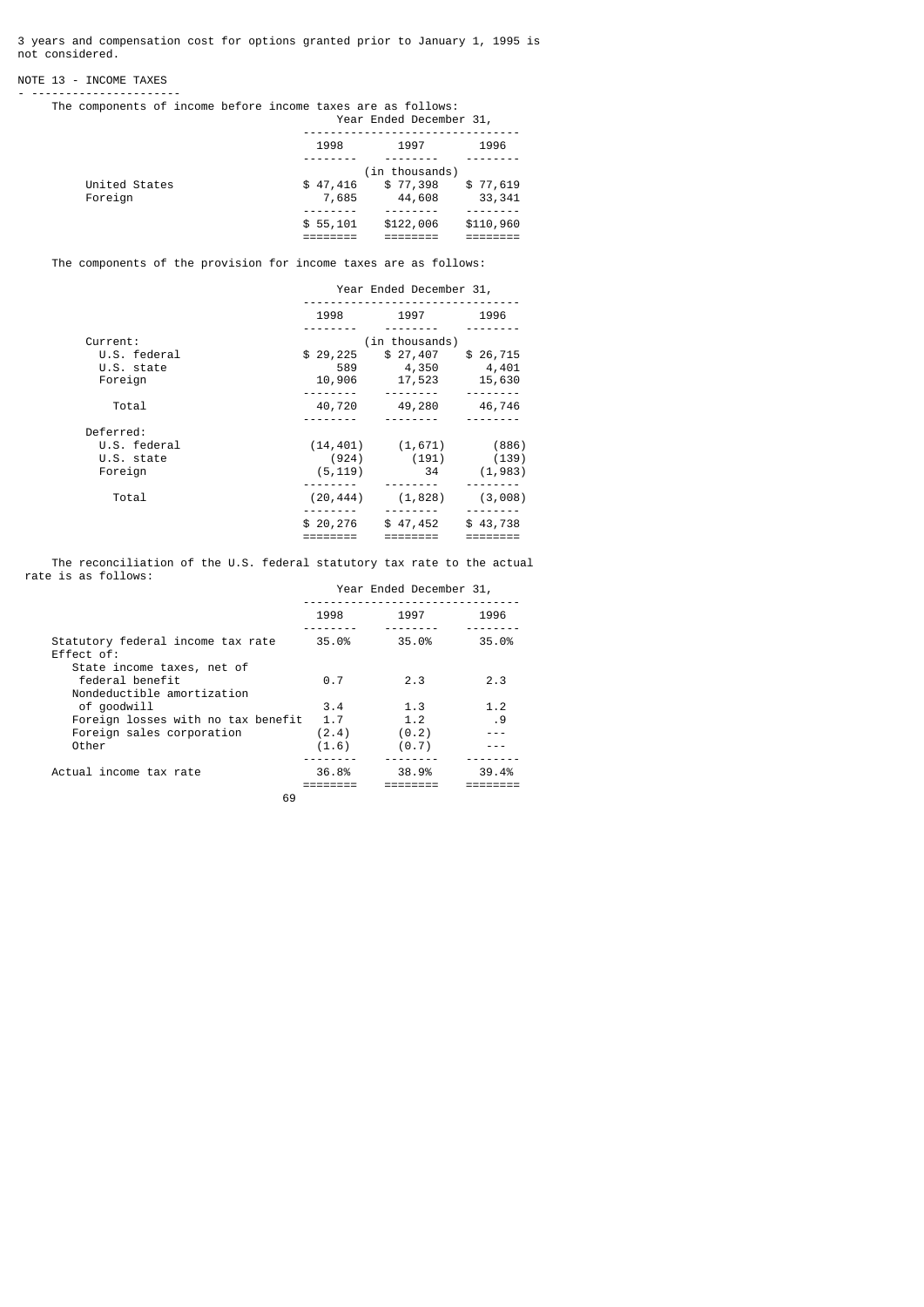3 years and compensation cost for options granted prior to January 1, 1995 is not considered.

## NOTE 13 - INCOME TAXES

The components of income before income taxes are as follows:

| | Year Ended December 31, | | |
|---|---|---|---|
| | 1998 | 1997 | 1996 |
| | | (in thousands) | |
| United States | $ 47,416 | $ 77,398 | $ 77,619 |
| Foreign | 7,685 | 44,608 | 33,341 |
| | $ 55,101 | $122,006 | $110,960 |

The components of the provision for income taxes are as follows:

| | Year Ended December 31, | | |
|---|---|---|---|
| | 1998 | 1997 | 1996 |
| | | (in thousands) | |
| Current: | | | |
| U.S. federal | $ 29,225 | $ 27,407 | $ 26,715 |
| U.S. state | 589 | 4,350 | 4,401 |
| Foreign | 10,906 | 17,523 | 15,630 |
| Total | 40,720 | 49,280 | 46,746 |
| Deferred: | | | |
| U.S. federal | (14,401) | (1,671) | (886) |
| U.S. state | (924) | (191) | (139) |
| Foreign | (5,119) | 34 | (1,983) |
| Total | (20,444) | (1,828) | (3,008) |
| | $ 20,276 | $ 47,452 | $ 43,738 |

The reconciliation of the U.S. federal statutory tax rate to the actual rate is as follows:

| | Year Ended December 31, | | |
|---|---|---|---|
| | 1998 | 1997 | 1996 |
| Statutory federal income tax rate | 35.0% | 35.0% | 35.0% |
| Effect of: | | | |
| State income taxes, net of federal benefit | 0.7 | 2.3 | 2.3 |
| Nondeductible amortization of goodwill | 3.4 | 1.3 | 1.2 |
| Foreign losses with no tax benefit | 1.7 | 1.2 | .9 |
| Foreign sales corporation | (2.4) | (0.2) | --- |
| Other | (1.6) | (0.7) | --- |
| Actual income tax rate | 36.8% | 38.9% | 39.4% |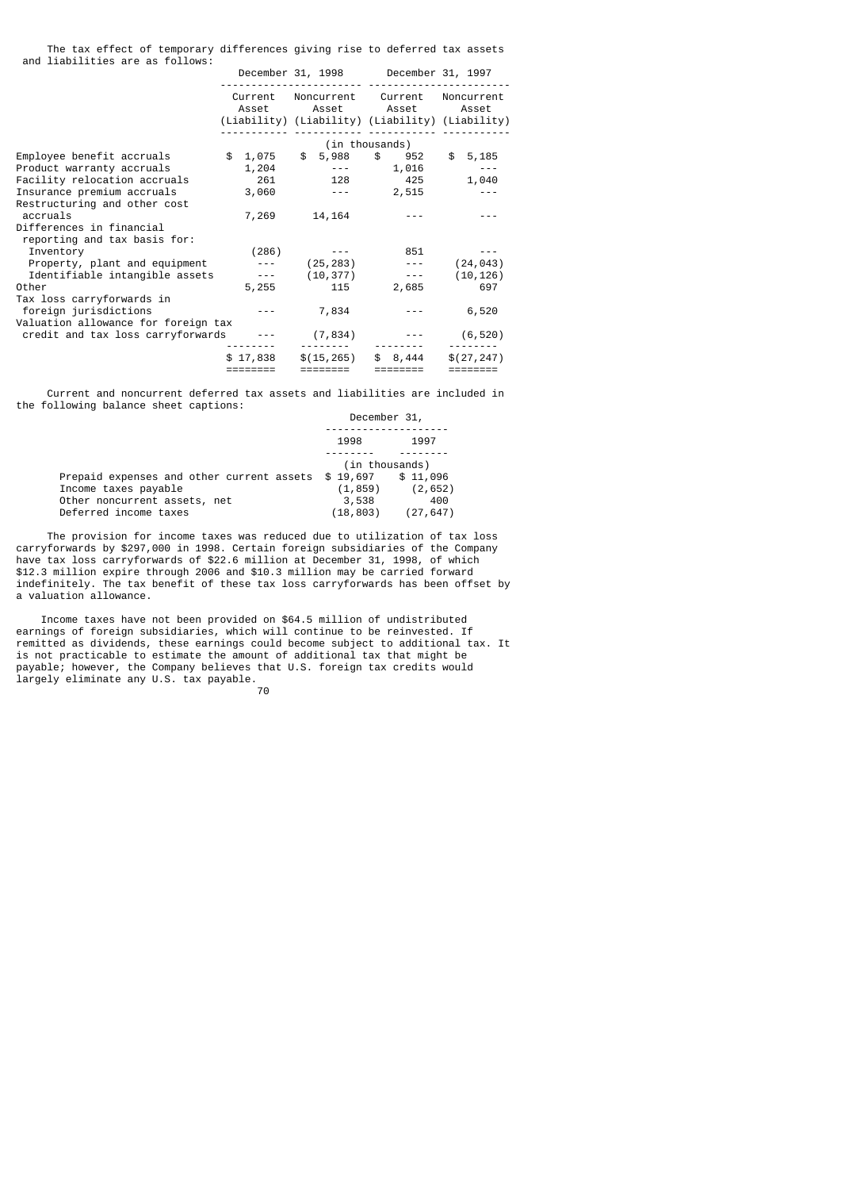The tax effect of temporary differences giving rise to deferred tax assets and liabilities are as follows:

| | December 31, 1998 | | December 31, 1997 | |
|---|---|---|---|---|
| | Current Asset (Liability) | Noncurrent Asset (Liability) | Current Asset (Liability) | Noncurrent Asset (Liability) |
| | (in thousands) | | | |
| Employee benefit accruals | $ 1,075 | $ 5,988 | $ 952 | $ 5,185 |
| Product warranty accruals | 1,204 | --- | 1,016 | --- |
| Facility relocation accruals | 261 | 128 | 425 | 1,040 |
| Insurance premium accruals | 3,060 | --- | 2,515 | --- |
| Restructuring and other cost accruals | 7,269 | 14,164 | --- | --- |
| Differences in financial reporting and tax basis for: | | | | |
| Inventory | (286) | --- | 851 | --- |
| Property, plant and equipment | --- | (25,283) | --- | (24,043) |
| Identifiable intangible assets | --- | (10,377) | --- | (10,126) |
| Other | 5,255 | 115 | 2,685 | 697 |
| Tax loss carryforwards in foreign jurisdictions | --- | 7,834 | --- | 6,520 |
| Valuation allowance for foreign tax credit and tax loss carryforwards | --- | (7,834) | --- | (6,520) |
| | $ 17,838 | $(15,265) | $ 8,444 | $(27,247) |

Current and noncurrent deferred tax assets and liabilities are included in the following balance sheet captions:

| | December 31, | |
|---|---|---|
| | 1998 | 1997 |
| | (in thousands) | |
| Prepaid expenses and other current assets | $ 19,697 | $ 11,096 |
| Income taxes payable | (1,859) | (2,652) |
| Other noncurrent assets, net | 3,538 | 400 |
| Deferred income taxes | (18,803) | (27,647) |

The provision for income taxes was reduced due to utilization of tax loss carryforwards by $297,000 in 1998. Certain foreign subsidiaries of the Company have tax loss carryforwards of $22.6 million at December 31, 1998, of which $12.3 million expire through 2006 and $10.3 million may be carried forward indefinitely. The tax benefit of these tax loss carryforwards has been offset by a valuation allowance.

Income taxes have not been provided on $64.5 million of undistributed earnings of foreign subsidiaries, which will continue to be reinvested. If remitted as dividends, these earnings could become subject to additional tax. It is not practicable to estimate the amount of additional tax that might be payable; however, the Company believes that U.S. foreign tax credits would largely eliminate any U.S. tax payable.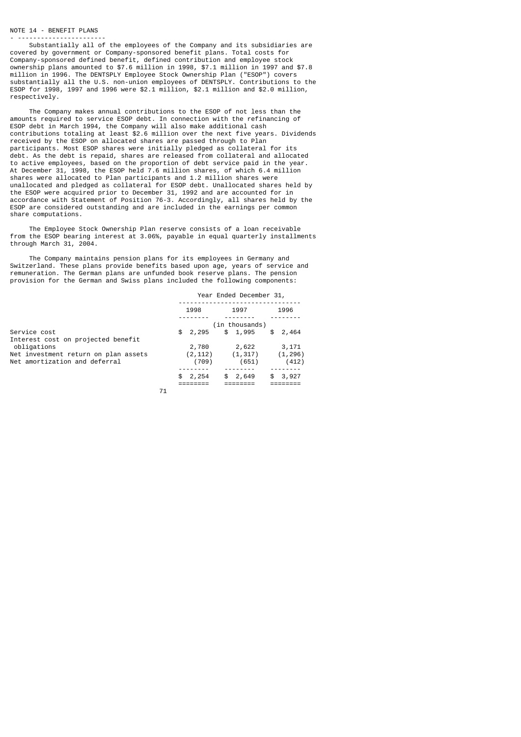## NOTE 14 - BENEFIT PLANS

Substantially all of the employees of the Company and its subsidiaries are covered by government or Company-sponsored benefit plans. Total costs for Company-sponsored defined benefit, defined contribution and employee stock ownership plans amounted to $7.6 million in 1998, $7.1 million in 1997 and $7.8 million in 1996. The DENTSPLY Employee Stock Ownership Plan ("ESOP") covers substantially all the U.S. non-union employees of DENTSPLY. Contributions to the ESOP for 1998, 1997 and 1996 were $2.1 million, $2.1 million and $2.0 million, respectively.

The Company makes annual contributions to the ESOP of not less than the amounts required to service ESOP debt. In connection with the refinancing of ESOP debt in March 1994, the Company will also make additional cash contributions totaling at least $2.6 million over the next five years. Dividends received by the ESOP on allocated shares are passed through to Plan participants. Most ESOP shares were initially pledged as collateral for its debt. As the debt is repaid, shares are released from collateral and allocated to active employees, based on the proportion of debt service paid in the year. At December 31, 1998, the ESOP held 7.6 million shares, of which 6.4 million shares were allocated to Plan participants and 1.2 million shares were unallocated and pledged as collateral for ESOP debt. Unallocated shares held by the ESOP were acquired prior to December 31, 1992 and are accounted for in accordance with Statement of Position 76-3. Accordingly, all shares held by the ESOP are considered outstanding and are included in the earnings per common share computations.

The Employee Stock Ownership Plan reserve consists of a loan receivable from the ESOP bearing interest at 3.06%, payable in equal quarterly installments through March 31, 2004.

The Company maintains pension plans for its employees in Germany and Switzerland. These plans provide benefits based upon age, years of service and remuneration. The German plans are unfunded book reserve plans. The pension provision for the German and Swiss plans included the following components:

| | Year Ended December 31, | | |
|---|---|---|---|
| | 1998 | 1997 | 1996 |
| | (in thousands) | | |
| Service cost | $ 2,295 | $ 1,995 | $ 2,464 |
| Interest cost on projected benefit obligations | 2,780 | 2,622 | 3,171 |
| Net investment return on plan assets | (2,112) | (1,317) | (1,296) |
| Net amortization and deferral | (709) | (651) | (412) |
| | $ 2,254 | $ 2,649 | $ 3,927 |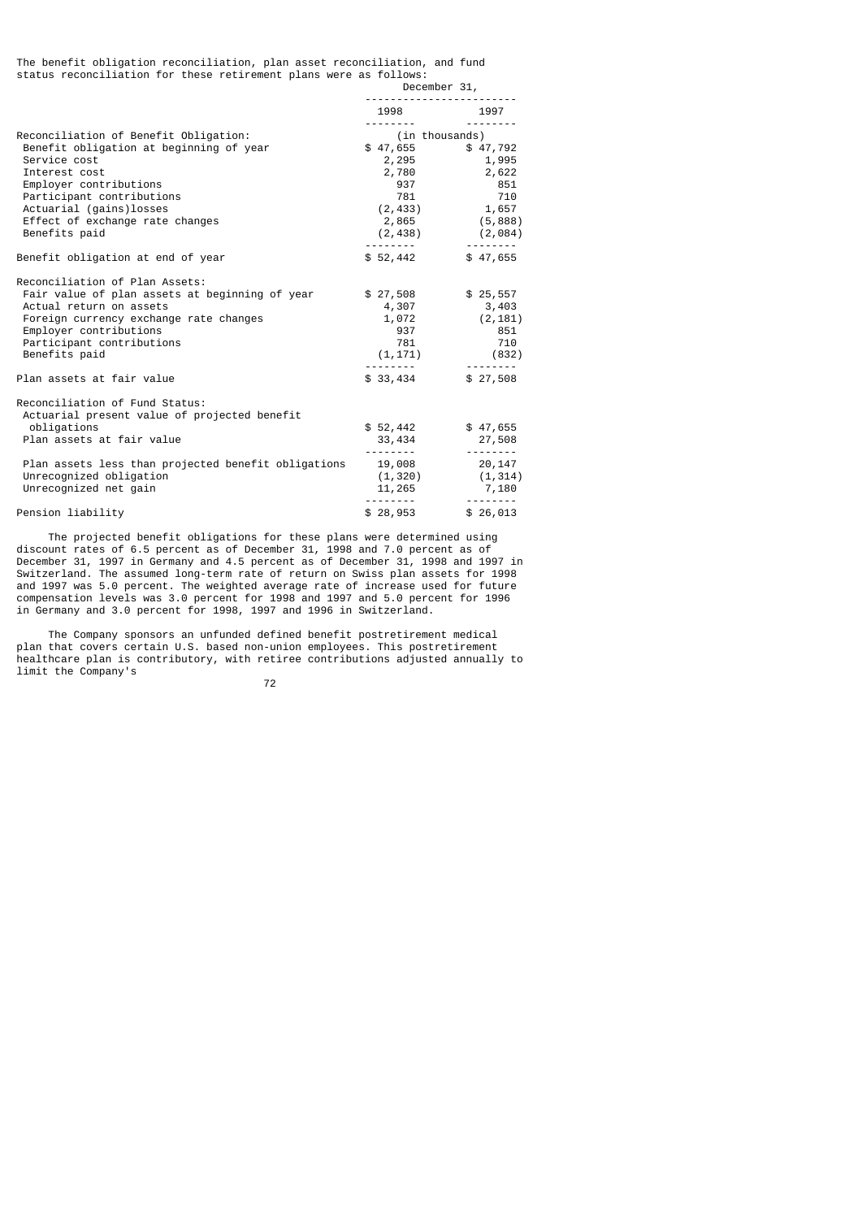The benefit obligation reconciliation, plan asset reconciliation, and fund status reconciliation for these retirement plans were as follows:

| | December 31, | |
|---|---|---|
| | 1998 | 1997 |
| | (in thousands) | |
| **Reconciliation of Benefit Obligation:** | | |
| Benefit obligation at beginning of year | $ 47,655 | $ 47,792 |
| Service cost | 2,295 | 1,995 |
| Interest cost | 2,780 | 2,622 |
| Employer contributions | 937 | 851 |
| Participant contributions | 781 | 710 |
| Actuarial (gains)losses | (2,433) | 1,657 |
| Effect of exchange rate changes | 2,865 | (5,888) |
| Benefits paid | (2,438) | (2,084) |
| Benefit obligation at end of year | $ 52,442 | $ 47,655 |
| **Reconciliation of Plan Assets:** | | |
| Fair value of plan assets at beginning of year | $ 27,508 | $ 25,557 |
| Actual return on assets | 4,307 | 3,403 |
| Foreign currency exchange rate changes | 1,072 | (2,181) |
| Employer contributions | 937 | 851 |
| Participant contributions | 781 | 710 |
| Benefits paid | (1,171) | (832) |
| Plan assets at fair value | $ 33,434 | $ 27,508 |
| **Reconciliation of Fund Status:** | | |
| Actuarial present value of projected benefit obligations | $ 52,442 | $ 47,655 |
| Plan assets at fair value | 33,434 | 27,508 |
| Plan assets less than projected benefit obligations | 19,008 | 20,147 |
| Unrecognized obligation | (1,320) | (1,314) |
| Unrecognized net gain | 11,265 | 7,180 |
| Pension liability | $ 28,953 | $ 26,013 |

The projected benefit obligations for these plans were determined using discount rates of 6.5 percent as of December 31, 1998 and 7.0 percent as of December 31, 1997 in Germany and 4.5 percent as of December 31, 1998 and 1997 in Switzerland. The assumed long-term rate of return on Swiss plan assets for 1998 and 1997 was 5.0 percent. The weighted average rate of increase used for future compensation levels was 3.0 percent for 1998 and 1997 and 5.0 percent for 1996 in Germany and 3.0 percent for 1998, 1997 and 1996 in Switzerland.

The Company sponsors an unfunded defined benefit postretirement medical plan that covers certain U.S. based non-union employees. This postretirement healthcare plan is contributory, with retiree contributions adjusted annually to limit the Company's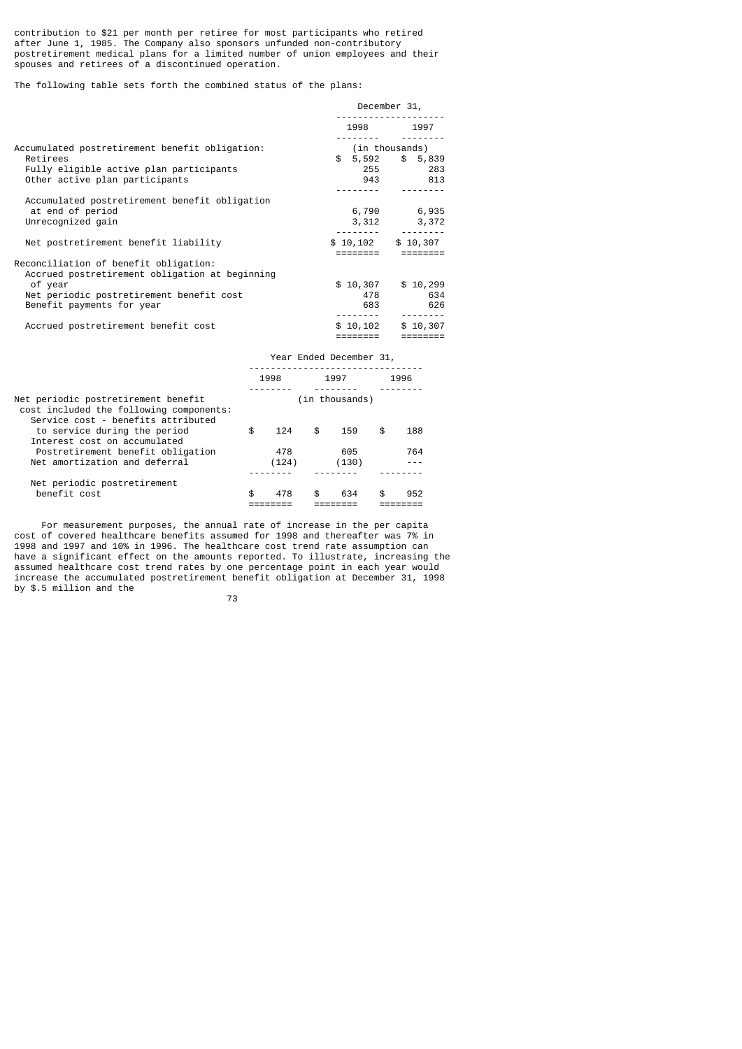contribution to $21 per month per retiree for most participants who retired after June 1, 1985. The Company also sponsors unfunded non-contributory postretirement medical plans for a limited number of union employees and their spouses and retirees of a discontinued operation.

The following table sets forth the combined status of the plans:

| | December 31, 1998 | December 31, 1997 |
|---|---|---|
| | (in thousands) | |
| Accumulated postretirement benefit obligation: | | |
| Retirees | $ 5,592 | $ 5,839 |
| Fully eligible active plan participants | 255 | 283 |
| Other active plan participants | 943 | 813 |
| Accumulated postretirement benefit obligation at end of period | 6,790 | 6,935 |
| Unrecognized gain | 3,312 | 3,372 |
| Net postretirement benefit liability | $ 10,102 | $ 10,307 |
| Reconciliation of benefit obligation: | | |
| Accrued postretirement benefit obligation at beginning of year | $ 10,307 | $ 10,299 |
| Net periodic postretirement benefit cost | 478 | 634 |
| Benefit payments for year | 683 | 626 |
| Accrued postretirement benefit cost | $ 10,102 | $ 10,307 |

| | Year Ended December 31, 1998 | 1997 | 1996 |
|---|---|---|---|
| | (in thousands) | | |
| Net periodic postretirement benefit cost included the following components: | | | |
| Service cost - benefits attributed to service during the period | $ 124 | $ 159 | $ 188 |
| Interest cost on accumulated Postretirement benefit obligation | 478 | 605 | 764 |
| Net amortization and deferral | (124) | (130) | --- |
| Net periodic postretirement benefit cost | $ 478 | $ 634 | $ 952 |

For measurement purposes, the annual rate of increase in the per capita cost of covered healthcare benefits assumed for 1998 and thereafter was 7% in 1998 and 1997 and 10% in 1996. The healthcare cost trend rate assumption can have a significant effect on the amounts reported. To illustrate, increasing the assumed healthcare cost trend rates by one percentage point in each year would increase the accumulated postretirement benefit obligation at December 31, 1998 by $.5 million and the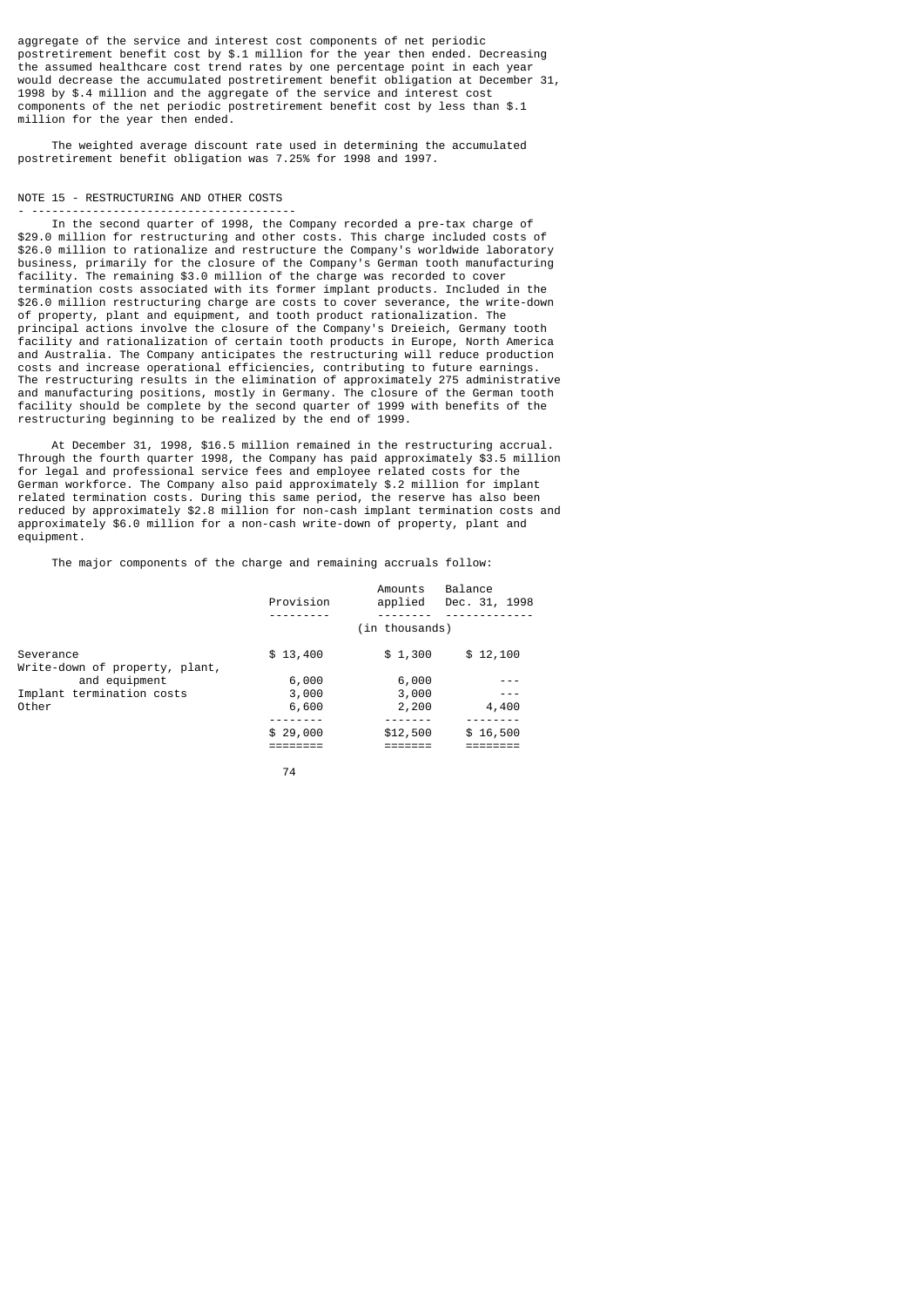aggregate of the service and interest cost components of net periodic postretirement benefit cost by $.1 million for the year then ended. Decreasing the assumed healthcare cost trend rates by one percentage point in each year would decrease the accumulated postretirement benefit obligation at December 31, 1998 by $.4 million and the aggregate of the service and interest cost components of the net periodic postretirement benefit cost by less than $.1 million for the year then ended.

The weighted average discount rate used in determining the accumulated postretirement benefit obligation was 7.25% for 1998 and 1997.

## NOTE 15 - RESTRUCTURING AND OTHER COSTS

In the second quarter of 1998, the Company recorded a pre-tax charge of $29.0 million for restructuring and other costs. This charge included costs of $26.0 million to rationalize and restructure the Company's worldwide laboratory business, primarily for the closure of the Company's German tooth manufacturing facility. The remaining $3.0 million of the charge was recorded to cover termination costs associated with its former implant products. Included in the $26.0 million restructuring charge are costs to cover severance, the write-down of property, plant and equipment, and tooth product rationalization. The principal actions involve the closure of the Company's Dreieich, Germany tooth facility and rationalization of certain tooth products in Europe, North America and Australia. The Company anticipates the restructuring will reduce production costs and increase operational efficiencies, contributing to future earnings. The restructuring results in the elimination of approximately 275 administrative and manufacturing positions, mostly in Germany. The closure of the German tooth facility should be complete by the second quarter of 1999 with benefits of the restructuring beginning to be realized by the end of 1999.

At December 31, 1998, $16.5 million remained in the restructuring accrual. Through the fourth quarter 1998, the Company has paid approximately $3.5 million for legal and professional service fees and employee related costs for the German workforce. The Company also paid approximately $.2 million for implant related termination costs. During this same period, the reserve has also been reduced by approximately $2.8 million for non-cash implant termination costs and approximately $6.0 million for a non-cash write-down of property, plant and equipment.

The major components of the charge and remaining accruals follow:

| | Provision | Amounts applied | Balance Dec. 31, 1998 |
|---|---|---|---|
| | | (in thousands) | |
| Severance | $ 13,400 | $ 1,300 | $ 12,100 |
| Write-down of property, plant, and equipment | 6,000 | 6,000 | --- |
| Implant termination costs | 3,000 | 3,000 | --- |
| Other | 6,600 | 2,200 | 4,400 |
| | $ 29,000 | $12,500 | $ 16,500 |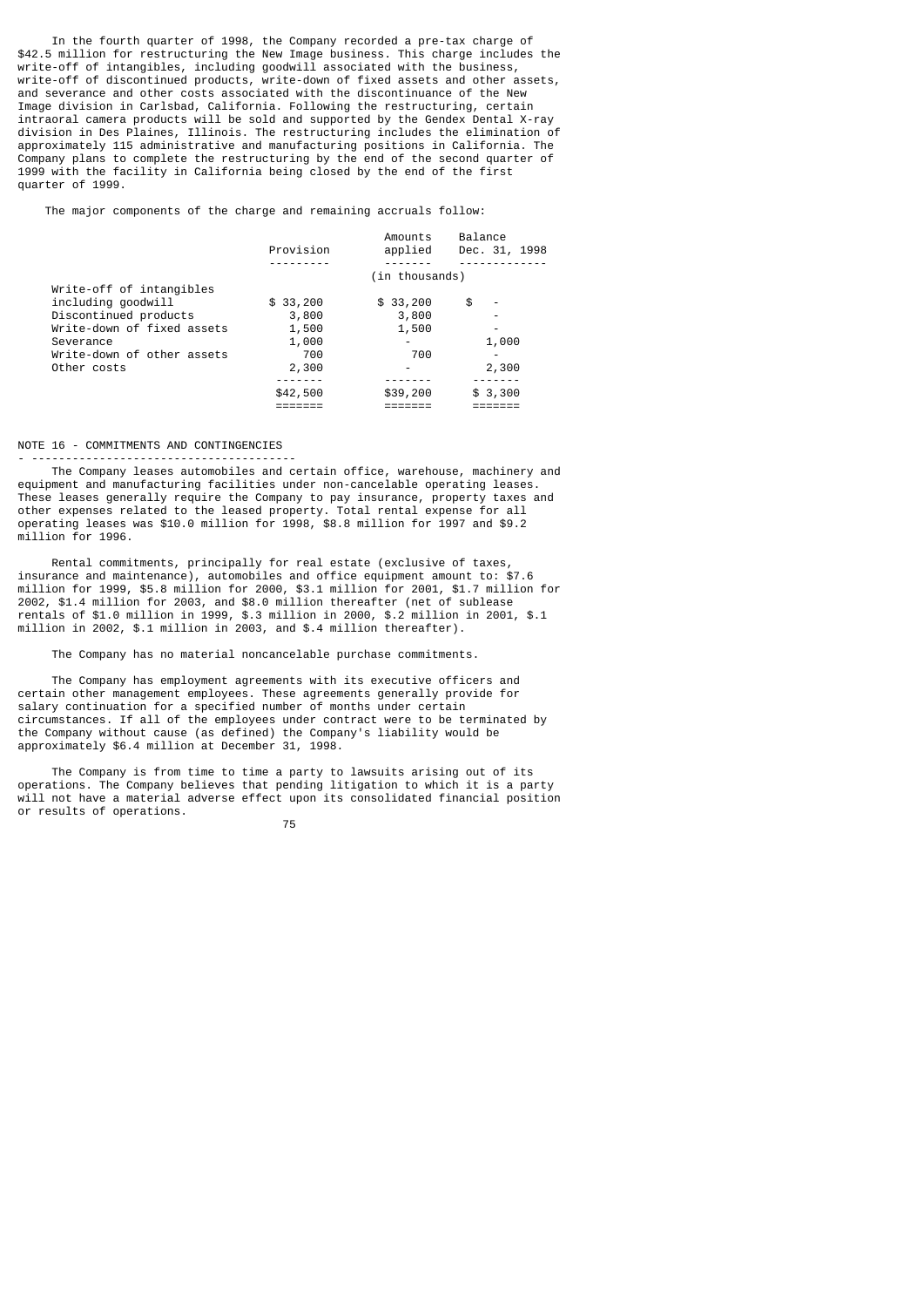In the fourth quarter of 1998, the Company recorded a pre-tax charge of $42.5 million for restructuring the New Image business. This charge includes the write-off of intangibles, including goodwill associated with the business, write-off of discontinued products, write-down of fixed assets and other assets, and severance and other costs associated with the discontinuance of the New Image division in Carlsbad, California. Following the restructuring, certain intraoral camera products will be sold and supported by the Gendex Dental X-ray division in Des Plaines, Illinois. The restructuring includes the elimination of approximately 115 administrative and manufacturing positions in California. The Company plans to complete the restructuring by the end of the second quarter of 1999 with the facility in California being closed by the end of the first quarter of 1999.

The major components of the charge and remaining accruals follow:

| | Provision | Amounts applied | Balance Dec. 31, 1998 |
|---|---|---|---|
| | (in thousands) | | |
| Write-off of intangibles including goodwill | $ 33,200 | $ 33,200 | $ - |
| Discontinued products | 3,800 | 3,800 | - |
| Write-down of fixed assets | 1,500 | 1,500 | - |
| Severance | 1,000 | - | 1,000 |
| Write-down of other assets | 700 | 700 | - |
| Other costs | 2,300 | - | 2,300 |
| | $42,500 | $39,200 | $ 3,300 |

## NOTE 16 - COMMITMENTS AND CONTINGENCIES

The Company leases automobiles and certain office, warehouse, machinery and equipment and manufacturing facilities under non-cancelable operating leases. These leases generally require the Company to pay insurance, property taxes and other expenses related to the leased property. Total rental expense for all operating leases was $10.0 million for 1998, $8.8 million for 1997 and $9.2 million for 1996.

Rental commitments, principally for real estate (exclusive of taxes, insurance and maintenance), automobiles and office equipment amount to: $7.6 million for 1999, $5.8 million for 2000, $3.1 million for 2001, $1.7 million for 2002, $1.4 million for 2003, and $8.0 million thereafter (net of sublease rentals of $1.0 million in 1999, $.3 million in 2000, $.2 million in 2001, $.1 million in 2002, $.1 million in 2003, and $.4 million thereafter).

The Company has no material noncancelable purchase commitments.

The Company has employment agreements with its executive officers and certain other management employees. These agreements generally provide for salary continuation for a specified number of months under certain circumstances. If all of the employees under contract were to be terminated by the Company without cause (as defined) the Company's liability would be approximately $6.4 million at December 31, 1998.

The Company is from time to time a party to lawsuits arising out of its operations. The Company believes that pending litigation to which it is a party will not have a material adverse effect upon its consolidated financial position or results of operations.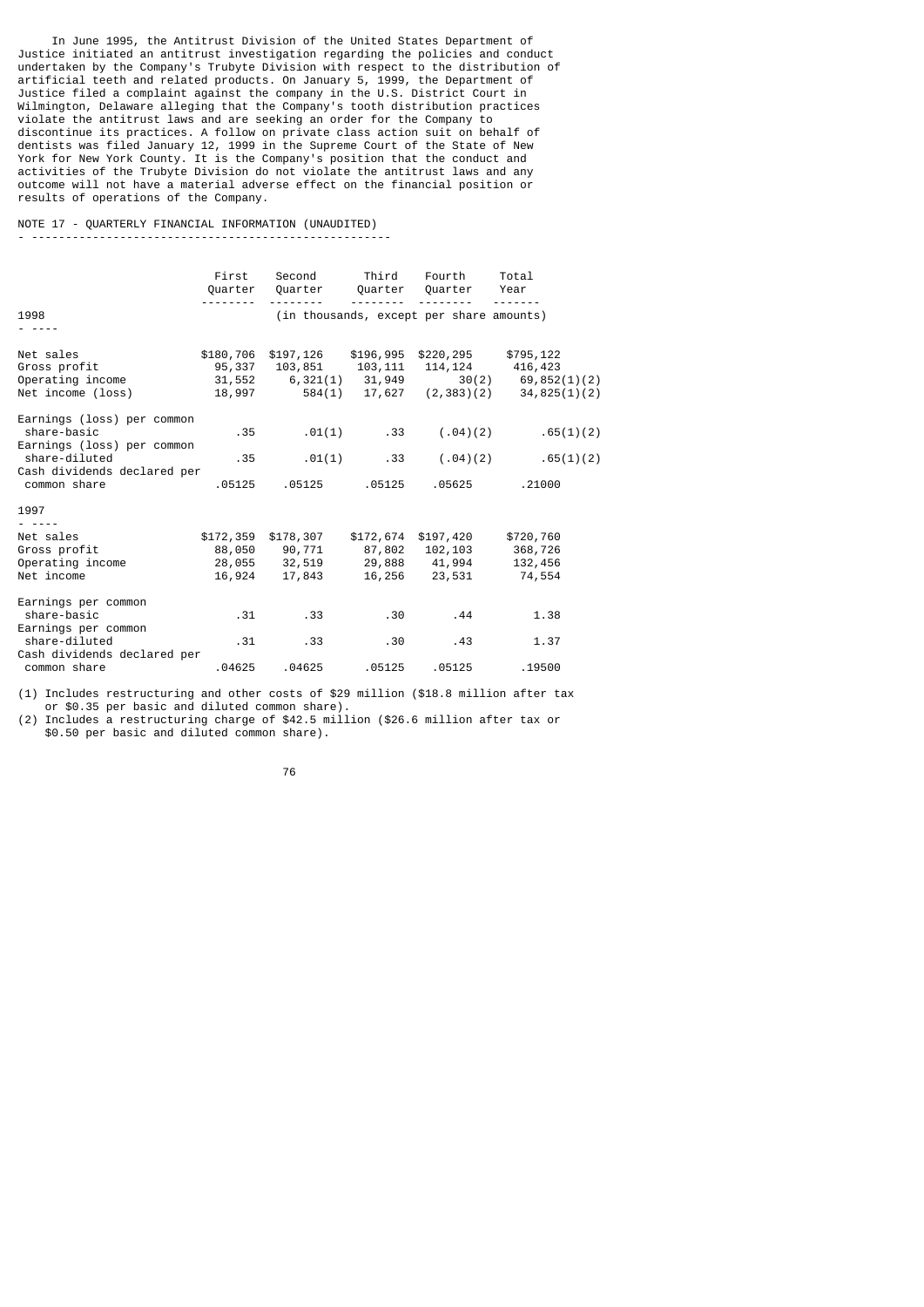In June 1995, the Antitrust Division of the United States Department of Justice initiated an antitrust investigation regarding the policies and conduct undertaken by the Company's Trubyte Division with respect to the distribution of artificial teeth and related products. On January 5, 1999, the Department of Justice filed a complaint against the company in the U.S. District Court in Wilmington, Delaware alleging that the Company's tooth distribution practices violate the antitrust laws and are seeking an order for the Company to discontinue its practices. A follow on private class action suit on behalf of dentists was filed January 12, 1999 in the Supreme Court of the State of New York for New York County. It is the Company's position that the conduct and activities of the Trubyte Division do not violate the antitrust laws and any outcome will not have a material adverse effect on the financial position or results of operations of the Company.

## NOTE 17 - QUARTERLY FINANCIAL INFORMATION (UNAUDITED)

| | First Quarter | Second Quarter | Third Quarter | Fourth Quarter | Total Year |
|---|---|---|---|---|---|
| | (in thousands, except per share amounts) | | | | |
| **1998** | | | | | |
| Net sales | $180,706 | $197,126 | $196,995 | $220,295 | $795,122 |
| Gross profit | 95,337 | 103,851 | 103,111 | 114,124 | 416,423 |
| Operating income | 31,552 | 6,321(1) | 31,949 | 30(2) | 69,852(1)(2) |
| Net income (loss) | 18,997 | 584(1) | 17,627 | (2,383)(2) | 34,825(1)(2) |
| Earnings (loss) per common share-basic | .35 | .01(1) | .33 | (.04)(2) | .65(1)(2) |
| Earnings (loss) per common share-diluted | .35 | .01(1) | .33 | (.04)(2) | .65(1)(2) |
| Cash dividends declared per common share | .05125 | .05125 | .05125 | .05625 | .21000 |
| **1997** | | | | | |
| Net sales | $172,359 | $178,307 | $172,674 | $197,420 | $720,760 |
| Gross profit | 88,050 | 90,771 | 87,802 | 102,103 | 368,726 |
| Operating income | 28,055 | 32,519 | 29,888 | 41,994 | 132,456 |
| Net income | 16,924 | 17,843 | 16,256 | 23,531 | 74,554 |
| Earnings per common share-basic | .31 | .33 | .30 | .44 | 1.38 |
| Earnings per common share-diluted | .31 | .33 | .30 | .43 | 1.37 |
| Cash dividends declared per common share | .04625 | .04625 | .05125 | .05125 | .19500 |

(1) Includes restructuring and other costs of $29 million ($18.8 million after tax or $0.35 per basic and diluted common share).

(2) Includes a restructuring charge of $42.5 million ($26.6 million after tax or $0.50 per basic and diluted common share).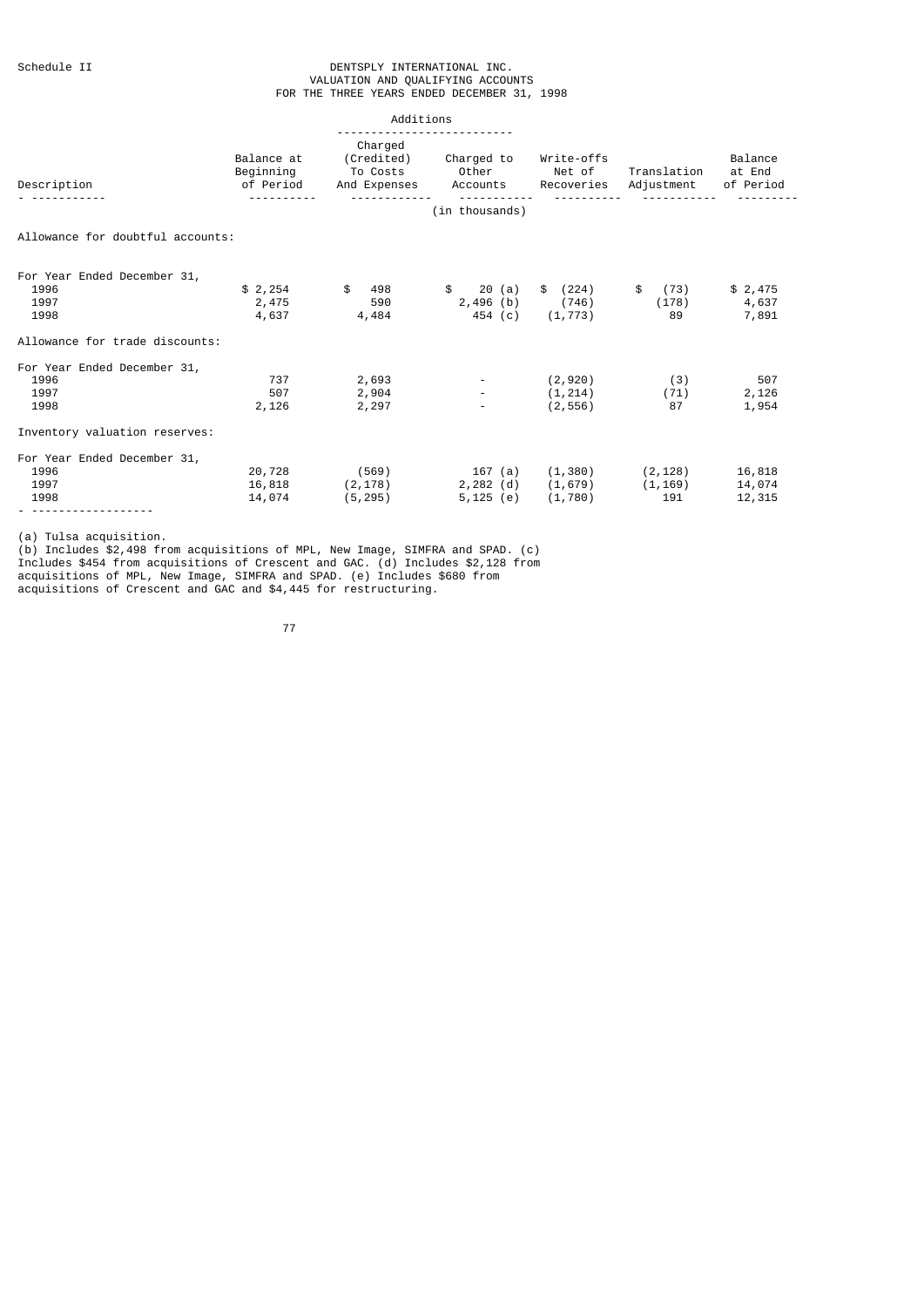Schedule II

# DENTSPLY INTERNATIONAL INC.
## VALUATION AND QUALIFYING ACCOUNTS
### FOR THE THREE YEARS ENDED DECEMBER 31, 1998

| Description | Balance at Beginning of Period | Additions: Charged (Credited) To Costs And Expenses | Additions: Charged to Other Accounts | Write-offs Net of Recoveries | Translation Adjustment | Balance at End of Period |
|---|---|---|---|---|---|---|
| | | | (in thousands) | | | |
| Allowance for doubtful accounts: | | | | | | |
| For Year Ended December 31, | | | | | | |
| 1996 | $ 2,254 | $ 498 | $ 20 (a) | $ (224) | $ (73) | $ 2,475 |
| 1997 | 2,475 | 590 | 2,496 (b) | (746) | (178) | 4,637 |
| 1998 | 4,637 | 4,484 | 454 (c) | (1,773) | 89 | 7,891 |
| Allowance for trade discounts: | | | | | | |
| For Year Ended December 31, | | | | | | |
| 1996 | 737 | 2,693 | - | (2,920) | (3) | 507 |
| 1997 | 507 | 2,904 | - | (1,214) | (71) | 2,126 |
| 1998 | 2,126 | 2,297 | - | (2,556) | 87 | 1,954 |
| Inventory valuation reserves: | | | | | | |
| For Year Ended December 31, | | | | | | |
| 1996 | 20,728 | (569) | 167 (a) | (1,380) | (2,128) | 16,818 |
| 1997 | 16,818 | (2,178) | 2,282 (d) | (1,679) | (1,169) | 14,074 |
| 1998 | 14,074 | (5,295) | 5,125 (e) | (1,780) | 191 | 12,315 |

(a) Tulsa acquisition.
(b) Includes $2,498 from acquisitions of MPL, New Image, SIMFRA and SPAD. (c) Includes $454 from acquisitions of Crescent and GAC. (d) Includes $2,128 from acquisitions of MPL, New Image, SIMFRA and SPAD. (e) Includes $680 from acquisitions of Crescent and GAC and $4,445 for restructuring.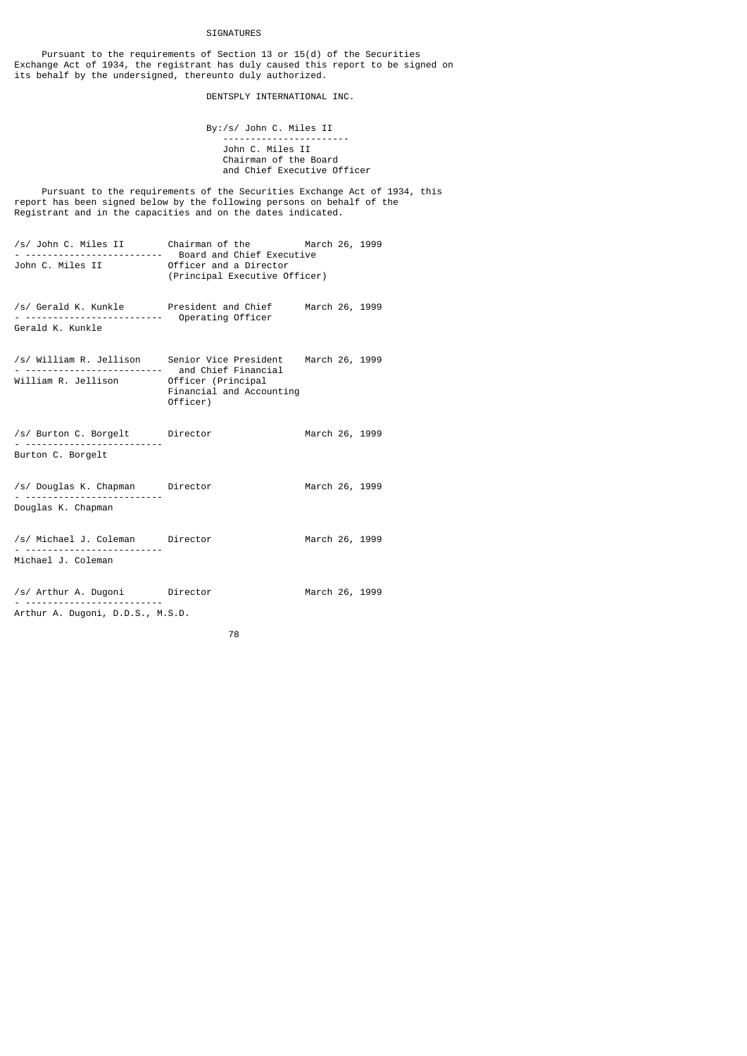# SIGNATURES

Pursuant to the requirements of Section 13 or 15(d) of the Securities Exchange Act of 1934, the registrant has duly caused this report to be signed on its behalf by the undersigned, thereunto duly authorized.

DENTSPLY INTERNATIONAL INC.

By:/s/ John C. Miles II
John C. Miles II
Chairman of the Board
and Chief Executive Officer

Pursuant to the requirements of the Securities Exchange Act of 1934, this report has been signed below by the following persons on behalf of the Registrant and in the capacities and on the dates indicated.

| Signature | Title | Date |
|---|---|---|
| /s/ John C. Miles II<br>John C. Miles II | Chairman of the Board and Chief Executive Officer and a Director (Principal Executive Officer) | March 26, 1999 |
| /s/ Gerald K. Kunkle<br>Gerald K. Kunkle | President and Chief Operating Officer | March 26, 1999 |
| /s/ William R. Jellison<br>William R. Jellison | Senior Vice President and Chief Financial Officer (Principal Financial and Accounting Officer) | March 26, 1999 |
| /s/ Burton C. Borgelt<br>Burton C. Borgelt | Director | March 26, 1999 |
| /s/ Douglas K. Chapman<br>Douglas K. Chapman | Director | March 26, 1999 |
| /s/ Michael J. Coleman<br>Michael J. Coleman | Director | March 26, 1999 |
| /s/ Arthur A. Dugoni<br>Arthur A. Dugoni, D.D.S., M.S.D. | Director | March 26, 1999 |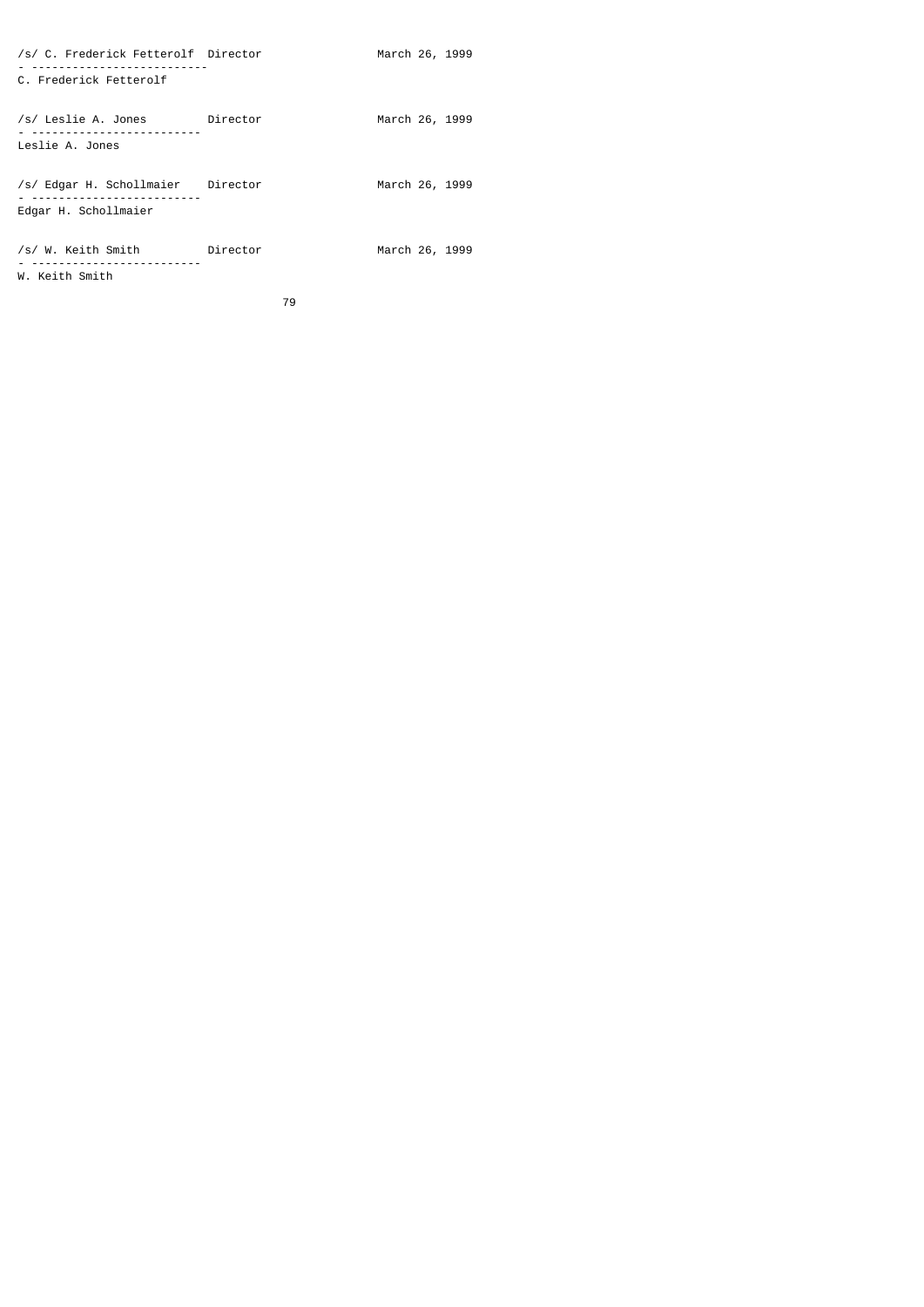| | | |
|---|---|---|
| /s/ C. Frederick Fetterolf<br>C. Frederick Fetterolf | Director | March 26, 1999 |
| /s/ Leslie A. Jones<br>Leslie A. Jones | Director | March 26, 1999 |
| /s/ Edgar H. Schollmaier<br>Edgar H. Schollmaier | Director | March 26, 1999 |
| /s/ W. Keith Smith<br>W. Keith Smith | Director | March 26, 1999 |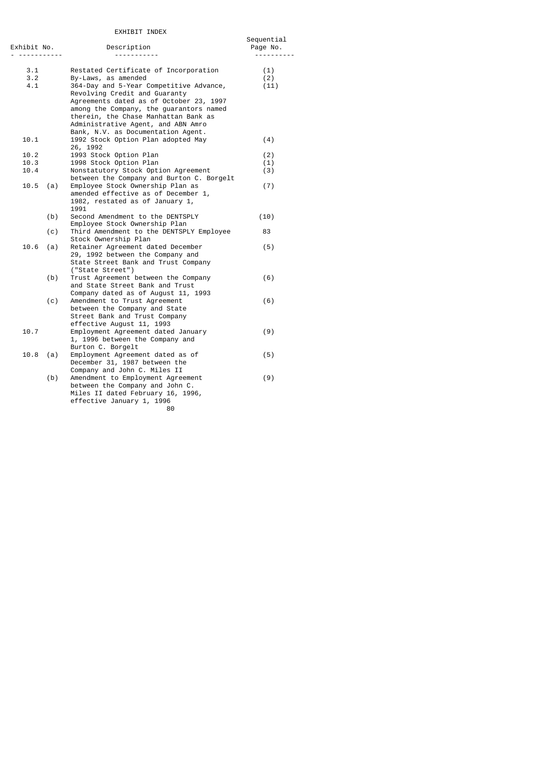EXHIBIT INDEX

| Exhibit No. | | Description | Sequential Page No. |
|---|---|---|---|
| 3.1 | | Restated Certificate of Incorporation | (1) |
| 3.2 | | By-Laws, as amended | (2) |
| 4.1 | | 364-Day and 5-Year Competitive Advance, Revolving Credit and Guaranty Agreements dated as of October 23, 1997 among the Company, the guarantors named therein, the Chase Manhattan Bank as Administrative Agent, and ABN Amro Bank, N.V. as Documentation Agent. | (11) |
| 10.1 | | 1992 Stock Option Plan adopted May 26, 1992 | (4) |
| 10.2 | | 1993 Stock Option Plan | (2) |
| 10.3 | | 1998 Stock Option Plan | (1) |
| 10.4 | | Nonstatutory Stock Option Agreement between the Company and Burton C. Borgelt | (3) |
| 10.5 | (a) | Employee Stock Ownership Plan as amended effective as of December 1, 1982, restated as of January 1, 1991 | (7) |
| | (b) | Second Amendment to the DENTSPLY Employee Stock Ownership Plan | (10) |
| | (c) | Third Amendment to the DENTSPLY Employee Stock Ownership Plan | 83 |
| 10.6 | (a) | Retainer Agreement dated December 29, 1992 between the Company and State Street Bank and Trust Company ("State Street") | (5) |
| | (b) | Trust Agreement between the Company and State Street Bank and Trust Company dated as of August 11, 1993 | (6) |
| | (c) | Amendment to Trust Agreement between the Company and State Street Bank and Trust Company effective August 11, 1993 | (6) |
| 10.7 | | Employment Agreement dated January 1, 1996 between the Company and Burton C. Borgelt | (9) |
| 10.8 | (a) | Employment Agreement dated as of December 31, 1987 between the Company and John C. Miles II | (5) |
| | (b) | Amendment to Employment Agreement between the Company and John C. Miles II dated February 16, 1996, effective January 1, 1996 | (9) |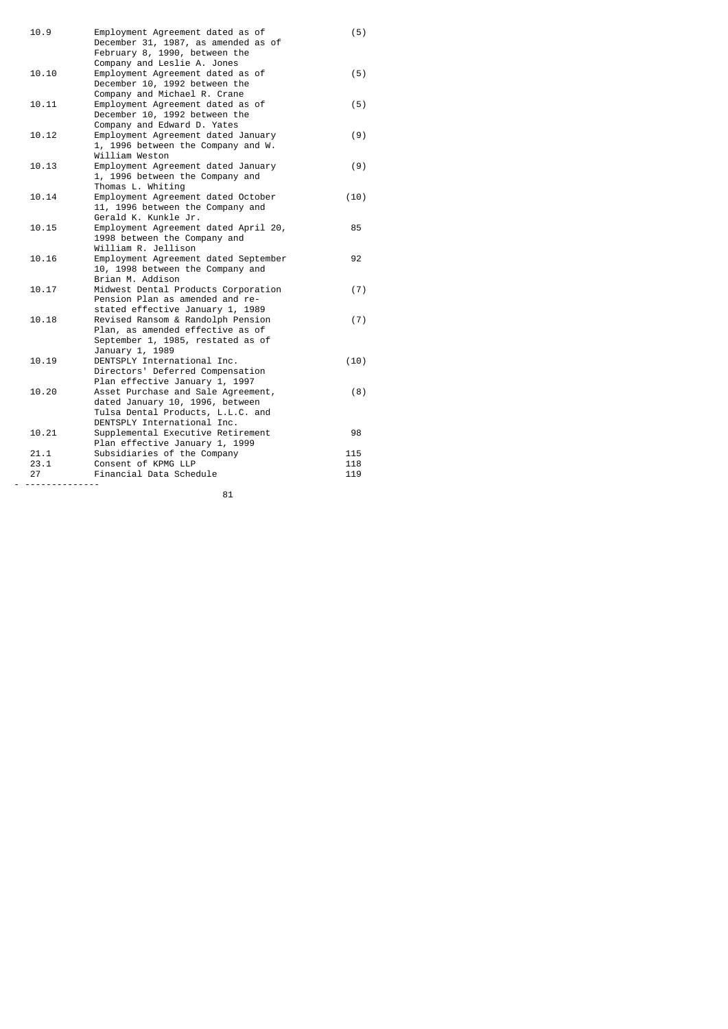| | | |
|---|---|---|
| 10.9 | Employment Agreement dated as of December 31, 1987, as amended as of February 8, 1990, between the Company and Leslie A. Jones | (5) |
| 10.10 | Employment Agreement dated as of December 10, 1992 between the Company and Michael R. Crane | (5) |
| 10.11 | Employment Agreement dated as of December 10, 1992 between the Company and Edward D. Yates | (5) |
| 10.12 | Employment Agreement dated January 1, 1996 between the Company and W. William Weston | (9) |
| 10.13 | Employment Agreement dated January 1, 1996 between the Company and Thomas L. Whiting | (9) |
| 10.14 | Employment Agreement dated October 11, 1996 between the Company and Gerald K. Kunkle Jr. | (10) |
| 10.15 | Employment Agreement dated April 20, 1998 between the Company and William R. Jellison | 85 |
| 10.16 | Employment Agreement dated September 10, 1998 between the Company and Brian M. Addison | 92 |
| 10.17 | Midwest Dental Products Corporation Pension Plan as amended and re-stated effective January 1, 1989 | (7) |
| 10.18 | Revised Ransom & Randolph Pension Plan, as amended effective as of September 1, 1985, restated as of January 1, 1989 | (7) |
| 10.19 | DENTSPLY International Inc. Directors' Deferred Compensation Plan effective January 1, 1997 | (10) |
| 10.20 | Asset Purchase and Sale Agreement, dated January 10, 1996, between Tulsa Dental Products, L.L.C. and DENTSPLY International Inc. | (8) |
| 10.21 | Supplemental Executive Retirement Plan effective January 1, 1999 | 98 |
| 21.1 | Subsidiaries of the Company | 115 |
| 23.1 | Consent of KPMG LLP | 118 |
| 27 | Financial Data Schedule | 119 |

- -------------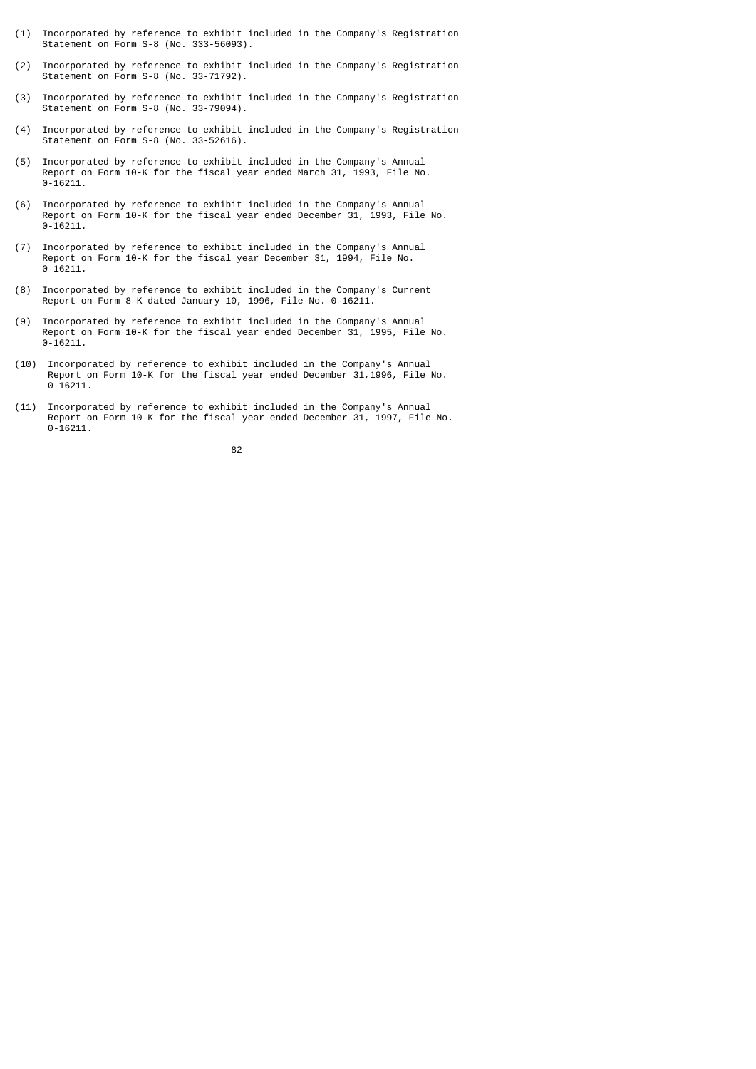(1) Incorporated by reference to exhibit included in the Company's Registration Statement on Form S-8 (No. 333-56093).

(2) Incorporated by reference to exhibit included in the Company's Registration Statement on Form S-8 (No. 33-71792).

(3) Incorporated by reference to exhibit included in the Company's Registration Statement on Form S-8 (No. 33-79094).

(4) Incorporated by reference to exhibit included in the Company's Registration Statement on Form S-8 (No. 33-52616).

(5) Incorporated by reference to exhibit included in the Company's Annual Report on Form 10-K for the fiscal year ended March 31, 1993, File No. 0-16211.

(6) Incorporated by reference to exhibit included in the Company's Annual Report on Form 10-K for the fiscal year ended December 31, 1993, File No. 0-16211.

(7) Incorporated by reference to exhibit included in the Company's Annual Report on Form 10-K for the fiscal year December 31, 1994, File No. 0-16211.

(8) Incorporated by reference to exhibit included in the Company's Current Report on Form 8-K dated January 10, 1996, File No. 0-16211.

(9) Incorporated by reference to exhibit included in the Company's Annual Report on Form 10-K for the fiscal year ended December 31, 1995, File No. 0-16211.

(10) Incorporated by reference to exhibit included in the Company's Annual Report on Form 10-K for the fiscal year ended December 31,1996, File No. 0-16211.

(11) Incorporated by reference to exhibit included in the Company's Annual Report on Form 10-K for the fiscal year ended December 31, 1997, File No. 0-16211.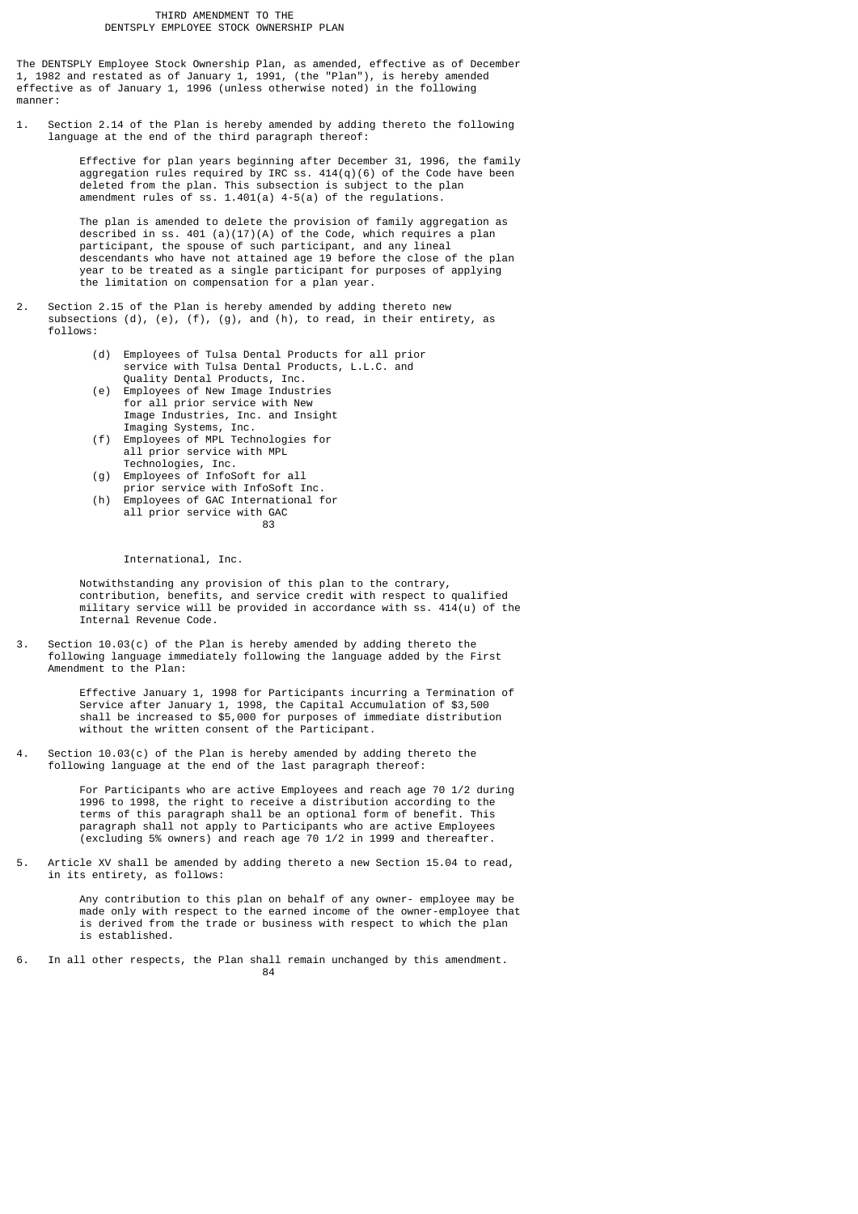# THIRD AMENDMENT TO THE DENTSPLY EMPLOYEE STOCK OWNERSHIP PLAN

The DENTSPLY Employee Stock Ownership Plan, as amended, effective as of December 1, 1982 and restated as of January 1, 1991, (the "Plan"), is hereby amended effective as of January 1, 1996 (unless otherwise noted) in the following manner:

1. Section 2.14 of the Plan is hereby amended by adding thereto the following language at the end of the third paragraph thereof:

   Effective for plan years beginning after December 31, 1996, the family aggregation rules required by IRC ss. 414(q)(6) of the Code have been deleted from the plan. This subsection is subject to the plan amendment rules of ss. 1.401(a) 4-5(a) of the regulations.

   The plan is amended to delete the provision of family aggregation as described in ss. 401 (a)(17)(A) of the Code, which requires a plan participant, the spouse of such participant, and any lineal descendants who have not attained age 19 before the close of the plan year to be treated as a single participant for purposes of applying the limitation on compensation for a plan year.

2. Section 2.15 of the Plan is hereby amended by adding thereto new subsections (d), (e), (f), (g), and (h), to read, in their entirety, as follows:

   (d) Employees of Tulsa Dental Products for all prior service with Tulsa Dental Products, L.L.C. and Quality Dental Products, Inc.

   (e) Employees of New Image Industries for all prior service with New Image Industries, Inc. and Insight Imaging Systems, Inc.

   (f) Employees of MPL Technologies for all prior service with MPL Technologies, Inc.

   (g) Employees of InfoSoft for all prior service with InfoSoft Inc.

   (h) Employees of GAC International for all prior service with GAC International, Inc.

   Notwithstanding any provision of this plan to the contrary, contribution, benefits, and service credit with respect to qualified military service will be provided in accordance with ss. 414(u) of the Internal Revenue Code.

3. Section 10.03(c) of the Plan is hereby amended by adding thereto the following language immediately following the language added by the First Amendment to the Plan:

   Effective January 1, 1998 for Participants incurring a Termination of Service after January 1, 1998, the Capital Accumulation of $3,500 shall be increased to $5,000 for purposes of immediate distribution without the written consent of the Participant.

4. Section 10.03(c) of the Plan is hereby amended by adding thereto the following language at the end of the last paragraph thereof:

   For Participants who are active Employees and reach age 70 1/2 during 1996 to 1998, the right to receive a distribution according to the terms of this paragraph shall be an optional form of benefit. This paragraph shall not apply to Participants who are active Employees (excluding 5% owners) and reach age 70 1/2 in 1999 and thereafter.

5. Article XV shall be amended by adding thereto a new Section 15.04 to read, in its entirety, as follows:

   Any contribution to this plan on behalf of any owner- employee may be made only with respect to the earned income of the owner-employee that is derived from the trade or business with respect to which the plan is established.

6. In all other respects, the Plan shall remain unchanged by this amendment.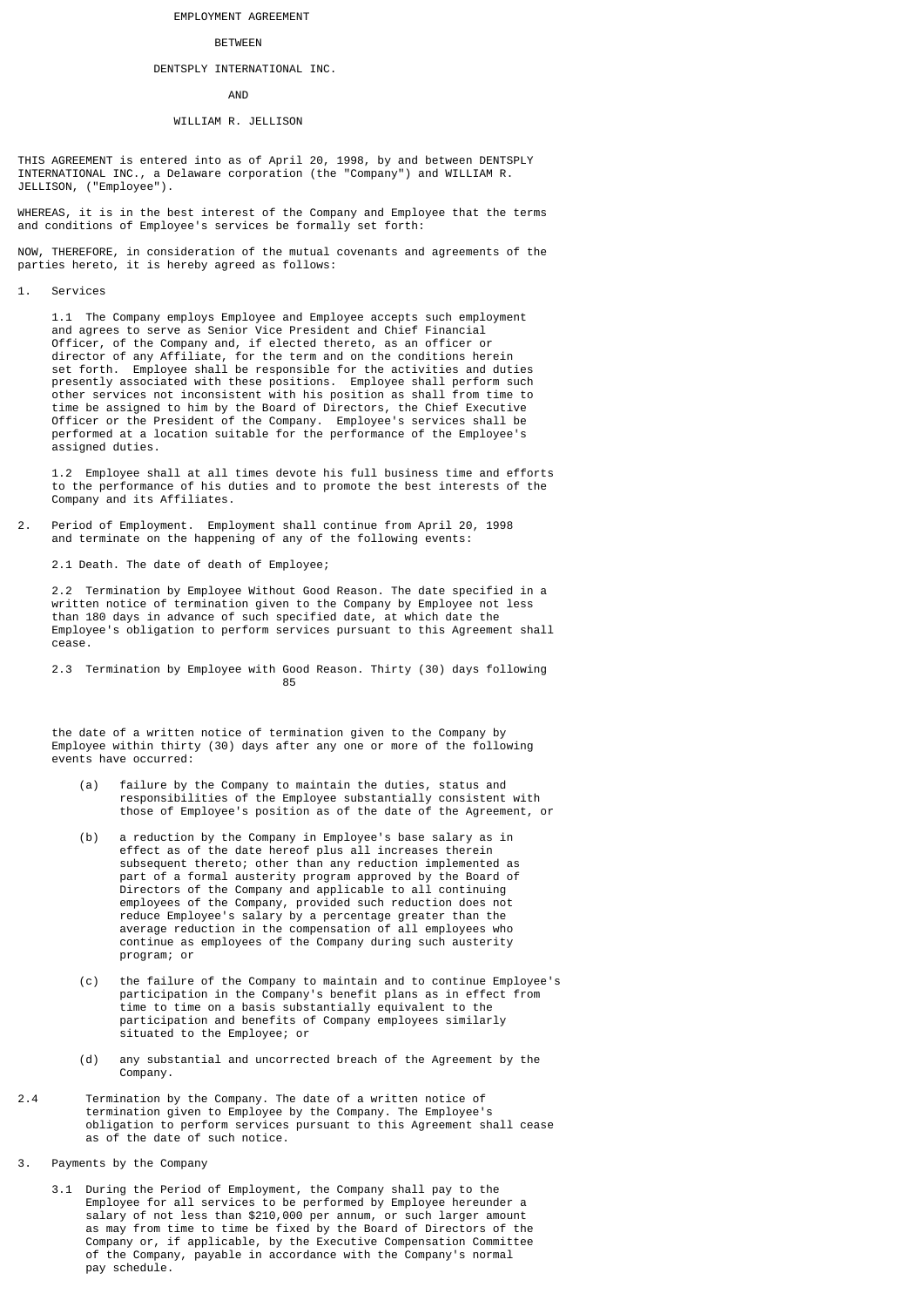EMPLOYMENT AGREEMENT

BETWEEN

DENTSPLY INTERNATIONAL INC.

AND

WILLIAM R. JELLISON

THIS AGREEMENT is entered into as of April 20, 1998, by and between DENTSPLY INTERNATIONAL INC., a Delaware corporation (the "Company") and WILLIAM R. JELLISON, ("Employee").

WHEREAS, it is in the best interest of the Company and Employee that the terms and conditions of Employee's services be formally set forth:

NOW, THEREFORE, in consideration of the mutual covenants and agreements of the parties hereto, it is hereby agreed as follows:

1. Services

1.1 The Company employs Employee and Employee accepts such employment and agrees to serve as Senior Vice President and Chief Financial Officer, of the Company and, if elected thereto, as an officer or director of any Affiliate, for the term and on the conditions herein set forth. Employee shall be responsible for the activities and duties presently associated with these positions. Employee shall perform such other services not inconsistent with his position as shall from time to time be assigned to him by the Board of Directors, the Chief Executive Officer or the President of the Company. Employee's services shall be performed at a location suitable for the performance of the Employee's assigned duties.

1.2 Employee shall at all times devote his full business time and efforts to the performance of his duties and to promote the best interests of the Company and its Affiliates.

2. Period of Employment. Employment shall continue from April 20, 1998 and terminate on the happening of any of the following events:

2.1 Death. The date of death of Employee;

2.2 Termination by Employee Without Good Reason. The date specified in a written notice of termination given to the Company by Employee not less than 180 days in advance of such specified date, at which date the Employee's obligation to perform services pursuant to this Agreement shall cease.

2.3 Termination by Employee with Good Reason. Thirty (30) days following the date of a written notice of termination given to the Company by Employee within thirty (30) days after any one or more of the following events have occurred:

(a) failure by the Company to maintain the duties, status and responsibilities of the Employee substantially consistent with those of Employee's position as of the date of the Agreement, or

(b) a reduction by the Company in Employee's base salary as in effect as of the date hereof plus all increases therein subsequent thereto; other than any reduction implemented as part of a formal austerity program approved by the Board of Directors of the Company and applicable to all continuing employees of the Company, provided such reduction does not reduce Employee's salary by a percentage greater than the average reduction in the compensation of all employees who continue as employees of the Company during such austerity program; or

(c) the failure of the Company to maintain and to continue Employee's participation in the Company's benefit plans as in effect from time to time on a basis substantially equivalent to the participation and benefits of Company employees similarly situated to the Employee; or

(d) any substantial and uncorrected breach of the Agreement by the Company.

2.4 Termination by the Company. The date of a written notice of termination given to Employee by the Company. The Employee's obligation to perform services pursuant to this Agreement shall cease as of the date of such notice.

3. Payments by the Company

3.1 During the Period of Employment, the Company shall pay to the Employee for all services to be performed by Employee hereunder a salary of not less than $210,000 per annum, or such larger amount as may from time to time be fixed by the Board of Directors of the Company or, if applicable, by the Executive Compensation Committee of the Company, payable in accordance with the Company's normal pay schedule.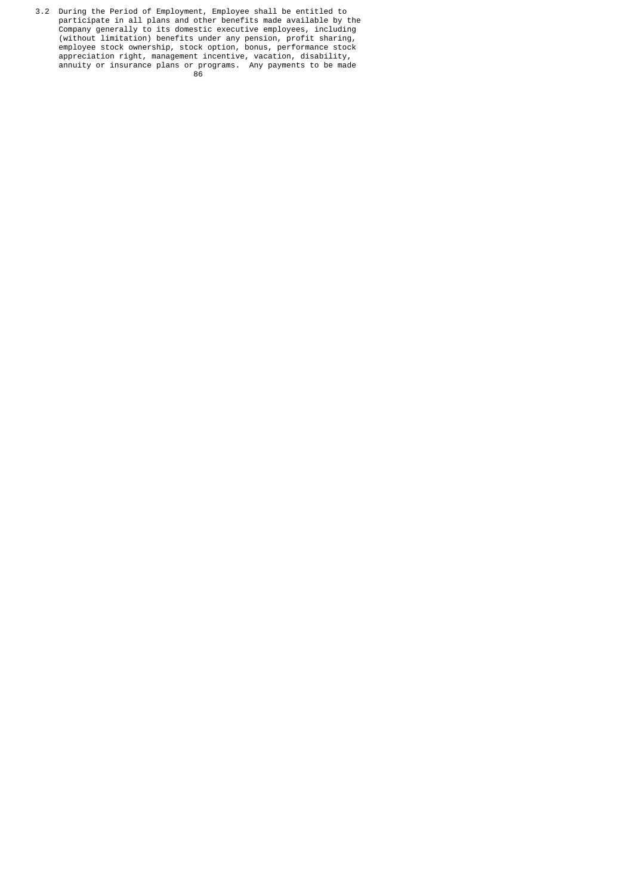3.2 During the Period of Employment, Employee shall be entitled to participate in all plans and other benefits made available by the Company generally to its domestic executive employees, including (without limitation) benefits under any pension, profit sharing, employee stock ownership, stock option, bonus, performance stock appreciation right, management incentive, vacation, disability, annuity or insurance plans or programs. Any payments to be made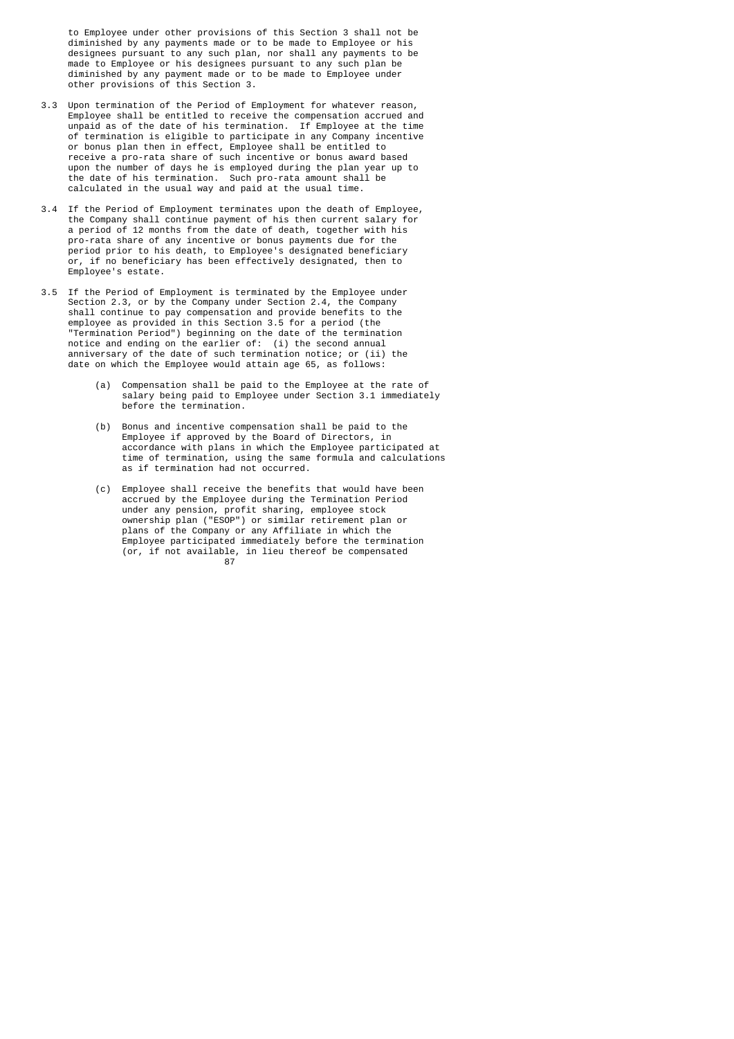to Employee under other provisions of this Section 3 shall not be diminished by any payments made or to be made to Employee or his designees pursuant to any such plan, nor shall any payments to be made to Employee or his designees pursuant to any such plan be diminished by any payment made or to be made to Employee under other provisions of this Section 3.

3.3 Upon termination of the Period of Employment for whatever reason, Employee shall be entitled to receive the compensation accrued and unpaid as of the date of his termination. If Employee at the time of termination is eligible to participate in any Company incentive or bonus plan then in effect, Employee shall be entitled to receive a pro-rata share of such incentive or bonus award based upon the number of days he is employed during the plan year up to the date of his termination. Such pro-rata amount shall be calculated in the usual way and paid at the usual time.

3.4 If the Period of Employment terminates upon the death of Employee, the Company shall continue payment of his then current salary for a period of 12 months from the date of death, together with his pro-rata share of any incentive or bonus payments due for the period prior to his death, to Employee's designated beneficiary or, if no beneficiary has been effectively designated, then to Employee's estate.

3.5 If the Period of Employment is terminated by the Employee under Section 2.3, or by the Company under Section 2.4, the Company shall continue to pay compensation and provide benefits to the employee as provided in this Section 3.5 for a period (the "Termination Period") beginning on the date of the termination notice and ending on the earlier of: (i) the second annual anniversary of the date of such termination notice; or (ii) the date on which the Employee would attain age 65, as follows:

   (a) Compensation shall be paid to the Employee at the rate of salary being paid to Employee under Section 3.1 immediately before the termination.

   (b) Bonus and incentive compensation shall be paid to the Employee if approved by the Board of Directors, in accordance with plans in which the Employee participated at time of termination, using the same formula and calculations as if termination had not occurred.

   (c) Employee shall receive the benefits that would have been accrued by the Employee during the Termination Period under any pension, profit sharing, employee stock ownership plan ("ESOP") or similar retirement plan or plans of the Company or any Affiliate in which the Employee participated immediately before the termination (or, if not available, in lieu thereof be compensated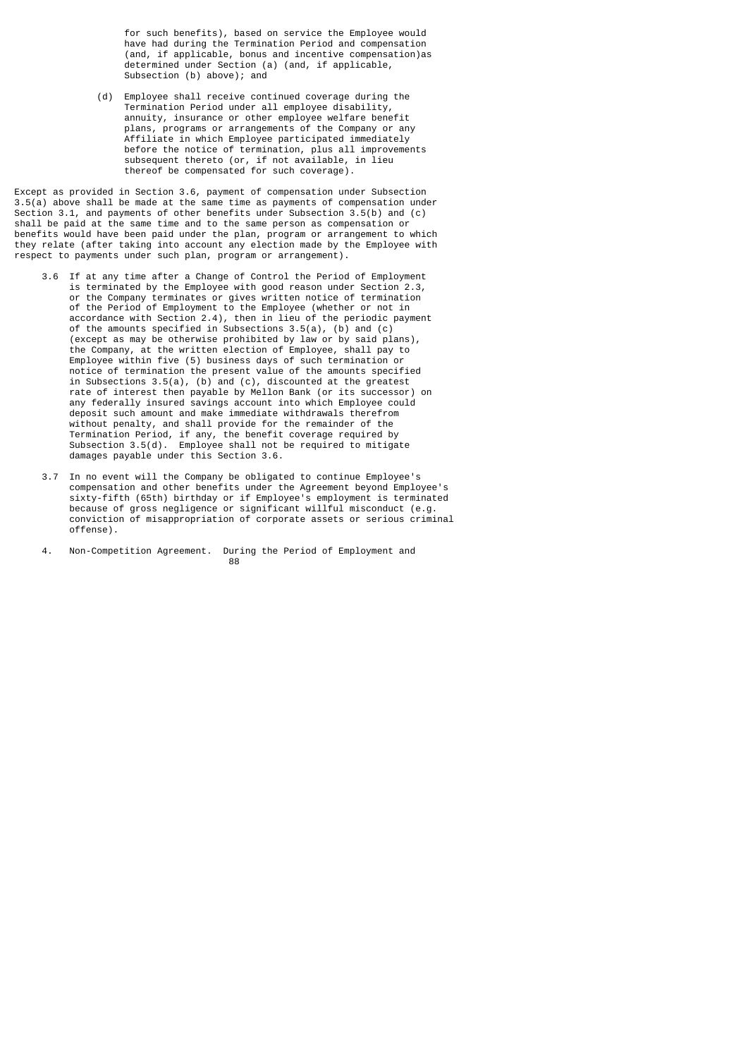for such benefits), based on service the Employee would have had during the Termination Period and compensation (and, if applicable, bonus and incentive compensation)as determined under Section (a) (and, if applicable, Subsection (b) above); and

(d) Employee shall receive continued coverage during the Termination Period under all employee disability, annuity, insurance or other employee welfare benefit plans, programs or arrangements of the Company or any Affiliate in which Employee participated immediately before the notice of termination, plus all improvements subsequent thereto (or, if not available, in lieu thereof be compensated for such coverage).

Except as provided in Section 3.6, payment of compensation under Subsection 3.5(a) above shall be made at the same time as payments of compensation under Section 3.1, and payments of other benefits under Subsection 3.5(b) and (c) shall be paid at the same time and to the same person as compensation or benefits would have been paid under the plan, program or arrangement to which they relate (after taking into account any election made by the Employee with respect to payments under such plan, program or arrangement).

3.6 If at any time after a Change of Control the Period of Employment is terminated by the Employee with good reason under Section 2.3, or the Company terminates or gives written notice of termination of the Period of Employment to the Employee (whether or not in accordance with Section 2.4), then in lieu of the periodic payment of the amounts specified in Subsections 3.5(a), (b) and (c) (except as may be otherwise prohibited by law or by said plans), the Company, at the written election of Employee, shall pay to Employee within five (5) business days of such termination or notice of termination the present value of the amounts specified in Subsections 3.5(a), (b) and (c), discounted at the greatest rate of interest then payable by Mellon Bank (or its successor) on any federally insured savings account into which Employee could deposit such amount and make immediate withdrawals therefrom without penalty, and shall provide for the remainder of the Termination Period, if any, the benefit coverage required by Subsection 3.5(d). Employee shall not be required to mitigate damages payable under this Section 3.6.

3.7 In no event will the Company be obligated to continue Employee's compensation and other benefits under the Agreement beyond Employee's sixty-fifth (65th) birthday or if Employee's employment is terminated because of gross negligence or significant willful misconduct (e.g. conviction of misappropriation of corporate assets or serious criminal offense).

4. Non-Competition Agreement. During the Period of Employment and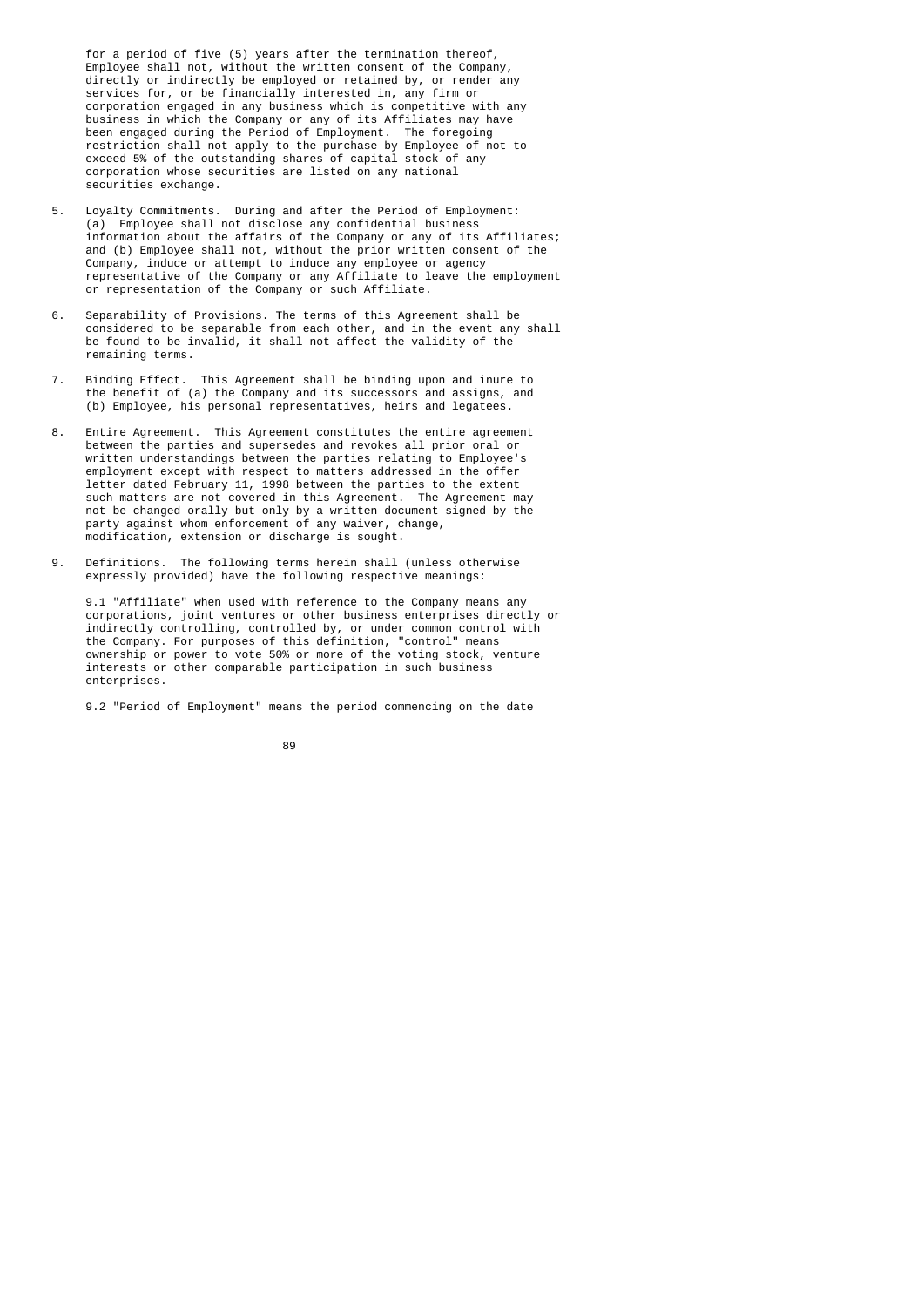for a period of five (5) years after the termination thereof, Employee shall not, without the written consent of the Company, directly or indirectly be employed or retained by, or render any services for, or be financially interested in, any firm or corporation engaged in any business which is competitive with any business in which the Company or any of its Affiliates may have been engaged during the Period of Employment. The foregoing restriction shall not apply to the purchase by Employee of not to exceed 5% of the outstanding shares of capital stock of any corporation whose securities are listed on any national securities exchange.

5. Loyalty Commitments. During and after the Period of Employment: (a) Employee shall not disclose any confidential business information about the affairs of the Company or any of its Affiliates; and (b) Employee shall not, without the prior written consent of the Company, induce or attempt to induce any employee or agency representative of the Company or any Affiliate to leave the employment or representation of the Company or such Affiliate.

6. Separability of Provisions. The terms of this Agreement shall be considered to be separable from each other, and in the event any shall be found to be invalid, it shall not affect the validity of the remaining terms.

7. Binding Effect. This Agreement shall be binding upon and inure to the benefit of (a) the Company and its successors and assigns, and (b) Employee, his personal representatives, heirs and legatees.

8. Entire Agreement. This Agreement constitutes the entire agreement between the parties and supersedes and revokes all prior oral or written understandings between the parties relating to Employee's employment except with respect to matters addressed in the offer letter dated February 11, 1998 between the parties to the extent such matters are not covered in this Agreement. The Agreement may not be changed orally but only by a written document signed by the party against whom enforcement of any waiver, change, modification, extension or discharge is sought.

9. Definitions. The following terms herein shall (unless otherwise expressly provided) have the following respective meanings:

   9.1 "Affiliate" when used with reference to the Company means any corporations, joint ventures or other business enterprises directly or indirectly controlling, controlled by, or under common control with the Company. For purposes of this definition, "control" means ownership or power to vote 50% or more of the voting stock, venture interests or other comparable participation in such business enterprises.

   9.2 "Period of Employment" means the period commencing on the date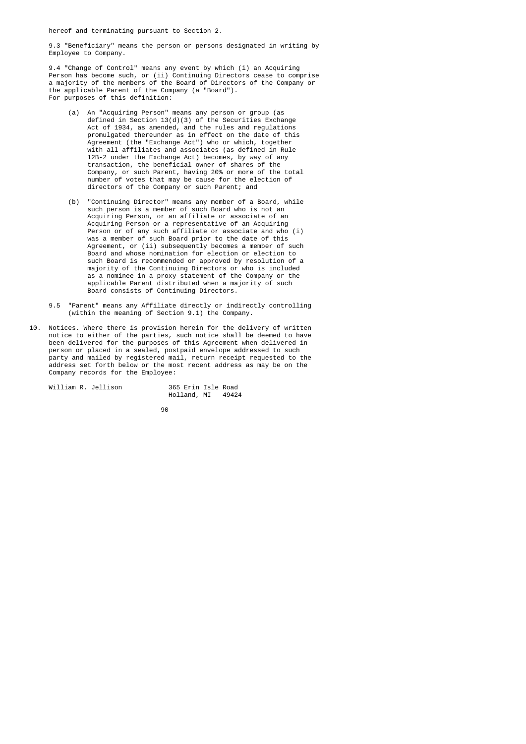hereof and terminating pursuant to Section 2.

9.3 "Beneficiary" means the person or persons designated in writing by Employee to Company.

9.4 "Change of Control" means any event by which (i) an Acquiring Person has become such, or (ii) Continuing Directors cease to comprise a majority of the members of the Board of Directors of the Company or the applicable Parent of the Company (a "Board"). For purposes of this definition:

(a) An "Acquiring Person" means any person or group (as defined in Section 13(d)(3) of the Securities Exchange Act of 1934, as amended, and the rules and regulations promulgated thereunder as in effect on the date of this Agreement (the "Exchange Act") who or which, together with all affiliates and associates (as defined in Rule 12B-2 under the Exchange Act) becomes, by way of any transaction, the beneficial owner of shares of the Company, or such Parent, having 20% or more of the total number of votes that may be cause for the election of directors of the Company or such Parent; and

(b) "Continuing Director" means any member of a Board, while such person is a member of such Board who is not an Acquiring Person, or an affiliate or associate of an Acquiring Person or a representative of an Acquiring Person or of any such affiliate or associate and who (i) was a member of such Board prior to the date of this Agreement, or (ii) subsequently becomes a member of such Board and whose nomination for election or election to such Board is recommended or approved by resolution of a majority of the Continuing Directors or who is included as a nominee in a proxy statement of the Company or the applicable Parent distributed when a majority of such Board consists of Continuing Directors.

9.5 "Parent" means any Affiliate directly or indirectly controlling (within the meaning of Section 9.1) the Company.

10. Notices. Where there is provision herein for the delivery of written notice to either of the parties, such notice shall be deemed to have been delivered for the purposes of this Agreement when delivered in person or placed in a sealed, postpaid envelope addressed to such party and mailed by registered mail, return receipt requested to the address set forth below or the most recent address as may be on the Company records for the Employee:

William R. Jellison    365 Erin Isle Road
                       Holland, MI   49424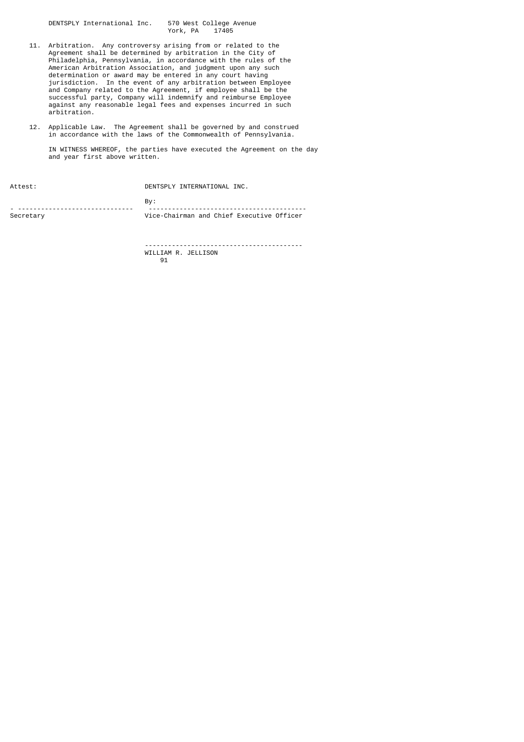DENTSPLY International Inc. 570 West College Avenue
York, PA 17405

11. Arbitration. Any controversy arising from or related to the Agreement shall be determined by arbitration in the City of Philadelphia, Pennsylvania, in accordance with the rules of the American Arbitration Association, and judgment upon any such determination or award may be entered in any court having jurisdiction. In the event of any arbitration between Employee and Company related to the Agreement, if employee shall be the successful party, Company will indemnify and reimburse Employee against any reasonable legal fees and expenses incurred in such arbitration.

12. Applicable Law. The Agreement shall be governed by and construed in accordance with the laws of the Commonwealth of Pennsylvania.

IN WITNESS WHEREOF, the parties have executed the Agreement on the day and year first above written.

Attest: DENTSPLY INTERNATIONAL INC.

By:

------------------------------ ----------------------------------------

Secretary Vice-Chairman and Chief Executive Officer

----------------------------------------

WILLIAM R. JELLISON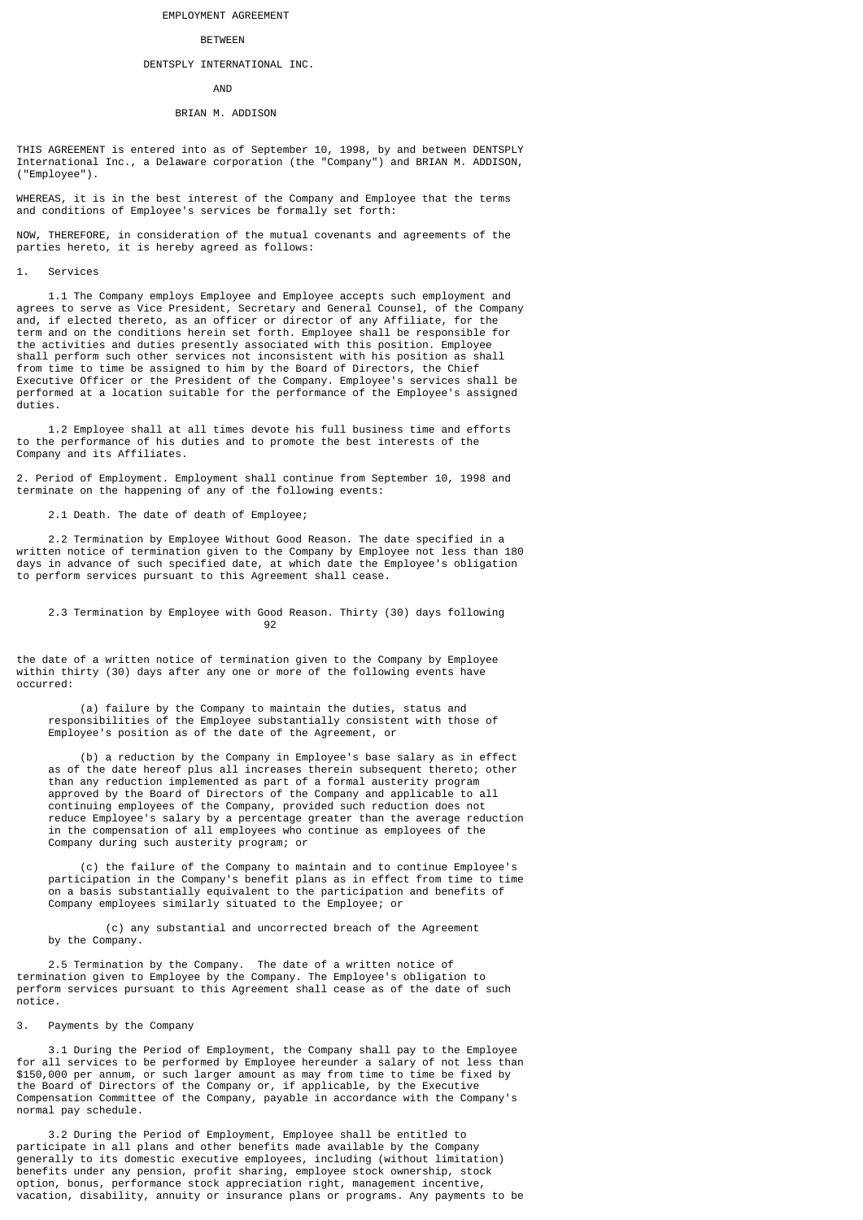EMPLOYMENT AGREEMENT

BETWEEN

DENTSPLY INTERNATIONAL INC.

AND

BRIAN M. ADDISON

THIS AGREEMENT is entered into as of September 10, 1998, by and between DENTSPLY International Inc., a Delaware corporation (the "Company") and BRIAN M. ADDISON, ("Employee").

WHEREAS, it is in the best interest of the Company and Employee that the terms and conditions of Employee's services be formally set forth:

NOW, THEREFORE, in consideration of the mutual covenants and agreements of the parties hereto, it is hereby agreed as follows:

1. Services

1.1 The Company employs Employee and Employee accepts such employment and agrees to serve as Vice President, Secretary and General Counsel, of the Company and, if elected thereto, as an officer or director of any Affiliate, for the term and on the conditions herein set forth. Employee shall be responsible for the activities and duties presently associated with this position. Employee shall perform such other services not inconsistent with his position as shall from time to time be assigned to him by the Board of Directors, the Chief Executive Officer or the President of the Company. Employee's services shall be performed at a location suitable for the performance of the Employee's assigned duties.

1.2 Employee shall at all times devote his full business time and efforts to the performance of his duties and to promote the best interests of the Company and its Affiliates.

2. Period of Employment. Employment shall continue from September 10, 1998 and terminate on the happening of any of the following events:

2.1 Death. The date of death of Employee;

2.2 Termination by Employee Without Good Reason. The date specified in a written notice of termination given to the Company by Employee not less than 180 days in advance of such specified date, at which date the Employee's obligation to perform services pursuant to this Agreement shall cease.

2.3 Termination by Employee with Good Reason. Thirty (30) days following the date of a written notice of termination given to the Company by Employee within thirty (30) days after any one or more of the following events have occurred:

(a) failure by the Company to maintain the duties, status and responsibilities of the Employee substantially consistent with those of Employee's position as of the date of the Agreement, or

(b) a reduction by the Company in Employee's base salary as in effect as of the date hereof plus all increases therein subsequent thereto; other than any reduction implemented as part of a formal austerity program approved by the Board of Directors of the Company and applicable to all continuing employees of the Company, provided such reduction does not reduce Employee's salary by a percentage greater than the average reduction in the compensation of all employees who continue as employees of the Company during such austerity program; or

(c) the failure of the Company to maintain and to continue Employee's participation in the Company's benefit plans as in effect from time to time on a basis substantially equivalent to the participation and benefits of Company employees similarly situated to the Employee; or

(c) any substantial and uncorrected breach of the Agreement by the Company.

2.5 Termination by the Company. The date of a written notice of termination given to Employee by the Company. The Employee's obligation to perform services pursuant to this Agreement shall cease as of the date of such notice.

3. Payments by the Company

3.1 During the Period of Employment, the Company shall pay to the Employee for all services to be performed by Employee hereunder a salary of not less than $150,000 per annum, or such larger amount as may from time to time be fixed by the Board of Directors of the Company or, if applicable, by the Executive Compensation Committee of the Company, payable in accordance with the Company's normal pay schedule.

3.2 During the Period of Employment, Employee shall be entitled to participate in all plans and other benefits made available by the Company generally to its domestic executive employees, including (without limitation) benefits under any pension, profit sharing, employee stock ownership, stock option, bonus, performance stock appreciation right, management incentive, vacation, disability, annuity or insurance plans or programs. Any payments to be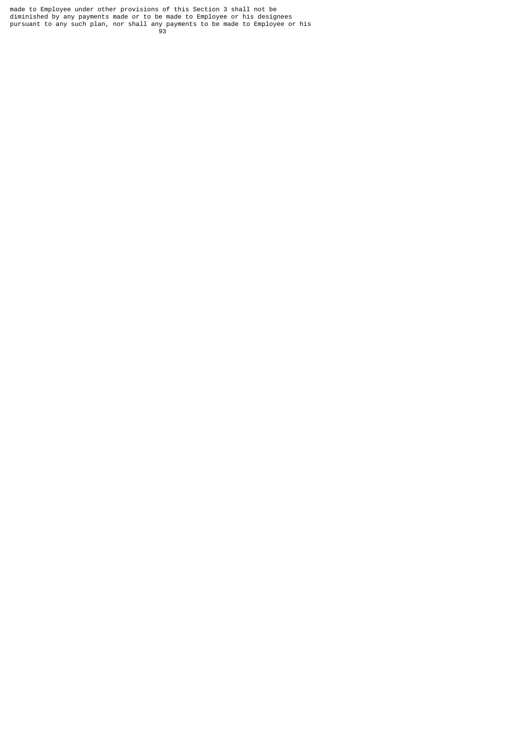made to Employee under other provisions of this Section 3 shall not be diminished by any payments made or to be made to Employee or his designees pursuant to any such plan, nor shall any payments to be made to Employee or his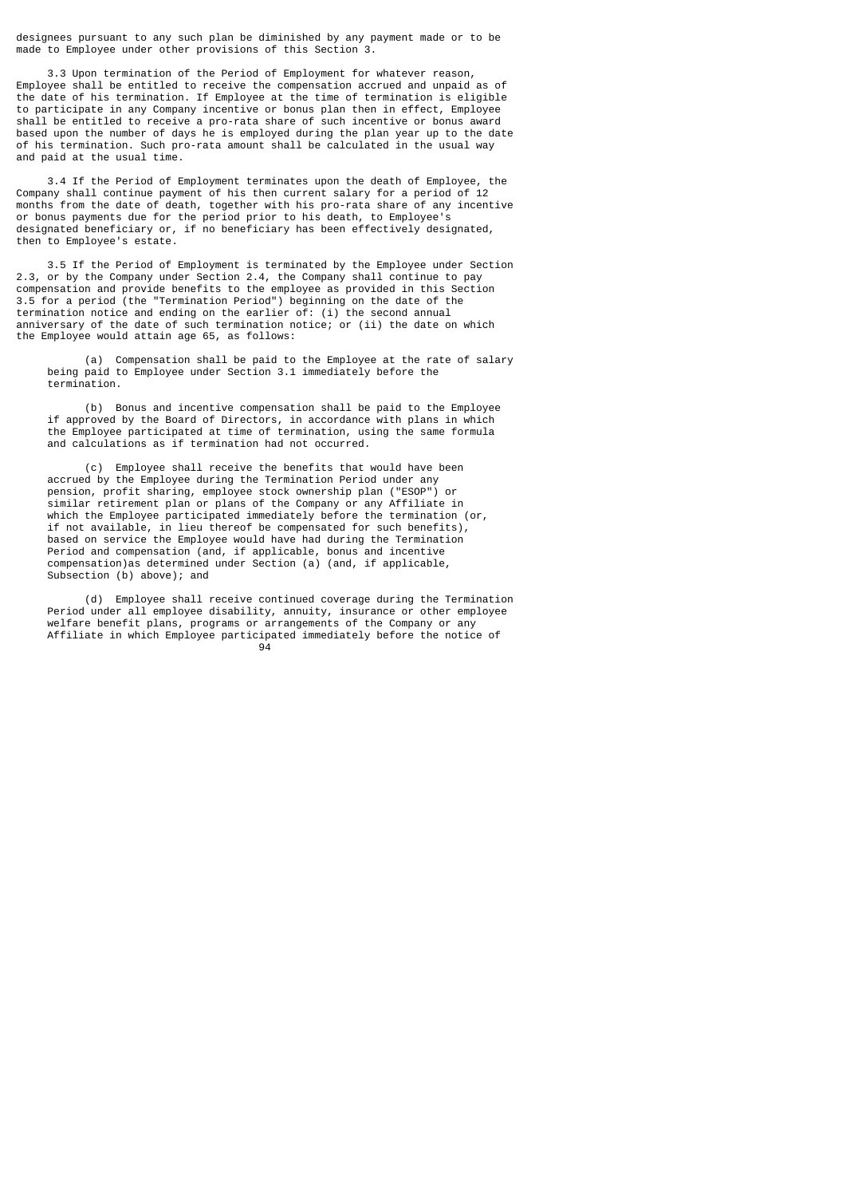designees pursuant to any such plan be diminished by any payment made or to be made to Employee under other provisions of this Section 3.

3.3 Upon termination of the Period of Employment for whatever reason, Employee shall be entitled to receive the compensation accrued and unpaid as of the date of his termination. If Employee at the time of termination is eligible to participate in any Company incentive or bonus plan then in effect, Employee shall be entitled to receive a pro-rata share of such incentive or bonus award based upon the number of days he is employed during the plan year up to the date of his termination. Such pro-rata amount shall be calculated in the usual way and paid at the usual time.

3.4 If the Period of Employment terminates upon the death of Employee, the Company shall continue payment of his then current salary for a period of 12 months from the date of death, together with his pro-rata share of any incentive or bonus payments due for the period prior to his death, to Employee's designated beneficiary or, if no beneficiary has been effectively designated, then to Employee's estate.

3.5 If the Period of Employment is terminated by the Employee under Section 2.3, or by the Company under Section 2.4, the Company shall continue to pay compensation and provide benefits to the employee as provided in this Section 3.5 for a period (the "Termination Period") beginning on the date of the termination notice and ending on the earlier of: (i) the second annual anniversary of the date of such termination notice; or (ii) the date on which the Employee would attain age 65, as follows:

(a) Compensation shall be paid to the Employee at the rate of salary being paid to Employee under Section 3.1 immediately before the termination.

(b) Bonus and incentive compensation shall be paid to the Employee if approved by the Board of Directors, in accordance with plans in which the Employee participated at time of termination, using the same formula and calculations as if termination had not occurred.

(c) Employee shall receive the benefits that would have been accrued by the Employee during the Termination Period under any pension, profit sharing, employee stock ownership plan ("ESOP") or similar retirement plan or plans of the Company or any Affiliate in which the Employee participated immediately before the termination (or, if not available, in lieu thereof be compensated for such benefits), based on service the Employee would have had during the Termination Period and compensation (and, if applicable, bonus and incentive compensation)as determined under Section (a) (and, if applicable, Subsection (b) above); and

(d) Employee shall receive continued coverage during the Termination Period under all employee disability, annuity, insurance or other employee welfare benefit plans, programs or arrangements of the Company or any Affiliate in which Employee participated immediately before the notice of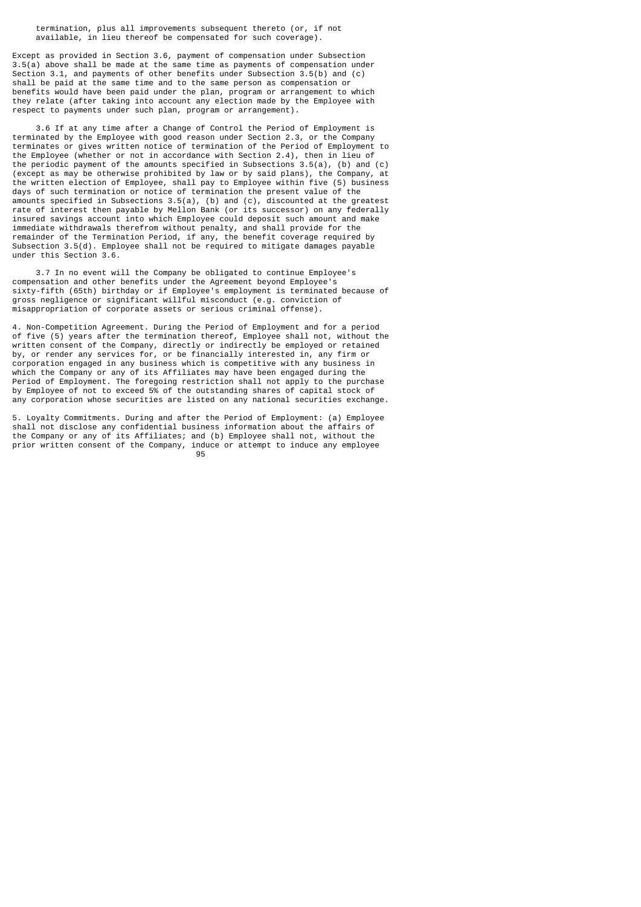termination, plus all improvements subsequent thereto (or, if not available, in lieu thereof be compensated for such coverage).

Except as provided in Section 3.6, payment of compensation under Subsection 3.5(a) above shall be made at the same time as payments of compensation under Section 3.1, and payments of other benefits under Subsection 3.5(b) and (c) shall be paid at the same time and to the same person as compensation or benefits would have been paid under the plan, program or arrangement to which they relate (after taking into account any election made by the Employee with respect to payments under such plan, program or arrangement).

3.6 If at any time after a Change of Control the Period of Employment is terminated by the Employee with good reason under Section 2.3, or the Company terminates or gives written notice of termination of the Period of Employment to the Employee (whether or not in accordance with Section 2.4), then in lieu of the periodic payment of the amounts specified in Subsections 3.5(a), (b) and (c) (except as may be otherwise prohibited by law or by said plans), the Company, at the written election of Employee, shall pay to Employee within five (5) business days of such termination or notice of termination the present value of the amounts specified in Subsections 3.5(a), (b) and (c), discounted at the greatest rate of interest then payable by Mellon Bank (or its successor) on any federally insured savings account into which Employee could deposit such amount and make immediate withdrawals therefrom without penalty, and shall provide for the remainder of the Termination Period, if any, the benefit coverage required by Subsection 3.5(d). Employee shall not be required to mitigate damages payable under this Section 3.6.

3.7 In no event will the Company be obligated to continue Employee's compensation and other benefits under the Agreement beyond Employee's sixty-fifth (65th) birthday or if Employee's employment is terminated because of gross negligence or significant willful misconduct (e.g. conviction of misappropriation of corporate assets or serious criminal offense).

4. Non-Competition Agreement. During the Period of Employment and for a period of five (5) years after the termination thereof, Employee shall not, without the written consent of the Company, directly or indirectly be employed or retained by, or render any services for, or be financially interested in, any firm or corporation engaged in any business which is competitive with any business in which the Company or any of its Affiliates may have been engaged during the Period of Employment. The foregoing restriction shall not apply to the purchase by Employee of not to exceed 5% of the outstanding shares of capital stock of any corporation whose securities are listed on any national securities exchange.

5. Loyalty Commitments. During and after the Period of Employment: (a) Employee shall not disclose any confidential business information about the affairs of the Company or any of its Affiliates; and (b) Employee shall not, without the prior written consent of the Company, induce or attempt to induce any employee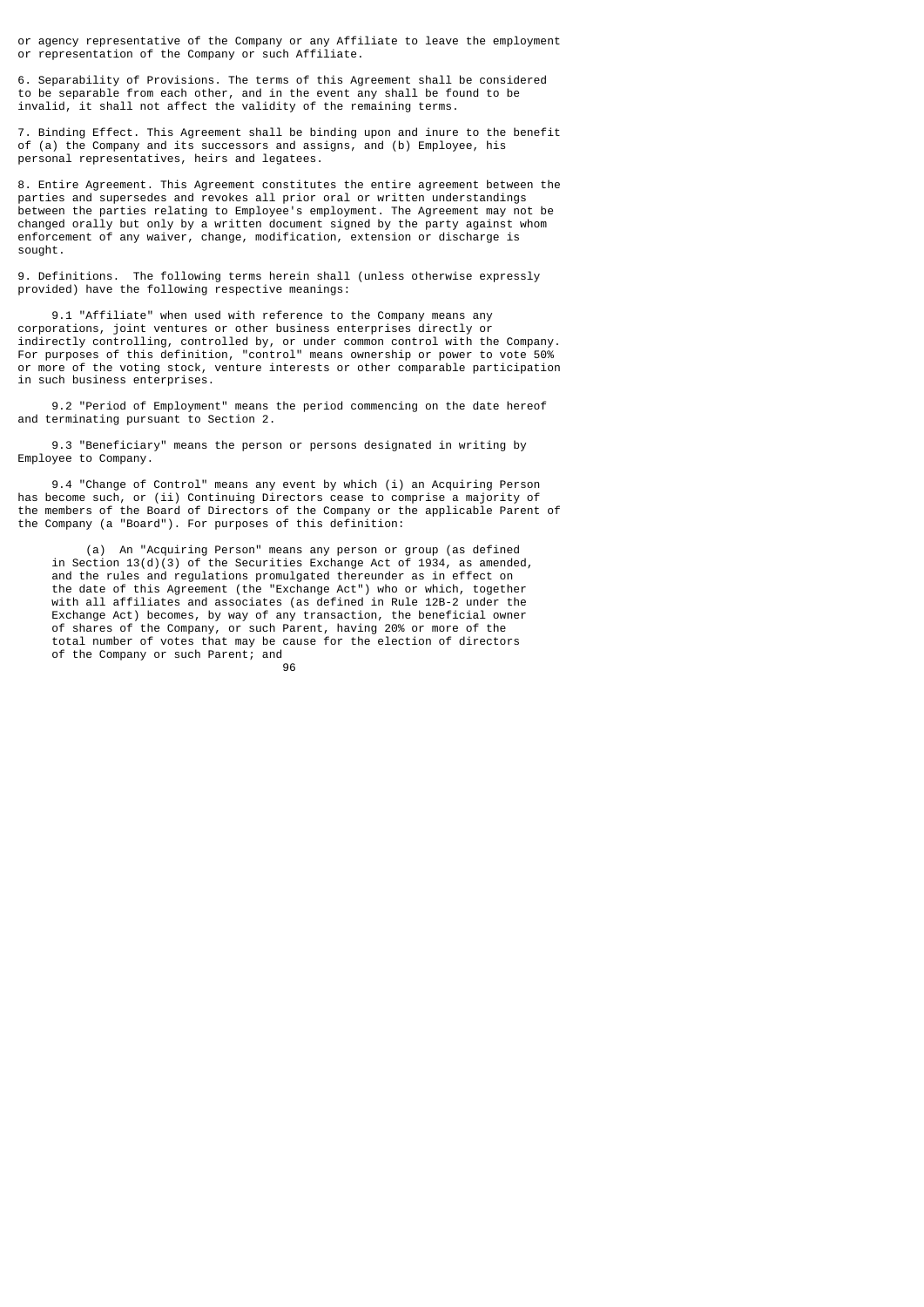or agency representative of the Company or any Affiliate to leave the employment or representation of the Company or such Affiliate.

6. Separability of Provisions. The terms of this Agreement shall be considered to be separable from each other, and in the event any shall be found to be invalid, it shall not affect the validity of the remaining terms.

7. Binding Effect. This Agreement shall be binding upon and inure to the benefit of (a) the Company and its successors and assigns, and (b) Employee, his personal representatives, heirs and legatees.

8. Entire Agreement. This Agreement constitutes the entire agreement between the parties and supersedes and revokes all prior oral or written understandings between the parties relating to Employee's employment. The Agreement may not be changed orally but only by a written document signed by the party against whom enforcement of any waiver, change, modification, extension or discharge is sought.

9. Definitions. The following terms herein shall (unless otherwise expressly provided) have the following respective meanings:

9.1 "Affiliate" when used with reference to the Company means any corporations, joint ventures or other business enterprises directly or indirectly controlling, controlled by, or under common control with the Company. For purposes of this definition, "control" means ownership or power to vote 50% or more of the voting stock, venture interests or other comparable participation in such business enterprises.

9.2 "Period of Employment" means the period commencing on the date hereof and terminating pursuant to Section 2.

9.3 "Beneficiary" means the person or persons designated in writing by Employee to Company.

9.4 "Change of Control" means any event by which (i) an Acquiring Person has become such, or (ii) Continuing Directors cease to comprise a majority of the members of the Board of Directors of the Company or the applicable Parent of the Company (a "Board"). For purposes of this definition:

(a) An "Acquiring Person" means any person or group (as defined in Section 13(d)(3) of the Securities Exchange Act of 1934, as amended, and the rules and regulations promulgated thereunder as in effect on the date of this Agreement (the "Exchange Act") who or which, together with all affiliates and associates (as defined in Rule 12B-2 under the Exchange Act) becomes, by way of any transaction, the beneficial owner of shares of the Company, or such Parent, having 20% or more of the total number of votes that may be cause for the election of directors of the Company or such Parent; and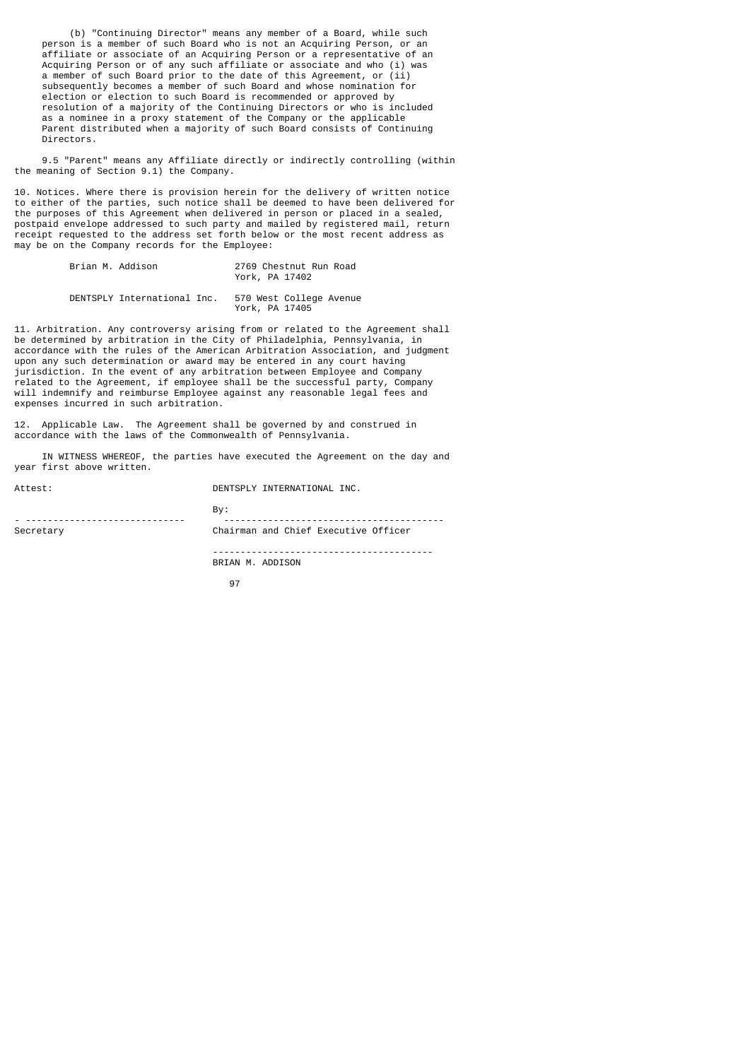(b) "Continuing Director" means any member of a Board, while such person is a member of such Board who is not an Acquiring Person, or an affiliate or associate of an Acquiring Person or a representative of an Acquiring Person or of any such affiliate or associate and who (i) was a member of such Board prior to the date of this Agreement, or (ii) subsequently becomes a member of such Board and whose nomination for election or election to such Board is recommended or approved by resolution of a majority of the Continuing Directors or who is included as a nominee in a proxy statement of the Company or the applicable Parent distributed when a majority of such Board consists of Continuing Directors.

9.5 "Parent" means any Affiliate directly or indirectly controlling (within the meaning of Section 9.1) the Company.

10. Notices. Where there is provision herein for the delivery of written notice to either of the parties, such notice shall be deemed to have been delivered for the purposes of this Agreement when delivered in person or placed in a sealed, postpaid envelope addressed to such party and mailed by registered mail, return receipt requested to the address set forth below or the most recent address as may be on the Company records for the Employee:

| | |
|---|---|
| Brian M. Addison | 2769 Chestnut Run Road<br>York, PA 17402 |
| DENTSPLY International Inc. | 570 West College Avenue<br>York, PA 17405 |

11. Arbitration. Any controversy arising from or related to the Agreement shall be determined by arbitration in the City of Philadelphia, Pennsylvania, in accordance with the rules of the American Arbitration Association, and judgment upon any such determination or award may be entered in any court having jurisdiction. In the event of any arbitration between Employee and Company related to the Agreement, if employee shall be the successful party, Company will indemnify and reimburse Employee against any reasonable legal fees and expenses incurred in such arbitration.

12. Applicable Law. The Agreement shall be governed by and construed in accordance with the laws of the Commonwealth of Pennsylvania.

IN WITNESS WHEREOF, the parties have executed the Agreement on the day and year first above written.

Attest: DENTSPLY INTERNATIONAL INC.

By:

_____________________________ _______________________________________

Secretary Chairman and Chief Executive Officer

_______________________________________

BRIAN M. ADDISON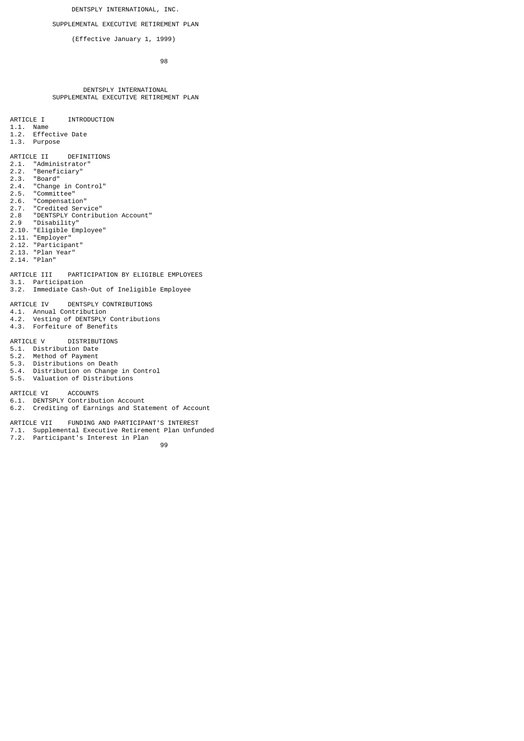DENTSPLY INTERNATIONAL, INC.

SUPPLEMENTAL EXECUTIVE RETIREMENT PLAN

(Effective January 1, 1999)

DENTSPLY INTERNATIONAL
SUPPLEMENTAL EXECUTIVE RETIREMENT PLAN

ARTICLE I INTRODUCTION
1.1. Name
1.2. Effective Date
1.3. Purpose

ARTICLE II DEFINITIONS
2.1. "Administrator"
2.2. "Beneficiary"
2.3. "Board"
2.4. "Change in Control"
2.5. "Committee"
2.6. "Compensation"
2.7. "Credited Service"
2.8 "DENTSPLY Contribution Account"
2.9 "Disability"
2.10. "Eligible Employee"
2.11. "Employer"
2.12. "Participant"
2.13. "Plan Year"
2.14. "Plan"

ARTICLE III PARTICIPATION BY ELIGIBLE EMPLOYEES
3.1. Participation
3.2. Immediate Cash-Out of Ineligible Employee

ARTICLE IV DENTSPLY CONTRIBUTIONS
4.1. Annual Contribution
4.2. Vesting of DENTSPLY Contributions
4.3. Forfeiture of Benefits

ARTICLE V DISTRIBUTIONS
5.1. Distribution Date
5.2. Method of Payment
5.3. Distributions on Death
5.4. Distribution on Change in Control
5.5. Valuation of Distributions

ARTICLE VI ACCOUNTS
6.1. DENTSPLY Contribution Account
6.2. Crediting of Earnings and Statement of Account

ARTICLE VII FUNDING AND PARTICIPANT'S INTEREST
7.1. Supplemental Executive Retirement Plan Unfunded
7.2. Participant's Interest in Plan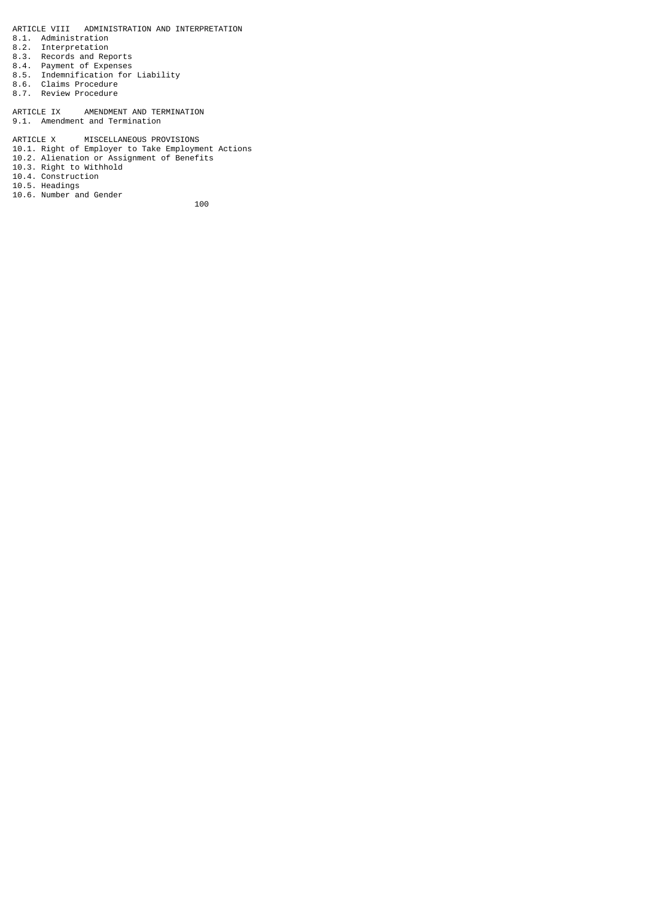ARTICLE VIII ADMINISTRATION AND INTERPRETATION

8.1. Administration
8.2. Interpretation
8.3. Records and Reports
8.4. Payment of Expenses
8.5. Indemnification for Liability
8.6. Claims Procedure
8.7. Review Procedure

ARTICLE IX AMENDMENT AND TERMINATION

9.1. Amendment and Termination

ARTICLE X MISCELLANEOUS PROVISIONS

10.1. Right of Employer to Take Employment Actions
10.2. Alienation or Assignment of Benefits
10.3. Right to Withhold
10.4. Construction
10.5. Headings
10.6. Number and Gender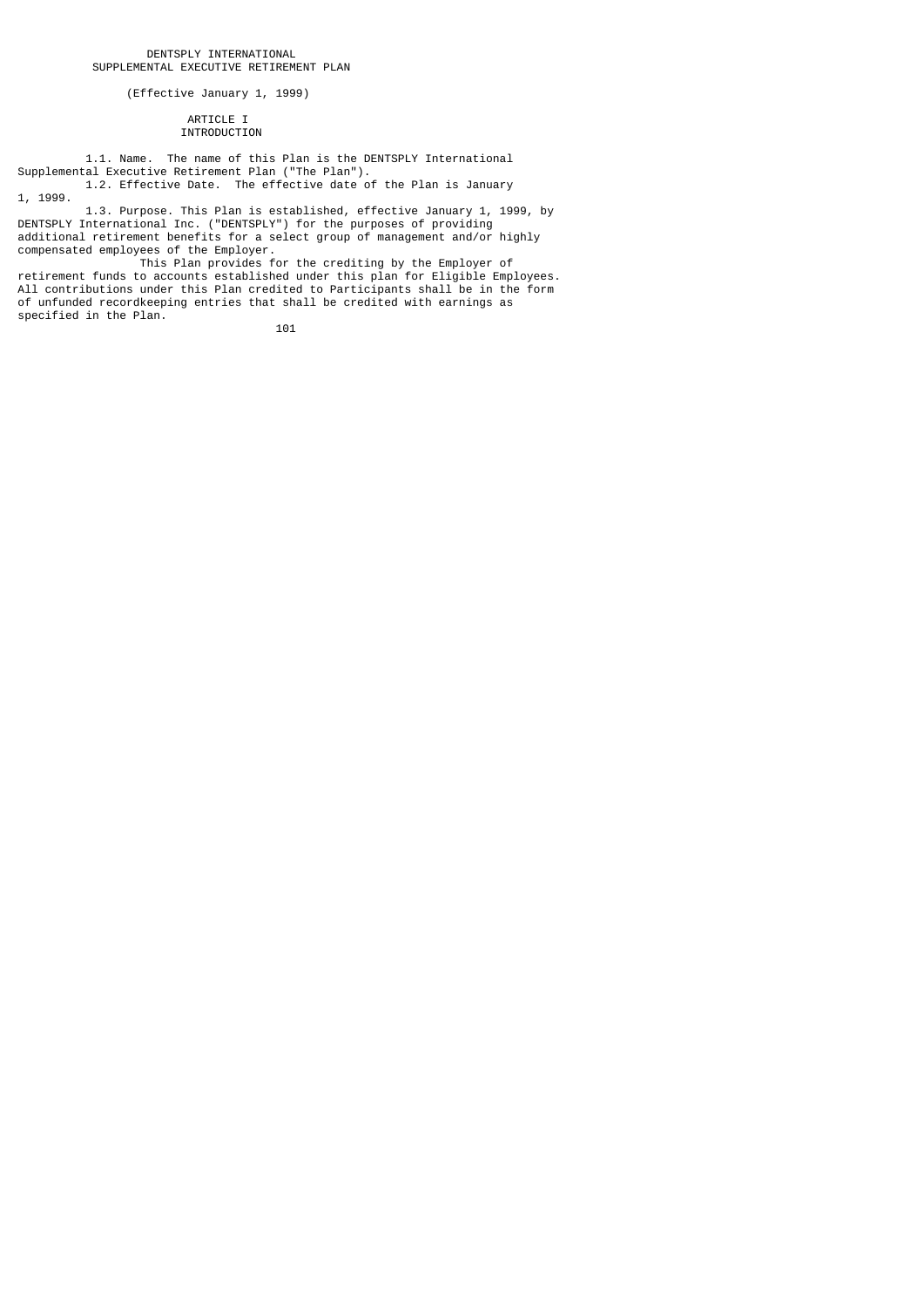# DENTSPLY INTERNATIONAL
# SUPPLEMENTAL EXECUTIVE RETIREMENT PLAN

(Effective January 1, 1999)

## ARTICLE I
## INTRODUCTION

1.1. Name. The name of this Plan is the DENTSPLY International Supplemental Executive Retirement Plan ("The Plan").

1.2. Effective Date. The effective date of the Plan is January 1, 1999.

1.3. Purpose. This Plan is established, effective January 1, 1999, by DENTSPLY International Inc. ("DENTSPLY") for the purposes of providing additional retirement benefits for a select group of management and/or highly compensated employees of the Employer.

This Plan provides for the crediting by the Employer of retirement funds to accounts established under this plan for Eligible Employees. All contributions under this Plan credited to Participants shall be in the form of unfunded recordkeeping entries that shall be credited with earnings as specified in the Plan.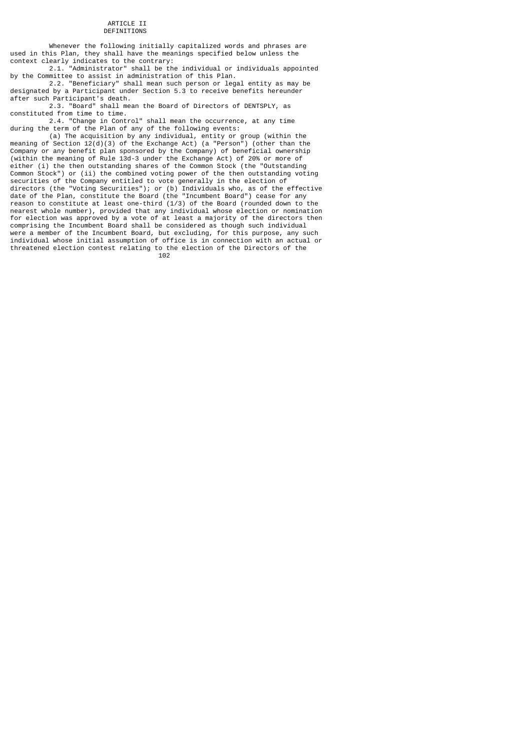# ARTICLE II
## DEFINITIONS

Whenever the following initially capitalized words and phrases are used in this Plan, they shall have the meanings specified below unless the context clearly indicates to the contrary:

2.1. "Administrator" shall be the individual or individuals appointed by the Committee to assist in administration of this Plan.

2.2. "Beneficiary" shall mean such person or legal entity as may be designated by a Participant under Section 5.3 to receive benefits hereunder after such Participant's death.

2.3. "Board" shall mean the Board of Directors of DENTSPLY, as constituted from time to time.

2.4. "Change in Control" shall mean the occurrence, at any time during the term of the Plan of any of the following events:

(a) The acquisition by any individual, entity or group (within the meaning of Section 12(d)(3) of the Exchange Act) (a "Person") (other than the Company or any benefit plan sponsored by the Company) of beneficial ownership (within the meaning of Rule 13d-3 under the Exchange Act) of 20% or more of either (i) the then outstanding shares of the Common Stock (the "Outstanding Common Stock") or (ii) the combined voting power of the then outstanding voting securities of the Company entitled to vote generally in the election of directors (the "Voting Securities"); or (b) Individuals who, as of the effective date of the Plan, constitute the Board (the "Incumbent Board") cease for any reason to constitute at least one-third (1/3) of the Board (rounded down to the nearest whole number), provided that any individual whose election or nomination for election was approved by a vote of at least a majority of the directors then comprising the Incumbent Board shall be considered as though such individual were a member of the Incumbent Board, but excluding, for this purpose, any such individual whose initial assumption of office is in connection with an actual or threatened election contest relating to the election of the Directors of the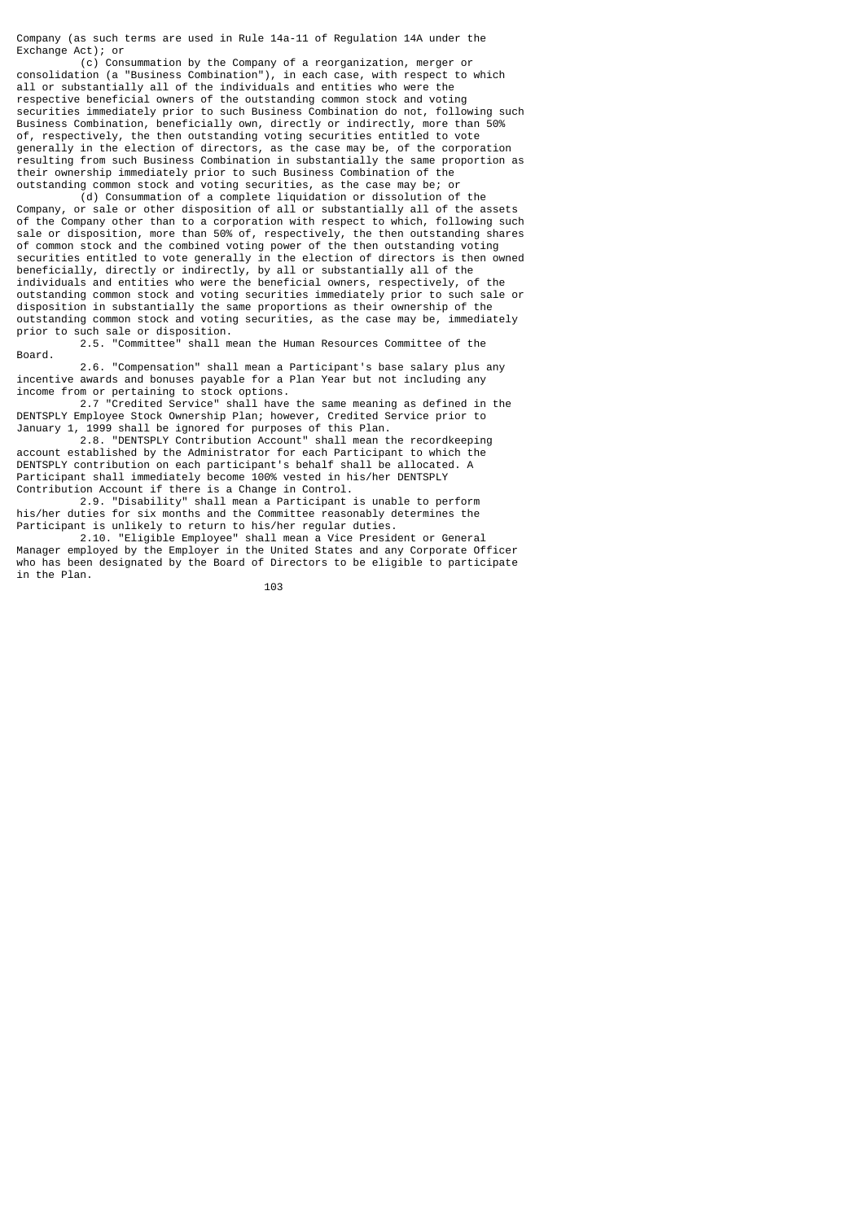Company (as such terms are used in Rule 14a-11 of Regulation 14A under the Exchange Act); or

(c) Consummation by the Company of a reorganization, merger or consolidation (a "Business Combination"), in each case, with respect to which all or substantially all of the individuals and entities who were the respective beneficial owners of the outstanding common stock and voting securities immediately prior to such Business Combination do not, following such Business Combination, beneficially own, directly or indirectly, more than 50% of, respectively, the then outstanding voting securities entitled to vote generally in the election of directors, as the case may be, of the corporation resulting from such Business Combination in substantially the same proportion as their ownership immediately prior to such Business Combination of the outstanding common stock and voting securities, as the case may be; or

(d) Consummation of a complete liquidation or dissolution of the Company, or sale or other disposition of all or substantially all of the assets of the Company other than to a corporation with respect to which, following such sale or disposition, more than 50% of, respectively, the then outstanding shares of common stock and the combined voting power of the then outstanding voting securities entitled to vote generally in the election of directors is then owned beneficially, directly or indirectly, by all or substantially all of the individuals and entities who were the beneficial owners, respectively, of the outstanding common stock and voting securities immediately prior to such sale or disposition in substantially the same proportions as their ownership of the outstanding common stock and voting securities, as the case may be, immediately prior to such sale or disposition.

2.5. "Committee" shall mean the Human Resources Committee of the Board.

2.6. "Compensation" shall mean a Participant's base salary plus any incentive awards and bonuses payable for a Plan Year but not including any income from or pertaining to stock options.

2.7 "Credited Service" shall have the same meaning as defined in the DENTSPLY Employee Stock Ownership Plan; however, Credited Service prior to January 1, 1999 shall be ignored for purposes of this Plan.

2.8. "DENTSPLY Contribution Account" shall mean the recordkeeping account established by the Administrator for each Participant to which the DENTSPLY contribution on each participant's behalf shall be allocated. A Participant shall immediately become 100% vested in his/her DENTSPLY Contribution Account if there is a Change in Control.

2.9. "Disability" shall mean a Participant is unable to perform his/her duties for six months and the Committee reasonably determines the Participant is unlikely to return to his/her regular duties.

2.10. "Eligible Employee" shall mean a Vice President or General Manager employed by the Employer in the United States and any Corporate Officer who has been designated by the Board of Directors to be eligible to participate in the Plan.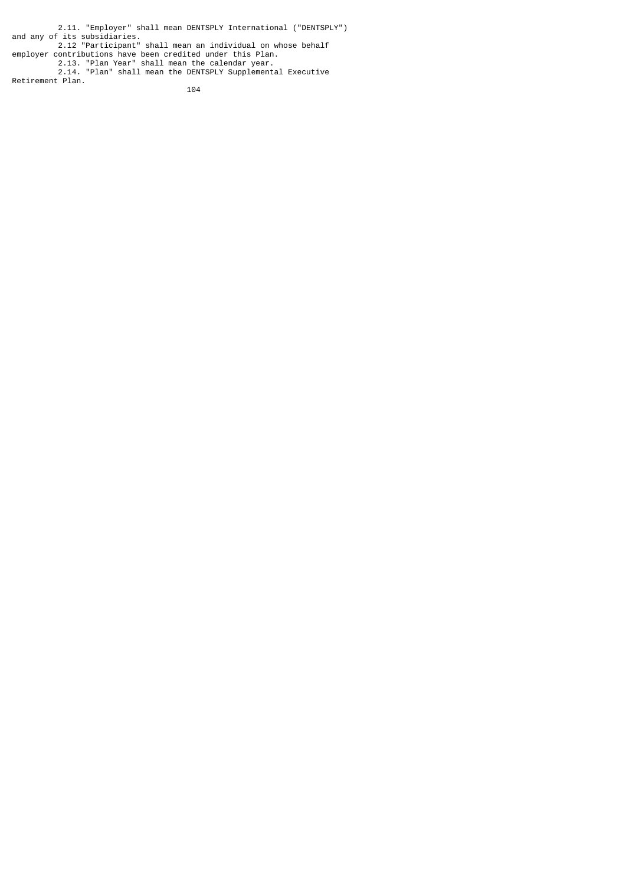2.11. "Employer" shall mean DENTSPLY International ("DENTSPLY") and any of its subsidiaries.

2.12 "Participant" shall mean an individual on whose behalf employer contributions have been credited under this Plan.

2.13. "Plan Year" shall mean the calendar year.

2.14. "Plan" shall mean the DENTSPLY Supplemental Executive Retirement Plan.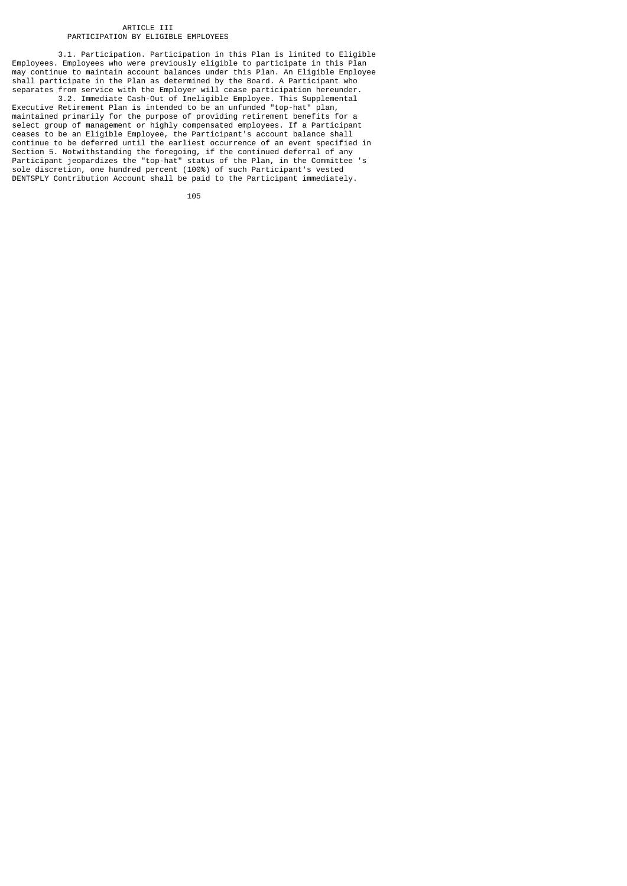## ARTICLE III
## PARTICIPATION BY ELIGIBLE EMPLOYEES

3.1. Participation. Participation in this Plan is limited to Eligible Employees. Employees who were previously eligible to participate in this Plan may continue to maintain account balances under this Plan. An Eligible Employee shall participate in the Plan as determined by the Board. A Participant who separates from service with the Employer will cease participation hereunder.

3.2. Immediate Cash-Out of Ineligible Employee. This Supplemental Executive Retirement Plan is intended to be an unfunded "top-hat" plan, maintained primarily for the purpose of providing retirement benefits for a select group of management or highly compensated employees. If a Participant ceases to be an Eligible Employee, the Participant's account balance shall continue to be deferred until the earliest occurrence of an event specified in Section 5. Notwithstanding the foregoing, if the continued deferral of any Participant jeopardizes the "top-hat" status of the Plan, in the Committee 's sole discretion, one hundred percent (100%) of such Participant's vested DENTSPLY Contribution Account shall be paid to the Participant immediately.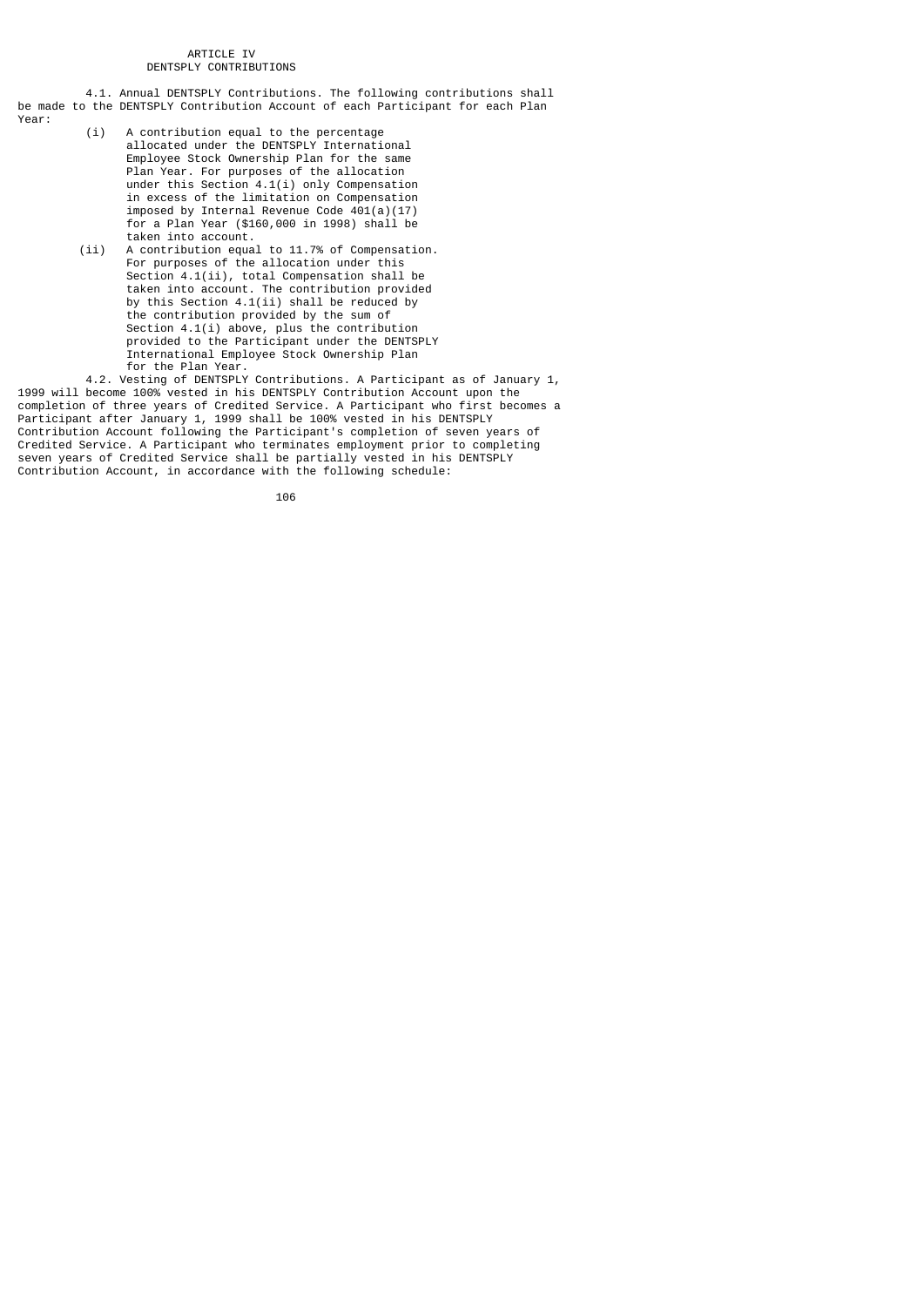# ARTICLE IV
## DENTSPLY CONTRIBUTIONS

4.1. Annual DENTSPLY Contributions. The following contributions shall be made to the DENTSPLY Contribution Account of each Participant for each Plan Year:

- (i) A contribution equal to the percentage allocated under the DENTSPLY International Employee Stock Ownership Plan for the same Plan Year. For purposes of the allocation under this Section 4.1(i) only Compensation in excess of the limitation on Compensation imposed by Internal Revenue Code 401(a)(17) for a Plan Year ($160,000 in 1998) shall be taken into account.
- (ii) A contribution equal to 11.7% of Compensation. For purposes of the allocation under this Section 4.1(ii), total Compensation shall be taken into account. The contribution provided by this Section 4.1(ii) shall be reduced by the contribution provided by the sum of Section 4.1(i) above, plus the contribution provided to the Participant under the DENTSPLY International Employee Stock Ownership Plan for the Plan Year.

4.2. Vesting of DENTSPLY Contributions. A Participant as of January 1, 1999 will become 100% vested in his DENTSPLY Contribution Account upon the completion of three years of Credited Service. A Participant who first becomes a Participant after January 1, 1999 shall be 100% vested in his DENTSPLY Contribution Account following the Participant's completion of seven years of Credited Service. A Participant who terminates employment prior to completing seven years of Credited Service shall be partially vested in his DENTSPLY Contribution Account, in accordance with the following schedule: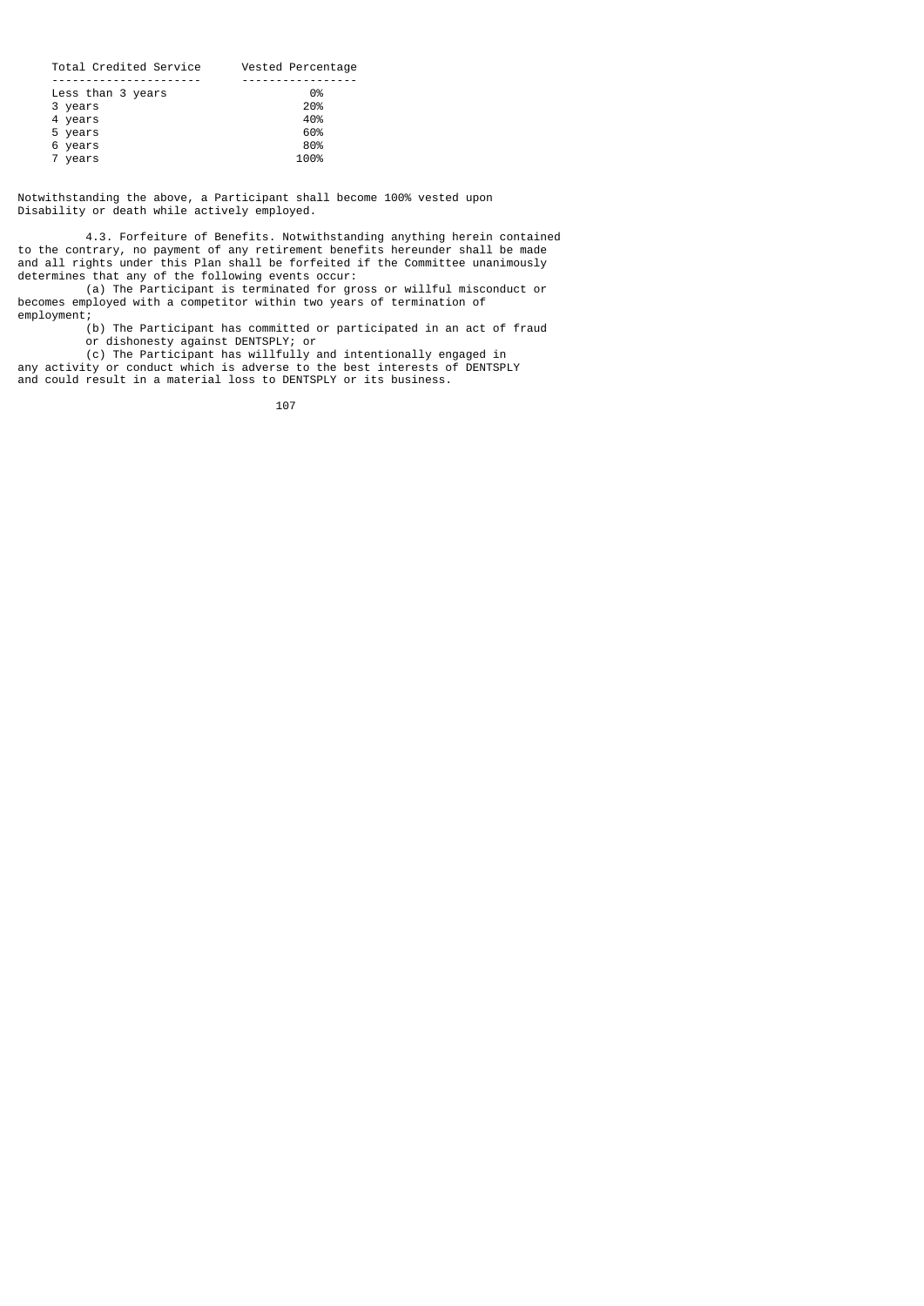| Total Credited Service | Vested Percentage |
| --- | --- |
| Less than 3 years | 0% |
| 3 years | 20% |
| 4 years | 40% |
| 5 years | 60% |
| 6 years | 80% |
| 7 years | 100% |

Notwithstanding the above, a Participant shall become 100% vested upon Disability or death while actively employed.

4.3. Forfeiture of Benefits. Notwithstanding anything herein contained to the contrary, no payment of any retirement benefits hereunder shall be made and all rights under this Plan shall be forfeited if the Committee unanimously determines that any of the following events occur:

(a) The Participant is terminated for gross or willful misconduct or becomes employed with a competitor within two years of termination of employment;

(b) The Participant has committed or participated in an act of fraud or dishonesty against DENTSPLY; or

(c) The Participant has willfully and intentionally engaged in any activity or conduct which is adverse to the best interests of DENTSPLY and could result in a material loss to DENTSPLY or its business.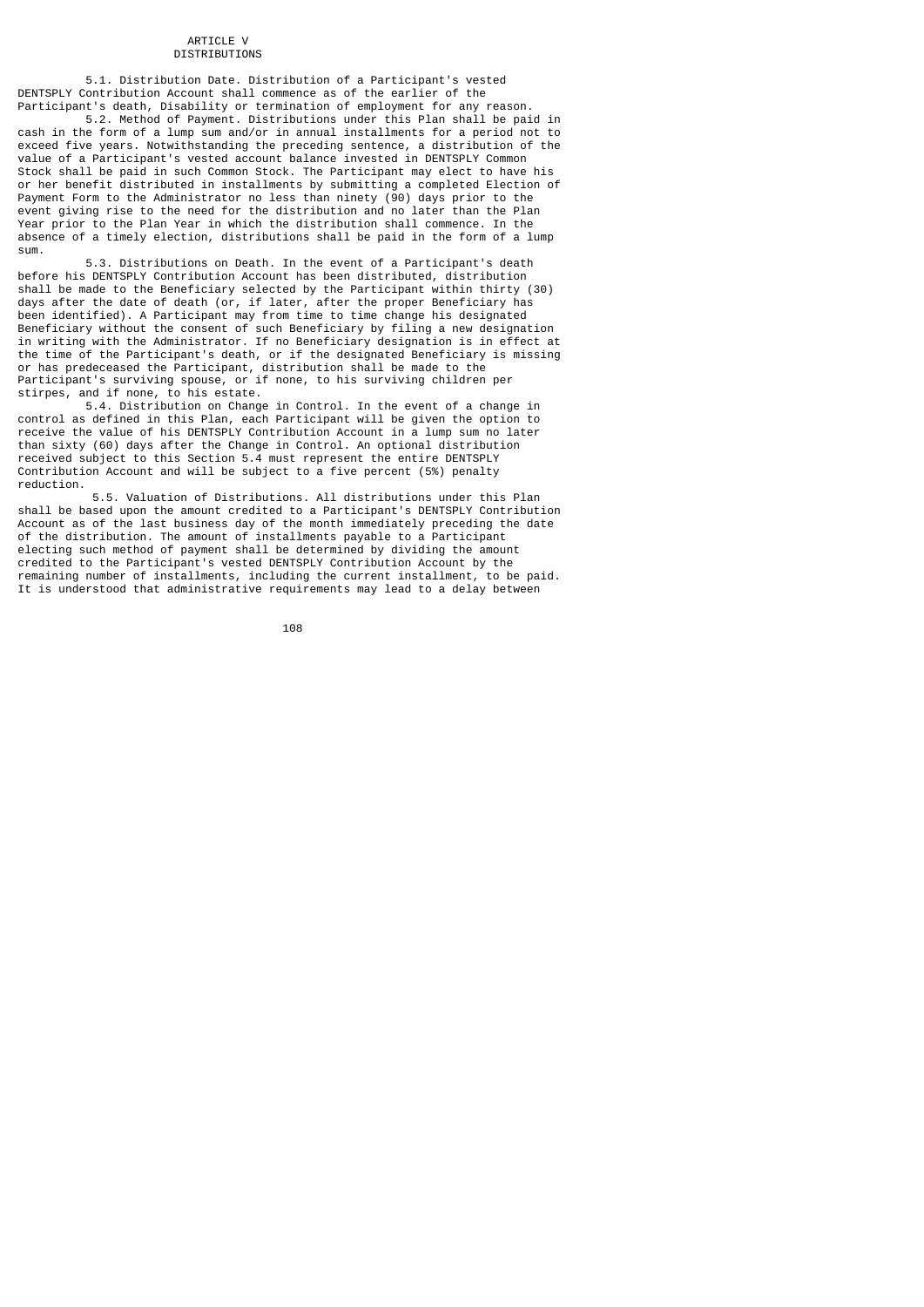# ARTICLE V
## DISTRIBUTIONS

5.1. Distribution Date. Distribution of a Participant's vested DENTSPLY Contribution Account shall commence as of the earlier of the Participant's death, Disability or termination of employment for any reason.

5.2. Method of Payment. Distributions under this Plan shall be paid in cash in the form of a lump sum and/or in annual installments for a period not to exceed five years. Notwithstanding the preceding sentence, a distribution of the value of a Participant's vested account balance invested in DENTSPLY Common Stock shall be paid in such Common Stock. The Participant may elect to have his or her benefit distributed in installments by submitting a completed Election of Payment Form to the Administrator no less than ninety (90) days prior to the event giving rise to the need for the distribution and no later than the Plan Year prior to the Plan Year in which the distribution shall commence. In the absence of a timely election, distributions shall be paid in the form of a lump sum.

5.3. Distributions on Death. In the event of a Participant's death before his DENTSPLY Contribution Account has been distributed, distribution shall be made to the Beneficiary selected by the Participant within thirty (30) days after the date of death (or, if later, after the proper Beneficiary has been identified). A Participant may from time to time change his designated Beneficiary without the consent of such Beneficiary by filing a new designation in writing with the Administrator. If no Beneficiary designation is in effect at the time of the Participant's death, or if the designated Beneficiary is missing or has predeceased the Participant, distribution shall be made to the Participant's surviving spouse, or if none, to his surviving children per stirpes, and if none, to his estate.

5.4. Distribution on Change in Control. In the event of a change in control as defined in this Plan, each Participant will be given the option to receive the value of his DENTSPLY Contribution Account in a lump sum no later than sixty (60) days after the Change in Control. An optional distribution received subject to this Section 5.4 must represent the entire DENTSPLY Contribution Account and will be subject to a five percent (5%) penalty reduction.

5.5. Valuation of Distributions. All distributions under this Plan shall be based upon the amount credited to a Participant's DENTSPLY Contribution Account as of the last business day of the month immediately preceding the date of the distribution. The amount of installments payable to a Participant electing such method of payment shall be determined by dividing the amount credited to the Participant's vested DENTSPLY Contribution Account by the remaining number of installments, including the current installment, to be paid. It is understood that administrative requirements may lead to a delay between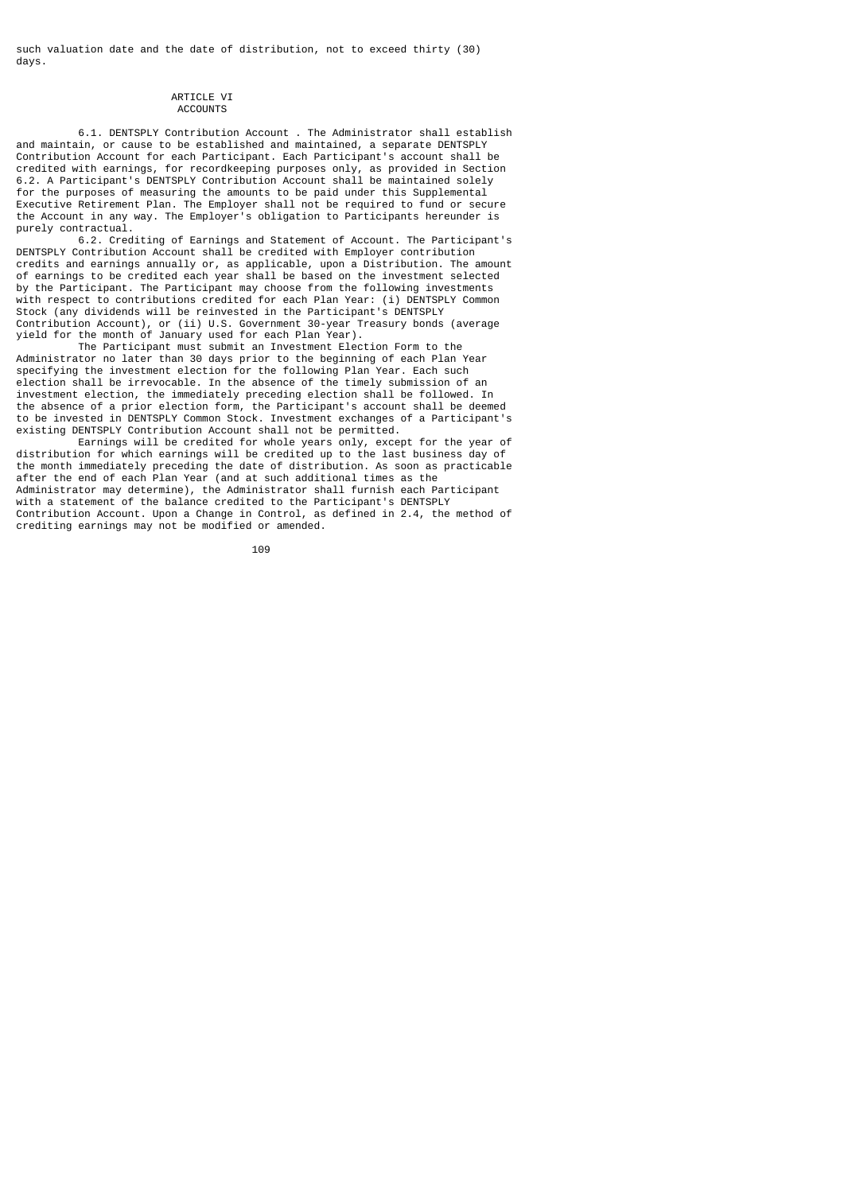such valuation date and the date of distribution, not to exceed thirty (30) days.

# ARTICLE VI
# ACCOUNTS

6.1. DENTSPLY Contribution Account . The Administrator shall establish and maintain, or cause to be established and maintained, a separate DENTSPLY Contribution Account for each Participant. Each Participant's account shall be credited with earnings, for recordkeeping purposes only, as provided in Section 6.2. A Participant's DENTSPLY Contribution Account shall be maintained solely for the purposes of measuring the amounts to be paid under this Supplemental Executive Retirement Plan. The Employer shall not be required to fund or secure the Account in any way. The Employer's obligation to Participants hereunder is purely contractual.

6.2. Crediting of Earnings and Statement of Account. The Participant's DENTSPLY Contribution Account shall be credited with Employer contribution credits and earnings annually or, as applicable, upon a Distribution. The amount of earnings to be credited each year shall be based on the investment selected by the Participant. The Participant may choose from the following investments with respect to contributions credited for each Plan Year: (i) DENTSPLY Common Stock (any dividends will be reinvested in the Participant's DENTSPLY Contribution Account), or (ii) U.S. Government 30-year Treasury bonds (average yield for the month of January used for each Plan Year).

The Participant must submit an Investment Election Form to the Administrator no later than 30 days prior to the beginning of each Plan Year specifying the investment election for the following Plan Year. Each such election shall be irrevocable. In the absence of the timely submission of an investment election, the immediately preceding election shall be followed. In the absence of a prior election form, the Participant's account shall be deemed to be invested in DENTSPLY Common Stock. Investment exchanges of a Participant's existing DENTSPLY Contribution Account shall not be permitted.

Earnings will be credited for whole years only, except for the year of distribution for which earnings will be credited up to the last business day of the month immediately preceding the date of distribution. As soon as practicable after the end of each Plan Year (and at such additional times as the Administrator may determine), the Administrator shall furnish each Participant with a statement of the balance credited to the Participant's DENTSPLY Contribution Account. Upon a Change in Control, as defined in 2.4, the method of crediting earnings may not be modified or amended.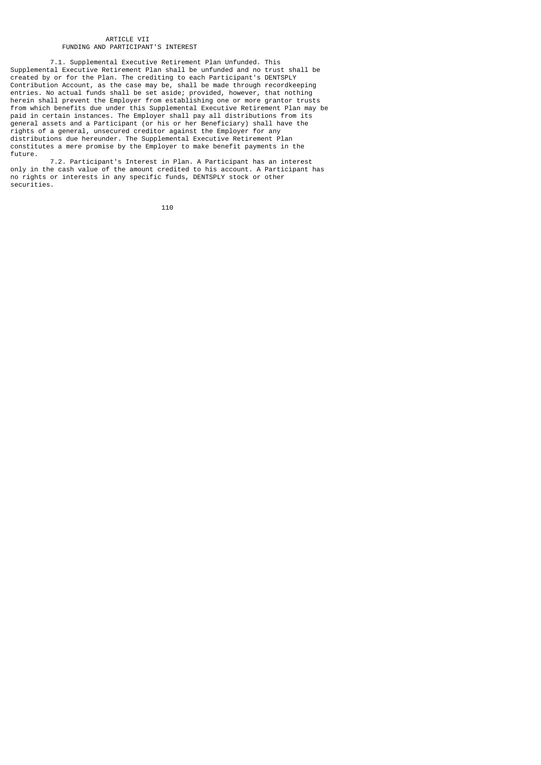## ARTICLE VII
## FUNDING AND PARTICIPANT'S INTEREST

7.1. Supplemental Executive Retirement Plan Unfunded. This Supplemental Executive Retirement Plan shall be unfunded and no trust shall be created by or for the Plan. The crediting to each Participant's DENTSPLY Contribution Account, as the case may be, shall be made through recordkeeping entries. No actual funds shall be set aside; provided, however, that nothing herein shall prevent the Employer from establishing one or more grantor trusts from which benefits due under this Supplemental Executive Retirement Plan may be paid in certain instances. The Employer shall pay all distributions from its general assets and a Participant (or his or her Beneficiary) shall have the rights of a general, unsecured creditor against the Employer for any distributions due hereunder. The Supplemental Executive Retirement Plan constitutes a mere promise by the Employer to make benefit payments in the future.

7.2. Participant's Interest in Plan. A Participant has an interest only in the cash value of the amount credited to his account. A Participant has no rights or interests in any specific funds, DENTSPLY stock or other securities.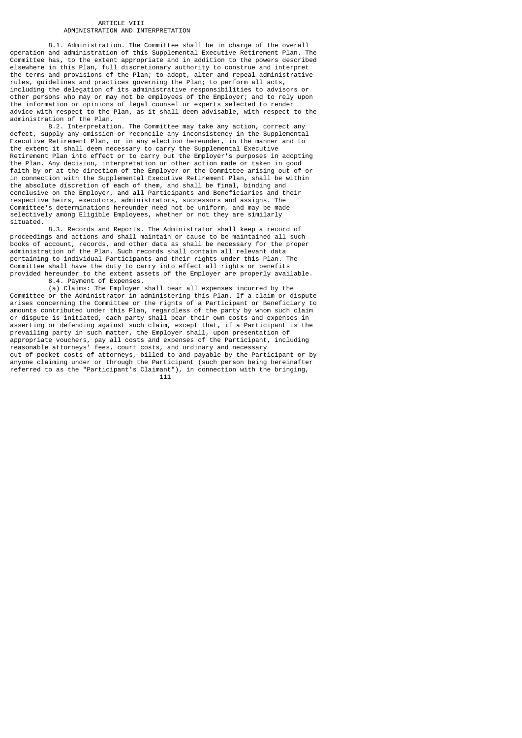# ARTICLE VIII
## ADMINISTRATION AND INTERPRETATION

8.1. Administration. The Committee shall be in charge of the overall operation and administration of this Supplemental Executive Retirement Plan. The Committee has, to the extent appropriate and in addition to the powers described elsewhere in this Plan, full discretionary authority to construe and interpret the terms and provisions of the Plan; to adopt, alter and repeal administrative rules, guidelines and practices governing the Plan; to perform all acts, including the delegation of its administrative responsibilities to advisors or other persons who may or may not be employees of the Employer; and to rely upon the information or opinions of legal counsel or experts selected to render advice with respect to the Plan, as it shall deem advisable, with respect to the administration of the Plan.

8.2. Interpretation. The Committee may take any action, correct any defect, supply any omission or reconcile any inconsistency in the Supplemental Executive Retirement Plan, or in any election hereunder, in the manner and to the extent it shall deem necessary to carry the Supplemental Executive Retirement Plan into effect or to carry out the Employer's purposes in adopting the Plan. Any decision, interpretation or other action made or taken in good faith by or at the direction of the Employer or the Committee arising out of or in connection with the Supplemental Executive Retirement Plan, shall be within the absolute discretion of each of them, and shall be final, binding and conclusive on the Employer, and all Participants and Beneficiaries and their respective heirs, executors, administrators, successors and assigns. The Committee's determinations hereunder need not be uniform, and may be made selectively among Eligible Employees, whether or not they are similarly situated.

8.3. Records and Reports. The Administrator shall keep a record of proceedings and actions and shall maintain or cause to be maintained all such books of account, records, and other data as shall be necessary for the proper administration of the Plan. Such records shall contain all relevant data pertaining to individual Participants and their rights under this Plan. The Committee shall have the duty to carry into effect all rights or benefits provided hereunder to the extent assets of the Employer are properly available.

8.4. Payment of Expenses.

(a) Claims: The Employer shall bear all expenses incurred by the Committee or the Administrator in administering this Plan. If a claim or dispute arises concerning the Committee or the rights of a Participant or Beneficiary to amounts contributed under this Plan, regardless of the party by whom such claim or dispute is initiated, each party shall bear their own costs and expenses in asserting or defending against such claim, except that, if a Participant is the prevailing party in such matter, the Employer shall, upon presentation of appropriate vouchers, pay all costs and expenses of the Participant, including reasonable attorneys' fees, court costs, and ordinary and necessary out-of-pocket costs of attorneys, billed to and payable by the Participant or by anyone claiming under or through the Participant (such person being hereinafter referred to as the "Participant's Claimant"), in connection with the bringing,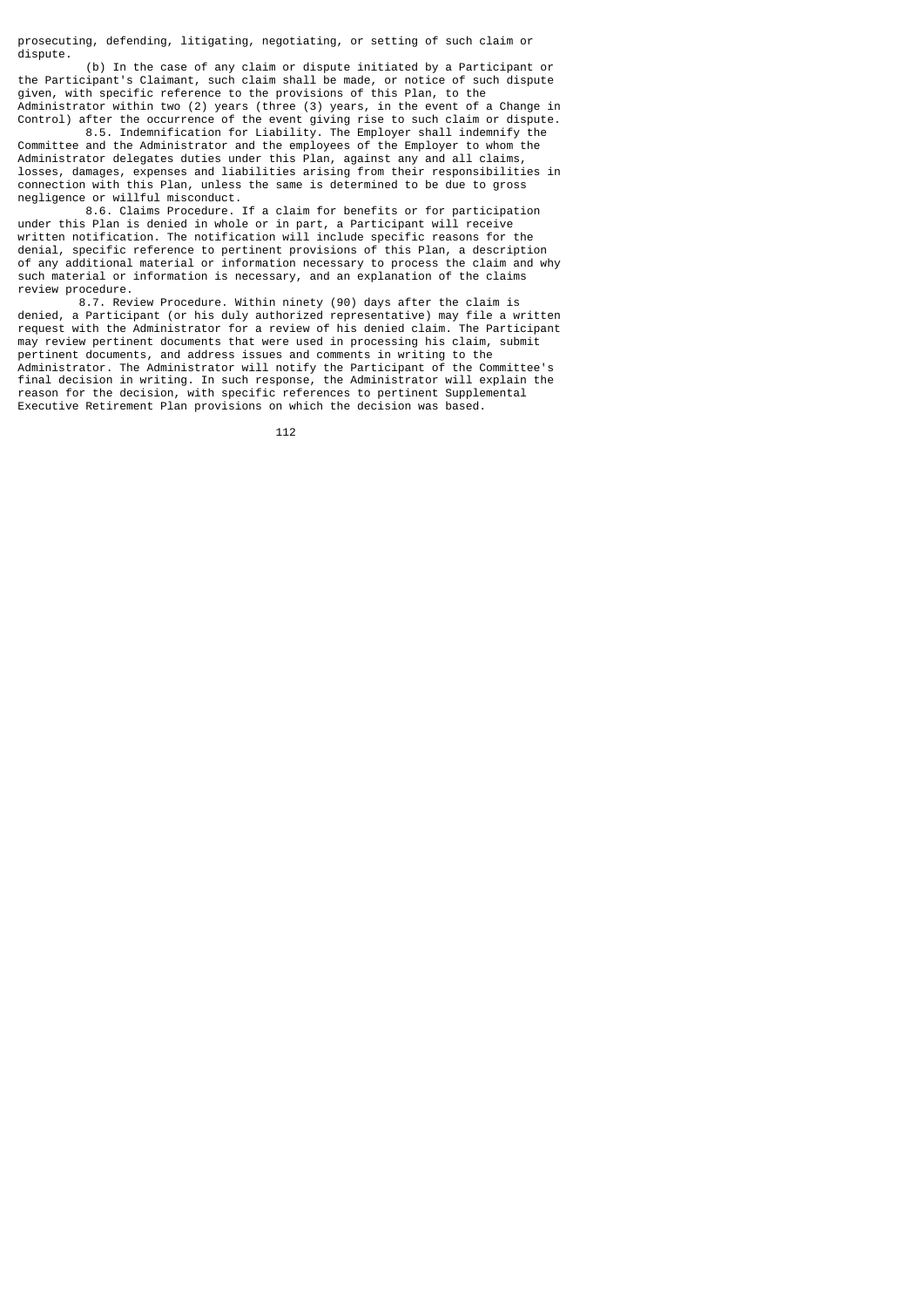prosecuting, defending, litigating, negotiating, or setting of such claim or dispute.

(b) In the case of any claim or dispute initiated by a Participant or the Participant's Claimant, such claim shall be made, or notice of such dispute given, with specific reference to the provisions of this Plan, to the Administrator within two (2) years (three (3) years, in the event of a Change in Control) after the occurrence of the event giving rise to such claim or dispute.

8.5. Indemnification for Liability. The Employer shall indemnify the Committee and the Administrator and the employees of the Employer to whom the Administrator delegates duties under this Plan, against any and all claims, losses, damages, expenses and liabilities arising from their responsibilities in connection with this Plan, unless the same is determined to be due to gross negligence or willful misconduct.

8.6. Claims Procedure. If a claim for benefits or for participation under this Plan is denied in whole or in part, a Participant will receive written notification. The notification will include specific reasons for the denial, specific reference to pertinent provisions of this Plan, a description of any additional material or information necessary to process the claim and why such material or information is necessary, and an explanation of the claims review procedure.

8.7. Review Procedure. Within ninety (90) days after the claim is denied, a Participant (or his duly authorized representative) may file a written request with the Administrator for a review of his denied claim. The Participant may review pertinent documents that were used in processing his claim, submit pertinent documents, and address issues and comments in writing to the Administrator. The Administrator will notify the Participant of the Committee's final decision in writing. In such response, the Administrator will explain the reason for the decision, with specific references to pertinent Supplemental Executive Retirement Plan provisions on which the decision was based.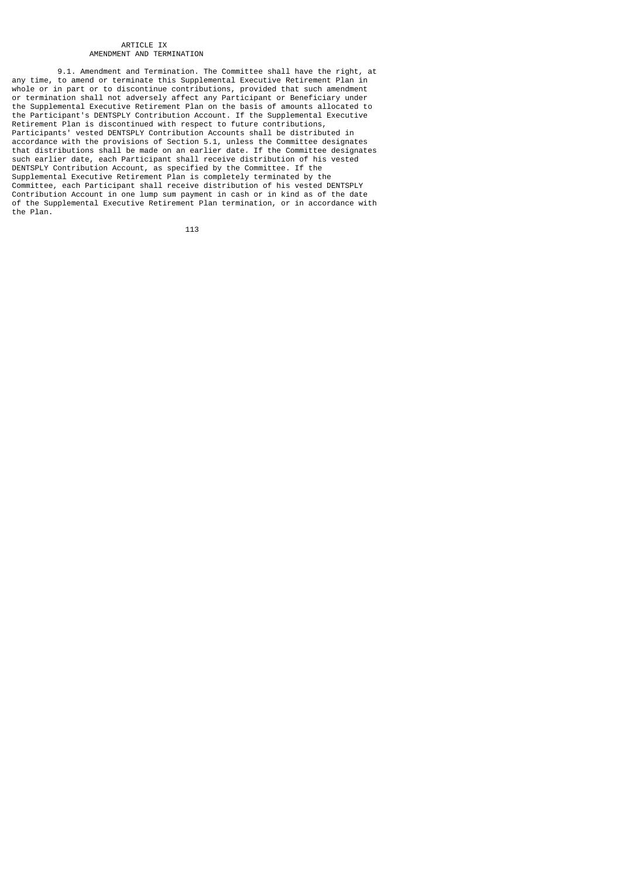## ARTICLE IX
## AMENDMENT AND TERMINATION

9.1. Amendment and Termination. The Committee shall have the right, at any time, to amend or terminate this Supplemental Executive Retirement Plan in whole or in part or to discontinue contributions, provided that such amendment or termination shall not adversely affect any Participant or Beneficiary under the Supplemental Executive Retirement Plan on the basis of amounts allocated to the Participant's DENTSPLY Contribution Account. If the Supplemental Executive Retirement Plan is discontinued with respect to future contributions, Participants' vested DENTSPLY Contribution Accounts shall be distributed in accordance with the provisions of Section 5.1, unless the Committee designates that distributions shall be made on an earlier date. If the Committee designates such earlier date, each Participant shall receive distribution of his vested DENTSPLY Contribution Account, as specified by the Committee. If the Supplemental Executive Retirement Plan is completely terminated by the Committee, each Participant shall receive distribution of his vested DENTSPLY Contribution Account in one lump sum payment in cash or in kind as of the date of the Supplemental Executive Retirement Plan termination, or in accordance with the Plan.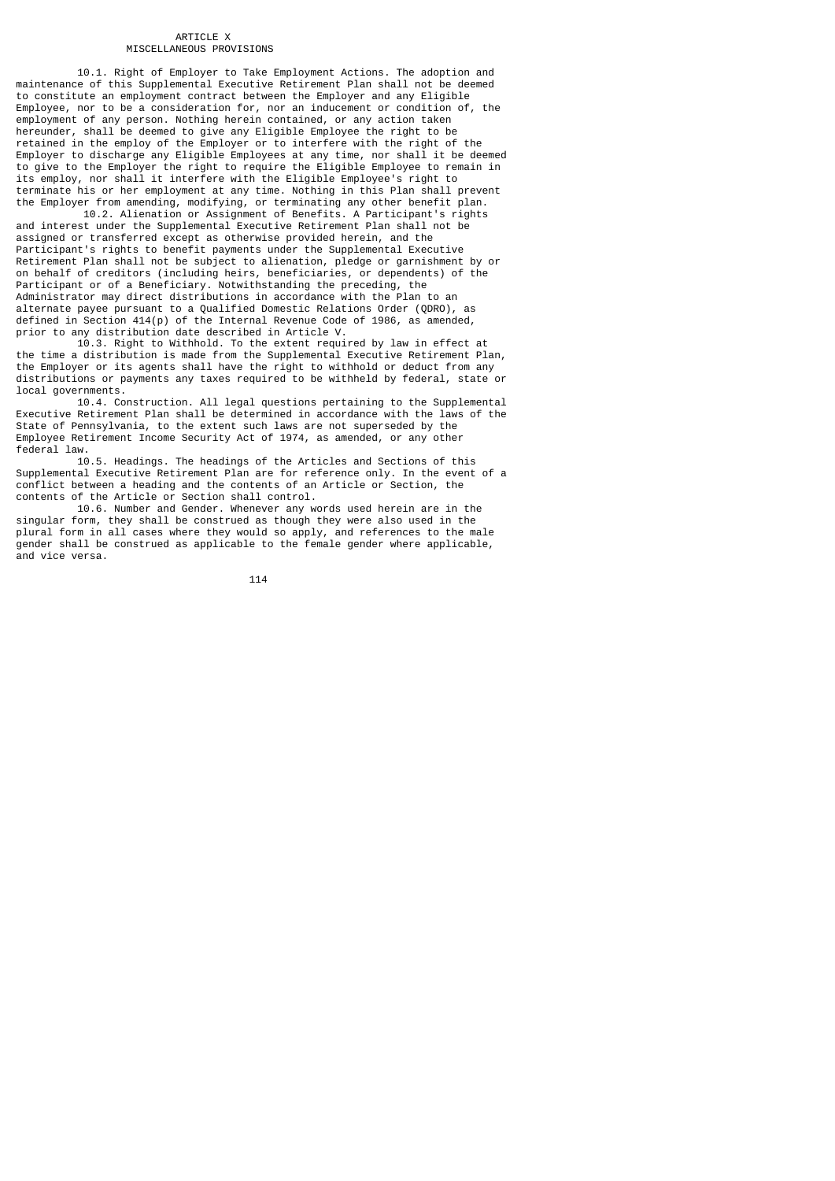# ARTICLE X
## MISCELLANEOUS PROVISIONS

10.1. Right of Employer to Take Employment Actions. The adoption and maintenance of this Supplemental Executive Retirement Plan shall not be deemed to constitute an employment contract between the Employer and any Eligible Employee, nor to be a consideration for, nor an inducement or condition of, the employment of any person. Nothing herein contained, or any action taken hereunder, shall be deemed to give any Eligible Employee the right to be retained in the employ of the Employer or to interfere with the right of the Employer to discharge any Eligible Employees at any time, nor shall it be deemed to give to the Employer the right to require the Eligible Employee to remain in its employ, nor shall it interfere with the Eligible Employee's right to terminate his or her employment at any time. Nothing in this Plan shall prevent the Employer from amending, modifying, or terminating any other benefit plan.

10.2. Alienation or Assignment of Benefits. A Participant's rights and interest under the Supplemental Executive Retirement Plan shall not be assigned or transferred except as otherwise provided herein, and the Participant's rights to benefit payments under the Supplemental Executive Retirement Plan shall not be subject to alienation, pledge or garnishment by or on behalf of creditors (including heirs, beneficiaries, or dependents) of the Participant or of a Beneficiary. Notwithstanding the preceding, the Administrator may direct distributions in accordance with the Plan to an alternate payee pursuant to a Qualified Domestic Relations Order (QDRO), as defined in Section 414(p) of the Internal Revenue Code of 1986, as amended, prior to any distribution date described in Article V.

10.3. Right to Withhold. To the extent required by law in effect at the time a distribution is made from the Supplemental Executive Retirement Plan, the Employer or its agents shall have the right to withhold or deduct from any distributions or payments any taxes required to be withheld by federal, state or local governments.

10.4. Construction. All legal questions pertaining to the Supplemental Executive Retirement Plan shall be determined in accordance with the laws of the State of Pennsylvania, to the extent such laws are not superseded by the Employee Retirement Income Security Act of 1974, as amended, or any other federal law.

10.5. Headings. The headings of the Articles and Sections of this Supplemental Executive Retirement Plan are for reference only. In the event of a conflict between a heading and the contents of an Article or Section, the contents of the Article or Section shall control.

10.6. Number and Gender. Whenever any words used herein are in the singular form, they shall be construed as though they were also used in the plural form in all cases where they would so apply, and references to the male gender shall be construed as applicable to the female gender where applicable, and vice versa.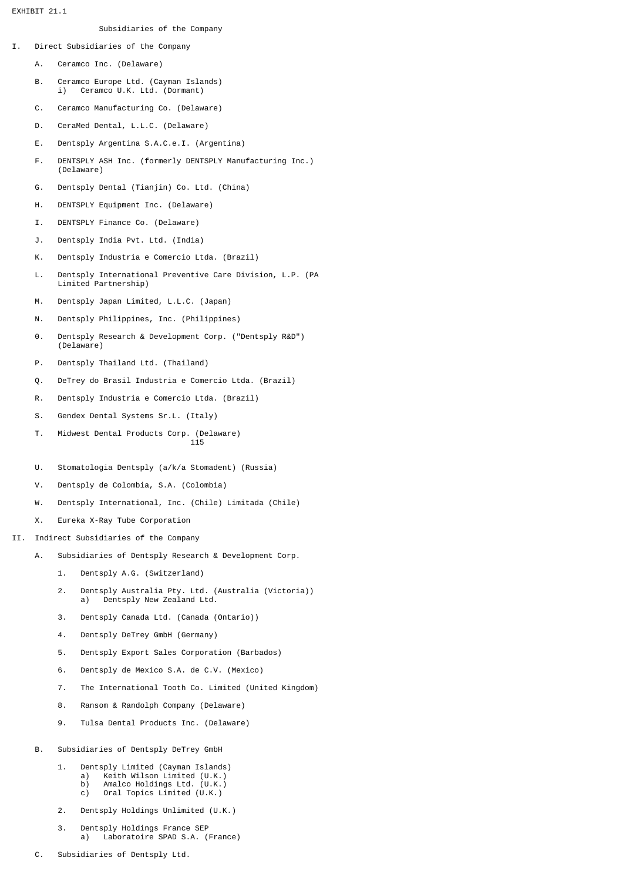EXHIBIT 21.1

## Subsidiaries of the Company

I. Direct Subsidiaries of the Company

   A. Ceramco Inc. (Delaware)

   B. Ceramco Europe Ltd. (Cayman Islands)
      i) Ceramco U.K. Ltd. (Dormant)

   C. Ceramco Manufacturing Co. (Delaware)

   D. CeraMed Dental, L.L.C. (Delaware)

   E. Dentsply Argentina S.A.C.e.I. (Argentina)

   F. DENTSPLY ASH Inc. (formerly DENTSPLY Manufacturing Inc.) (Delaware)

   G. Dentsply Dental (Tianjin) Co. Ltd. (China)

   H. DENTSPLY Equipment Inc. (Delaware)

   I. DENTSPLY Finance Co. (Delaware)

   J. Dentsply India Pvt. Ltd. (India)

   K. Dentsply Industria e Comercio Ltda. (Brazil)

   L. Dentsply International Preventive Care Division, L.P. (PA Limited Partnership)

   M. Dentsply Japan Limited, L.L.C. (Japan)

   N. Dentsply Philippines, Inc. (Philippines)

   O. Dentsply Research & Development Corp. ("Dentsply R&D") (Delaware)

   P. Dentsply Thailand Ltd. (Thailand)

   Q. DeTrey do Brasil Industria e Comercio Ltda. (Brazil)

   R. Dentsply Industria e Comercio Ltda. (Brazil)

   S. Gendex Dental Systems Sr.L. (Italy)

   T. Midwest Dental Products Corp. (Delaware)

   U. Stomatologia Dentsply (a/k/a Stomadent) (Russia)

   V. Dentsply de Colombia, S.A. (Colombia)

   W. Dentsply International, Inc. (Chile) Limitada (Chile)

   X. Eureka X-Ray Tube Corporation

II. Indirect Subsidiaries of the Company

   A. Subsidiaries of Dentsply Research & Development Corp.

      1. Dentsply A.G. (Switzerland)

      2. Dentsply Australia Pty. Ltd. (Australia (Victoria))
         a) Dentsply New Zealand Ltd.

      3. Dentsply Canada Ltd. (Canada (Ontario))

      4. Dentsply DeTrey GmbH (Germany)

      5. Dentsply Export Sales Corporation (Barbados)

      6. Dentsply de Mexico S.A. de C.V. (Mexico)

      7. The International Tooth Co. Limited (United Kingdom)

      8. Ransom & Randolph Company (Delaware)

      9. Tulsa Dental Products Inc. (Delaware)

   B. Subsidiaries of Dentsply DeTrey GmbH

      1. Dentsply Limited (Cayman Islands)
         a) Keith Wilson Limited (U.K.)
         b) Amalco Holdings Ltd. (U.K.)
         c) Oral Topics Limited (U.K.)

      2. Dentsply Holdings Unlimited (U.K.)

      3. Dentsply Holdings France SEP
         a) Laboratoire SPAD S.A. (France)

   C. Subsidiaries of Dentsply Ltd.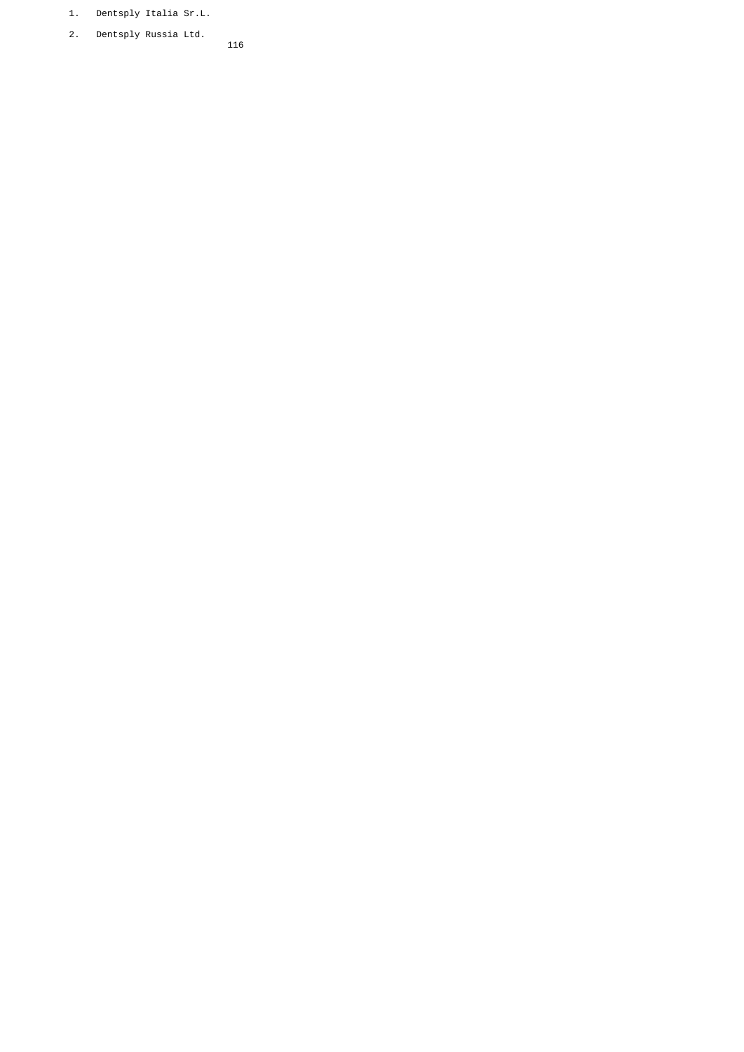1. Dentsply Italia Sr.L.
2. Dentsply Russia Ltd.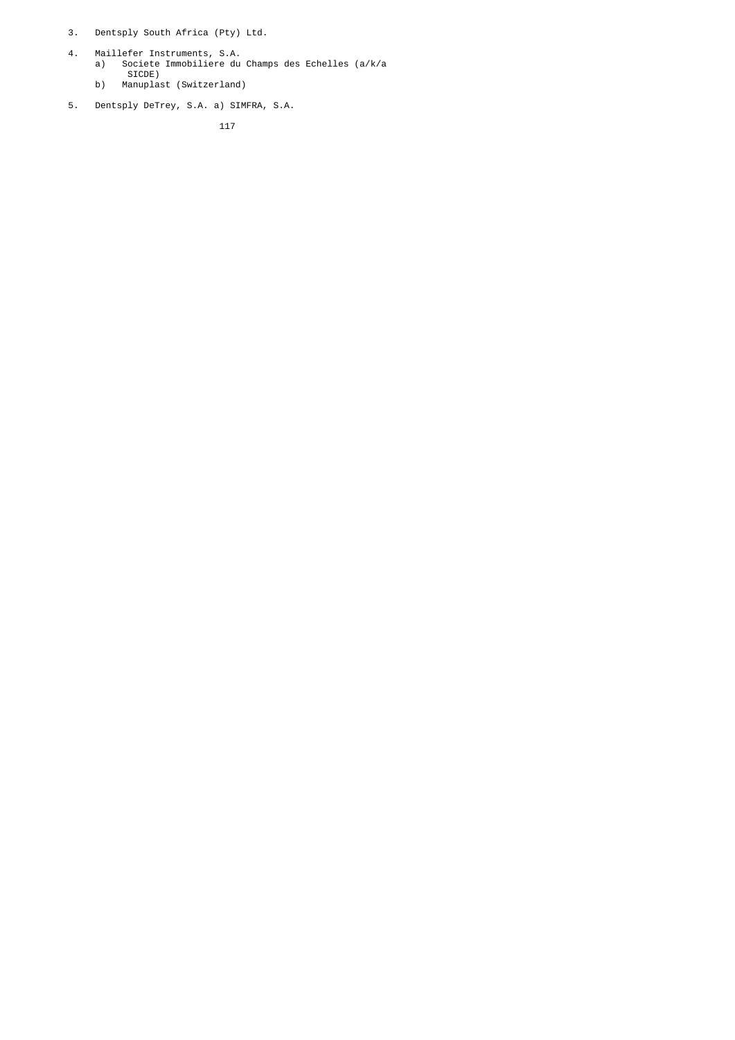3. Dentsply South Africa (Pty) Ltd.

4. Maillefer Instruments, S.A.
   a) Societe Immobiliere du Champs des Echelles (a/k/a SICDE)
   b) Manuplast (Switzerland)

5. Dentsply DeTrey, S.A. a) SIMFRA, S.A.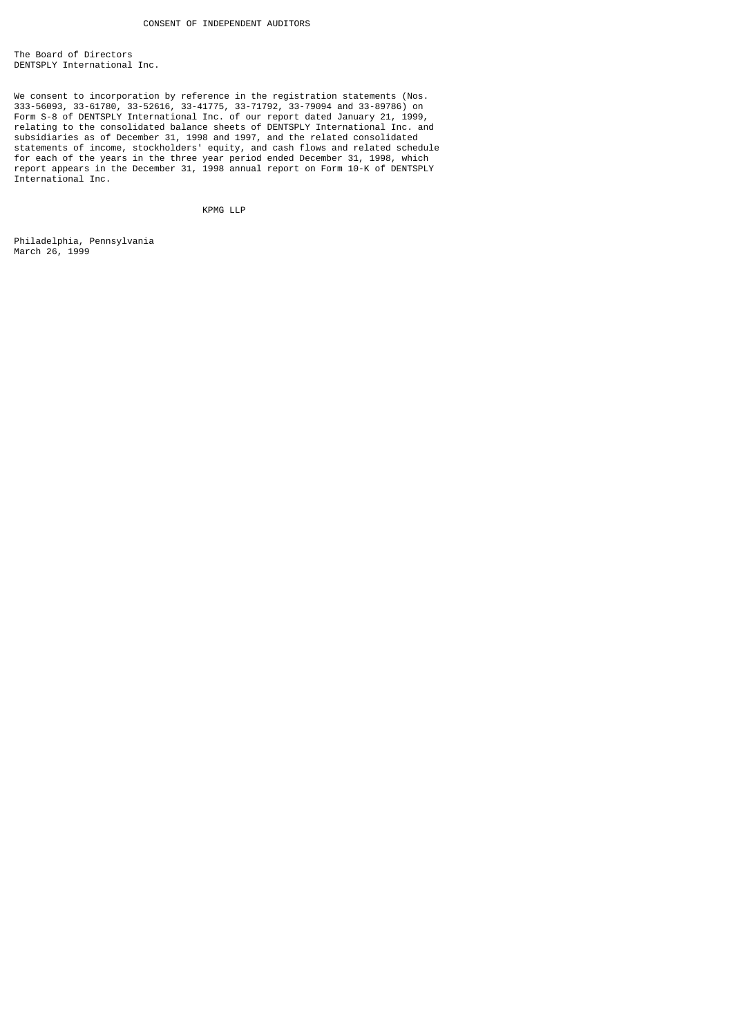# CONSENT OF INDEPENDENT AUDITORS

The Board of Directors
DENTSPLY International Inc.

We consent to incorporation by reference in the registration statements (Nos. 333-56093, 33-61780, 33-52616, 33-41775, 33-71792, 33-79094 and 33-89786) on Form S-8 of DENTSPLY International Inc. of our report dated January 21, 1999, relating to the consolidated balance sheets of DENTSPLY International Inc. and subsidiaries as of December 31, 1998 and 1997, and the related consolidated statements of income, stockholders' equity, and cash flows and related schedule for each of the years in the three year period ended December 31, 1998, which report appears in the December 31, 1998 annual report on Form 10-K of DENTSPLY International Inc.

KPMG LLP

Philadelphia, Pennsylvania
March 26, 1999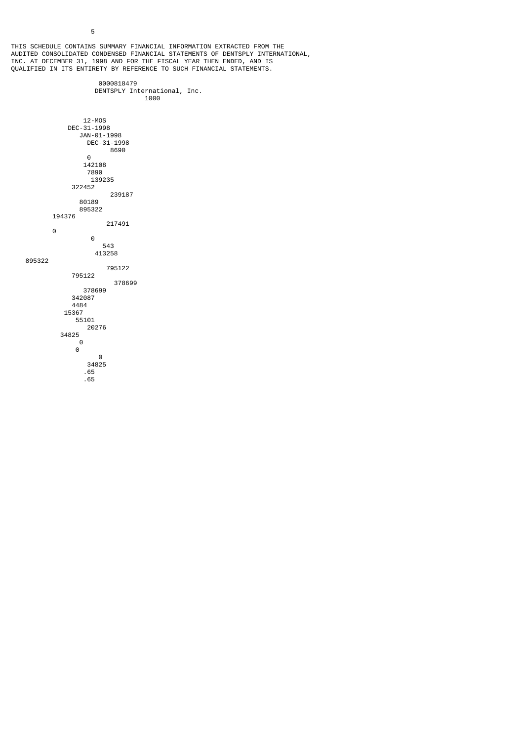THIS SCHEDULE CONTAINS SUMMARY FINANCIAL INFORMATION EXTRACTED FROM THE AUDITED CONSOLIDATED CONDENSED FINANCIAL STATEMENTS OF DENTSPLY INTERNATIONAL, INC. AT DECEMBER 31, 1998 AND FOR THE FISCAL YEAR THEN ENDED, AND IS QUALIFIED IN ITS ENTIRETY BY REFERENCE TO SUCH FINANCIAL STATEMENTS.

0000818479
DENTSPLY International, Inc.
1000

12-MOS
DEC-31-1998
JAN-01-1998
DEC-31-1998
8690
0
142108
7890
139235
322452
239187
80189
895322
194376
217491
0
0
543
413258
895322
795122
795122
378699
378699
342087
4484
15367
55101
20276
34825
0
0
0
34825
.65
.65